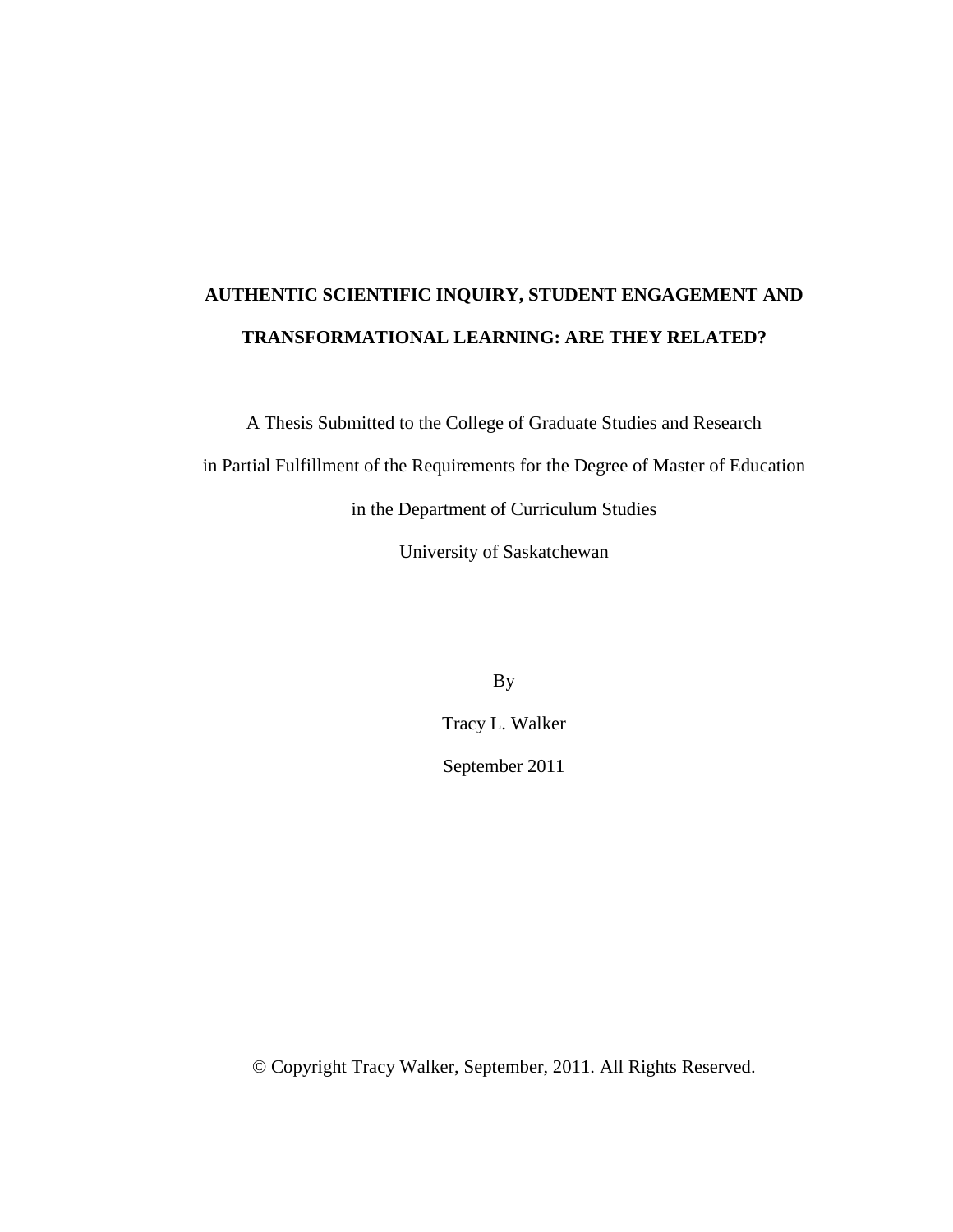# AUTHENTIC SCIENTIFIC INQUIRY, STUDENT ENGAGEMENT AND TRANSFORMATIONAL LEARNING: ARE THEY RELATED?

A Thesis Submitted to the College of Graduate Studies and Research

in Partial Fulfillment of the Requirements for the Degree of Master of Education

in the Department of Curriculum Studies

University of Saskatchewan

By

Tracy L. Walker

September 2011

© Copyright Tracy Walker, September, 2011. All Rights Reserved.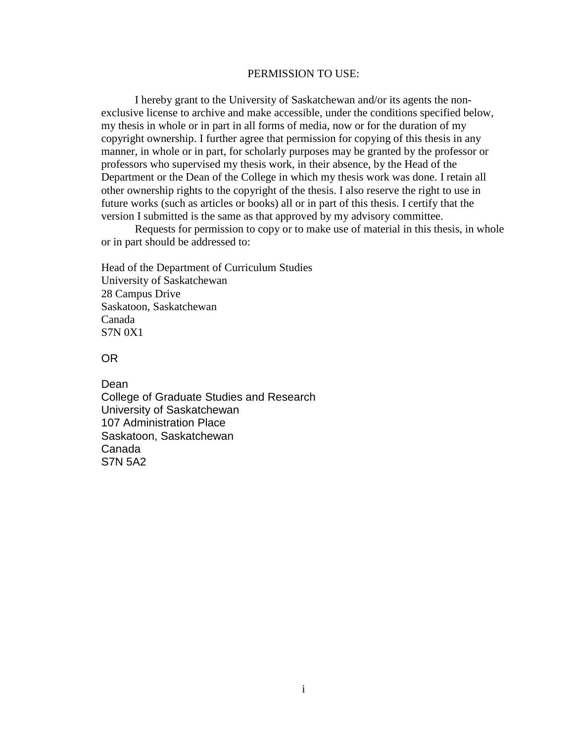## PERMISSION TO USE:

I hereby grant to the University of Saskatchewan and/or its agents the non-exclusive license to archive and make accessible, under the conditions specified below, my thesis in whole or in part in all forms of media, now or for the duration of my copyright ownership. I further agree that permission for copying of this thesis in any manner, in whole or in part, for scholarly purposes may be granted by the professor or professors who supervised my thesis work, in their absence, by the Head of the Department or the Dean of the College in which my thesis work was done. I retain all other ownership rights to the copyright of the thesis. I also reserve the right to use in future works (such as articles or books) all or in part of this thesis. I certify that the version I submitted is the same as that approved by my advisory committee.

Requests for permission to copy or to make use of material in this thesis, in whole or in part should be addressed to:

Head of the Department of Curriculum Studies  
University of Saskatchewan  
28 Campus Drive  
Saskatoon, Saskatchewan  
Canada  
S7N 0X1

OR

Dean  
College of Graduate Studies and Research  
University of Saskatchewan  
107 Administration Place  
Saskatoon, Saskatchewan  
Canada  
S7N 5A2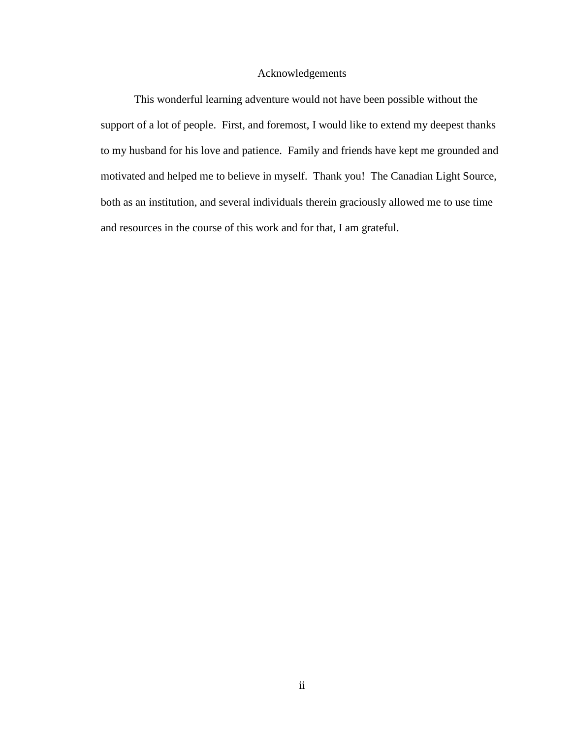# Acknowledgements

This wonderful learning adventure would not have been possible without the support of a lot of people. First, and foremost, I would like to extend my deepest thanks to my husband for his love and patience. Family and friends have kept me grounded and motivated and helped me to believe in myself. Thank you! The Canadian Light Source, both as an institution, and several individuals therein graciously allowed me to use time and resources in the course of this work and for that, I am grateful.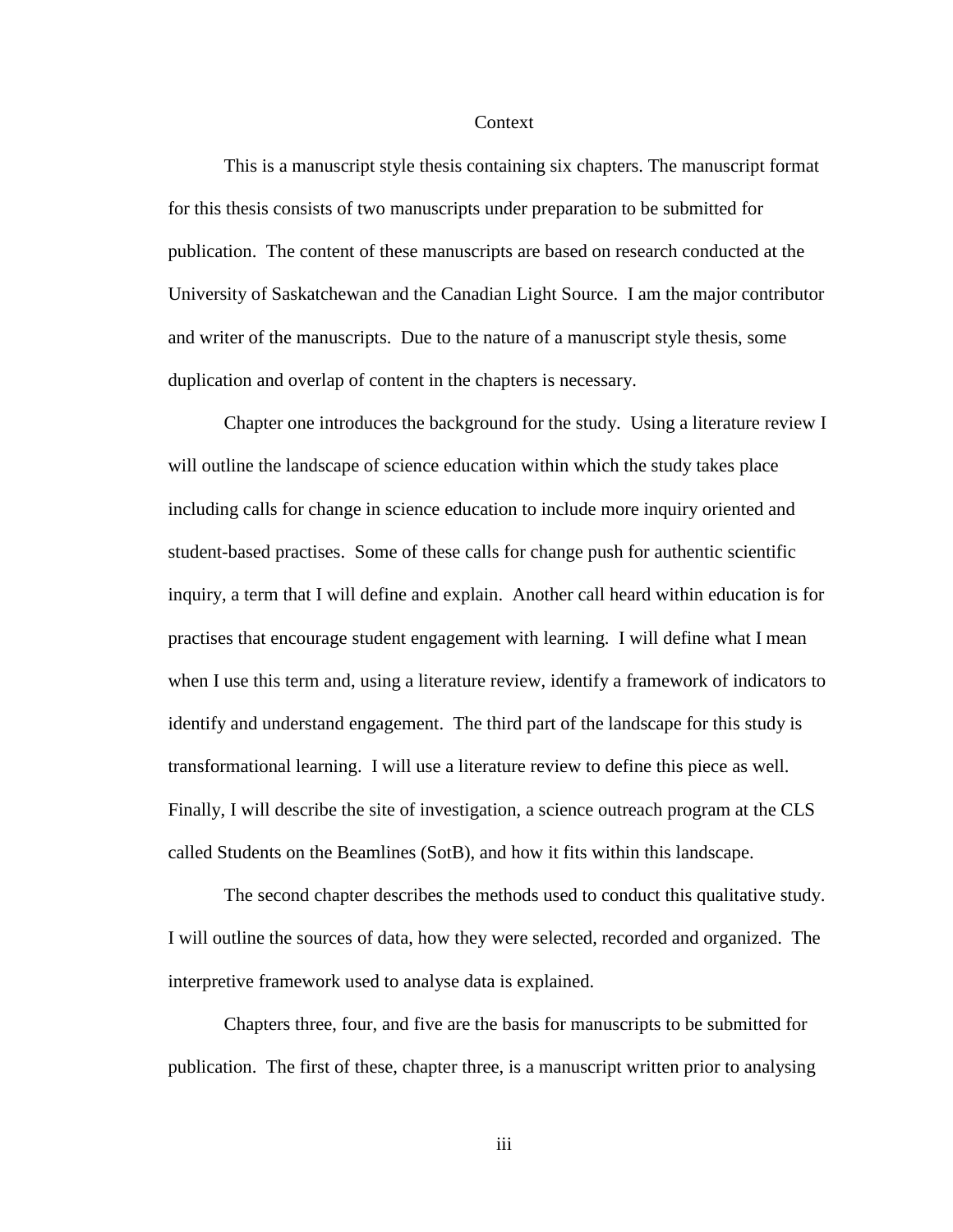# Context

This is a manuscript style thesis containing six chapters. The manuscript format for this thesis consists of two manuscripts under preparation to be submitted for publication. The content of these manuscripts are based on research conducted at the University of Saskatchewan and the Canadian Light Source. I am the major contributor and writer of the manuscripts. Due to the nature of a manuscript style thesis, some duplication and overlap of content in the chapters is necessary.

Chapter one introduces the background for the study. Using a literature review I will outline the landscape of science education within which the study takes place including calls for change in science education to include more inquiry oriented and student-based practises. Some of these calls for change push for authentic scientific inquiry, a term that I will define and explain. Another call heard within education is for practises that encourage student engagement with learning. I will define what I mean when I use this term and, using a literature review, identify a framework of indicators to identify and understand engagement. The third part of the landscape for this study is transformational learning. I will use a literature review to define this piece as well. Finally, I will describe the site of investigation, a science outreach program at the CLS called Students on the Beamlines (SotB), and how it fits within this landscape.

The second chapter describes the methods used to conduct this qualitative study. I will outline the sources of data, how they were selected, recorded and organized. The interpretive framework used to analyse data is explained.

Chapters three, four, and five are the basis for manuscripts to be submitted for publication. The first of these, chapter three, is a manuscript written prior to analysing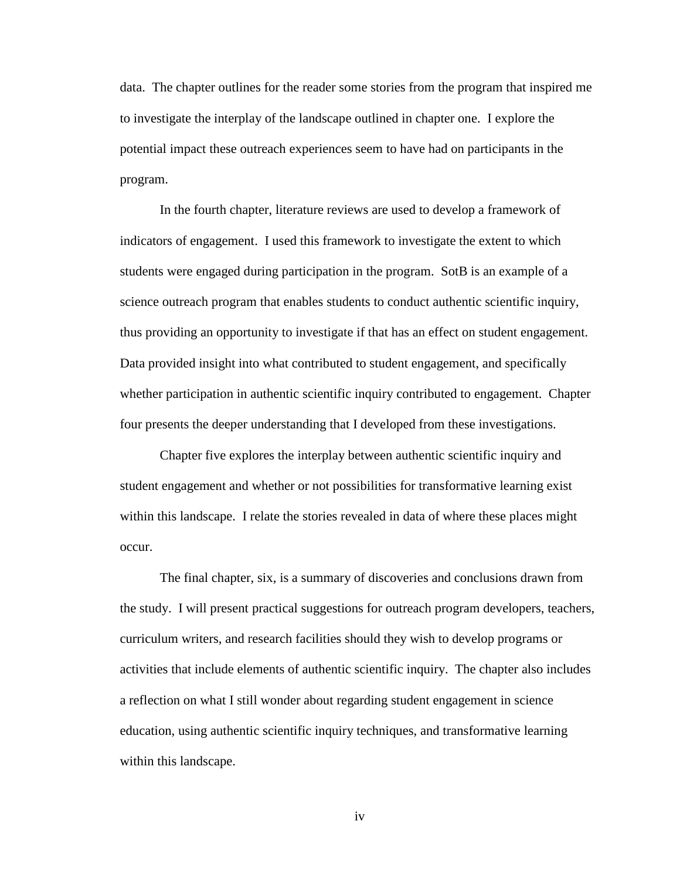data. The chapter outlines for the reader some stories from the program that inspired me to investigate the interplay of the landscape outlined in chapter one. I explore the potential impact these outreach experiences seem to have had on participants in the program.

In the fourth chapter, literature reviews are used to develop a framework of indicators of engagement. I used this framework to investigate the extent to which students were engaged during participation in the program. SotB is an example of a science outreach program that enables students to conduct authentic scientific inquiry, thus providing an opportunity to investigate if that has an effect on student engagement. Data provided insight into what contributed to student engagement, and specifically whether participation in authentic scientific inquiry contributed to engagement. Chapter four presents the deeper understanding that I developed from these investigations.

Chapter five explores the interplay between authentic scientific inquiry and student engagement and whether or not possibilities for transformative learning exist within this landscape. I relate the stories revealed in data of where these places might occur.

The final chapter, six, is a summary of discoveries and conclusions drawn from the study. I will present practical suggestions for outreach program developers, teachers, curriculum writers, and research facilities should they wish to develop programs or activities that include elements of authentic scientific inquiry. The chapter also includes a reflection on what I still wonder about regarding student engagement in science education, using authentic scientific inquiry techniques, and transformative learning within this landscape.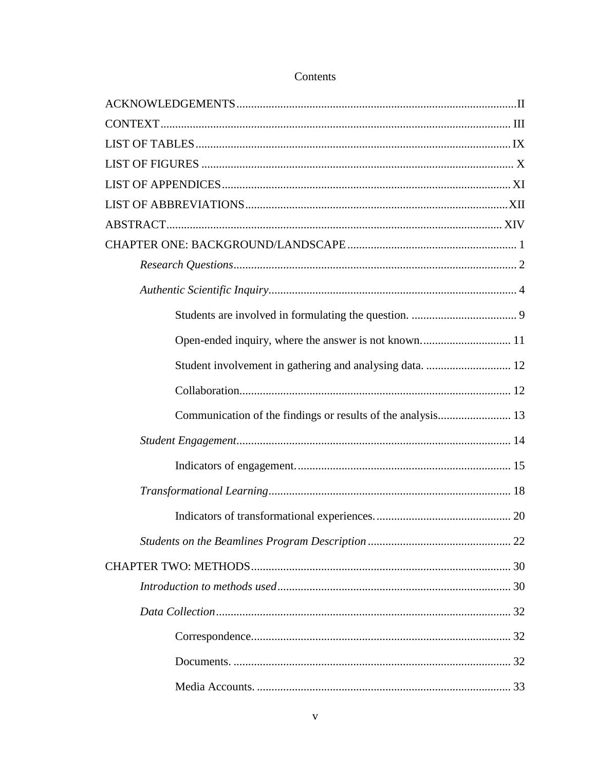# Contents

ACKNOWLEDGEMENTS ........ II
CONTEXT ........ III
LIST OF TABLES ........ IX
LIST OF FIGURES ........ X
LIST OF APPENDICES ........ XI
LIST OF ABBREVIATIONS ........ XII
ABSTRACT ........ XIV
CHAPTER ONE: BACKGROUND/LANDSCAPE ........ 1

- *Research Questions* ........ 2
- *Authentic Scientific Inquiry* ........ 4
  - Students are involved in formulating the question. ........ 9
  - Open-ended inquiry, where the answer is not known. ........ 11
  - Student involvement in gathering and analysing data. ........ 12
  - Collaboration. ........ 12
  - Communication of the findings or results of the analysis ........ 13
- *Student Engagement* ........ 14
  - Indicators of engagement. ........ 15
- *Transformational Learning* ........ 18
  - Indicators of transformational experiences. ........ 20
- *Students on the Beamlines Program Description* ........ 22

CHAPTER TWO: METHODS ........ 30

- *Introduction to methods used* ........ 30
- *Data Collection* ........ 32
  - Correspondence. ........ 32
  - Documents. ........ 32
  - Media Accounts. ........ 33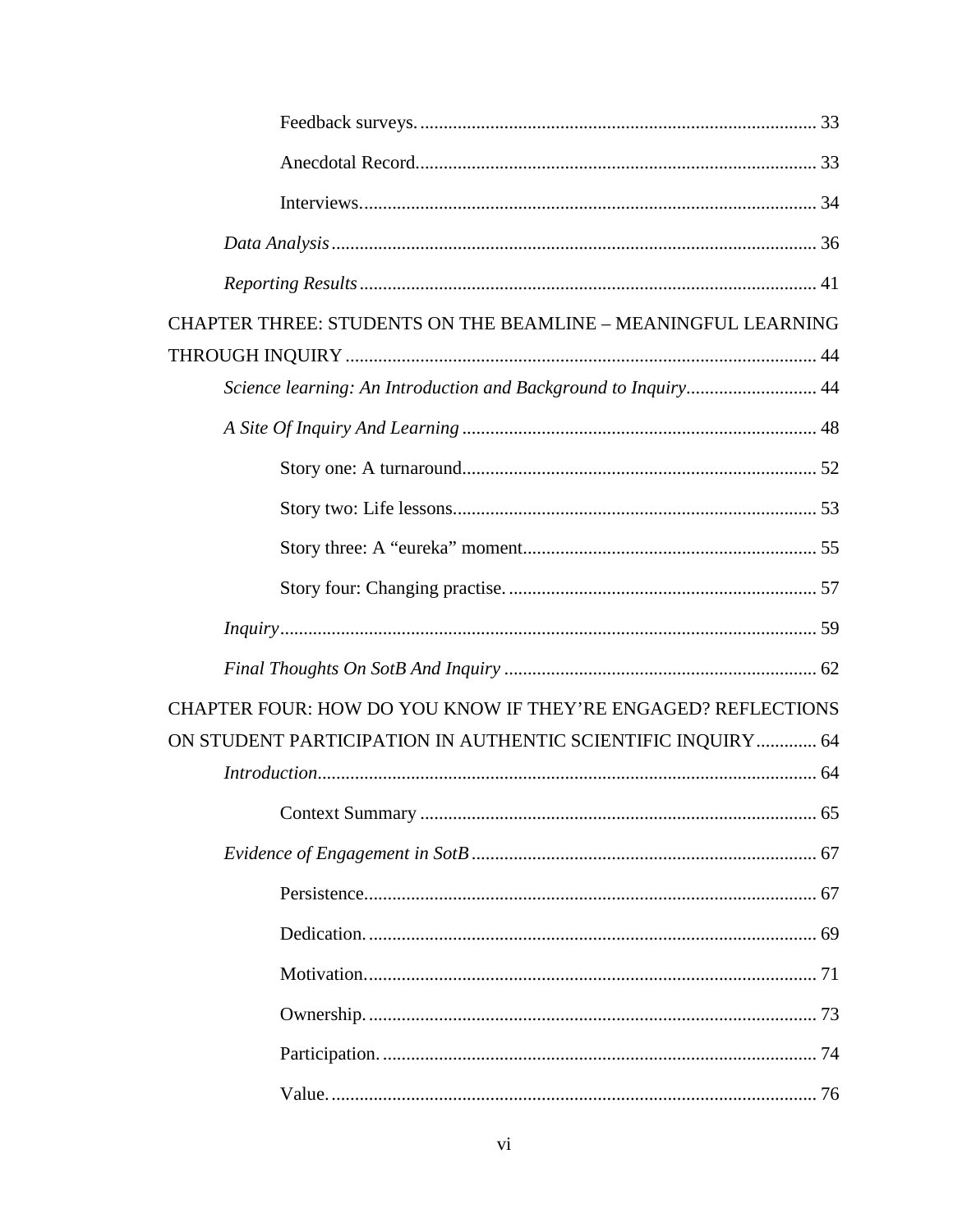Feedback surveys. .......... 33

Anecdotal Record .......... 33

Interviews .......... 34

*Data Analysis* .......... 36

*Reporting Results* .......... 41

CHAPTER THREE: STUDENTS ON THE BEAMLINE – MEANINGFUL LEARNING THROUGH INQUIRY .......... 44

*Science learning: An Introduction and Background to Inquiry* .......... 44

*A Site Of Inquiry And Learning* .......... 48

Story one: A turnaround .......... 52

Story two: Life lessons .......... 53

Story three: A “eureka” moment .......... 55

Story four: Changing practise. .......... 57

*Inquiry* .......... 59

*Final Thoughts On SotB And Inquiry* .......... 62

CHAPTER FOUR: HOW DO YOU KNOW IF THEY’RE ENGAGED? REFLECTIONS ON STUDENT PARTICIPATION IN AUTHENTIC SCIENTIFIC INQUIRY .......... 64

*Introduction* .......... 64

Context Summary .......... 65

*Evidence of Engagement in SotB* .......... 67

Persistence .......... 67

Dedication. .......... 69

Motivation .......... 71

Ownership. .......... 73

Participation. .......... 74

Value. .......... 76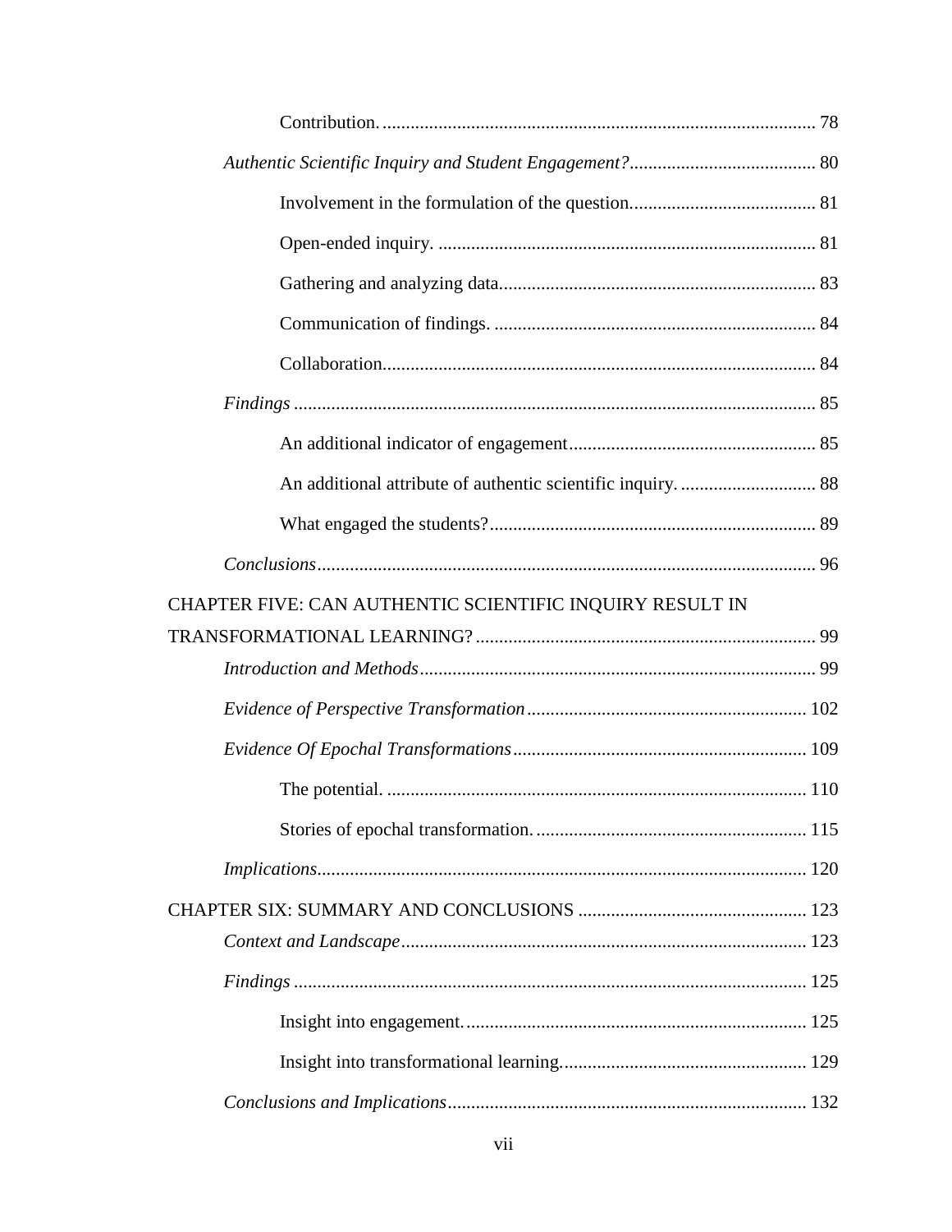Contribution. 78

*Authentic Scientific Inquiry and Student Engagement?* 80

Involvement in the formulation of the question. 81

Open-ended inquiry. 81

Gathering and analyzing data. 83

Communication of findings. 84

Collaboration. 84

*Findings* 85

An additional indicator of engagement 85

An additional attribute of authentic scientific inquiry. 88

What engaged the students? 89

*Conclusions* 96

CHAPTER FIVE: CAN AUTHENTIC SCIENTIFIC INQUIRY RESULT IN TRANSFORMATIONAL LEARNING? 99

*Introduction and Methods* 99

*Evidence of Perspective Transformation* 102

*Evidence Of Epochal Transformations* 109

The potential. 110

Stories of epochal transformation. 115

*Implications* 120

CHAPTER SIX: SUMMARY AND CONCLUSIONS 123

*Context and Landscape* 123

*Findings* 125

Insight into engagement. 125

Insight into transformational learning. 129

*Conclusions and Implications* 132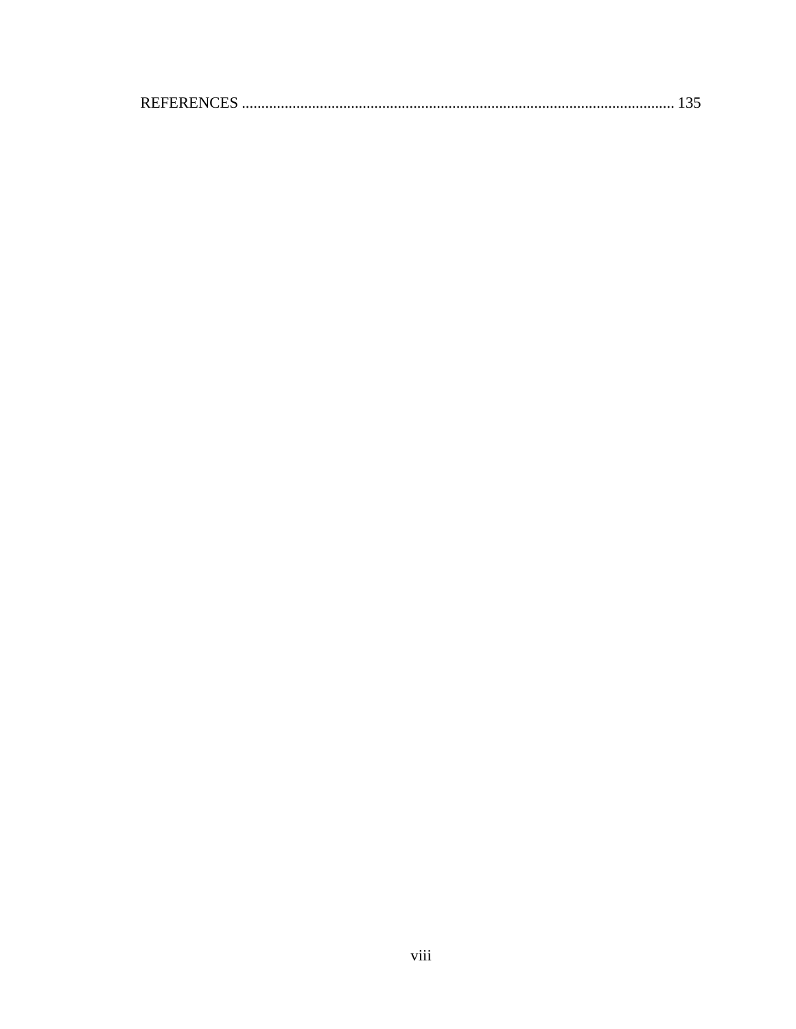REFERENCES ........................................................................................................ 135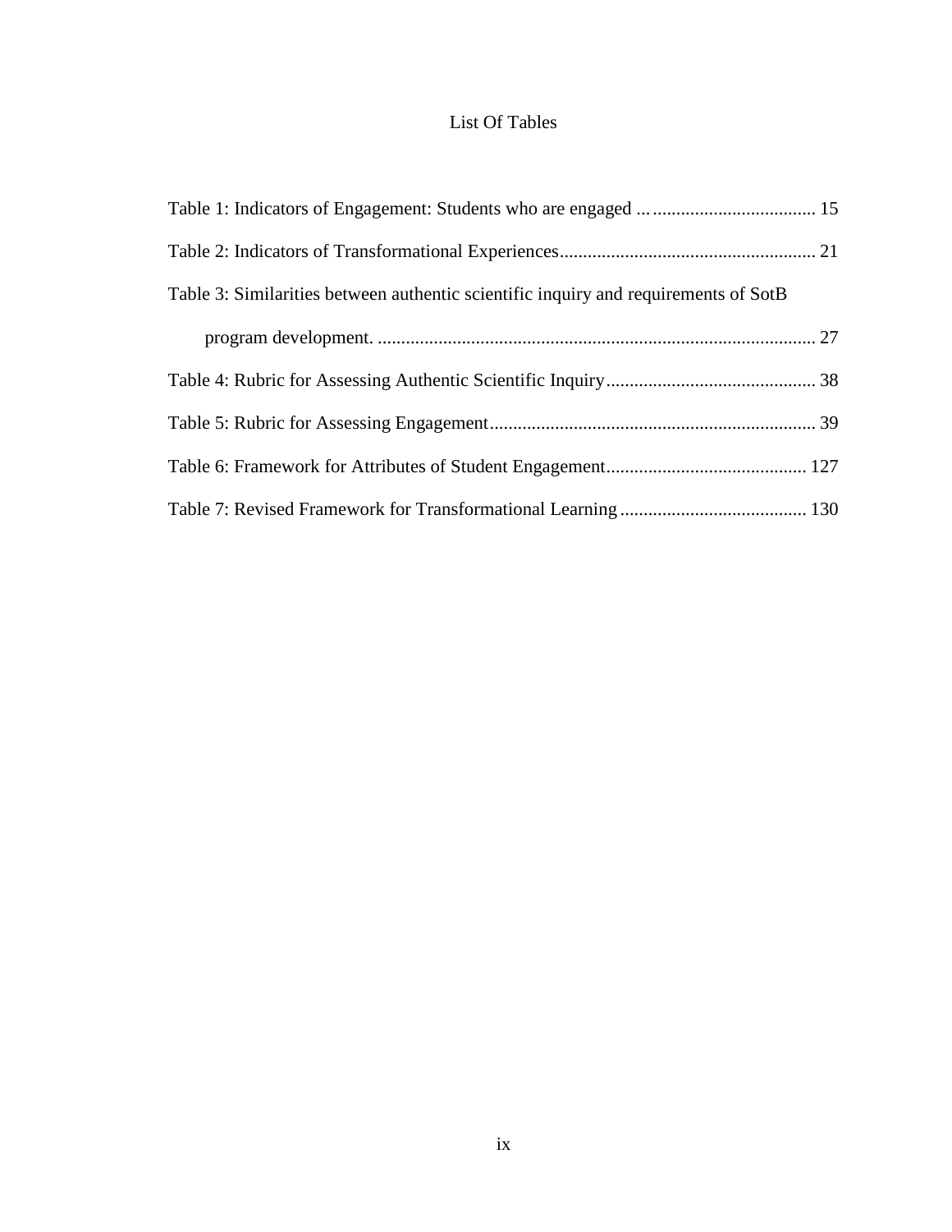# List Of Tables

Table 1: Indicators of Engagement: Students who are engaged ... 15

Table 2: Indicators of Transformational Experiences ... 21

Table 3: Similarities between authentic scientific inquiry and requirements of SotB program development. ... 27

Table 4: Rubric for Assessing Authentic Scientific Inquiry ... 38

Table 5: Rubric for Assessing Engagement ... 39

Table 6: Framework for Attributes of Student Engagement ... 127

Table 7: Revised Framework for Transformational Learning ... 130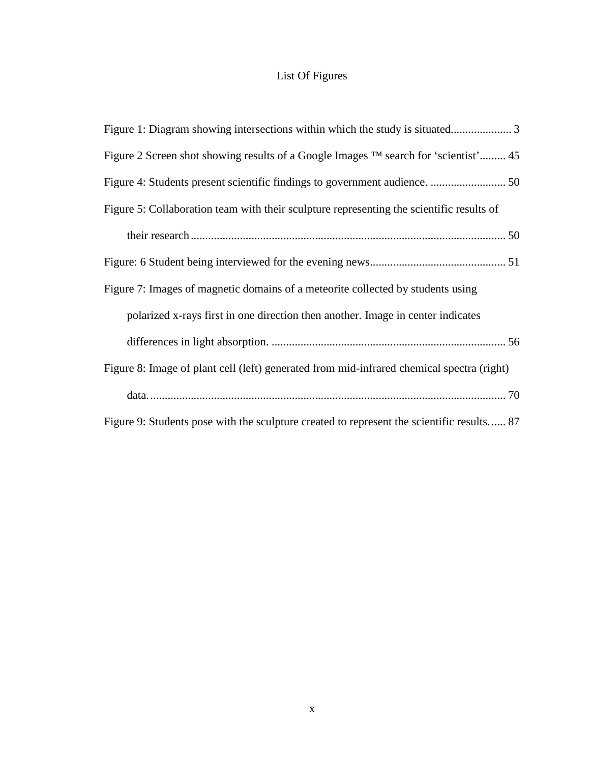# List Of Figures

Figure 1: Diagram showing intersections within which the study is situated..................... 3

Figure 2 Screen shot showing results of a Google Images ™ search for 'scientist'......... 45

Figure 4: Students present scientific findings to government audience. .......................... 50

Figure 5: Collaboration team with their sculpture representing the scientific results of their research............................................................................................................ 50

Figure: 6 Student being interviewed for the evening news............................................... 51

Figure 7: Images of magnetic domains of a meteorite collected by students using polarized x-rays first in one direction then another. Image in center indicates differences in light absorption. ................................................................................. 56

Figure 8: Image of plant cell (left) generated from mid-infrared chemical spectra (right) data........................................................................................................................... 70

Figure 9: Students pose with the sculpture created to represent the scientific results...... 87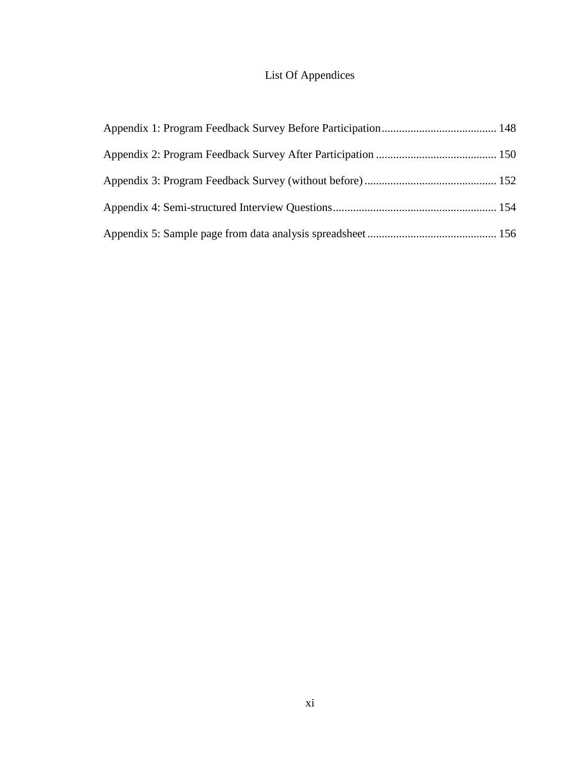# List Of Appendices

Appendix 1: Program Feedback Survey Before Participation........................................ 148

Appendix 2: Program Feedback Survey After Participation .......................................... 150

Appendix 3: Program Feedback Survey (without before).............................................. 152

Appendix 4: Semi-structured Interview Questions......................................................... 154

Appendix 5: Sample page from data analysis spreadsheet............................................. 156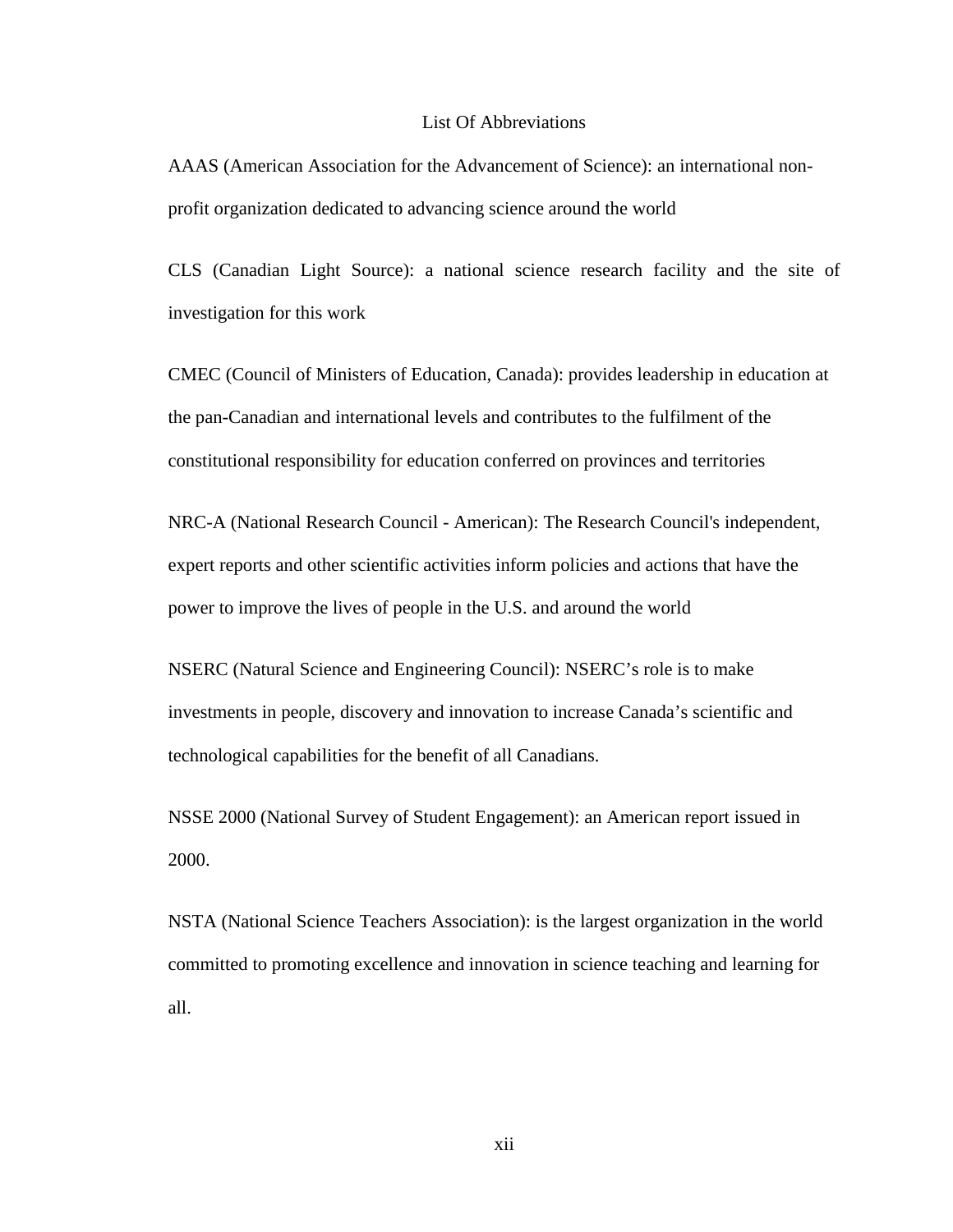# List Of Abbreviations

AAAS (American Association for the Advancement of Science): an international non-profit organization dedicated to advancing science around the world

CLS (Canadian Light Source): a national science research facility and the site of investigation for this work

CMEC (Council of Ministers of Education, Canada): provides leadership in education at the pan-Canadian and international levels and contributes to the fulfilment of the constitutional responsibility for education conferred on provinces and territories

NRC-A (National Research Council - American): The Research Council's independent, expert reports and other scientific activities inform policies and actions that have the power to improve the lives of people in the U.S. and around the world

NSERC (Natural Science and Engineering Council): NSERC's role is to make investments in people, discovery and innovation to increase Canada's scientific and technological capabilities for the benefit of all Canadians.

NSSE 2000 (National Survey of Student Engagement): an American report issued in 2000.

NSTA (National Science Teachers Association): is the largest organization in the world committed to promoting excellence and innovation in science teaching and learning for all.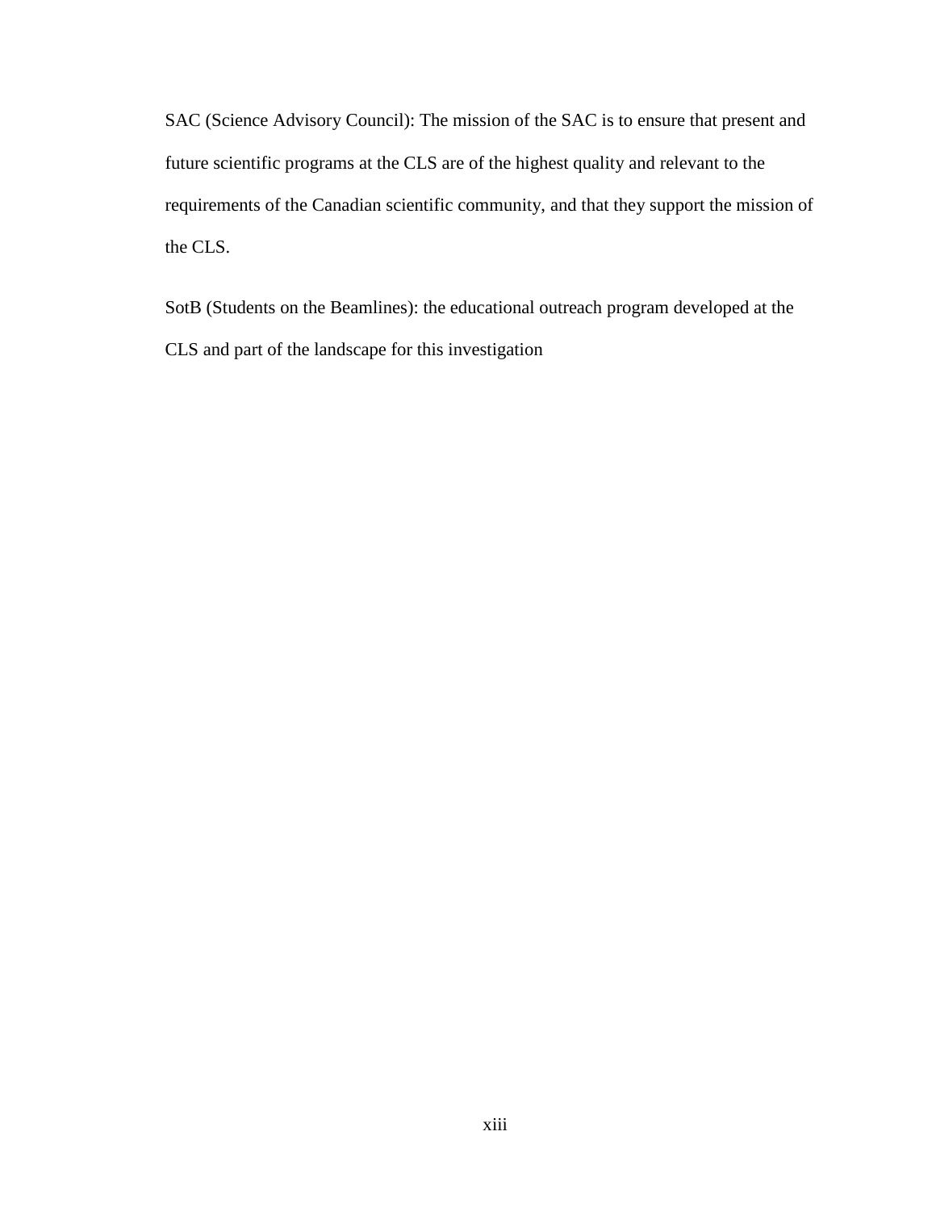SAC (Science Advisory Council): The mission of the SAC is to ensure that present and future scientific programs at the CLS are of the highest quality and relevant to the requirements of the Canadian scientific community, and that they support the mission of the CLS.

SotB (Students on the Beamlines): the educational outreach program developed at the CLS and part of the landscape for this investigation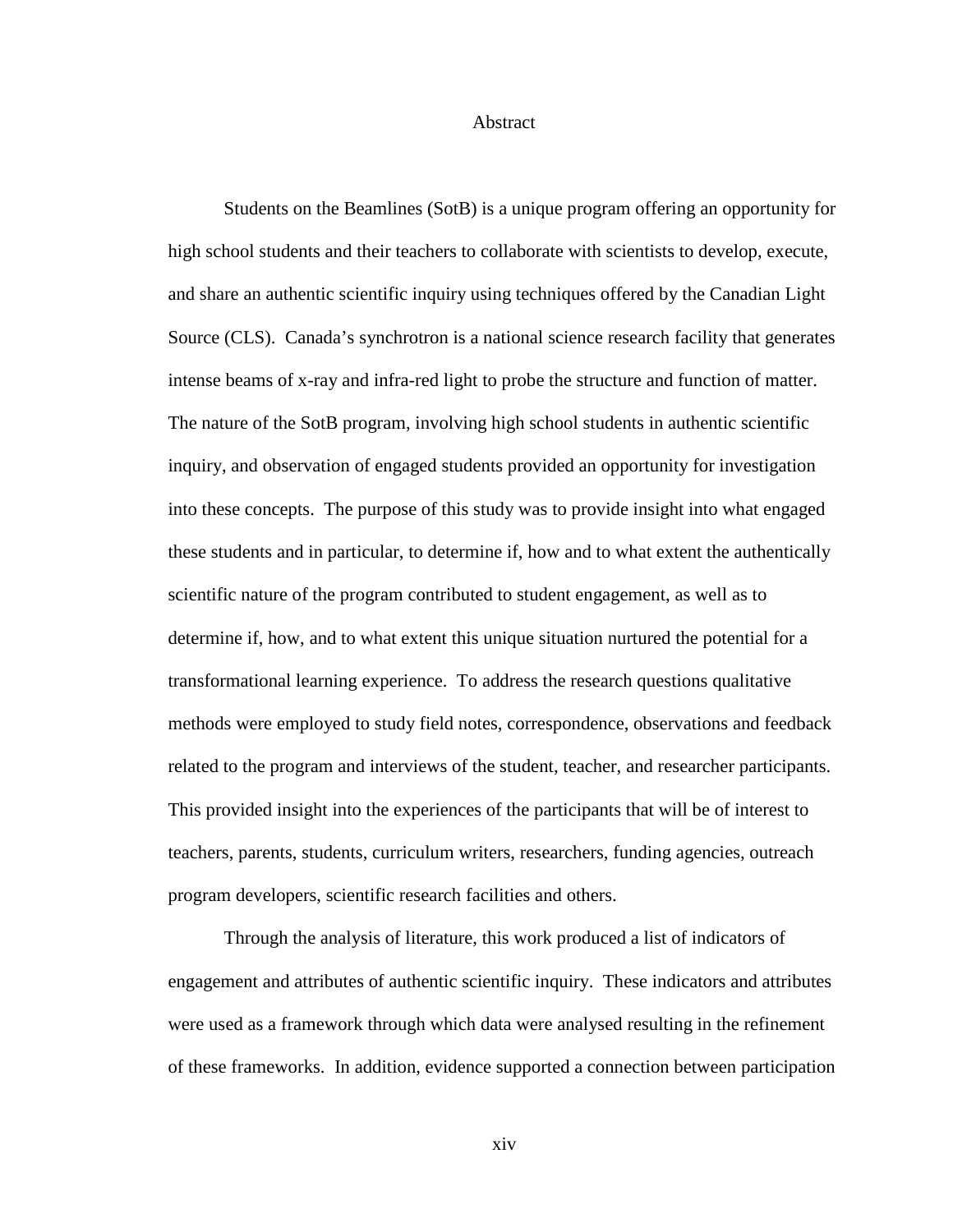# Abstract

Students on the Beamlines (SotB) is a unique program offering an opportunity for high school students and their teachers to collaborate with scientists to develop, execute, and share an authentic scientific inquiry using techniques offered by the Canadian Light Source (CLS). Canada's synchrotron is a national science research facility that generates intense beams of x-ray and infra-red light to probe the structure and function of matter. The nature of the SotB program, involving high school students in authentic scientific inquiry, and observation of engaged students provided an opportunity for investigation into these concepts. The purpose of this study was to provide insight into what engaged these students and in particular, to determine if, how and to what extent the authentically scientific nature of the program contributed to student engagement, as well as to determine if, how, and to what extent this unique situation nurtured the potential for a transformational learning experience. To address the research questions qualitative methods were employed to study field notes, correspondence, observations and feedback related to the program and interviews of the student, teacher, and researcher participants. This provided insight into the experiences of the participants that will be of interest to teachers, parents, students, curriculum writers, researchers, funding agencies, outreach program developers, scientific research facilities and others.

Through the analysis of literature, this work produced a list of indicators of engagement and attributes of authentic scientific inquiry. These indicators and attributes were used as a framework through which data were analysed resulting in the refinement of these frameworks. In addition, evidence supported a connection between participation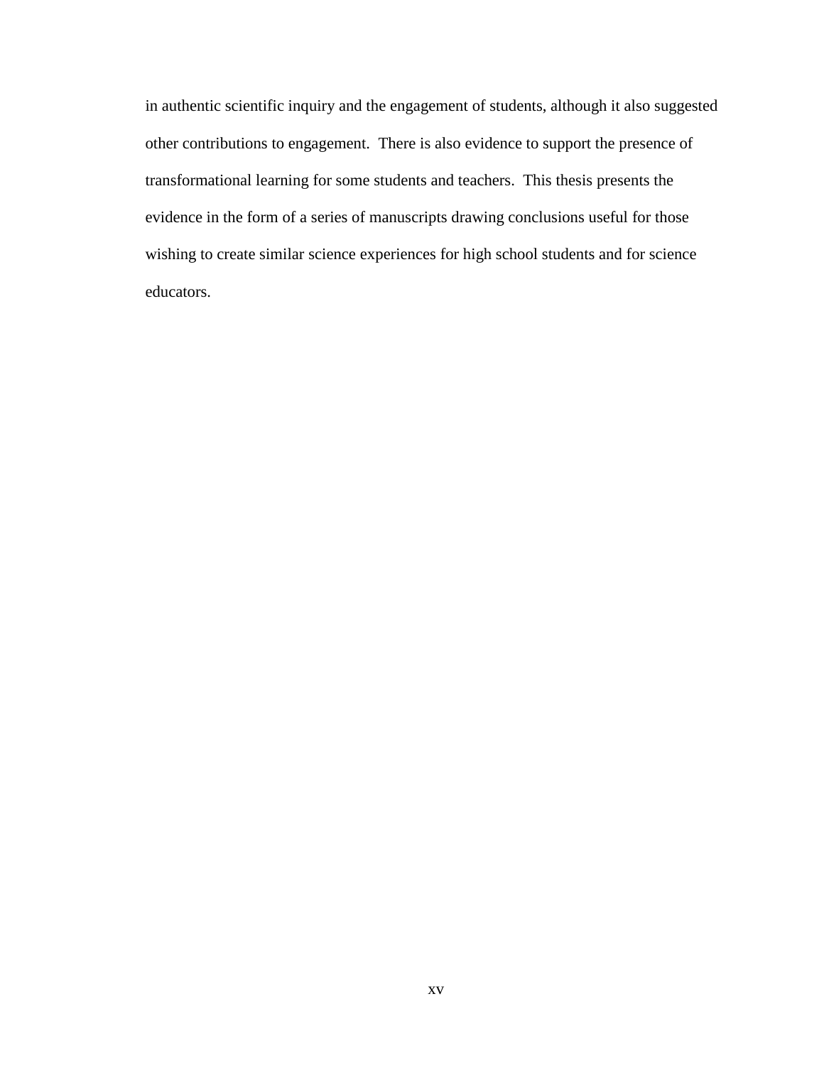in authentic scientific inquiry and the engagement of students, although it also suggested other contributions to engagement. There is also evidence to support the presence of transformational learning for some students and teachers. This thesis presents the evidence in the form of a series of manuscripts drawing conclusions useful for those wishing to create similar science experiences for high school students and for science educators.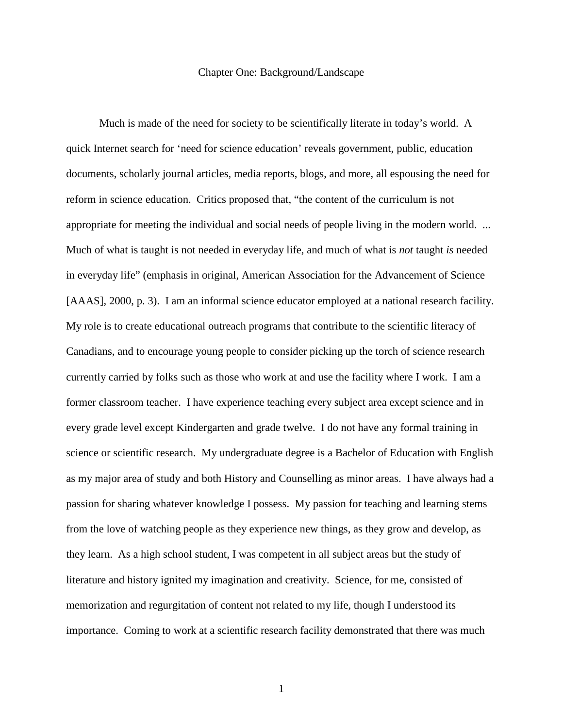# Chapter One: Background/Landscape

Much is made of the need for society to be scientifically literate in today's world. A quick Internet search for 'need for science education' reveals government, public, education documents, scholarly journal articles, media reports, blogs, and more, all espousing the need for reform in science education. Critics proposed that, "the content of the curriculum is not appropriate for meeting the individual and social needs of people living in the modern world. ... Much of what is taught is not needed in everyday life, and much of what is *not* taught *is* needed in everyday life" (emphasis in original, American Association for the Advancement of Science [AAAS], 2000, p. 3). I am an informal science educator employed at a national research facility. My role is to create educational outreach programs that contribute to the scientific literacy of Canadians, and to encourage young people to consider picking up the torch of science research currently carried by folks such as those who work at and use the facility where I work. I am a former classroom teacher. I have experience teaching every subject area except science and in every grade level except Kindergarten and grade twelve. I do not have any formal training in science or scientific research. My undergraduate degree is a Bachelor of Education with English as my major area of study and both History and Counselling as minor areas. I have always had a passion for sharing whatever knowledge I possess. My passion for teaching and learning stems from the love of watching people as they experience new things, as they grow and develop, as they learn. As a high school student, I was competent in all subject areas but the study of literature and history ignited my imagination and creativity. Science, for me, consisted of memorization and regurgitation of content not related to my life, though I understood its importance. Coming to work at a scientific research facility demonstrated that there was much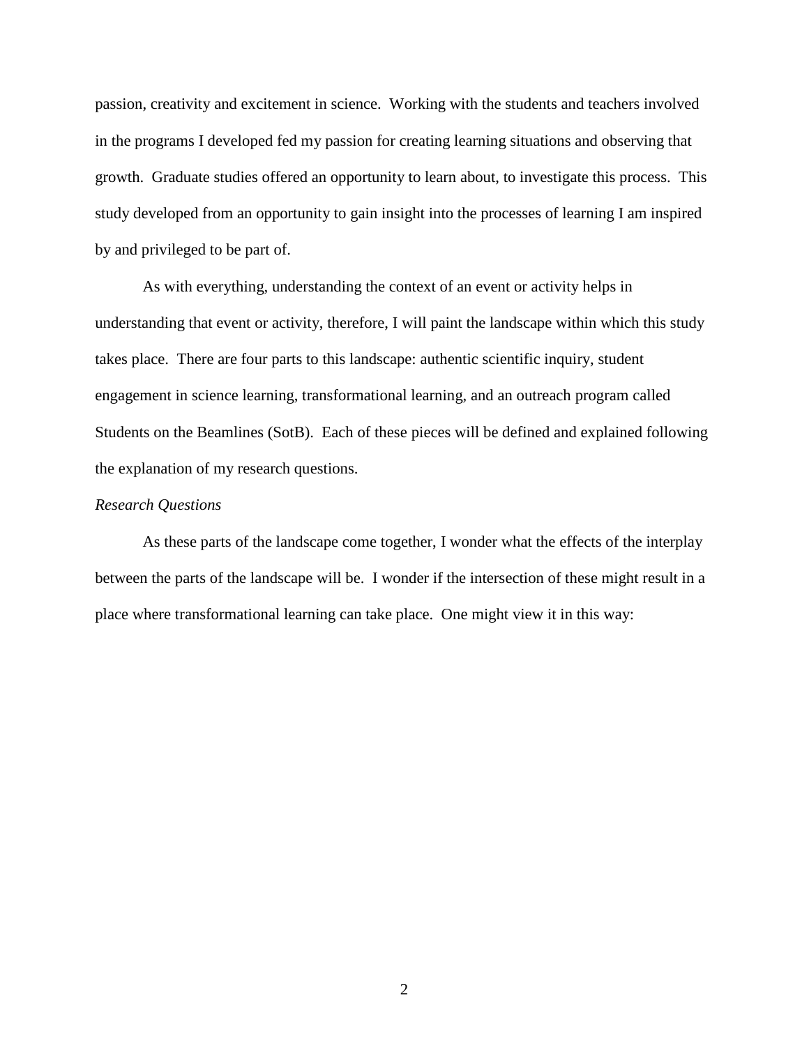passion, creativity and excitement in science. Working with the students and teachers involved in the programs I developed fed my passion for creating learning situations and observing that growth. Graduate studies offered an opportunity to learn about, to investigate this process. This study developed from an opportunity to gain insight into the processes of learning I am inspired by and privileged to be part of.

As with everything, understanding the context of an event or activity helps in understanding that event or activity, therefore, I will paint the landscape within which this study takes place. There are four parts to this landscape: authentic scientific inquiry, student engagement in science learning, transformational learning, and an outreach program called Students on the Beamlines (SotB). Each of these pieces will be defined and explained following the explanation of my research questions.

*Research Questions*

As these parts of the landscape come together, I wonder what the effects of the interplay between the parts of the landscape will be. I wonder if the intersection of these might result in a place where transformational learning can take place. One might view it in this way: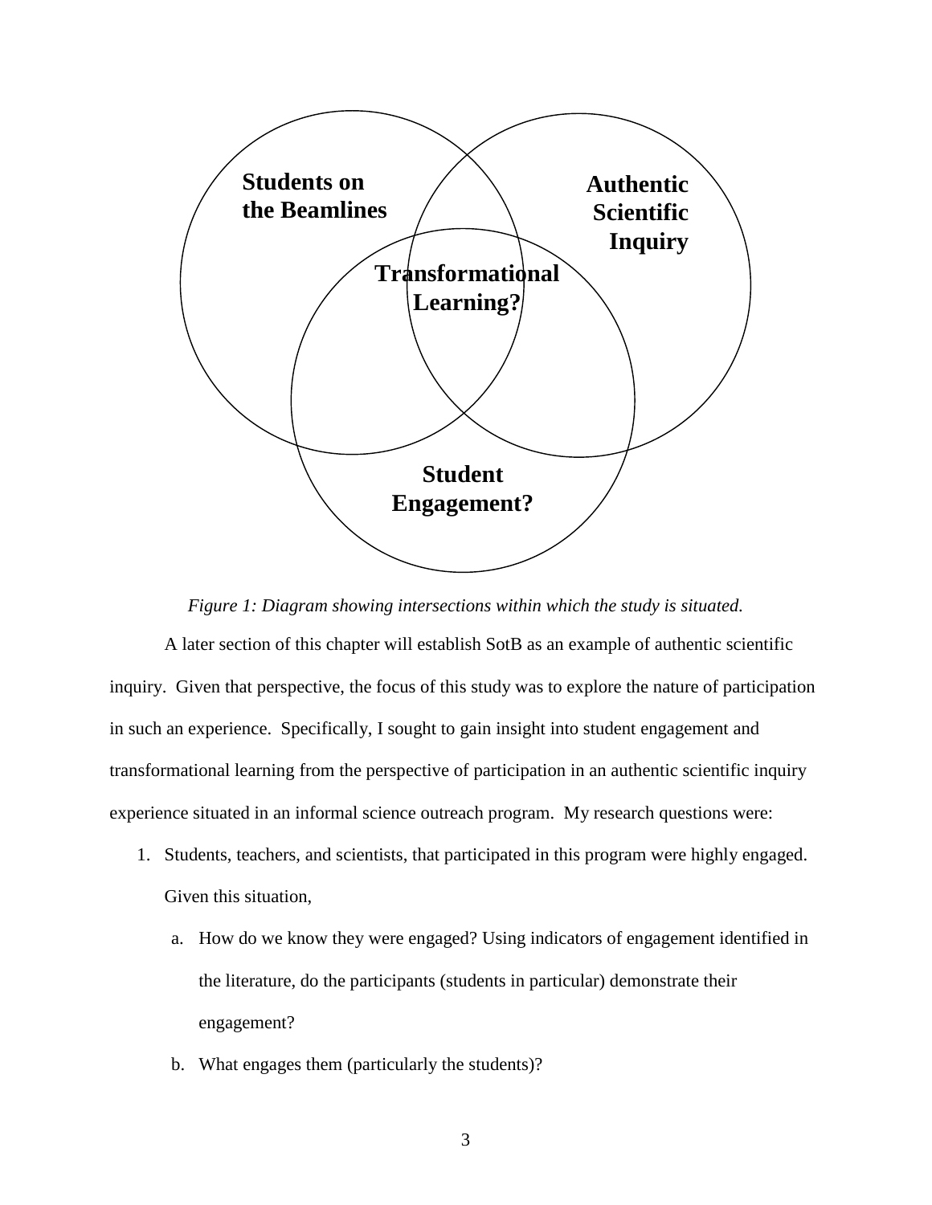Students on the Beamlines

Authentic Scientific Inquiry

Transformational Learning?

Student Engagement?

*Figure 1: Diagram showing intersections within which the study is situated.*

A later section of this chapter will establish SotB as an example of authentic scientific inquiry. Given that perspective, the focus of this study was to explore the nature of participation in such an experience. Specifically, I sought to gain insight into student engagement and transformational learning from the perspective of participation in an authentic scientific inquiry experience situated in an informal science outreach program. My research questions were:

1. Students, teachers, and scientists, that participated in this program were highly engaged. Given this situation,
   a. How do we know they were engaged? Using indicators of engagement identified in the literature, do the participants (students in particular) demonstrate their engagement?
   b. What engages them (particularly the students)?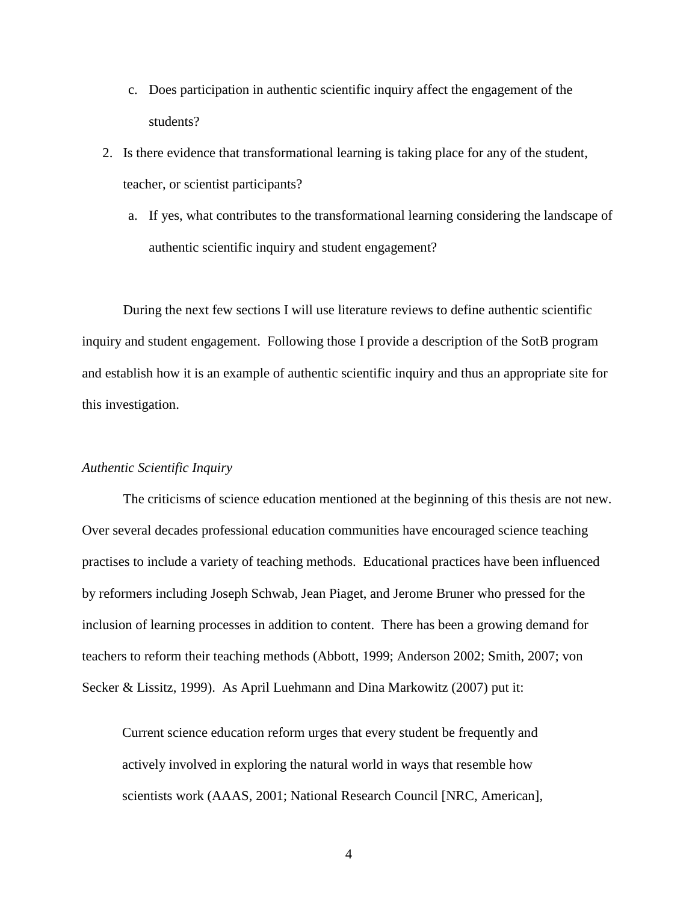c. Does participation in authentic scientific inquiry affect the engagement of the students?

2. Is there evidence that transformational learning is taking place for any of the student, teacher, or scientist participants?

   a. If yes, what contributes to the transformational learning considering the landscape of authentic scientific inquiry and student engagement?

During the next few sections I will use literature reviews to define authentic scientific inquiry and student engagement. Following those I provide a description of the SotB program and establish how it is an example of authentic scientific inquiry and thus an appropriate site for this investigation.

*Authentic Scientific Inquiry*

The criticisms of science education mentioned at the beginning of this thesis are not new. Over several decades professional education communities have encouraged science teaching practises to include a variety of teaching methods. Educational practices have been influenced by reformers including Joseph Schwab, Jean Piaget, and Jerome Bruner who pressed for the inclusion of learning processes in addition to content. There has been a growing demand for teachers to reform their teaching methods (Abbott, 1999; Anderson 2002; Smith, 2007; von Secker & Lissitz, 1999). As April Luehmann and Dina Markowitz (2007) put it:

> Current science education reform urges that every student be frequently and actively involved in exploring the natural world in ways that resemble how scientists work (AAAS, 2001; National Research Council [NRC, American],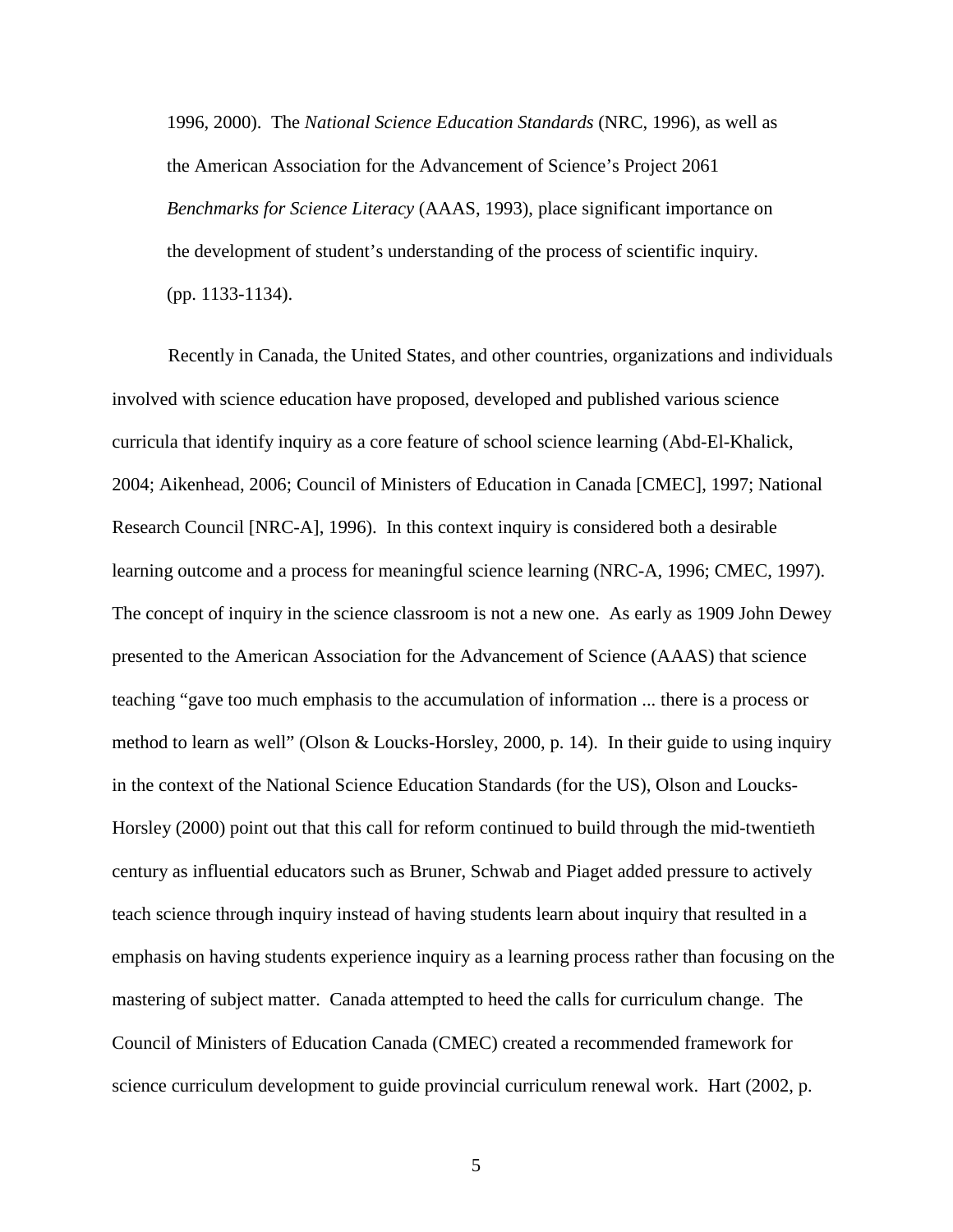> 1996, 2000). The *National Science Education Standards* (NRC, 1996), as well as the American Association for the Advancement of Science's Project 2061 *Benchmarks for Science Literacy* (AAAS, 1993), place significant importance on the development of student's understanding of the process of scientific inquiry. (pp. 1133-1134).

Recently in Canada, the United States, and other countries, organizations and individuals involved with science education have proposed, developed and published various science curricula that identify inquiry as a core feature of school science learning (Abd-El-Khalick, 2004; Aikenhead, 2006; Council of Ministers of Education in Canada [CMEC], 1997; National Research Council [NRC-A], 1996). In this context inquiry is considered both a desirable learning outcome and a process for meaningful science learning (NRC-A, 1996; CMEC, 1997). The concept of inquiry in the science classroom is not a new one. As early as 1909 John Dewey presented to the American Association for the Advancement of Science (AAAS) that science teaching "gave too much emphasis to the accumulation of information ... there is a process or method to learn as well" (Olson & Loucks-Horsley, 2000, p. 14). In their guide to using inquiry in the context of the National Science Education Standards (for the US), Olson and Loucks-Horsley (2000) point out that this call for reform continued to build through the mid-twentieth century as influential educators such as Bruner, Schwab and Piaget added pressure to actively teach science through inquiry instead of having students learn about inquiry that resulted in a emphasis on having students experience inquiry as a learning process rather than focusing on the mastering of subject matter. Canada attempted to heed the calls for curriculum change. The Council of Ministers of Education Canada (CMEC) created a recommended framework for science curriculum development to guide provincial curriculum renewal work. Hart (2002, p.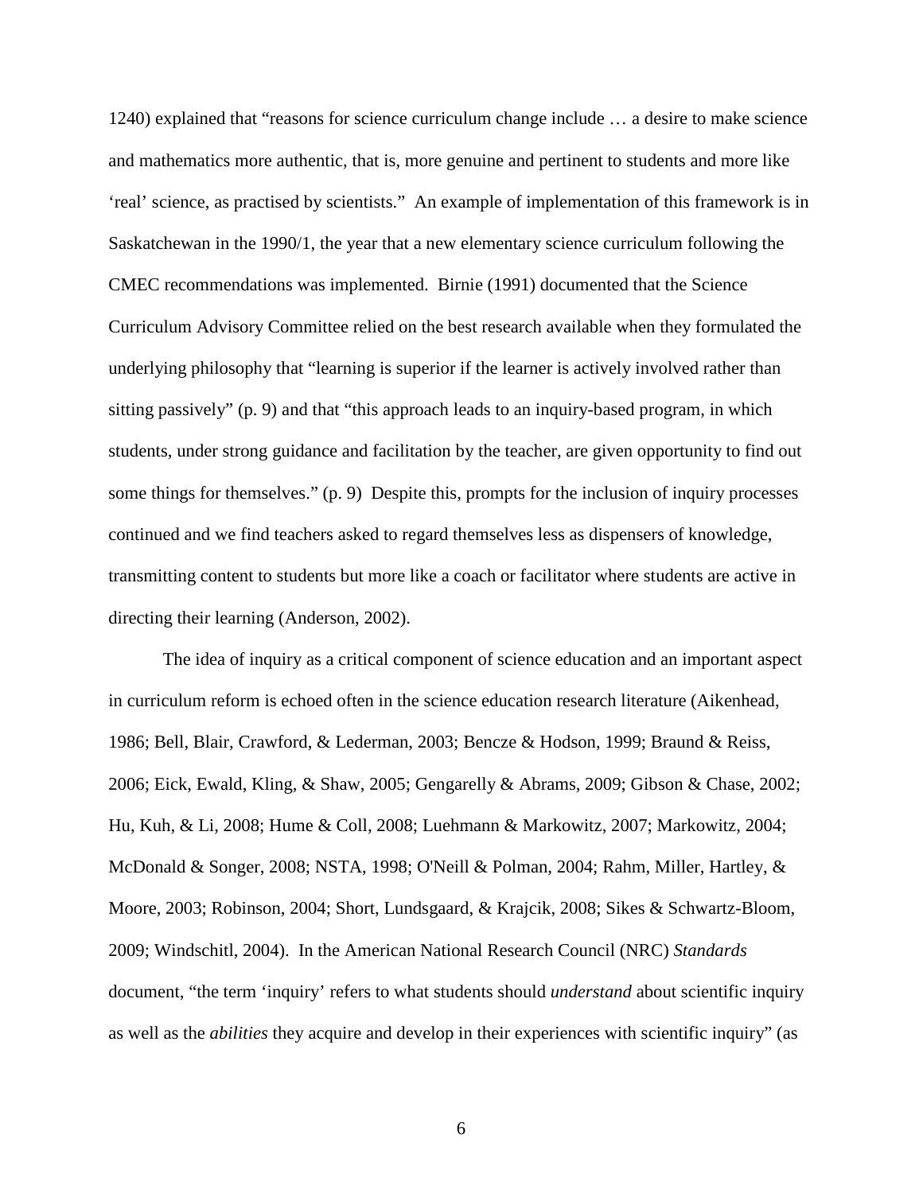1240) explained that "reasons for science curriculum change include … a desire to make science and mathematics more authentic, that is, more genuine and pertinent to students and more like 'real' science, as practised by scientists." An example of implementation of this framework is in Saskatchewan in the 1990/1, the year that a new elementary science curriculum following the CMEC recommendations was implemented. Birnie (1991) documented that the Science Curriculum Advisory Committee relied on the best research available when they formulated the underlying philosophy that "learning is superior if the learner is actively involved rather than sitting passively" (p. 9) and that "this approach leads to an inquiry-based program, in which students, under strong guidance and facilitation by the teacher, are given opportunity to find out some things for themselves." (p. 9) Despite this, prompts for the inclusion of inquiry processes continued and we find teachers asked to regard themselves less as dispensers of knowledge, transmitting content to students but more like a coach or facilitator where students are active in directing their learning (Anderson, 2002).

The idea of inquiry as a critical component of science education and an important aspect in curriculum reform is echoed often in the science education research literature (Aikenhead, 1986; Bell, Blair, Crawford, & Lederman, 2003; Bencze & Hodson, 1999; Braund & Reiss, 2006; Eick, Ewald, Kling, & Shaw, 2005; Gengarelly & Abrams, 2009; Gibson & Chase, 2002; Hu, Kuh, & Li, 2008; Hume & Coll, 2008; Luehmann & Markowitz, 2007; Markowitz, 2004; McDonald & Songer, 2008; NSTA, 1998; O'Neill & Polman, 2004; Rahm, Miller, Hartley, & Moore, 2003; Robinson, 2004; Short, Lundsgaard, & Krajcik, 2008; Sikes & Schwartz-Bloom, 2009; Windschitl, 2004). In the American National Research Council (NRC) *Standards* document, "the term 'inquiry' refers to what students should *understand* about scientific inquiry as well as the *abilities* they acquire and develop in their experiences with scientific inquiry" (as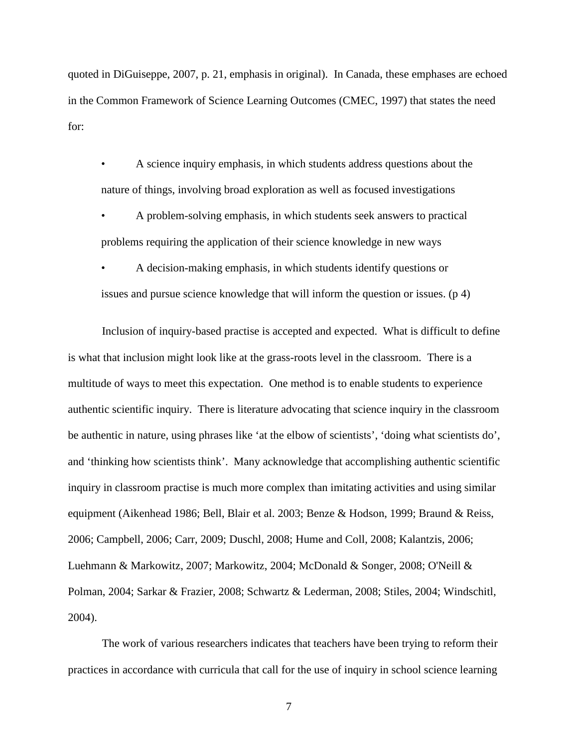quoted in DiGuiseppe, 2007, p. 21, emphasis in original). In Canada, these emphases are echoed in the Common Framework of Science Learning Outcomes (CMEC, 1997) that states the need for:

> • A science inquiry emphasis, in which students address questions about the nature of things, involving broad exploration as well as focused investigations
>
> • A problem-solving emphasis, in which students seek answers to practical problems requiring the application of their science knowledge in new ways
>
> • A decision-making emphasis, in which students identify questions or issues and pursue science knowledge that will inform the question or issues. (p 4)

Inclusion of inquiry-based practise is accepted and expected. What is difficult to define is what that inclusion might look like at the grass-roots level in the classroom. There is a multitude of ways to meet this expectation. One method is to enable students to experience authentic scientific inquiry. There is literature advocating that science inquiry in the classroom be authentic in nature, using phrases like 'at the elbow of scientists', 'doing what scientists do', and 'thinking how scientists think'. Many acknowledge that accomplishing authentic scientific inquiry in classroom practise is much more complex than imitating activities and using similar equipment (Aikenhead 1986; Bell, Blair et al. 2003; Benze & Hodson, 1999; Braund & Reiss, 2006; Campbell, 2006; Carr, 2009; Duschl, 2008; Hume and Coll, 2008; Kalantzis, 2006; Luehmann & Markowitz, 2007; Markowitz, 2004; McDonald & Songer, 2008; O'Neill & Polman, 2004; Sarkar & Frazier, 2008; Schwartz & Lederman, 2008; Stiles, 2004; Windschitl, 2004).

The work of various researchers indicates that teachers have been trying to reform their practices in accordance with curricula that call for the use of inquiry in school science learning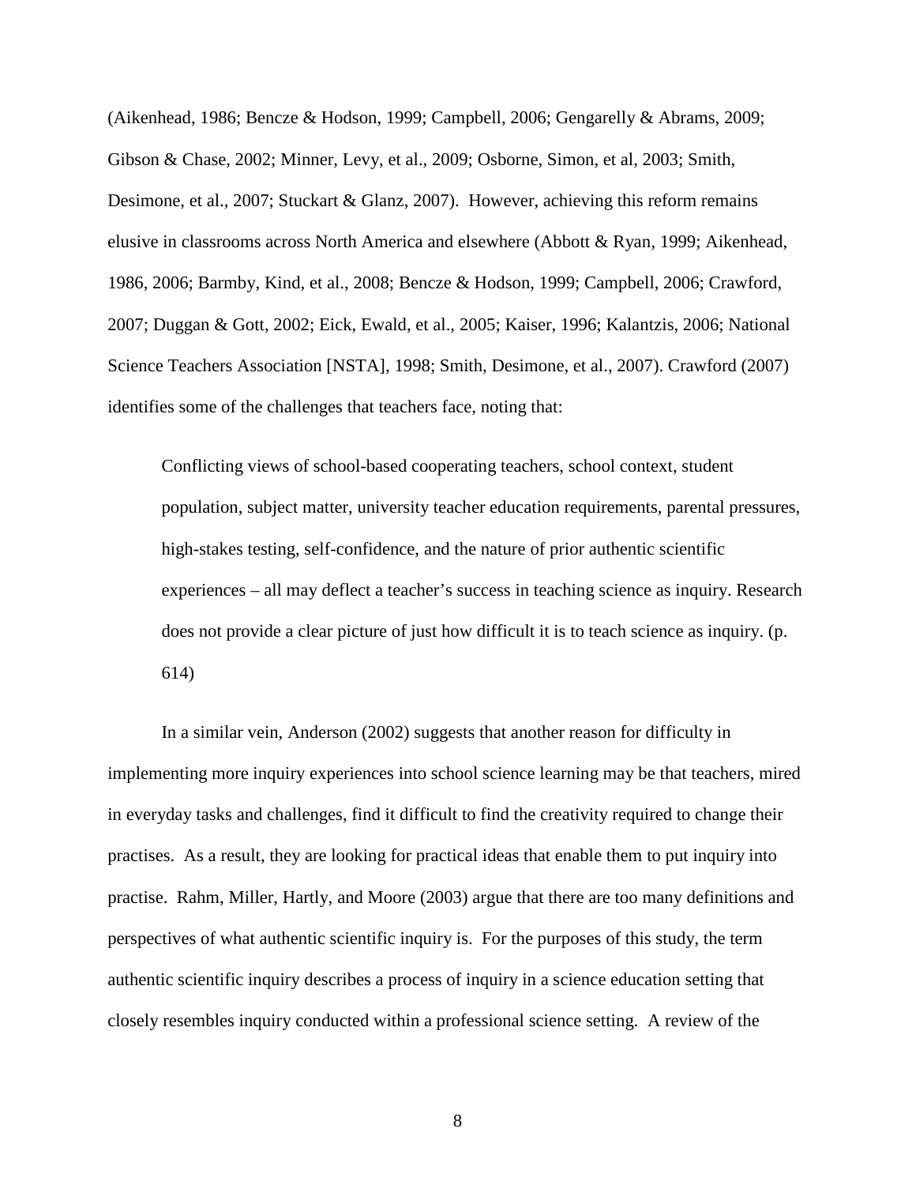(Aikenhead, 1986; Bencze & Hodson, 1999; Campbell, 2006; Gengarelly & Abrams, 2009; Gibson & Chase, 2002; Minner, Levy, et al., 2009; Osborne, Simon, et al, 2003; Smith, Desimone, et al., 2007; Stuckart & Glanz, 2007). However, achieving this reform remains elusive in classrooms across North America and elsewhere (Abbott & Ryan, 1999; Aikenhead, 1986, 2006; Barmby, Kind, et al., 2008; Bencze & Hodson, 1999; Campbell, 2006; Crawford, 2007; Duggan & Gott, 2002; Eick, Ewald, et al., 2005; Kaiser, 1996; Kalantzis, 2006; National Science Teachers Association [NSTA], 1998; Smith, Desimone, et al., 2007). Crawford (2007) identifies some of the challenges that teachers face, noting that:

> Conflicting views of school-based cooperating teachers, school context, student population, subject matter, university teacher education requirements, parental pressures, high-stakes testing, self-confidence, and the nature of prior authentic scientific experiences – all may deflect a teacher's success in teaching science as inquiry. Research does not provide a clear picture of just how difficult it is to teach science as inquiry. (p. 614)

In a similar vein, Anderson (2002) suggests that another reason for difficulty in implementing more inquiry experiences into school science learning may be that teachers, mired in everyday tasks and challenges, find it difficult to find the creativity required to change their practises. As a result, they are looking for practical ideas that enable them to put inquiry into practise. Rahm, Miller, Hartly, and Moore (2003) argue that there are too many definitions and perspectives of what authentic scientific inquiry is. For the purposes of this study, the term authentic scientific inquiry describes a process of inquiry in a science education setting that closely resembles inquiry conducted within a professional science setting. A review of the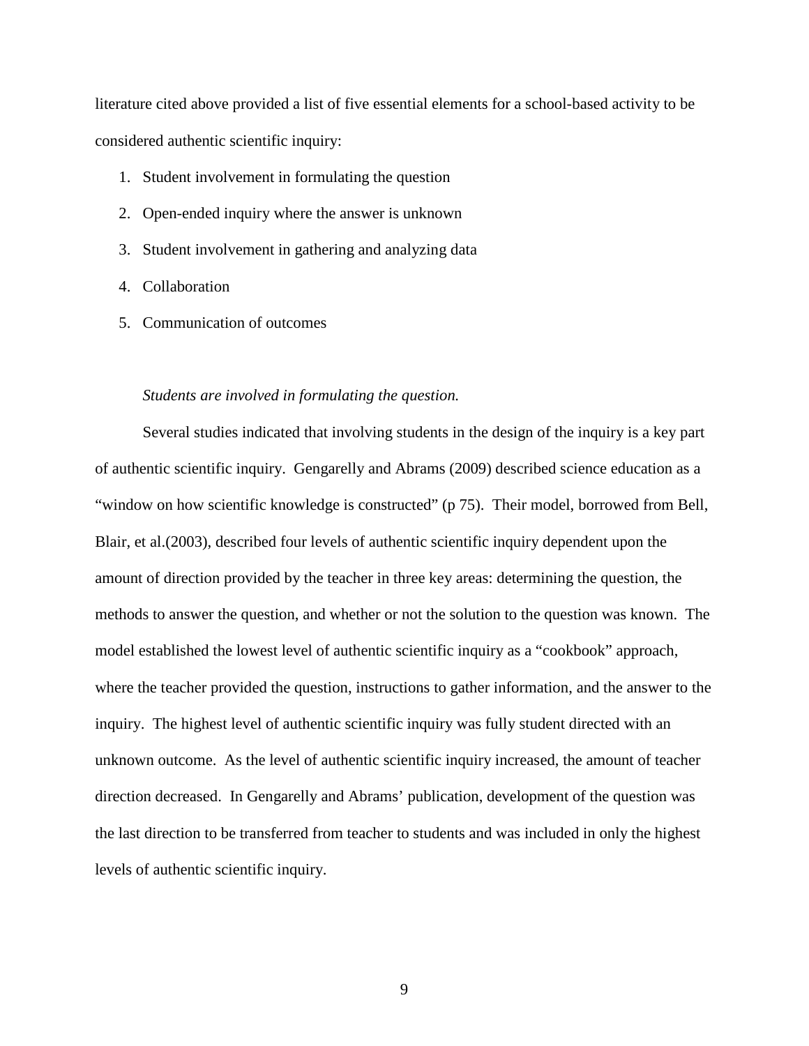literature cited above provided a list of five essential elements for a school-based activity to be considered authentic scientific inquiry:

1. Student involvement in formulating the question
2. Open-ended inquiry where the answer is unknown
3. Student involvement in gathering and analyzing data
4. Collaboration
5. Communication of outcomes

*Students are involved in formulating the question.*

Several studies indicated that involving students in the design of the inquiry is a key part of authentic scientific inquiry. Gengarelly and Abrams (2009) described science education as a "window on how scientific knowledge is constructed" (p 75). Their model, borrowed from Bell, Blair, et al.(2003), described four levels of authentic scientific inquiry dependent upon the amount of direction provided by the teacher in three key areas: determining the question, the methods to answer the question, and whether or not the solution to the question was known. The model established the lowest level of authentic scientific inquiry as a "cookbook" approach, where the teacher provided the question, instructions to gather information, and the answer to the inquiry. The highest level of authentic scientific inquiry was fully student directed with an unknown outcome. As the level of authentic scientific inquiry increased, the amount of teacher direction decreased. In Gengarelly and Abrams' publication, development of the question was the last direction to be transferred from teacher to students and was included in only the highest levels of authentic scientific inquiry.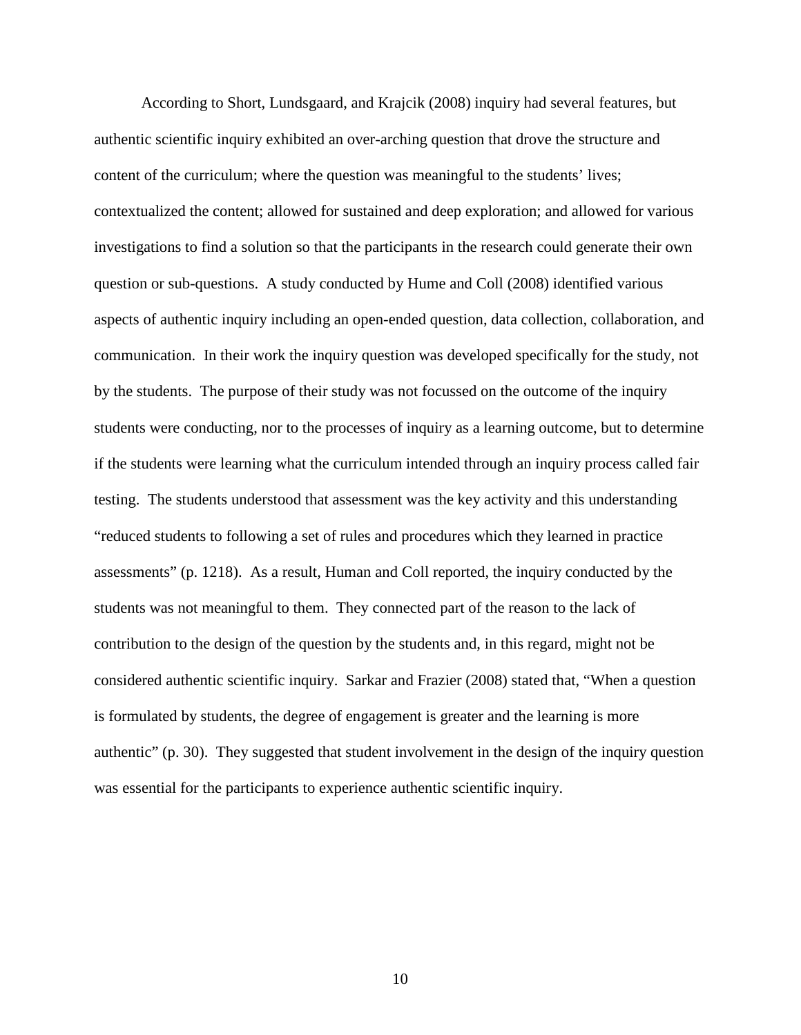According to Short, Lundsgaard, and Krajcik (2008) inquiry had several features, but authentic scientific inquiry exhibited an over-arching question that drove the structure and content of the curriculum; where the question was meaningful to the students' lives; contextualized the content; allowed for sustained and deep exploration; and allowed for various investigations to find a solution so that the participants in the research could generate their own question or sub-questions. A study conducted by Hume and Coll (2008) identified various aspects of authentic inquiry including an open-ended question, data collection, collaboration, and communication. In their work the inquiry question was developed specifically for the study, not by the students. The purpose of their study was not focussed on the outcome of the inquiry students were conducting, nor to the processes of inquiry as a learning outcome, but to determine if the students were learning what the curriculum intended through an inquiry process called fair testing. The students understood that assessment was the key activity and this understanding "reduced students to following a set of rules and procedures which they learned in practice assessments" (p. 1218). As a result, Human and Coll reported, the inquiry conducted by the students was not meaningful to them. They connected part of the reason to the lack of contribution to the design of the question by the students and, in this regard, might not be considered authentic scientific inquiry. Sarkar and Frazier (2008) stated that, "When a question is formulated by students, the degree of engagement is greater and the learning is more authentic" (p. 30). They suggested that student involvement in the design of the inquiry question was essential for the participants to experience authentic scientific inquiry.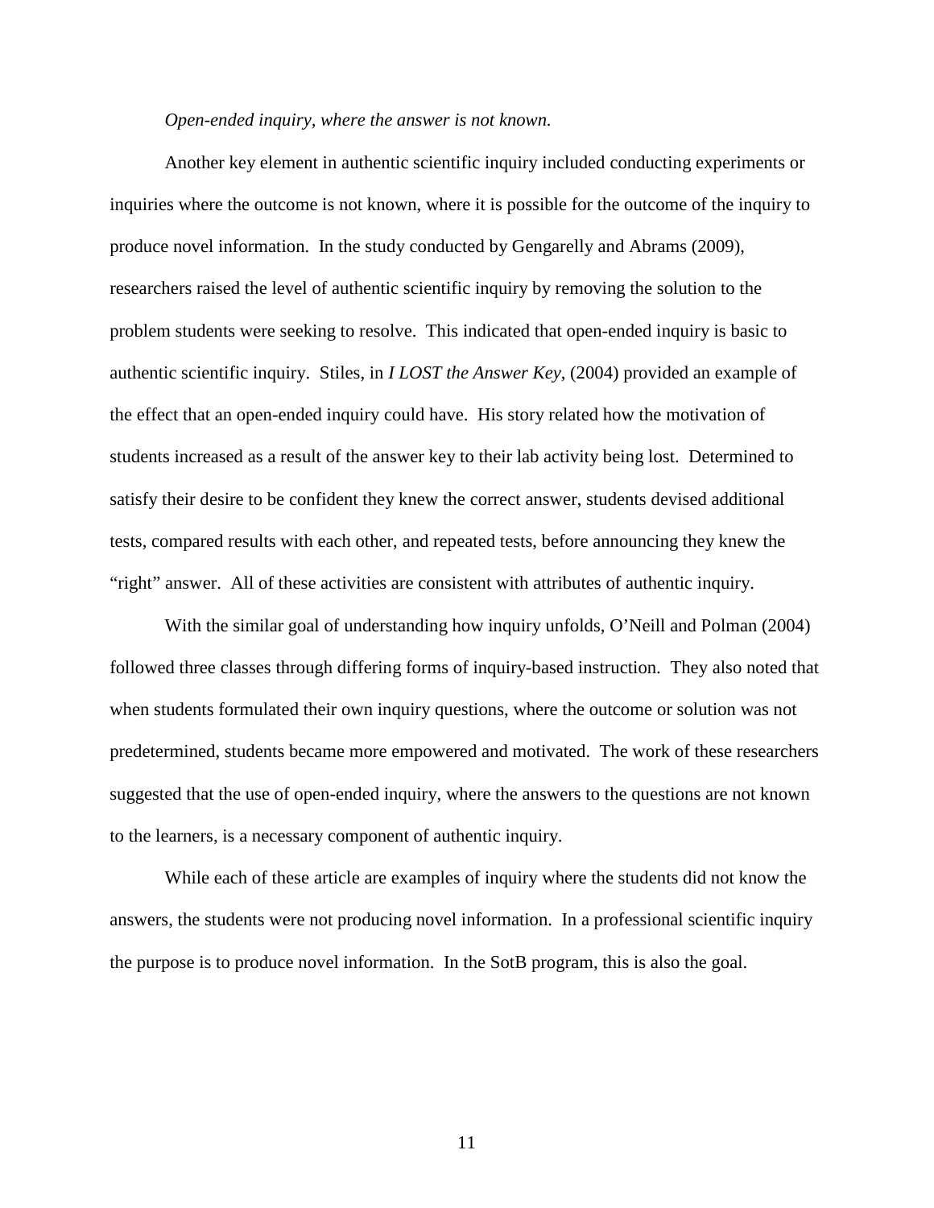*Open-ended inquiry, where the answer is not known.*

Another key element in authentic scientific inquiry included conducting experiments or inquiries where the outcome is not known, where it is possible for the outcome of the inquiry to produce novel information. In the study conducted by Gengarelly and Abrams (2009), researchers raised the level of authentic scientific inquiry by removing the solution to the problem students were seeking to resolve. This indicated that open-ended inquiry is basic to authentic scientific inquiry. Stiles, in *I LOST the Answer Key*, (2004) provided an example of the effect that an open-ended inquiry could have. His story related how the motivation of students increased as a result of the answer key to their lab activity being lost. Determined to satisfy their desire to be confident they knew the correct answer, students devised additional tests, compared results with each other, and repeated tests, before announcing they knew the "right" answer. All of these activities are consistent with attributes of authentic inquiry.

With the similar goal of understanding how inquiry unfolds, O'Neill and Polman (2004) followed three classes through differing forms of inquiry-based instruction. They also noted that when students formulated their own inquiry questions, where the outcome or solution was not predetermined, students became more empowered and motivated. The work of these researchers suggested that the use of open-ended inquiry, where the answers to the questions are not known to the learners, is a necessary component of authentic inquiry.

While each of these article are examples of inquiry where the students did not know the answers, the students were not producing novel information. In a professional scientific inquiry the purpose is to produce novel information. In the SotB program, this is also the goal.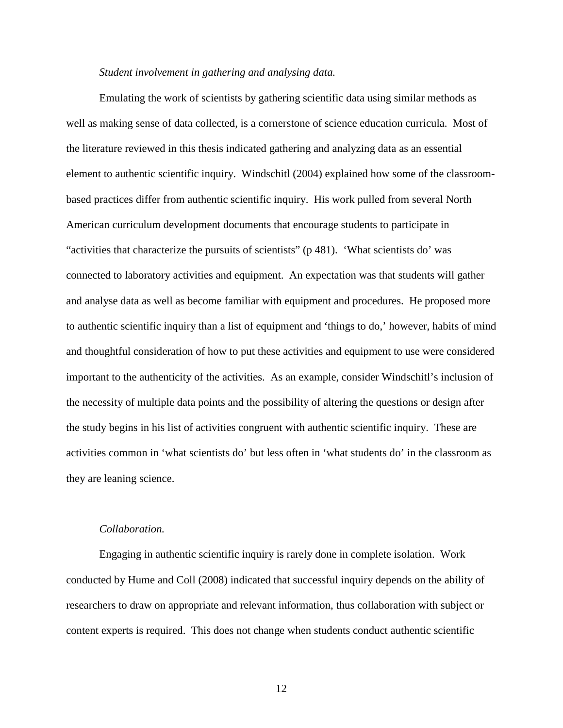*Student involvement in gathering and analysing data.*

Emulating the work of scientists by gathering scientific data using similar methods as well as making sense of data collected, is a cornerstone of science education curricula. Most of the literature reviewed in this thesis indicated gathering and analyzing data as an essential element to authentic scientific inquiry. Windschitl (2004) explained how some of the classroom-based practices differ from authentic scientific inquiry. His work pulled from several North American curriculum development documents that encourage students to participate in "activities that characterize the pursuits of scientists" (p 481). 'What scientists do' was connected to laboratory activities and equipment. An expectation was that students will gather and analyse data as well as become familiar with equipment and procedures. He proposed more to authentic scientific inquiry than a list of equipment and 'things to do,' however, habits of mind and thoughtful consideration of how to put these activities and equipment to use were considered important to the authenticity of the activities. As an example, consider Windschitl's inclusion of the necessity of multiple data points and the possibility of altering the questions or design after the study begins in his list of activities congruent with authentic scientific inquiry. These are activities common in 'what scientists do' but less often in 'what students do' in the classroom as they are leaning science.

*Collaboration.*

Engaging in authentic scientific inquiry is rarely done in complete isolation. Work conducted by Hume and Coll (2008) indicated that successful inquiry depends on the ability of researchers to draw on appropriate and relevant information, thus collaboration with subject or content experts is required. This does not change when students conduct authentic scientific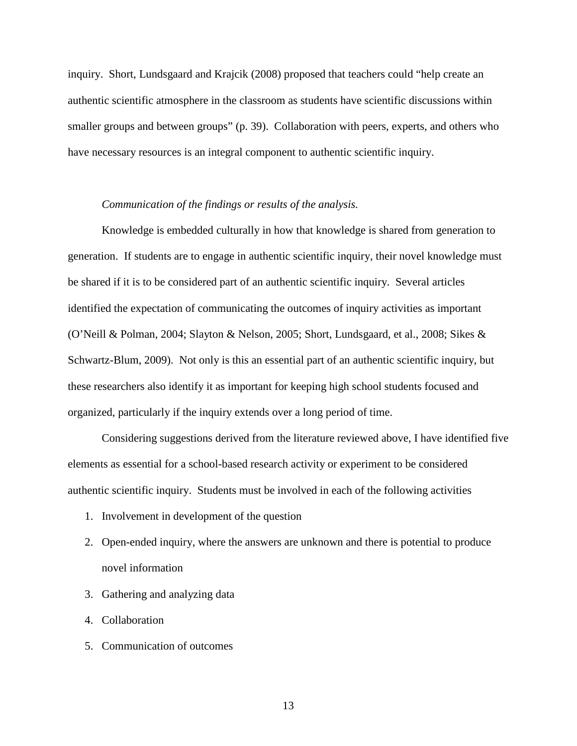inquiry. Short, Lundsgaard and Krajcik (2008) proposed that teachers could "help create an authentic scientific atmosphere in the classroom as students have scientific discussions within smaller groups and between groups" (p. 39). Collaboration with peers, experts, and others who have necessary resources is an integral component to authentic scientific inquiry.

*Communication of the findings or results of the analysis.*

Knowledge is embedded culturally in how that knowledge is shared from generation to generation. If students are to engage in authentic scientific inquiry, their novel knowledge must be shared if it is to be considered part of an authentic scientific inquiry. Several articles identified the expectation of communicating the outcomes of inquiry activities as important (O'Neill & Polman, 2004; Slayton & Nelson, 2005; Short, Lundsgaard, et al., 2008; Sikes & Schwartz-Blum, 2009). Not only is this an essential part of an authentic scientific inquiry, but these researchers also identify it as important for keeping high school students focused and organized, particularly if the inquiry extends over a long period of time.

Considering suggestions derived from the literature reviewed above, I have identified five elements as essential for a school-based research activity or experiment to be considered authentic scientific inquiry. Students must be involved in each of the following activities

1. Involvement in development of the question
2. Open-ended inquiry, where the answers are unknown and there is potential to produce novel information
3. Gathering and analyzing data
4. Collaboration
5. Communication of outcomes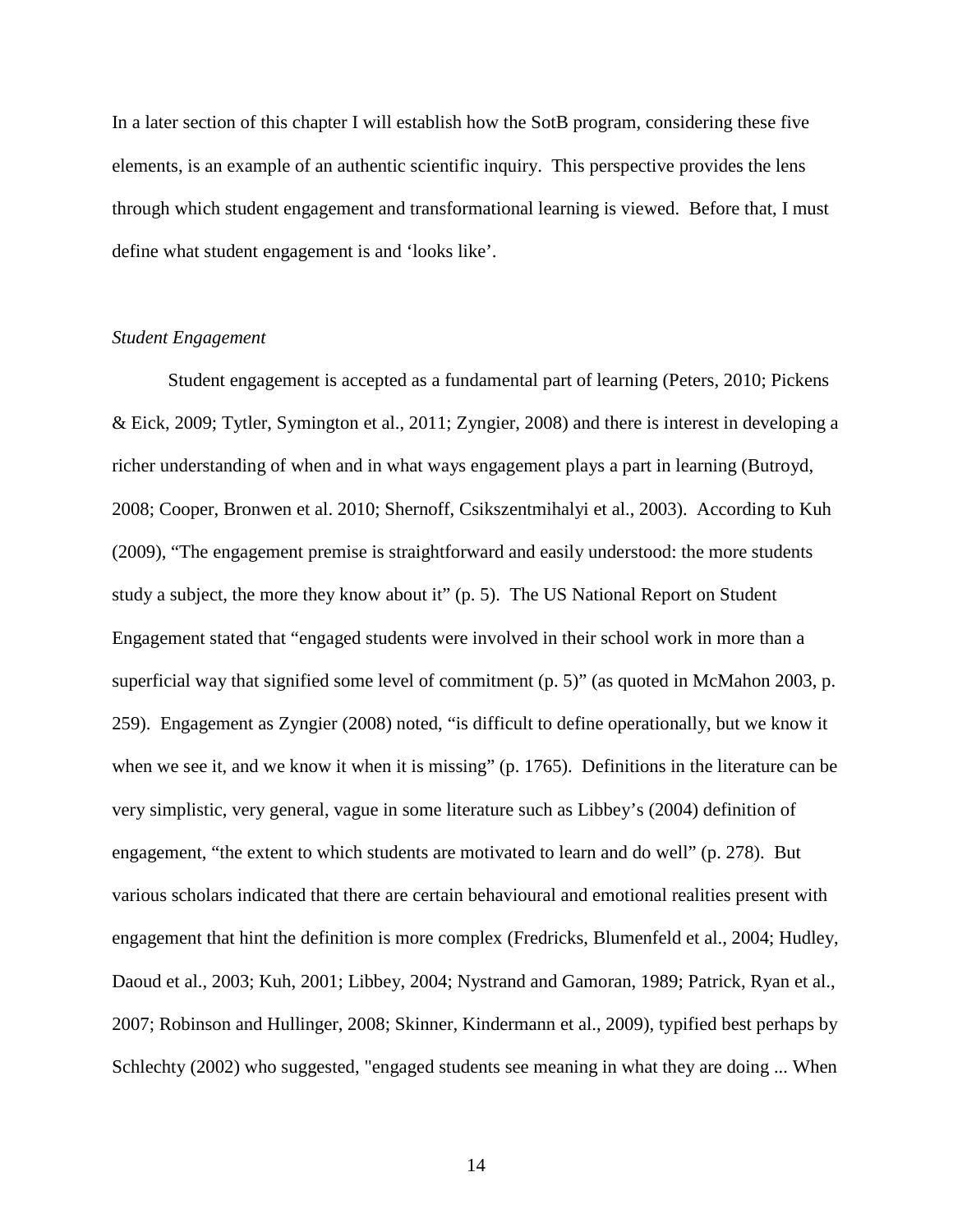In a later section of this chapter I will establish how the SotB program, considering these five elements, is an example of an authentic scientific inquiry. This perspective provides the lens through which student engagement and transformational learning is viewed. Before that, I must define what student engagement is and 'looks like'.

### *Student Engagement*

Student engagement is accepted as a fundamental part of learning (Peters, 2010; Pickens & Eick, 2009; Tytler, Symington et al., 2011; Zyngier, 2008) and there is interest in developing a richer understanding of when and in what ways engagement plays a part in learning (Butroyd, 2008; Cooper, Bronwen et al. 2010; Shernoff, Csikszentmihalyi et al., 2003). According to Kuh (2009), "The engagement premise is straightforward and easily understood: the more students study a subject, the more they know about it" (p. 5). The US National Report on Student Engagement stated that "engaged students were involved in their school work in more than a superficial way that signified some level of commitment (p. 5)" (as quoted in McMahon 2003, p. 259). Engagement as Zyngier (2008) noted, "is difficult to define operationally, but we know it when we see it, and we know it when it is missing" (p. 1765). Definitions in the literature can be very simplistic, very general, vague in some literature such as Libbey's (2004) definition of engagement, "the extent to which students are motivated to learn and do well" (p. 278). But various scholars indicated that there are certain behavioural and emotional realities present with engagement that hint the definition is more complex (Fredricks, Blumenfeld et al., 2004; Hudley, Daoud et al., 2003; Kuh, 2001; Libbey, 2004; Nystrand and Gamoran, 1989; Patrick, Ryan et al., 2007; Robinson and Hullinger, 2008; Skinner, Kindermann et al., 2009), typified best perhaps by Schlechty (2002) who suggested, "engaged students see meaning in what they are doing ... When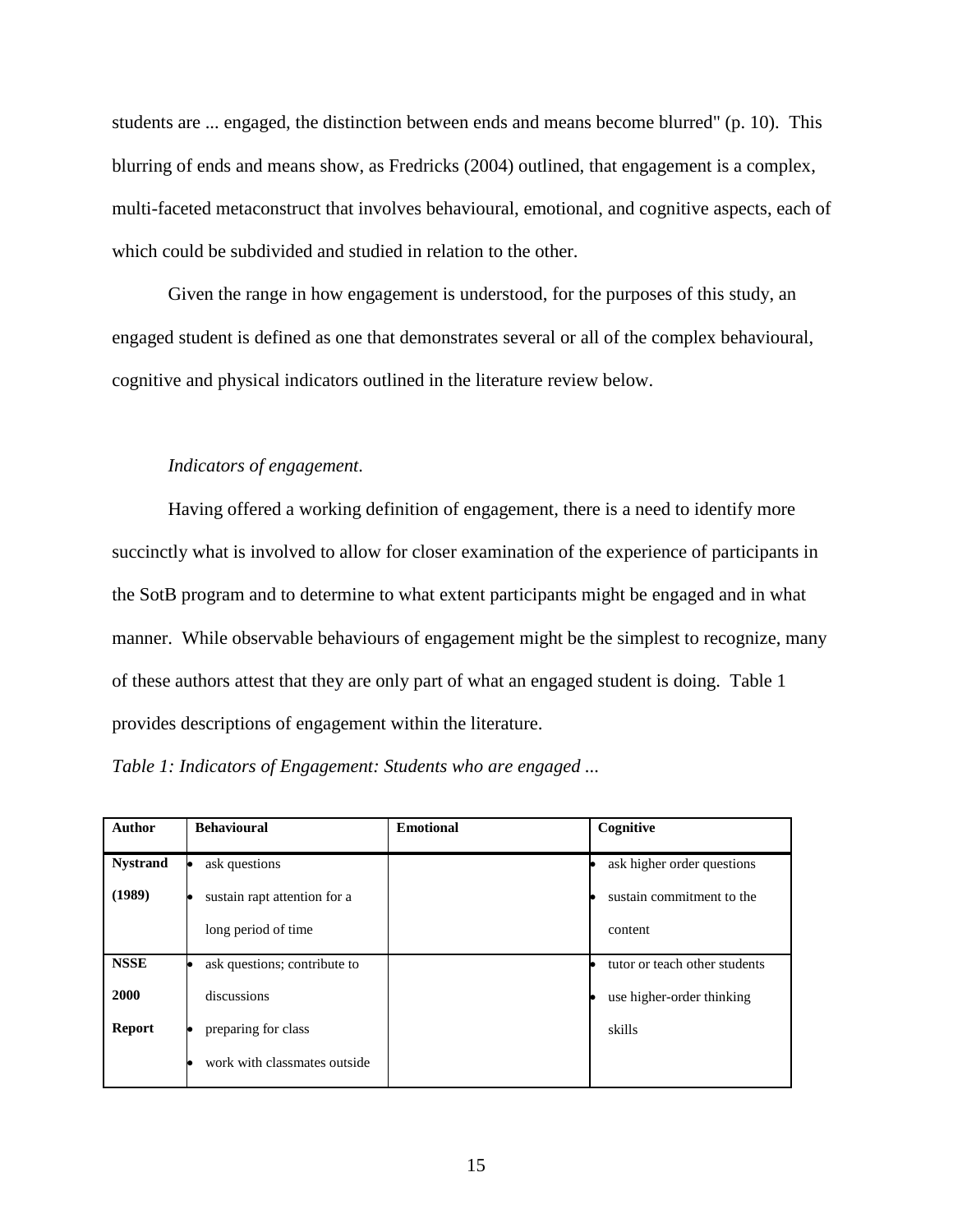students are ... engaged, the distinction between ends and means become blurred" (p. 10). This blurring of ends and means show, as Fredricks (2004) outlined, that engagement is a complex, multi-faceted metaconstruct that involves behavioural, emotional, and cognitive aspects, each of which could be subdivided and studied in relation to the other.

Given the range in how engagement is understood, for the purposes of this study, an engaged student is defined as one that demonstrates several or all of the complex behavioural, cognitive and physical indicators outlined in the literature review below.

*Indicators of engagement.*

Having offered a working definition of engagement, there is a need to identify more succinctly what is involved to allow for closer examination of the experience of participants in the SotB program and to determine to what extent participants might be engaged and in what manner. While observable behaviours of engagement might be the simplest to recognize, many of these authors attest that they are only part of what an engaged student is doing. Table 1 provides descriptions of engagement within the literature.

*Table 1: Indicators of Engagement: Students who are engaged ...*

| Author | Behavioural | Emotional | Cognitive |
|---|---|---|---|
| **Nystrand (1989)** | • ask questions<br>• sustain rapt attention for a long period of time | | • ask higher order questions<br>• sustain commitment to the content |
| **NSSE 2000 Report** | • ask questions; contribute to discussions<br>• preparing for class<br>• work with classmates outside | | • tutor or teach other students<br>• use higher-order thinking skills |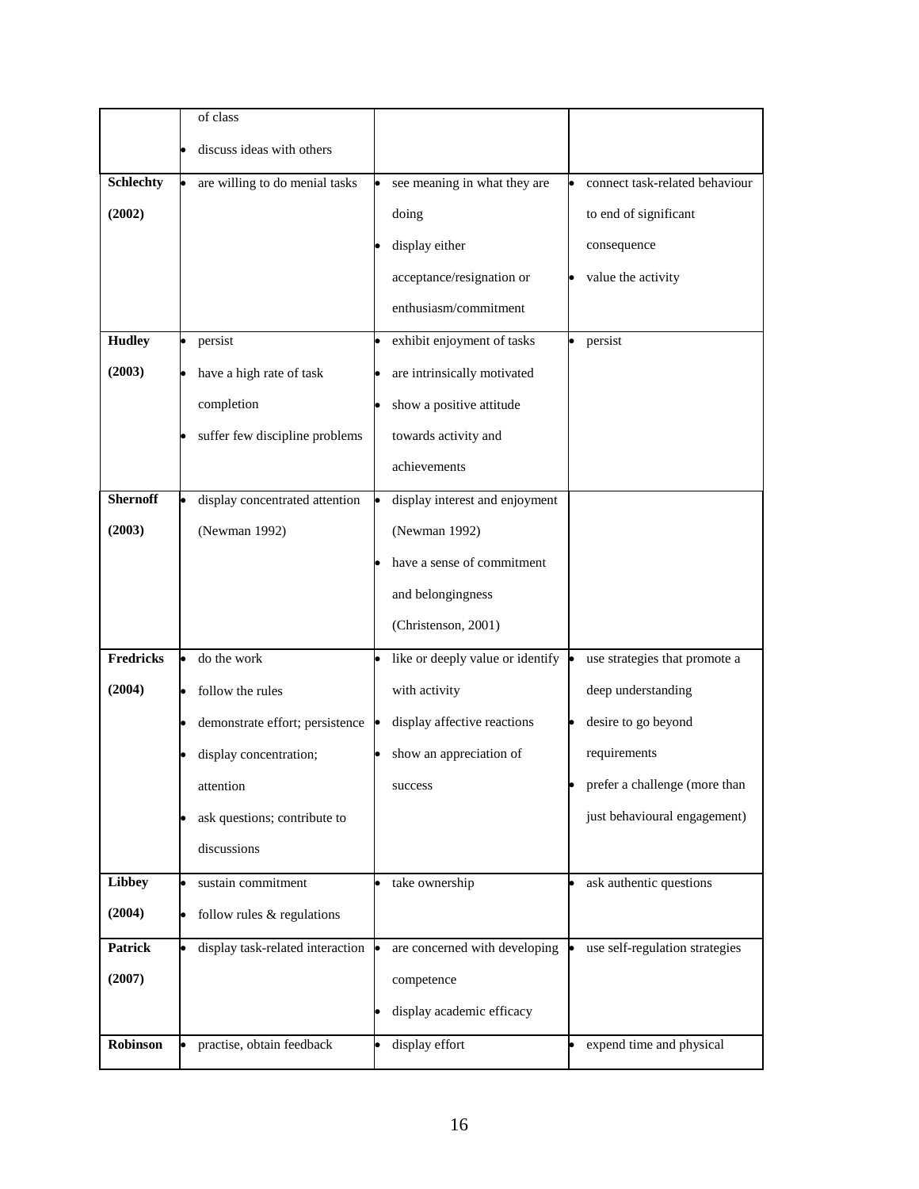| | | | |
|---|---|---|---|
| | of class<br>• discuss ideas with others | | |
| **Schlechty (2002)** | • are willing to do menial tasks | • see meaning in what they are doing<br>• display either acceptance/resignation or enthusiasm/commitment | • connect task-related behaviour to end of significant consequence<br>• value the activity |
| **Hudley (2003)** | • persist<br>• have a high rate of task completion<br>• suffer few discipline problems | • exhibit enjoyment of tasks<br>• are intrinsically motivated<br>• show a positive attitude towards activity and achievements | • persist |
| **Shernoff (2003)** | • display concentrated attention (Newman 1992) | • display interest and enjoyment (Newman 1992)<br>• have a sense of commitment and belongingness (Christenson, 2001) | |
| **Fredricks (2004)** | • do the work<br>• follow the rules<br>• demonstrate effort; persistence<br>• display concentration; attention<br>• ask questions; contribute to discussions | • like or deeply value or identify with activity<br>• display affective reactions<br>• show an appreciation of success | • use strategies that promote a deep understanding<br>• desire to go beyond requirements<br>• prefer a challenge (more than just behavioural engagement) |
| **Libbey (2004)** | • sustain commitment<br>• follow rules & regulations | • take ownership | • ask authentic questions |
| **Patrick (2007)** | • display task-related interaction | • are concerned with developing competence<br>• display academic efficacy | • use self-regulation strategies |
| **Robinson** | • practise, obtain feedback | • display effort | • expend time and physical |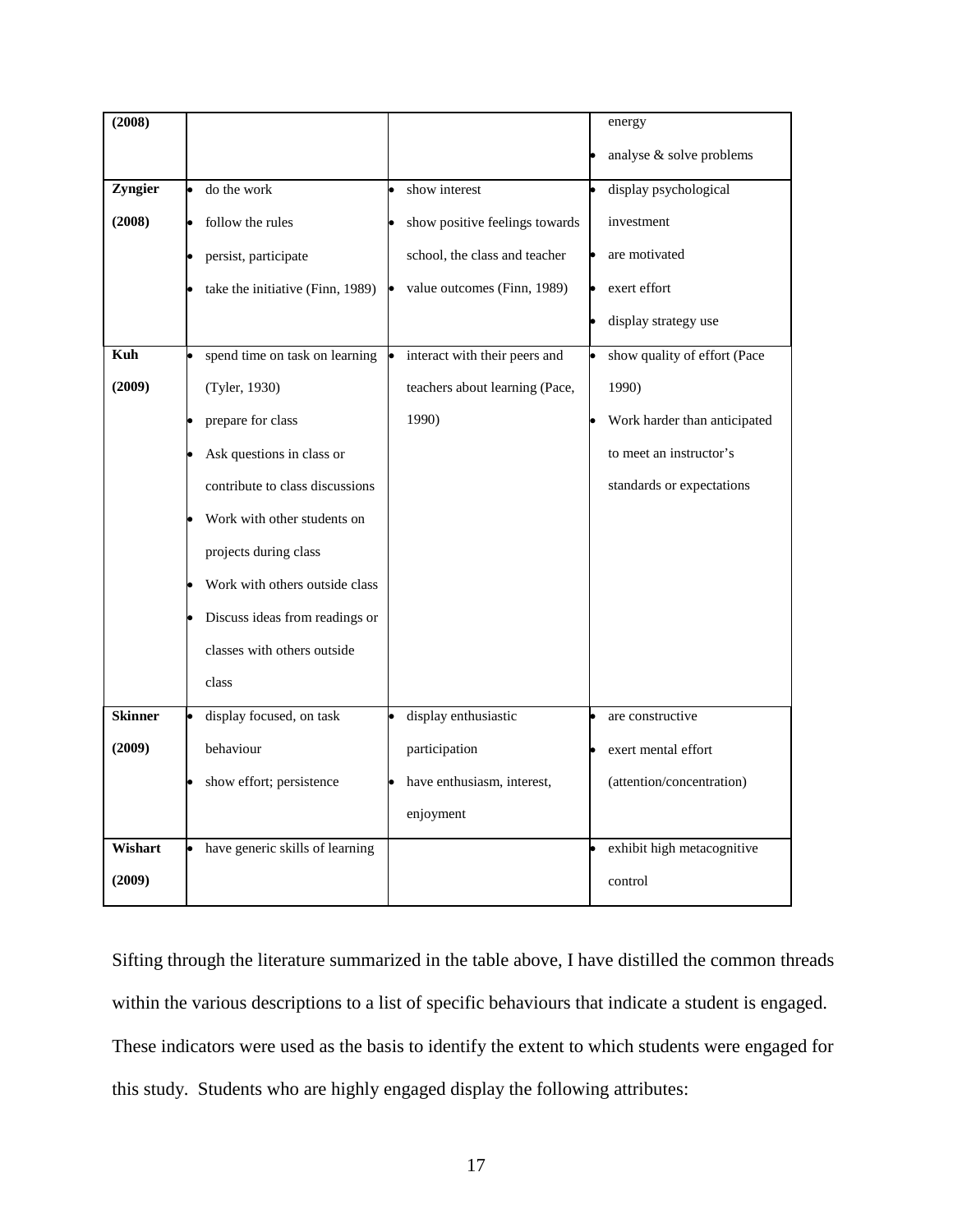| | | | |
|---|---|---|---|
| **(2008)** | | | energy<br>• analyse & solve problems |
| **Zyngier (2008)** | • do the work<br>• follow the rules<br>• persist, participate<br>• take the initiative (Finn, 1989) | • show interest<br>• show positive feelings towards school, the class and teacher<br>• value outcomes (Finn, 1989) | • display psychological investment<br>• are motivated<br>• exert effort<br>• display strategy use |
| **Kuh (2009)** | • spend time on task on learning (Tyler, 1930)<br>• prepare for class<br>• Ask questions in class or contribute to class discussions<br>• Work with other students on projects during class<br>• Work with others outside class<br>• Discuss ideas from readings or classes with others outside class | • interact with their peers and teachers about learning (Pace, 1990) | • show quality of effort (Pace 1990)<br>• Work harder than anticipated to meet an instructor's standards or expectations |
| **Skinner (2009)** | • display focused, on task behaviour<br>• show effort; persistence | • display enthusiastic participation<br>• have enthusiasm, interest, enjoyment | • are constructive<br>• exert mental effort (attention/concentration) |
| **Wishart (2009)** | • have generic skills of learning | | • exhibit high metacognitive control |

Sifting through the literature summarized in the table above, I have distilled the common threads within the various descriptions to a list of specific behaviours that indicate a student is engaged. These indicators were used as the basis to identify the extent to which students were engaged for this study. Students who are highly engaged display the following attributes: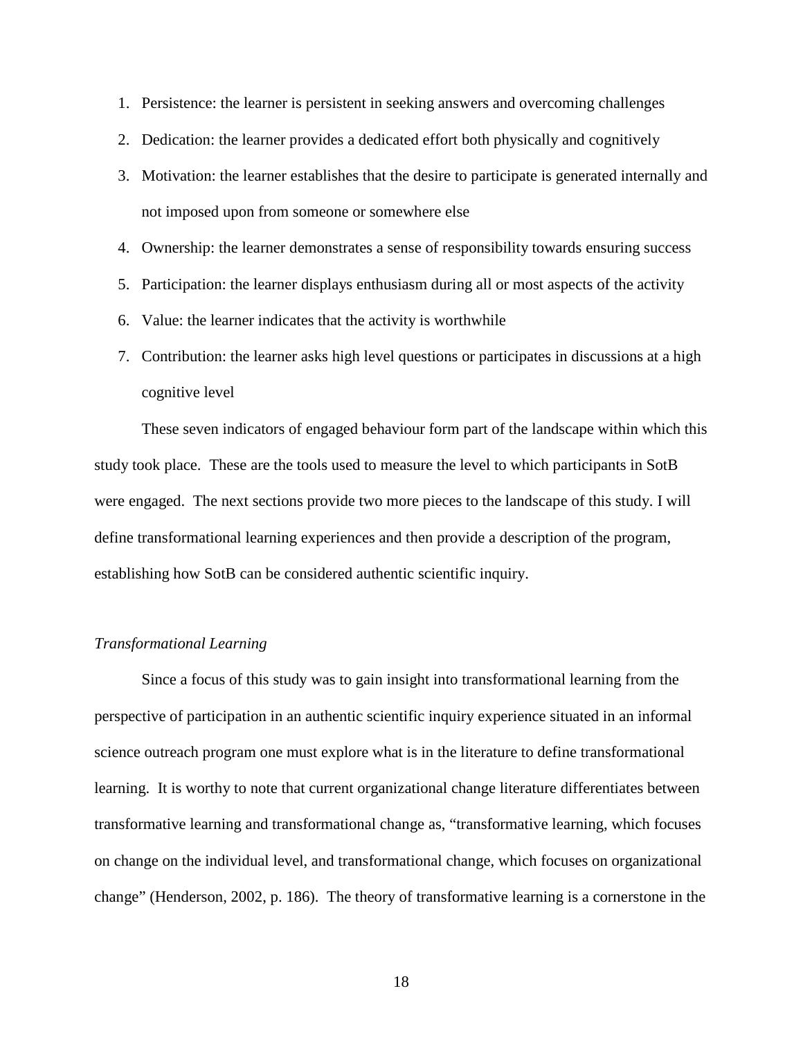1. Persistence: the learner is persistent in seeking answers and overcoming challenges
2. Dedication: the learner provides a dedicated effort both physically and cognitively
3. Motivation: the learner establishes that the desire to participate is generated internally and not imposed upon from someone or somewhere else
4. Ownership: the learner demonstrates a sense of responsibility towards ensuring success
5. Participation: the learner displays enthusiasm during all or most aspects of the activity
6. Value: the learner indicates that the activity is worthwhile
7. Contribution: the learner asks high level questions or participates in discussions at a high cognitive level

These seven indicators of engaged behaviour form part of the landscape within which this study took place. These are the tools used to measure the level to which participants in SotB were engaged. The next sections provide two more pieces to the landscape of this study. I will define transformational learning experiences and then provide a description of the program, establishing how SotB can be considered authentic scientific inquiry.

### *Transformational Learning*

Since a focus of this study was to gain insight into transformational learning from the perspective of participation in an authentic scientific inquiry experience situated in an informal science outreach program one must explore what is in the literature to define transformational learning. It is worthy to note that current organizational change literature differentiates between transformative learning and transformational change as, "transformative learning, which focuses on change on the individual level, and transformational change, which focuses on organizational change" (Henderson, 2002, p. 186). The theory of transformative learning is a cornerstone in the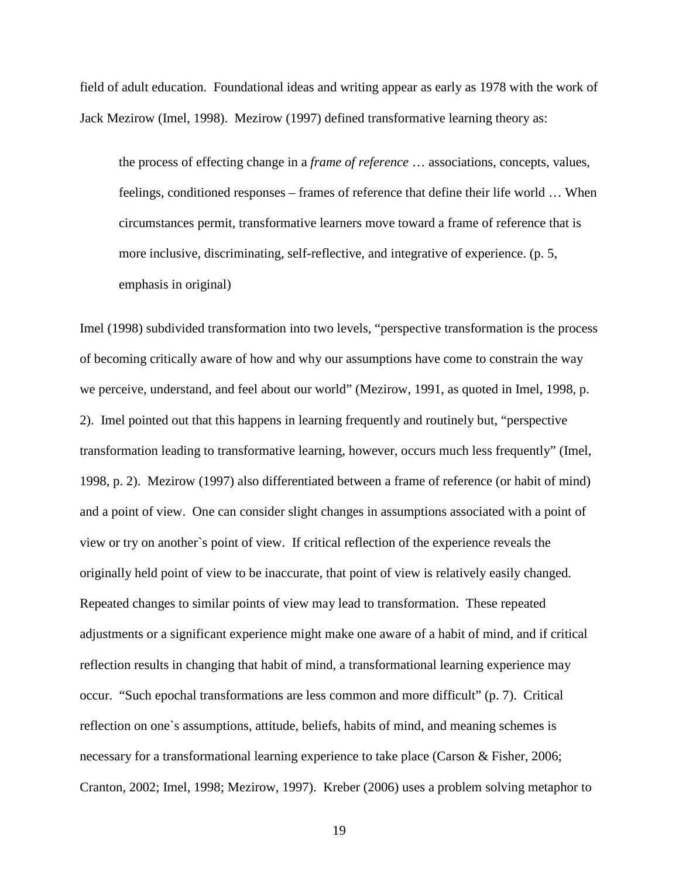field of adult education. Foundational ideas and writing appear as early as 1978 with the work of Jack Mezirow (Imel, 1998). Mezirow (1997) defined transformative learning theory as:

> the process of effecting change in a *frame of reference* … associations, concepts, values, feelings, conditioned responses – frames of reference that define their life world … When circumstances permit, transformative learners move toward a frame of reference that is more inclusive, discriminating, self-reflective, and integrative of experience. (p. 5, emphasis in original)

Imel (1998) subdivided transformation into two levels, "perspective transformation is the process of becoming critically aware of how and why our assumptions have come to constrain the way we perceive, understand, and feel about our world" (Mezirow, 1991, as quoted in Imel, 1998, p. 2). Imel pointed out that this happens in learning frequently and routinely but, "perspective transformation leading to transformative learning, however, occurs much less frequently" (Imel, 1998, p. 2). Mezirow (1997) also differentiated between a frame of reference (or habit of mind) and a point of view. One can consider slight changes in assumptions associated with a point of view or try on another`s point of view. If critical reflection of the experience reveals the originally held point of view to be inaccurate, that point of view is relatively easily changed. Repeated changes to similar points of view may lead to transformation. These repeated adjustments or a significant experience might make one aware of a habit of mind, and if critical reflection results in changing that habit of mind, a transformational learning experience may occur. "Such epochal transformations are less common and more difficult" (p. 7). Critical reflection on one`s assumptions, attitude, beliefs, habits of mind, and meaning schemes is necessary for a transformational learning experience to take place (Carson & Fisher, 2006; Cranton, 2002; Imel, 1998; Mezirow, 1997). Kreber (2006) uses a problem solving metaphor to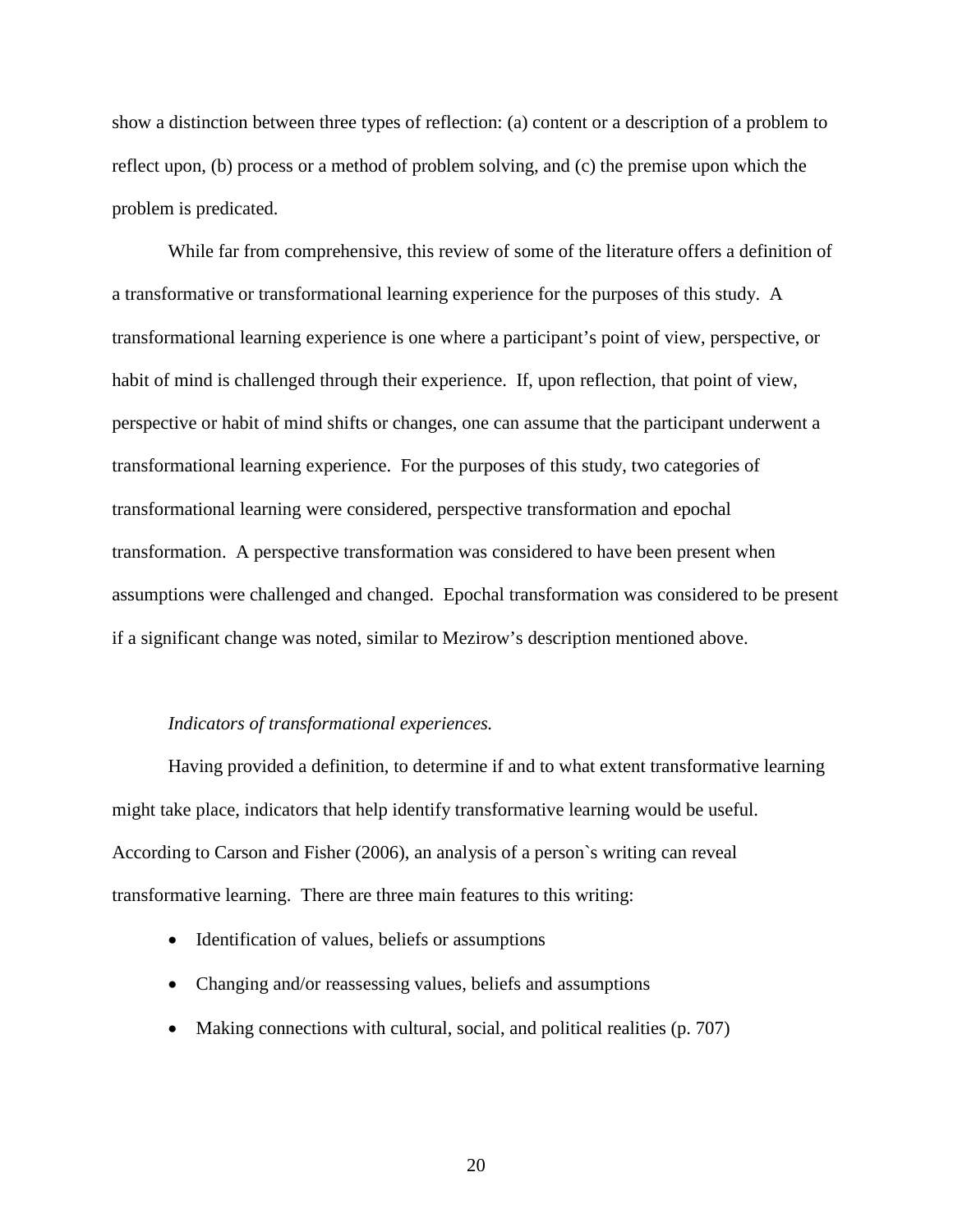show a distinction between three types of reflection: (a) content or a description of a problem to reflect upon, (b) process or a method of problem solving, and (c) the premise upon which the problem is predicated.

While far from comprehensive, this review of some of the literature offers a definition of a transformative or transformational learning experience for the purposes of this study. A transformational learning experience is one where a participant's point of view, perspective, or habit of mind is challenged through their experience. If, upon reflection, that point of view, perspective or habit of mind shifts or changes, one can assume that the participant underwent a transformational learning experience. For the purposes of this study, two categories of transformational learning were considered, perspective transformation and epochal transformation. A perspective transformation was considered to have been present when assumptions were challenged and changed. Epochal transformation was considered to be present if a significant change was noted, similar to Mezirow's description mentioned above.

*Indicators of transformational experiences.*

Having provided a definition, to determine if and to what extent transformative learning might take place, indicators that help identify transformative learning would be useful. According to Carson and Fisher (2006), an analysis of a person`s writing can reveal transformative learning. There are three main features to this writing:

- Identification of values, beliefs or assumptions
- Changing and/or reassessing values, beliefs and assumptions
- Making connections with cultural, social, and political realities (p. 707)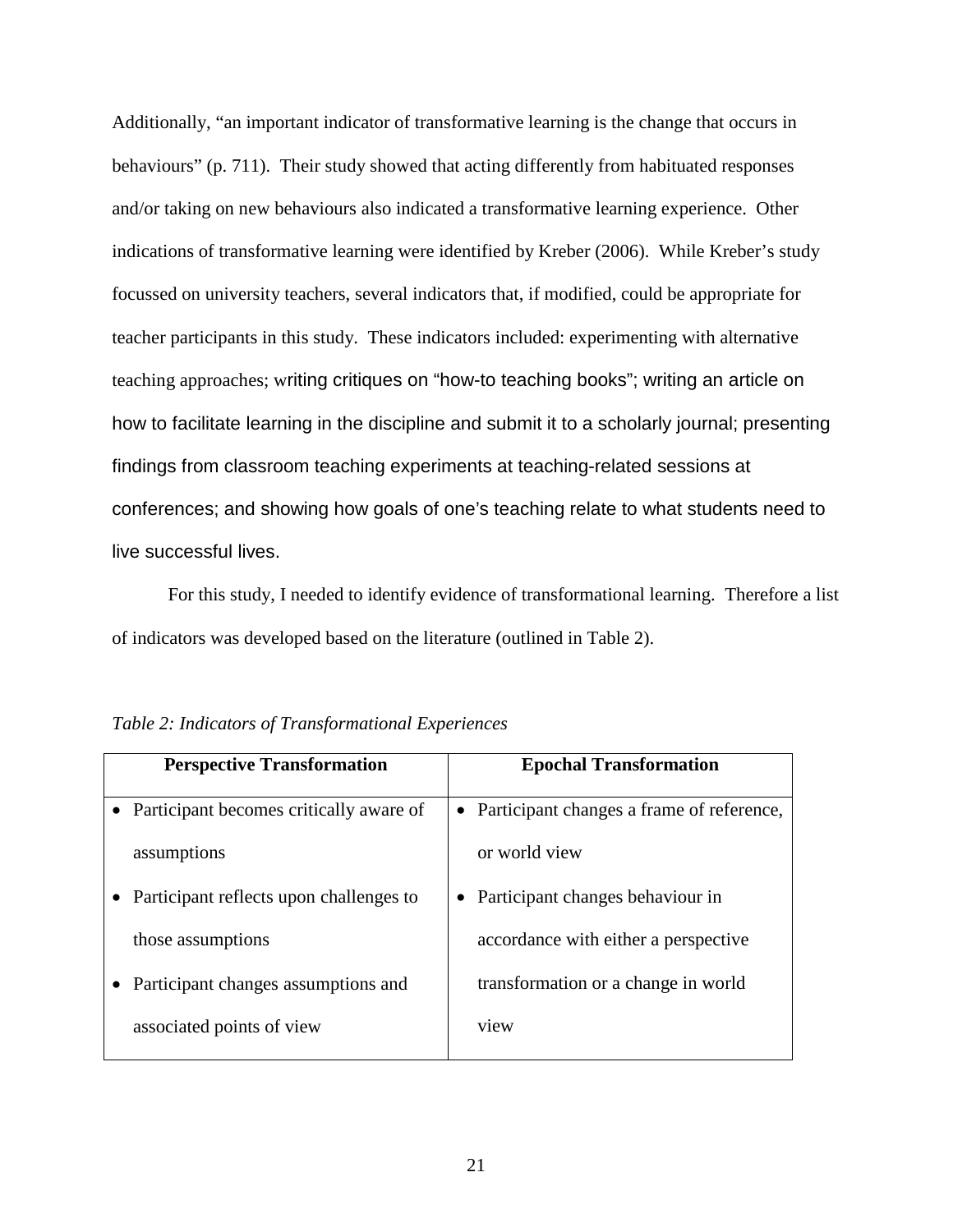Additionally, "an important indicator of transformative learning is the change that occurs in behaviours" (p. 711). Their study showed that acting differently from habituated responses and/or taking on new behaviours also indicated a transformative learning experience. Other indications of transformative learning were identified by Kreber (2006). While Kreber's study focussed on university teachers, several indicators that, if modified, could be appropriate for teacher participants in this study. These indicators included: experimenting with alternative teaching approaches; writing critiques on "how-to teaching books"; writing an article on how to facilitate learning in the discipline and submit it to a scholarly journal; presenting findings from classroom teaching experiments at teaching-related sessions at conferences; and showing how goals of one's teaching relate to what students need to live successful lives.

For this study, I needed to identify evidence of transformational learning. Therefore a list of indicators was developed based on the literature (outlined in Table 2).

*Table 2: Indicators of Transformational Experiences*

| **Perspective Transformation** | **Epochal Transformation** |
| --- | --- |
| • Participant becomes critically aware of assumptions<br>• Participant reflects upon challenges to those assumptions<br>• Participant changes assumptions and associated points of view | • Participant changes a frame of reference, or world view<br>• Participant changes behaviour in accordance with either a perspective transformation or a change in world view |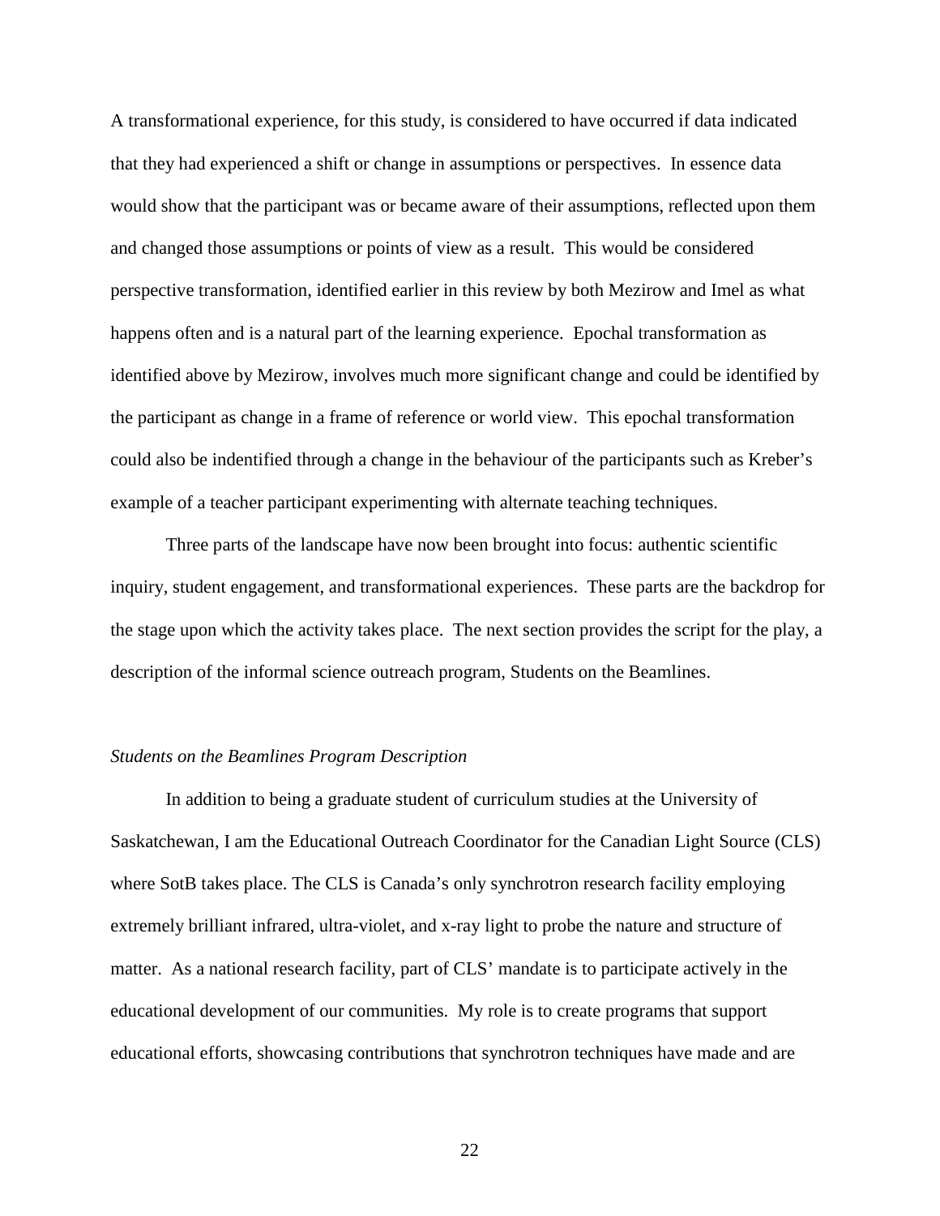A transformational experience, for this study, is considered to have occurred if data indicated that they had experienced a shift or change in assumptions or perspectives. In essence data would show that the participant was or became aware of their assumptions, reflected upon them and changed those assumptions or points of view as a result. This would be considered perspective transformation, identified earlier in this review by both Mezirow and Imel as what happens often and is a natural part of the learning experience. Epochal transformation as identified above by Mezirow, involves much more significant change and could be identified by the participant as change in a frame of reference or world view. This epochal transformation could also be indentified through a change in the behaviour of the participants such as Kreber's example of a teacher participant experimenting with alternate teaching techniques.

Three parts of the landscape have now been brought into focus: authentic scientific inquiry, student engagement, and transformational experiences. These parts are the backdrop for the stage upon which the activity takes place. The next section provides the script for the play, a description of the informal science outreach program, Students on the Beamlines.

*Students on the Beamlines Program Description*

In addition to being a graduate student of curriculum studies at the University of Saskatchewan, I am the Educational Outreach Coordinator for the Canadian Light Source (CLS) where SotB takes place. The CLS is Canada's only synchrotron research facility employing extremely brilliant infrared, ultra-violet, and x-ray light to probe the nature and structure of matter. As a national research facility, part of CLS' mandate is to participate actively in the educational development of our communities. My role is to create programs that support educational efforts, showcasing contributions that synchrotron techniques have made and are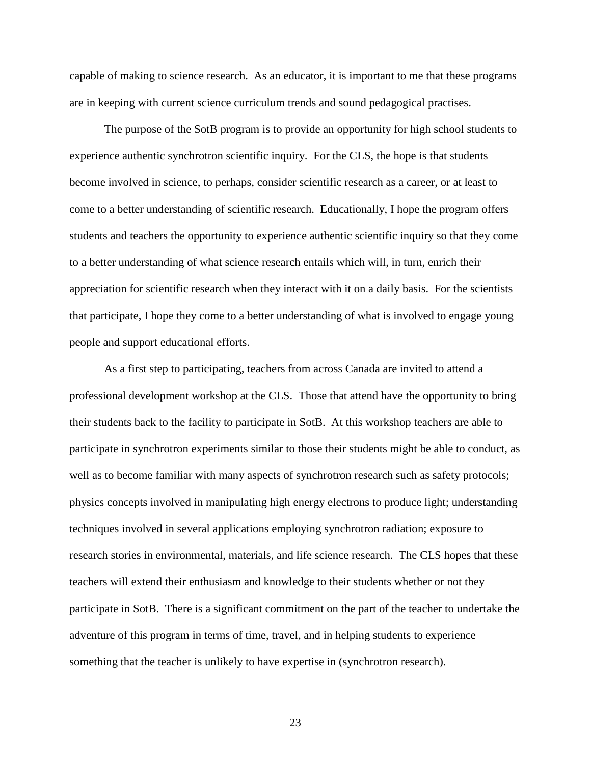capable of making to science research. As an educator, it is important to me that these programs are in keeping with current science curriculum trends and sound pedagogical practises.

The purpose of the SotB program is to provide an opportunity for high school students to experience authentic synchrotron scientific inquiry. For the CLS, the hope is that students become involved in science, to perhaps, consider scientific research as a career, or at least to come to a better understanding of scientific research. Educationally, I hope the program offers students and teachers the opportunity to experience authentic scientific inquiry so that they come to a better understanding of what science research entails which will, in turn, enrich their appreciation for scientific research when they interact with it on a daily basis. For the scientists that participate, I hope they come to a better understanding of what is involved to engage young people and support educational efforts.

As a first step to participating, teachers from across Canada are invited to attend a professional development workshop at the CLS. Those that attend have the opportunity to bring their students back to the facility to participate in SotB. At this workshop teachers are able to participate in synchrotron experiments similar to those their students might be able to conduct, as well as to become familiar with many aspects of synchrotron research such as safety protocols; physics concepts involved in manipulating high energy electrons to produce light; understanding techniques involved in several applications employing synchrotron radiation; exposure to research stories in environmental, materials, and life science research. The CLS hopes that these teachers will extend their enthusiasm and knowledge to their students whether or not they participate in SotB. There is a significant commitment on the part of the teacher to undertake the adventure of this program in terms of time, travel, and in helping students to experience something that the teacher is unlikely to have expertise in (synchrotron research).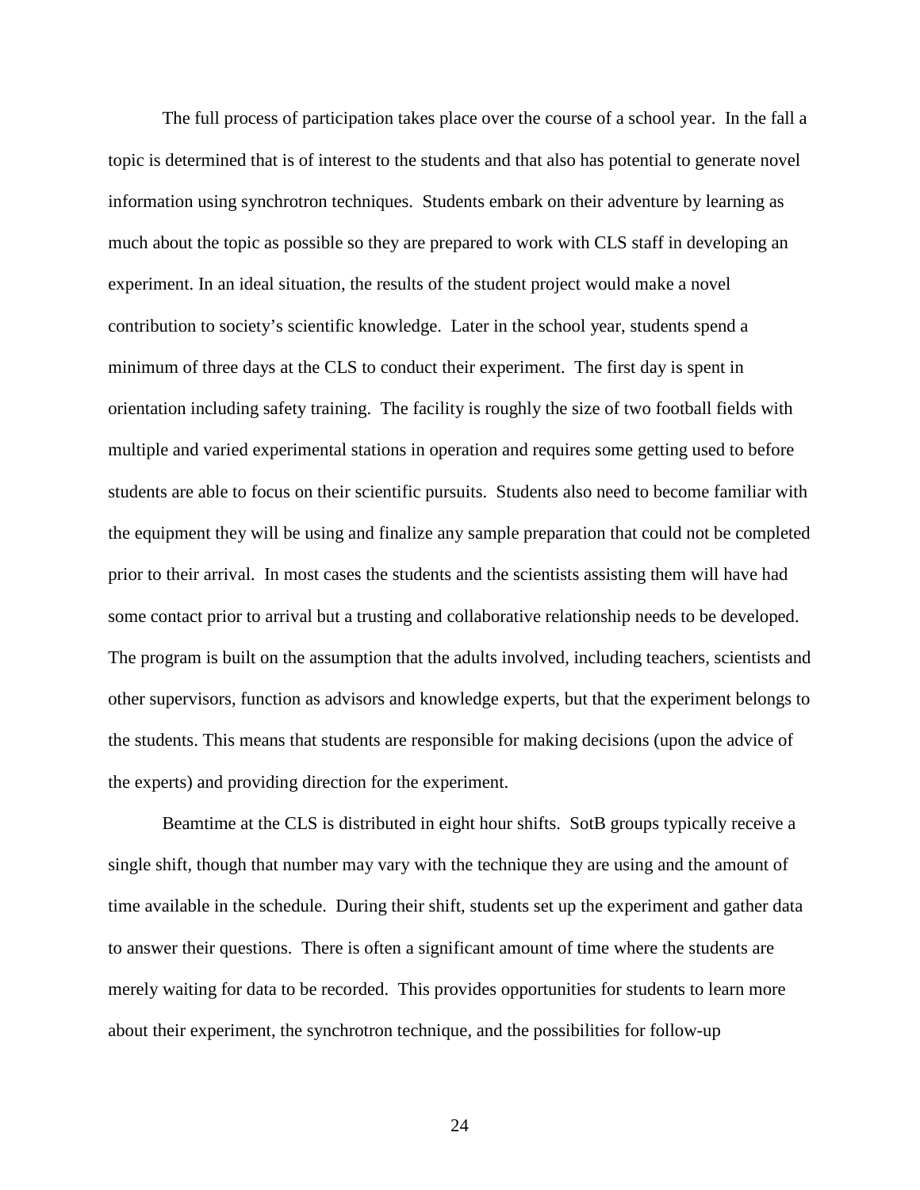The full process of participation takes place over the course of a school year. In the fall a topic is determined that is of interest to the students and that also has potential to generate novel information using synchrotron techniques. Students embark on their adventure by learning as much about the topic as possible so they are prepared to work with CLS staff in developing an experiment. In an ideal situation, the results of the student project would make a novel contribution to society's scientific knowledge. Later in the school year, students spend a minimum of three days at the CLS to conduct their experiment. The first day is spent in orientation including safety training. The facility is roughly the size of two football fields with multiple and varied experimental stations in operation and requires some getting used to before students are able to focus on their scientific pursuits. Students also need to become familiar with the equipment they will be using and finalize any sample preparation that could not be completed prior to their arrival. In most cases the students and the scientists assisting them will have had some contact prior to arrival but a trusting and collaborative relationship needs to be developed. The program is built on the assumption that the adults involved, including teachers, scientists and other supervisors, function as advisors and knowledge experts, but that the experiment belongs to the students. This means that students are responsible for making decisions (upon the advice of the experts) and providing direction for the experiment.

Beamtime at the CLS is distributed in eight hour shifts. SotB groups typically receive a single shift, though that number may vary with the technique they are using and the amount of time available in the schedule. During their shift, students set up the experiment and gather data to answer their questions. There is often a significant amount of time where the students are merely waiting for data to be recorded. This provides opportunities for students to learn more about their experiment, the synchrotron technique, and the possibilities for follow-up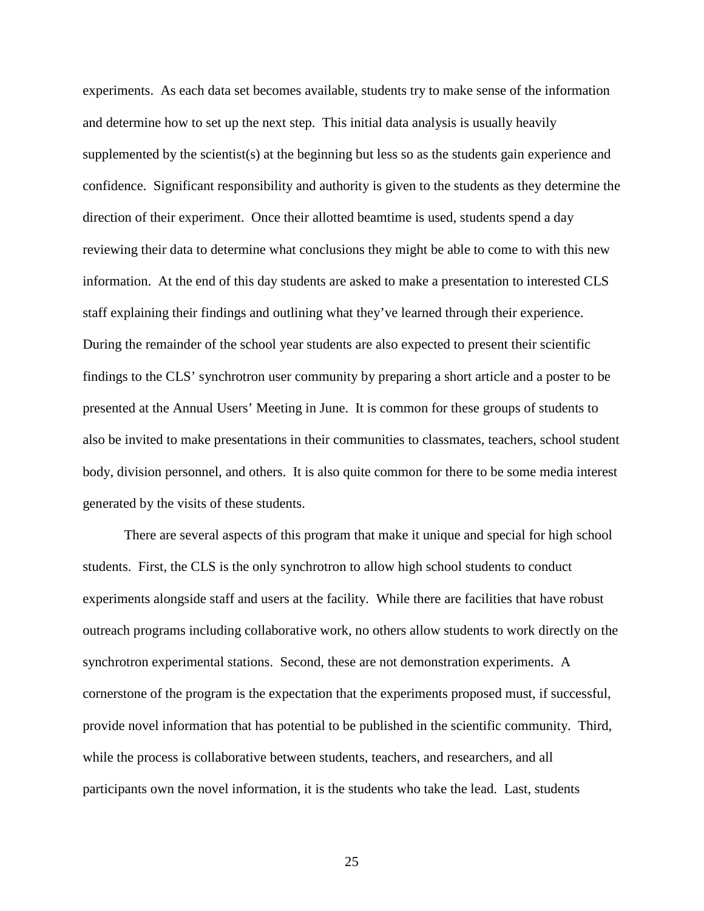experiments. As each data set becomes available, students try to make sense of the information and determine how to set up the next step. This initial data analysis is usually heavily supplemented by the scientist(s) at the beginning but less so as the students gain experience and confidence. Significant responsibility and authority is given to the students as they determine the direction of their experiment. Once their allotted beamtime is used, students spend a day reviewing their data to determine what conclusions they might be able to come to with this new information. At the end of this day students are asked to make a presentation to interested CLS staff explaining their findings and outlining what they've learned through their experience. During the remainder of the school year students are also expected to present their scientific findings to the CLS' synchrotron user community by preparing a short article and a poster to be presented at the Annual Users' Meeting in June. It is common for these groups of students to also be invited to make presentations in their communities to classmates, teachers, school student body, division personnel, and others. It is also quite common for there to be some media interest generated by the visits of these students.

There are several aspects of this program that make it unique and special for high school students. First, the CLS is the only synchrotron to allow high school students to conduct experiments alongside staff and users at the facility. While there are facilities that have robust outreach programs including collaborative work, no others allow students to work directly on the synchrotron experimental stations. Second, these are not demonstration experiments. A cornerstone of the program is the expectation that the experiments proposed must, if successful, provide novel information that has potential to be published in the scientific community. Third, while the process is collaborative between students, teachers, and researchers, and all participants own the novel information, it is the students who take the lead. Last, students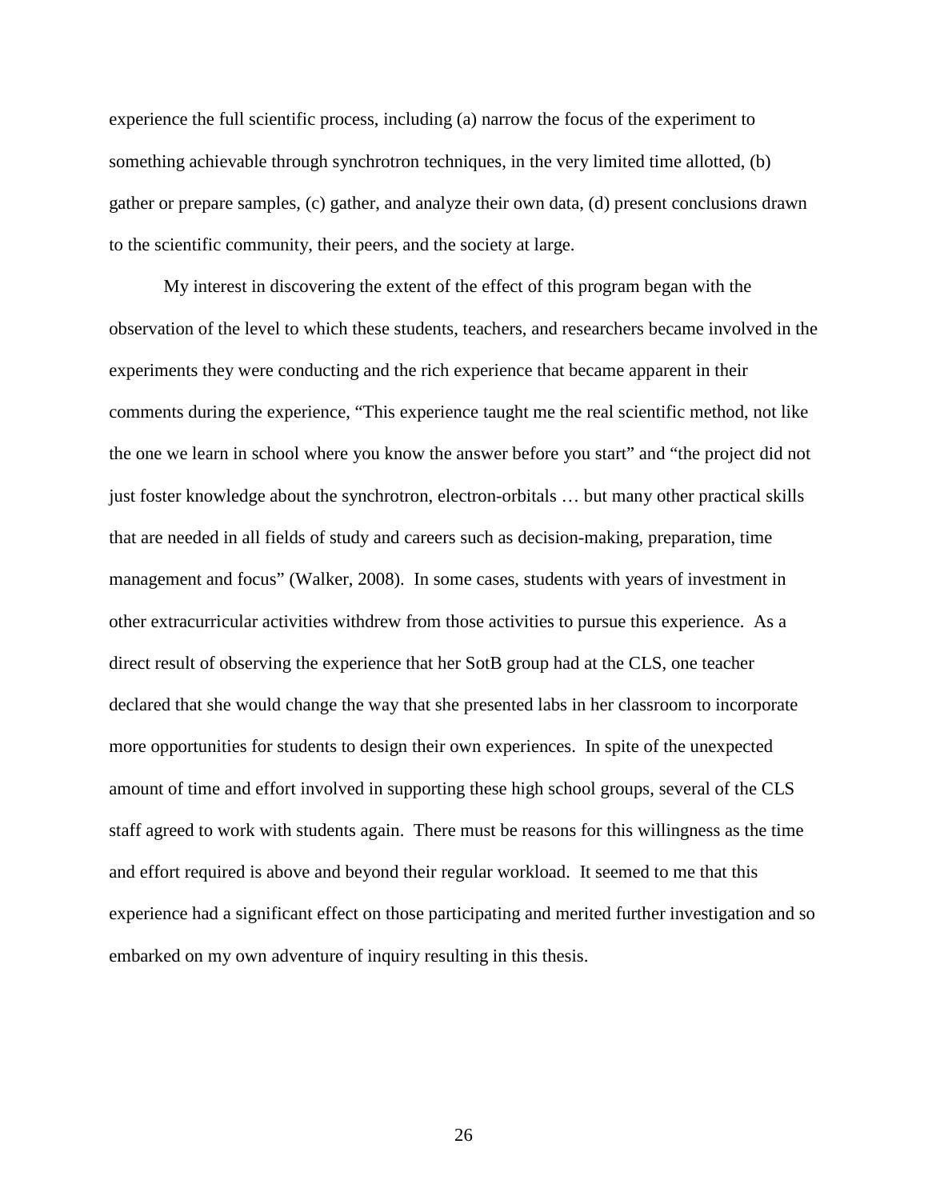experience the full scientific process, including (a) narrow the focus of the experiment to something achievable through synchrotron techniques, in the very limited time allotted, (b) gather or prepare samples, (c) gather, and analyze their own data, (d) present conclusions drawn to the scientific community, their peers, and the society at large.

My interest in discovering the extent of the effect of this program began with the observation of the level to which these students, teachers, and researchers became involved in the experiments they were conducting and the rich experience that became apparent in their comments during the experience, "This experience taught me the real scientific method, not like the one we learn in school where you know the answer before you start" and "the project did not just foster knowledge about the synchrotron, electron-orbitals … but many other practical skills that are needed in all fields of study and careers such as decision-making, preparation, time management and focus" (Walker, 2008). In some cases, students with years of investment in other extracurricular activities withdrew from those activities to pursue this experience. As a direct result of observing the experience that her SotB group had at the CLS, one teacher declared that she would change the way that she presented labs in her classroom to incorporate more opportunities for students to design their own experiences. In spite of the unexpected amount of time and effort involved in supporting these high school groups, several of the CLS staff agreed to work with students again. There must be reasons for this willingness as the time and effort required is above and beyond their regular workload. It seemed to me that this experience had a significant effect on those participating and merited further investigation and so embarked on my own adventure of inquiry resulting in this thesis.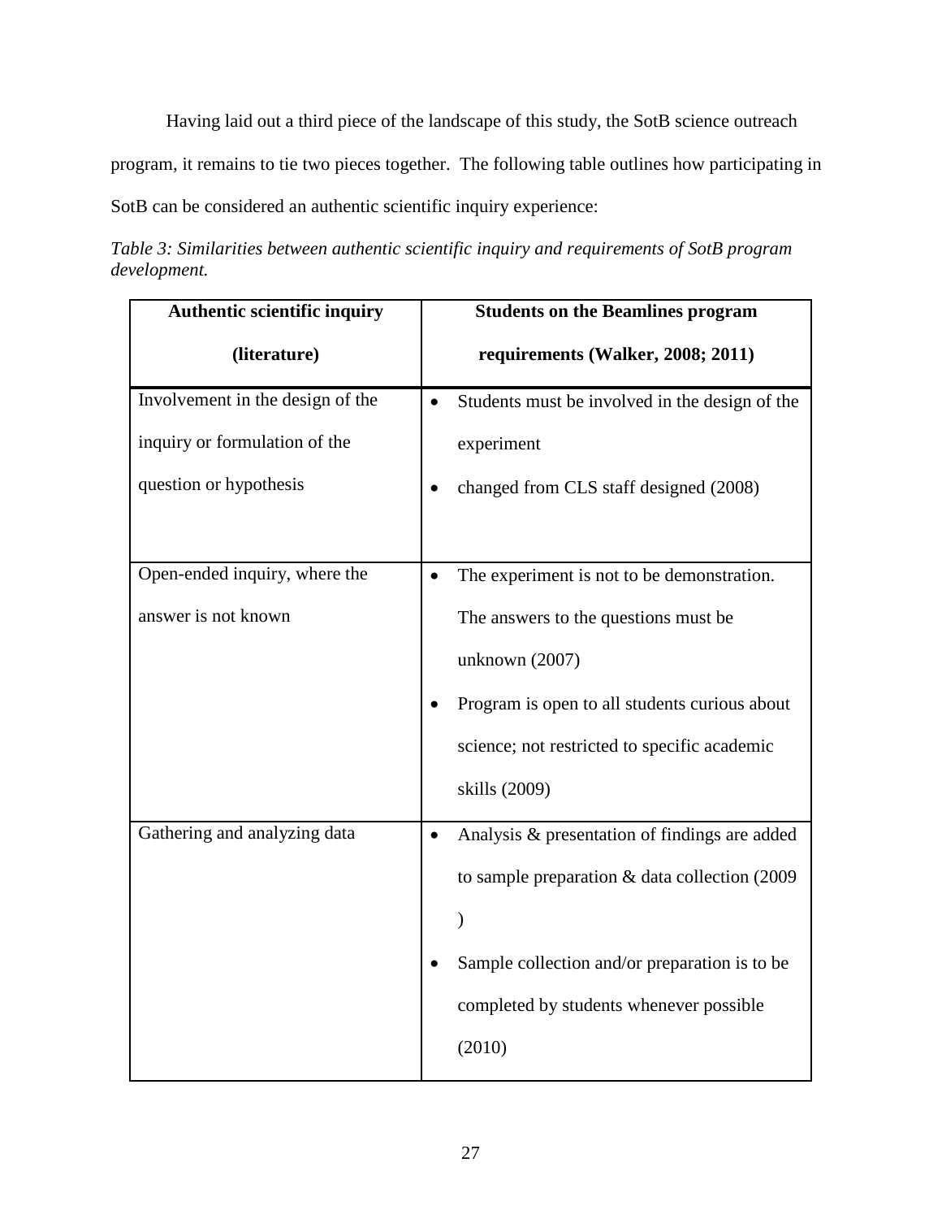Having laid out a third piece of the landscape of this study, the SotB science outreach program, it remains to tie two pieces together. The following table outlines how participating in SotB can be considered an authentic scientific inquiry experience:

*Table 3: Similarities between authentic scientific inquiry and requirements of SotB program development.*

| Authentic scientific inquiry (literature) | Students on the Beamlines program requirements (Walker, 2008; 2011) |
|---|---|
| Involvement in the design of the inquiry or formulation of the question or hypothesis | • Students must be involved in the design of the experiment<br>• changed from CLS staff designed (2008) |
| Open-ended inquiry, where the answer is not known | • The experiment is not to be demonstration. The answers to the questions must be unknown (2007)<br>• Program is open to all students curious about science; not restricted to specific academic skills (2009) |
| Gathering and analyzing data | • Analysis & presentation of findings are added to sample preparation & data collection (2009 )<br>• Sample collection and/or preparation is to be completed by students whenever possible (2010) |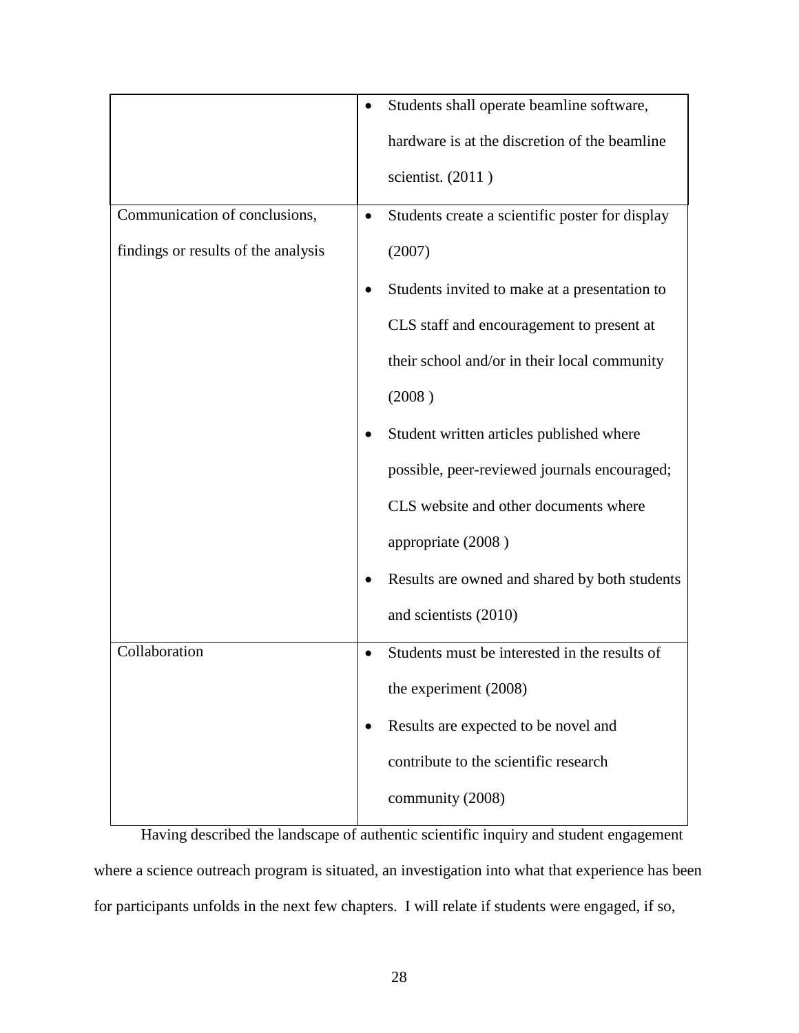| | |
|---|---|
| | • Students shall operate beamline software, hardware is at the discretion of the beamline scientist. (2011 ) |
| Communication of conclusions, findings or results of the analysis | • Students create a scientific poster for display (2007)<br>• Students invited to make at a presentation to CLS staff and encouragement to present at their school and/or in their local community (2008 )<br>• Student written articles published where possible, peer-reviewed journals encouraged; CLS website and other documents where appropriate (2008 )<br>• Results are owned and shared by both students and scientists (2010) |
| Collaboration | • Students must be interested in the results of the experiment (2008)<br>• Results are expected to be novel and contribute to the scientific research community (2008) |

Having described the landscape of authentic scientific inquiry and student engagement where a science outreach program is situated, an investigation into what that experience has been for participants unfolds in the next few chapters. I will relate if students were engaged, if so,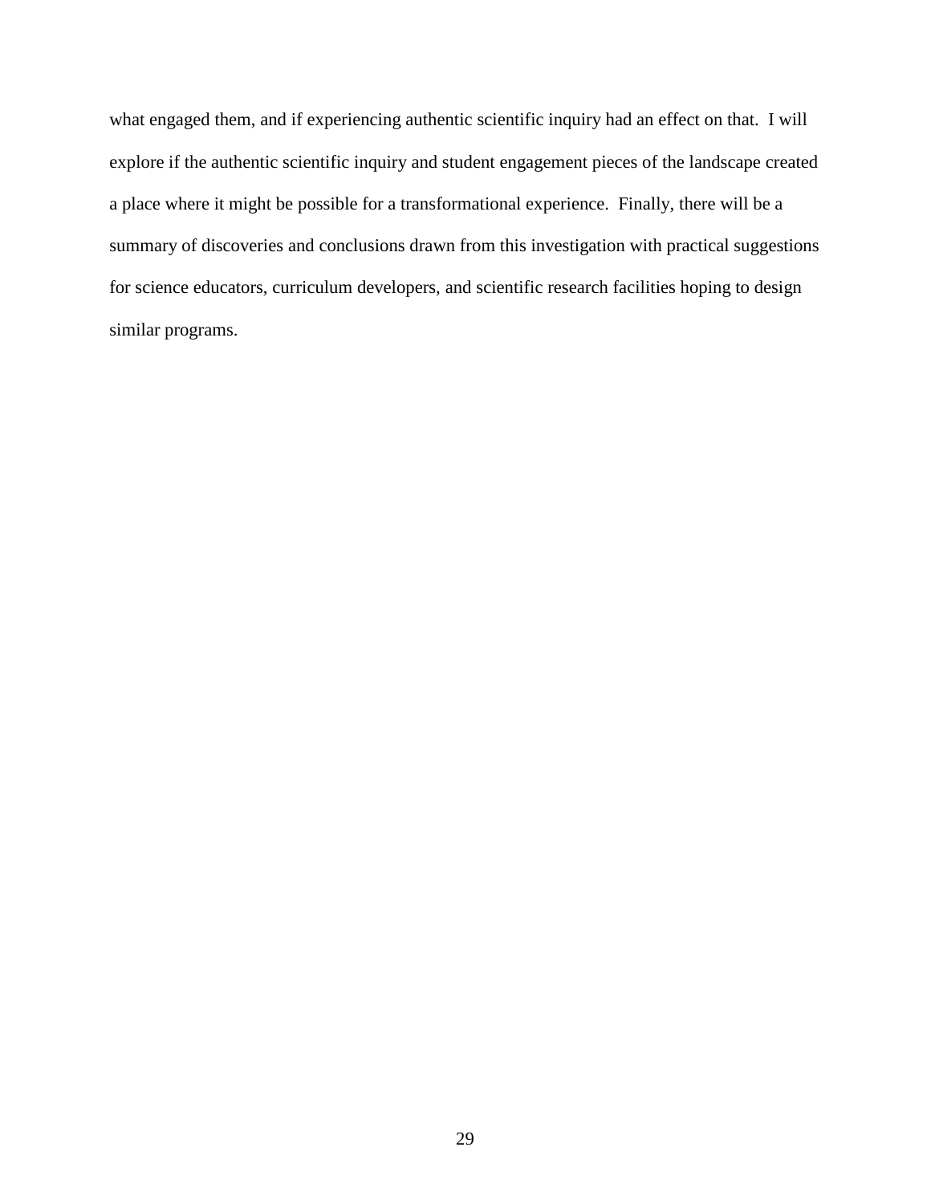what engaged them, and if experiencing authentic scientific inquiry had an effect on that. I will explore if the authentic scientific inquiry and student engagement pieces of the landscape created a place where it might be possible for a transformational experience. Finally, there will be a summary of discoveries and conclusions drawn from this investigation with practical suggestions for science educators, curriculum developers, and scientific research facilities hoping to design similar programs.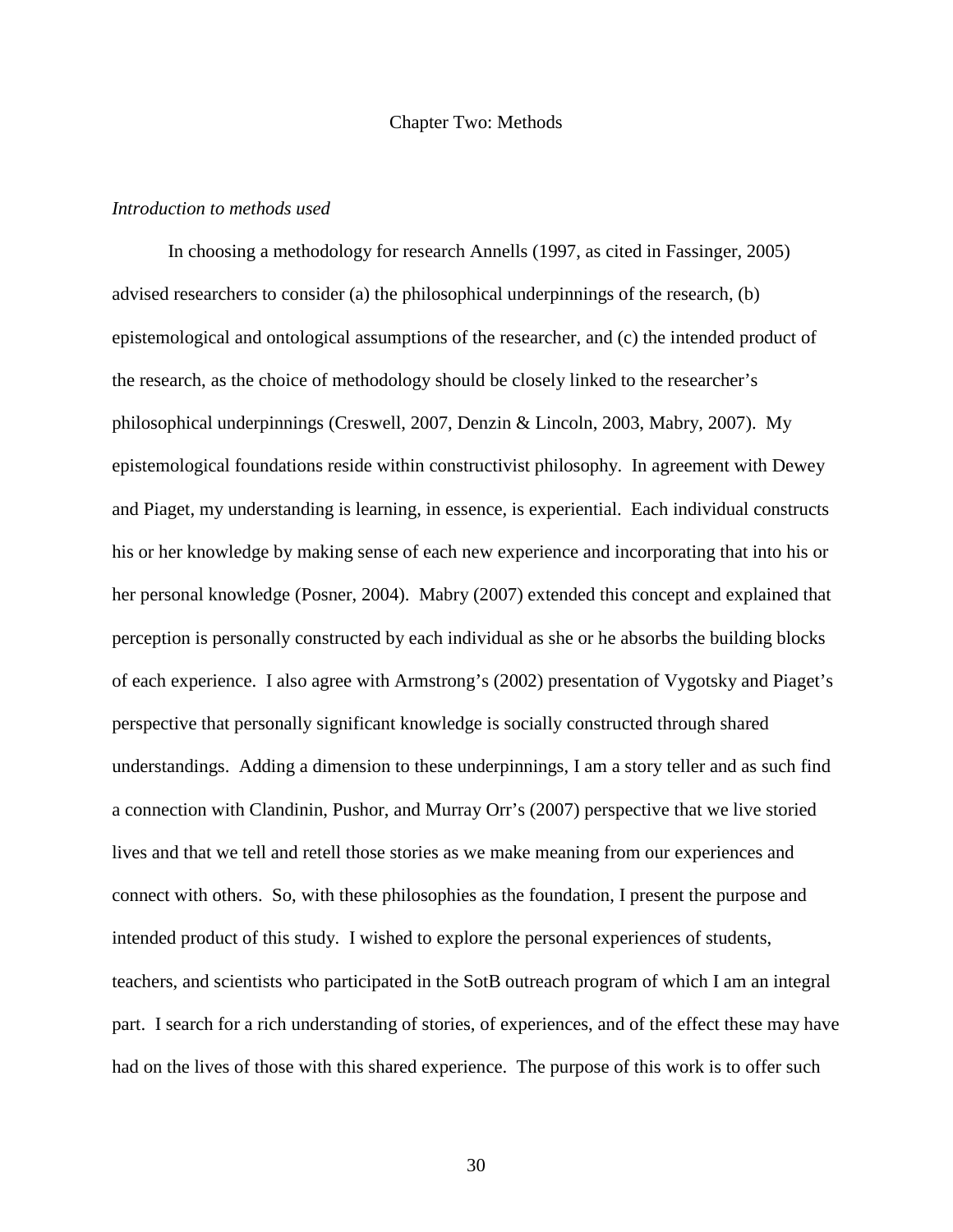# Chapter Two: Methods

*Introduction to methods used*

In choosing a methodology for research Annells (1997, as cited in Fassinger, 2005) advised researchers to consider (a) the philosophical underpinnings of the research, (b) epistemological and ontological assumptions of the researcher, and (c) the intended product of the research, as the choice of methodology should be closely linked to the researcher's philosophical underpinnings (Creswell, 2007, Denzin & Lincoln, 2003, Mabry, 2007). My epistemological foundations reside within constructivist philosophy. In agreement with Dewey and Piaget, my understanding is learning, in essence, is experiential. Each individual constructs his or her knowledge by making sense of each new experience and incorporating that into his or her personal knowledge (Posner, 2004). Mabry (2007) extended this concept and explained that perception is personally constructed by each individual as she or he absorbs the building blocks of each experience. I also agree with Armstrong's (2002) presentation of Vygotsky and Piaget's perspective that personally significant knowledge is socially constructed through shared understandings. Adding a dimension to these underpinnings, I am a story teller and as such find a connection with Clandinin, Pushor, and Murray Orr's (2007) perspective that we live storied lives and that we tell and retell those stories as we make meaning from our experiences and connect with others. So, with these philosophies as the foundation, I present the purpose and intended product of this study. I wished to explore the personal experiences of students, teachers, and scientists who participated in the SotB outreach program of which I am an integral part. I search for a rich understanding of stories, of experiences, and of the effect these may have had on the lives of those with this shared experience. The purpose of this work is to offer such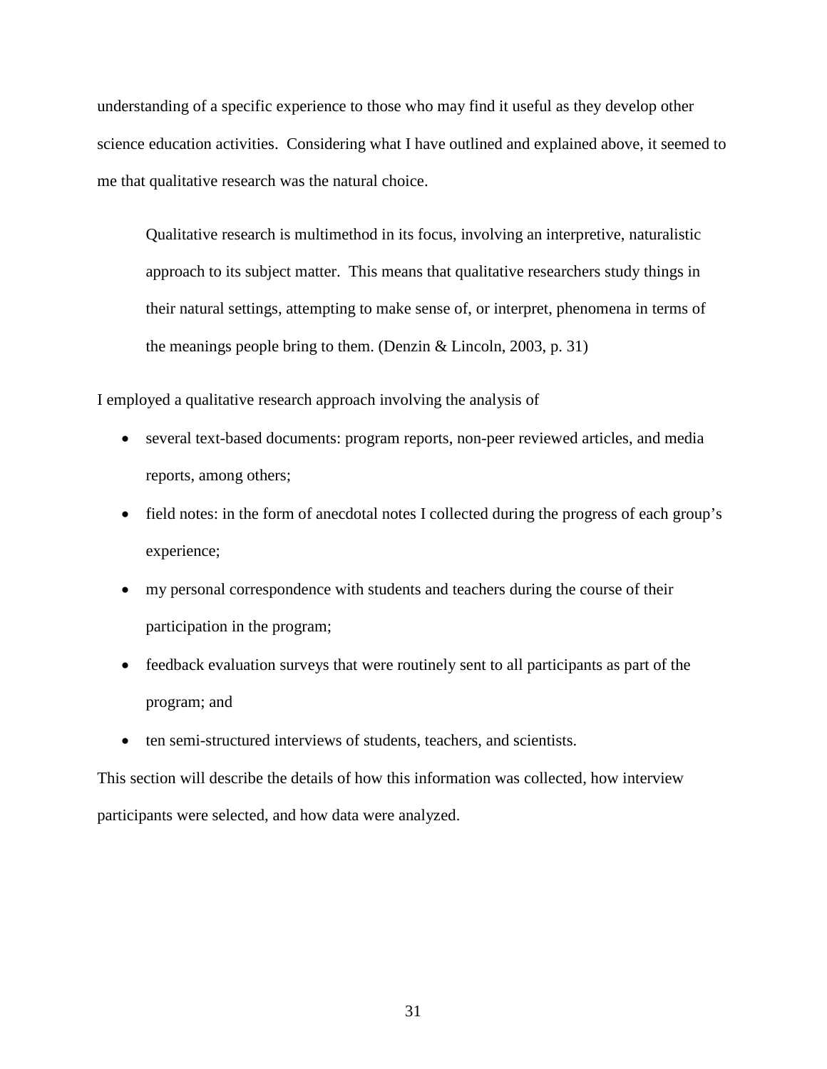understanding of a specific experience to those who may find it useful as they develop other science education activities. Considering what I have outlined and explained above, it seemed to me that qualitative research was the natural choice.

> Qualitative research is multimethod in its focus, involving an interpretive, naturalistic approach to its subject matter. This means that qualitative researchers study things in their natural settings, attempting to make sense of, or interpret, phenomena in terms of the meanings people bring to them. (Denzin & Lincoln, 2003, p. 31)

I employed a qualitative research approach involving the analysis of

- several text-based documents: program reports, non-peer reviewed articles, and media reports, among others;
- field notes: in the form of anecdotal notes I collected during the progress of each group's experience;
- my personal correspondence with students and teachers during the course of their participation in the program;
- feedback evaluation surveys that were routinely sent to all participants as part of the program; and
- ten semi-structured interviews of students, teachers, and scientists.

This section will describe the details of how this information was collected, how interview participants were selected, and how data were analyzed.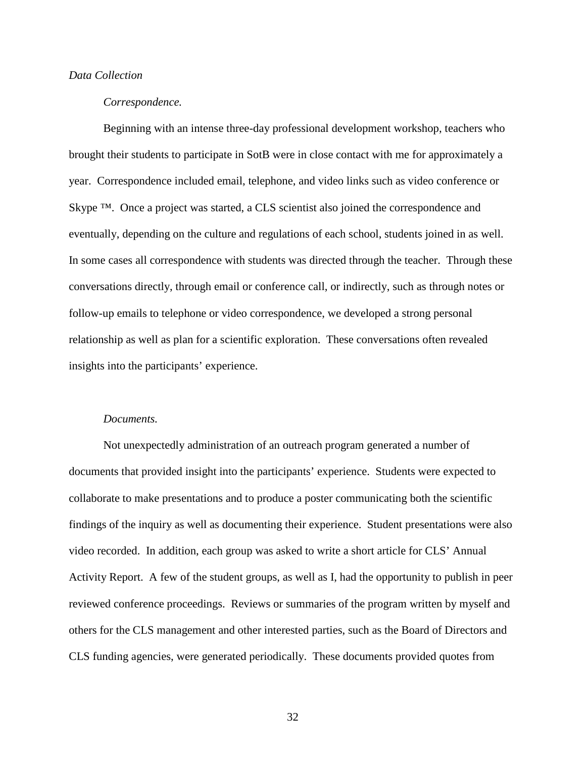*Data Collection*

*Correspondence.*

Beginning with an intense three-day professional development workshop, teachers who brought their students to participate in SotB were in close contact with me for approximately a year. Correspondence included email, telephone, and video links such as video conference or Skype ™. Once a project was started, a CLS scientist also joined the correspondence and eventually, depending on the culture and regulations of each school, students joined in as well. In some cases all correspondence with students was directed through the teacher. Through these conversations directly, through email or conference call, or indirectly, such as through notes or follow-up emails to telephone or video correspondence, we developed a strong personal relationship as well as plan for a scientific exploration. These conversations often revealed insights into the participants' experience.

*Documents.*

Not unexpectedly administration of an outreach program generated a number of documents that provided insight into the participants' experience. Students were expected to collaborate to make presentations and to produce a poster communicating both the scientific findings of the inquiry as well as documenting their experience. Student presentations were also video recorded. In addition, each group was asked to write a short article for CLS' Annual Activity Report. A few of the student groups, as well as I, had the opportunity to publish in peer reviewed conference proceedings. Reviews or summaries of the program written by myself and others for the CLS management and other interested parties, such as the Board of Directors and CLS funding agencies, were generated periodically. These documents provided quotes from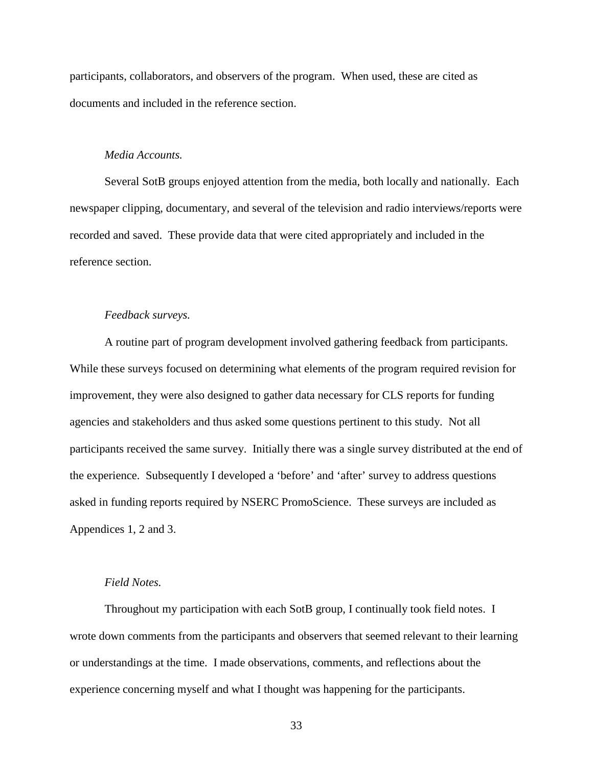participants, collaborators, and observers of the program. When used, these are cited as documents and included in the reference section.

*Media Accounts.*

Several SotB groups enjoyed attention from the media, both locally and nationally. Each newspaper clipping, documentary, and several of the television and radio interviews/reports were recorded and saved. These provide data that were cited appropriately and included in the reference section.

*Feedback surveys.*

A routine part of program development involved gathering feedback from participants. While these surveys focused on determining what elements of the program required revision for improvement, they were also designed to gather data necessary for CLS reports for funding agencies and stakeholders and thus asked some questions pertinent to this study. Not all participants received the same survey. Initially there was a single survey distributed at the end of the experience. Subsequently I developed a 'before' and 'after' survey to address questions asked in funding reports required by NSERC PromoScience. These surveys are included as Appendices 1, 2 and 3.

*Field Notes.*

Throughout my participation with each SotB group, I continually took field notes. I wrote down comments from the participants and observers that seemed relevant to their learning or understandings at the time. I made observations, comments, and reflections about the experience concerning myself and what I thought was happening for the participants.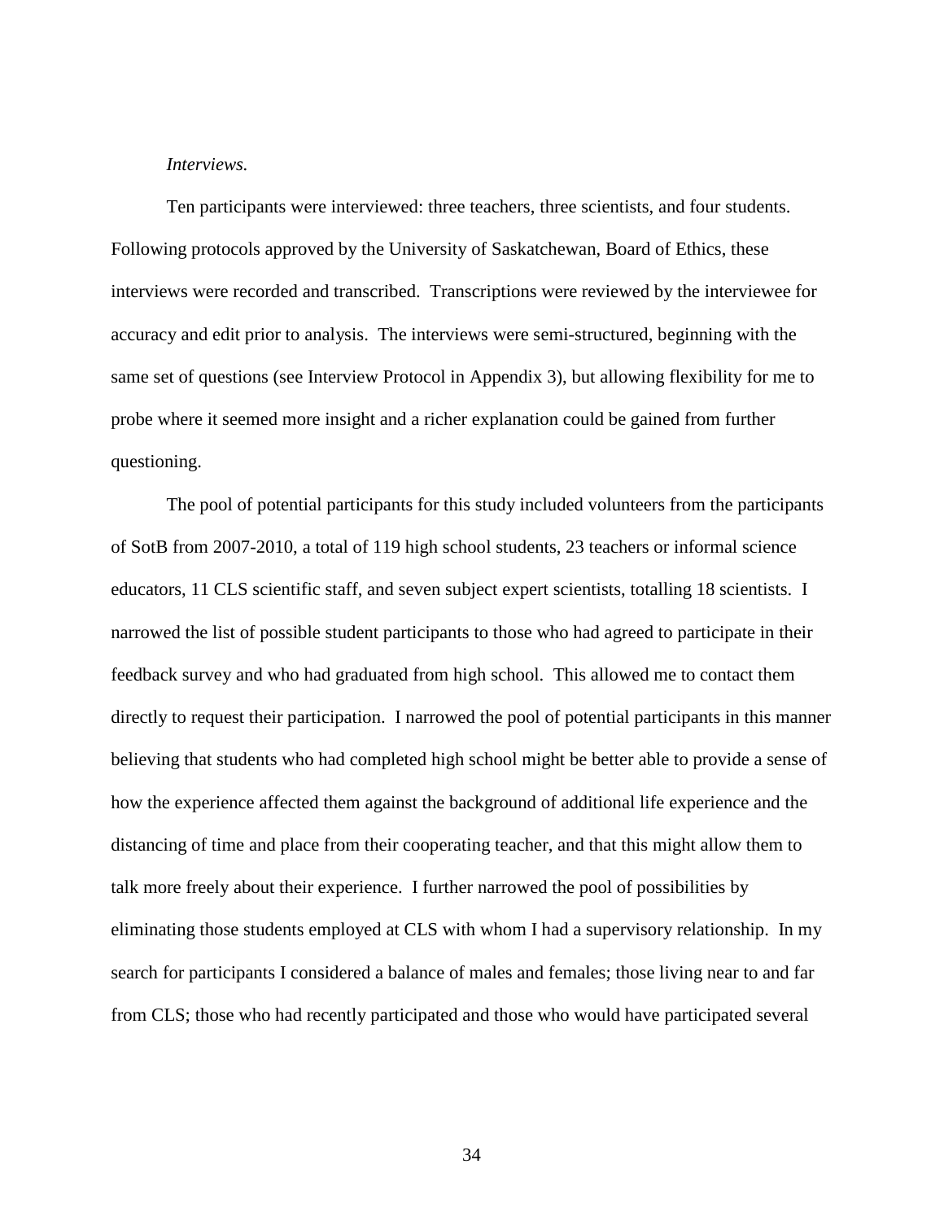*Interviews.*

Ten participants were interviewed: three teachers, three scientists, and four students. Following protocols approved by the University of Saskatchewan, Board of Ethics, these interviews were recorded and transcribed. Transcriptions were reviewed by the interviewee for accuracy and edit prior to analysis. The interviews were semi-structured, beginning with the same set of questions (see Interview Protocol in Appendix 3), but allowing flexibility for me to probe where it seemed more insight and a richer explanation could be gained from further questioning.

The pool of potential participants for this study included volunteers from the participants of SotB from 2007-2010, a total of 119 high school students, 23 teachers or informal science educators, 11 CLS scientific staff, and seven subject expert scientists, totalling 18 scientists. I narrowed the list of possible student participants to those who had agreed to participate in their feedback survey and who had graduated from high school. This allowed me to contact them directly to request their participation. I narrowed the pool of potential participants in this manner believing that students who had completed high school might be better able to provide a sense of how the experience affected them against the background of additional life experience and the distancing of time and place from their cooperating teacher, and that this might allow them to talk more freely about their experience. I further narrowed the pool of possibilities by eliminating those students employed at CLS with whom I had a supervisory relationship. In my search for participants I considered a balance of males and females; those living near to and far from CLS; those who had recently participated and those who would have participated several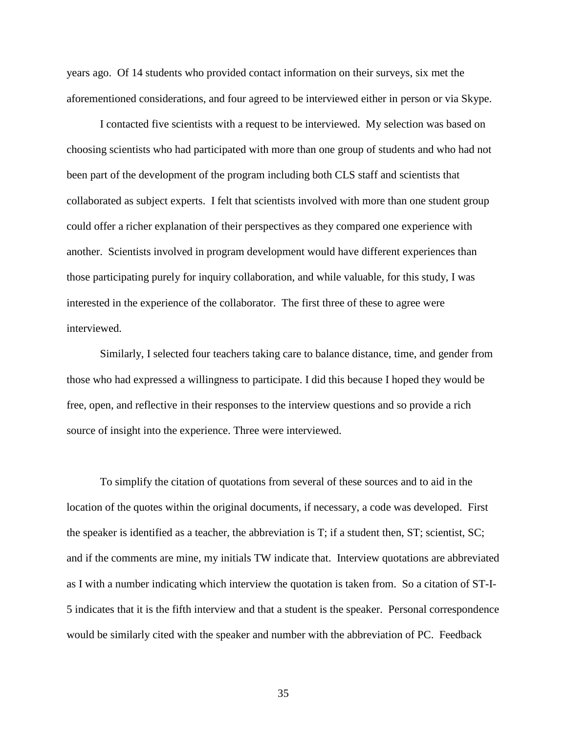years ago. Of 14 students who provided contact information on their surveys, six met the aforementioned considerations, and four agreed to be interviewed either in person or via Skype.

I contacted five scientists with a request to be interviewed. My selection was based on choosing scientists who had participated with more than one group of students and who had not been part of the development of the program including both CLS staff and scientists that collaborated as subject experts. I felt that scientists involved with more than one student group could offer a richer explanation of their perspectives as they compared one experience with another. Scientists involved in program development would have different experiences than those participating purely for inquiry collaboration, and while valuable, for this study, I was interested in the experience of the collaborator. The first three of these to agree were interviewed.

Similarly, I selected four teachers taking care to balance distance, time, and gender from those who had expressed a willingness to participate. I did this because I hoped they would be free, open, and reflective in their responses to the interview questions and so provide a rich source of insight into the experience. Three were interviewed.

To simplify the citation of quotations from several of these sources and to aid in the location of the quotes within the original documents, if necessary, a code was developed. First the speaker is identified as a teacher, the abbreviation is T; if a student then, ST; scientist, SC; and if the comments are mine, my initials TW indicate that. Interview quotations are abbreviated as I with a number indicating which interview the quotation is taken from. So a citation of ST-I-5 indicates that it is the fifth interview and that a student is the speaker. Personal correspondence would be similarly cited with the speaker and number with the abbreviation of PC. Feedback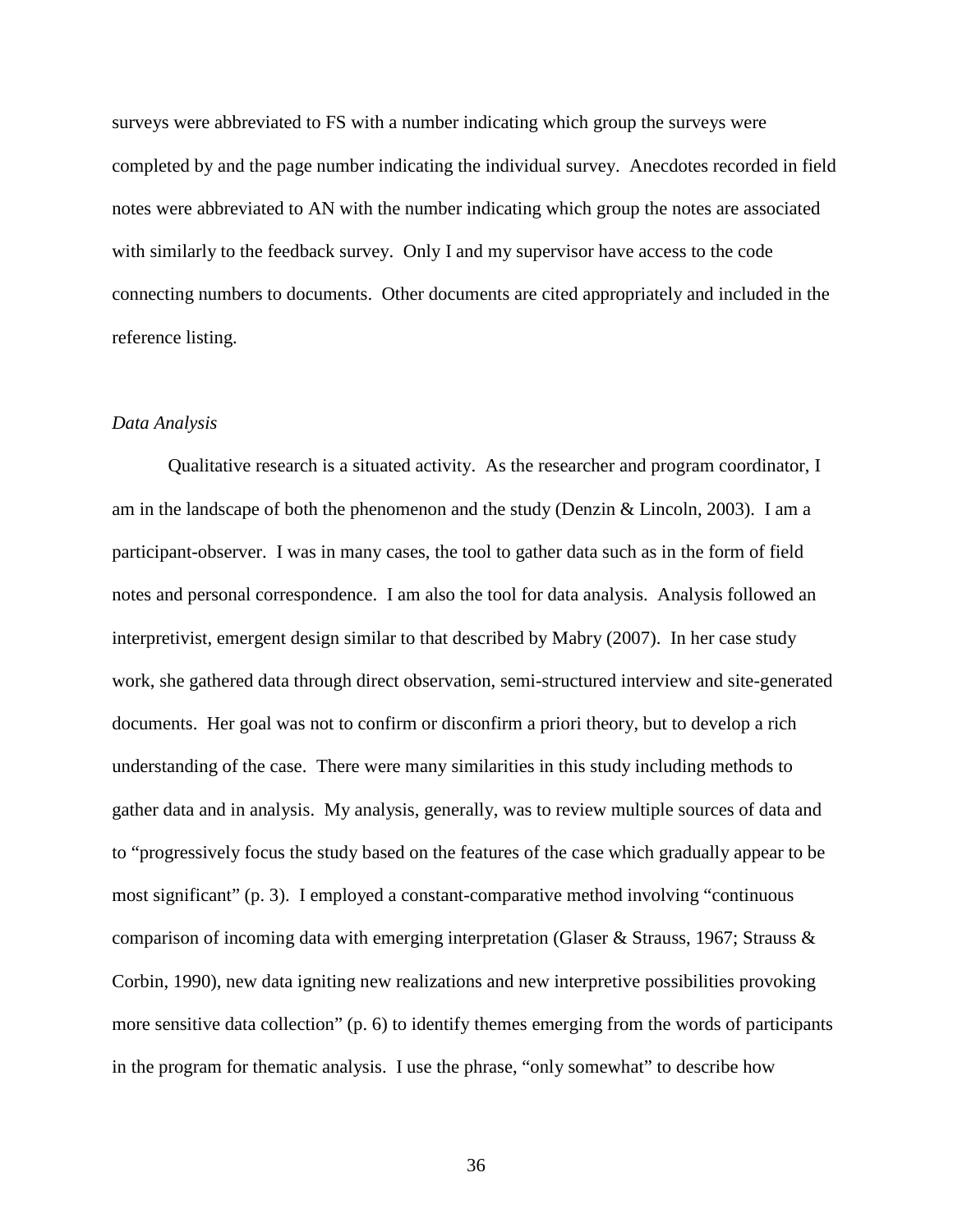surveys were abbreviated to FS with a number indicating which group the surveys were completed by and the page number indicating the individual survey. Anecdotes recorded in field notes were abbreviated to AN with the number indicating which group the notes are associated with similarly to the feedback survey. Only I and my supervisor have access to the code connecting numbers to documents. Other documents are cited appropriately and included in the reference listing.

*Data Analysis*

Qualitative research is a situated activity. As the researcher and program coordinator, I am in the landscape of both the phenomenon and the study (Denzin & Lincoln, 2003). I am a participant-observer. I was in many cases, the tool to gather data such as in the form of field notes and personal correspondence. I am also the tool for data analysis. Analysis followed an interpretivist, emergent design similar to that described by Mabry (2007). In her case study work, she gathered data through direct observation, semi-structured interview and site-generated documents. Her goal was not to confirm or disconfirm a priori theory, but to develop a rich understanding of the case. There were many similarities in this study including methods to gather data and in analysis. My analysis, generally, was to review multiple sources of data and to "progressively focus the study based on the features of the case which gradually appear to be most significant" (p. 3). I employed a constant-comparative method involving "continuous comparison of incoming data with emerging interpretation (Glaser & Strauss, 1967; Strauss & Corbin, 1990), new data igniting new realizations and new interpretive possibilities provoking more sensitive data collection" (p. 6) to identify themes emerging from the words of participants in the program for thematic analysis. I use the phrase, "only somewhat" to describe how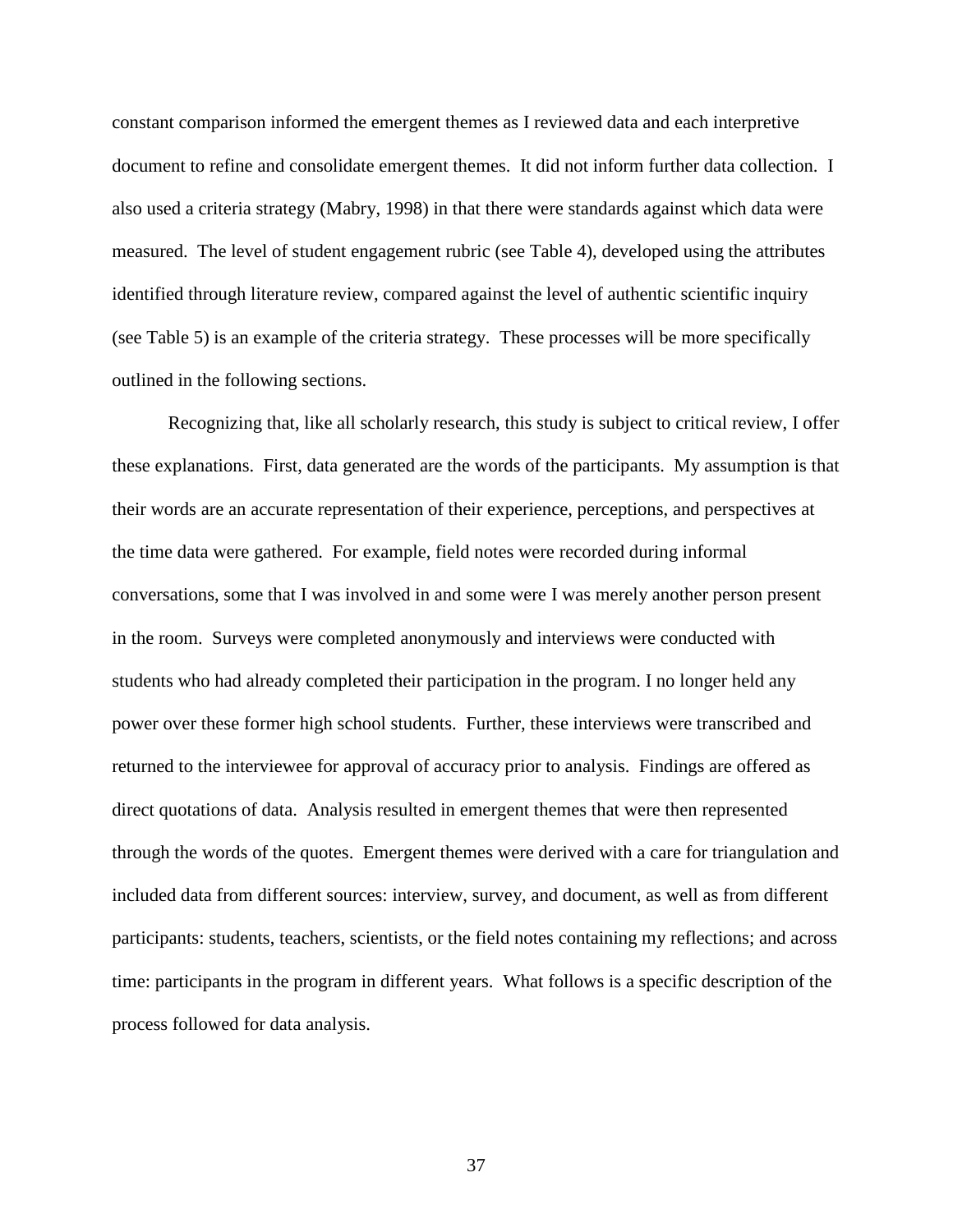constant comparison informed the emergent themes as I reviewed data and each interpretive document to refine and consolidate emergent themes. It did not inform further data collection. I also used a criteria strategy (Mabry, 1998) in that there were standards against which data were measured. The level of student engagement rubric (see Table 4), developed using the attributes identified through literature review, compared against the level of authentic scientific inquiry (see Table 5) is an example of the criteria strategy. These processes will be more specifically outlined in the following sections.

Recognizing that, like all scholarly research, this study is subject to critical review, I offer these explanations. First, data generated are the words of the participants. My assumption is that their words are an accurate representation of their experience, perceptions, and perspectives at the time data were gathered. For example, field notes were recorded during informal conversations, some that I was involved in and some were I was merely another person present in the room. Surveys were completed anonymously and interviews were conducted with students who had already completed their participation in the program. I no longer held any power over these former high school students. Further, these interviews were transcribed and returned to the interviewee for approval of accuracy prior to analysis. Findings are offered as direct quotations of data. Analysis resulted in emergent themes that were then represented through the words of the quotes. Emergent themes were derived with a care for triangulation and included data from different sources: interview, survey, and document, as well as from different participants: students, teachers, scientists, or the field notes containing my reflections; and across time: participants in the program in different years. What follows is a specific description of the process followed for data analysis.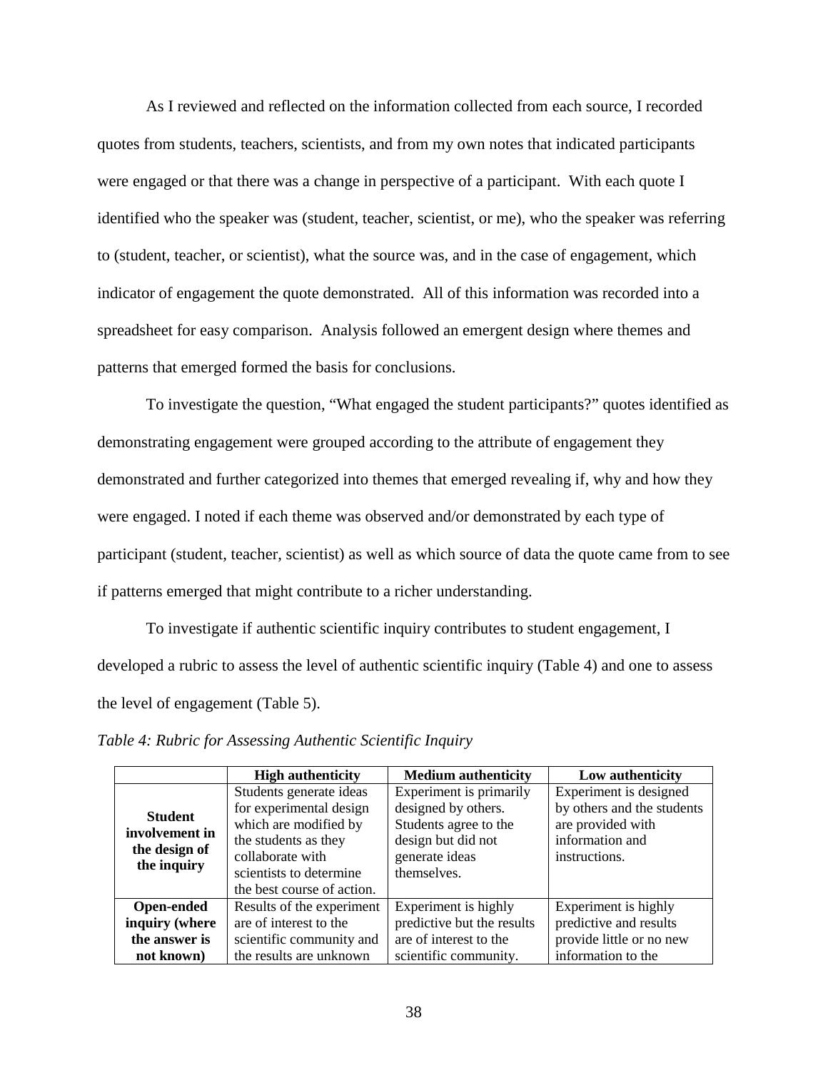As I reviewed and reflected on the information collected from each source, I recorded quotes from students, teachers, scientists, and from my own notes that indicated participants were engaged or that there was a change in perspective of a participant. With each quote I identified who the speaker was (student, teacher, scientist, or me), who the speaker was referring to (student, teacher, or scientist), what the source was, and in the case of engagement, which indicator of engagement the quote demonstrated. All of this information was recorded into a spreadsheet for easy comparison. Analysis followed an emergent design where themes and patterns that emerged formed the basis for conclusions.

To investigate the question, "What engaged the student participants?" quotes identified as demonstrating engagement were grouped according to the attribute of engagement they demonstrated and further categorized into themes that emerged revealing if, why and how they were engaged. I noted if each theme was observed and/or demonstrated by each type of participant (student, teacher, scientist) as well as which source of data the quote came from to see if patterns emerged that might contribute to a richer understanding.

To investigate if authentic scientific inquiry contributes to student engagement, I developed a rubric to assess the level of authentic scientific inquiry (Table 4) and one to assess the level of engagement (Table 5).

*Table 4: Rubric for Assessing Authentic Scientific Inquiry*

| | **High authenticity** | **Medium authenticity** | **Low authenticity** |
|---|---|---|---|
| **Student involvement in the design of the inquiry** | Students generate ideas for experimental design which are modified by the students as they collaborate with scientists to determine the best course of action. | Experiment is primarily designed by others. Students agree to the design but did not generate ideas themselves. | Experiment is designed by others and the students are provided with information and instructions. |
| **Open-ended inquiry (where the answer is not known)** | Results of the experiment are of interest to the scientific community and the results are unknown | Experiment is highly predictive but the results are of interest to the scientific community. | Experiment is highly predictive and results provide little or no new information to the |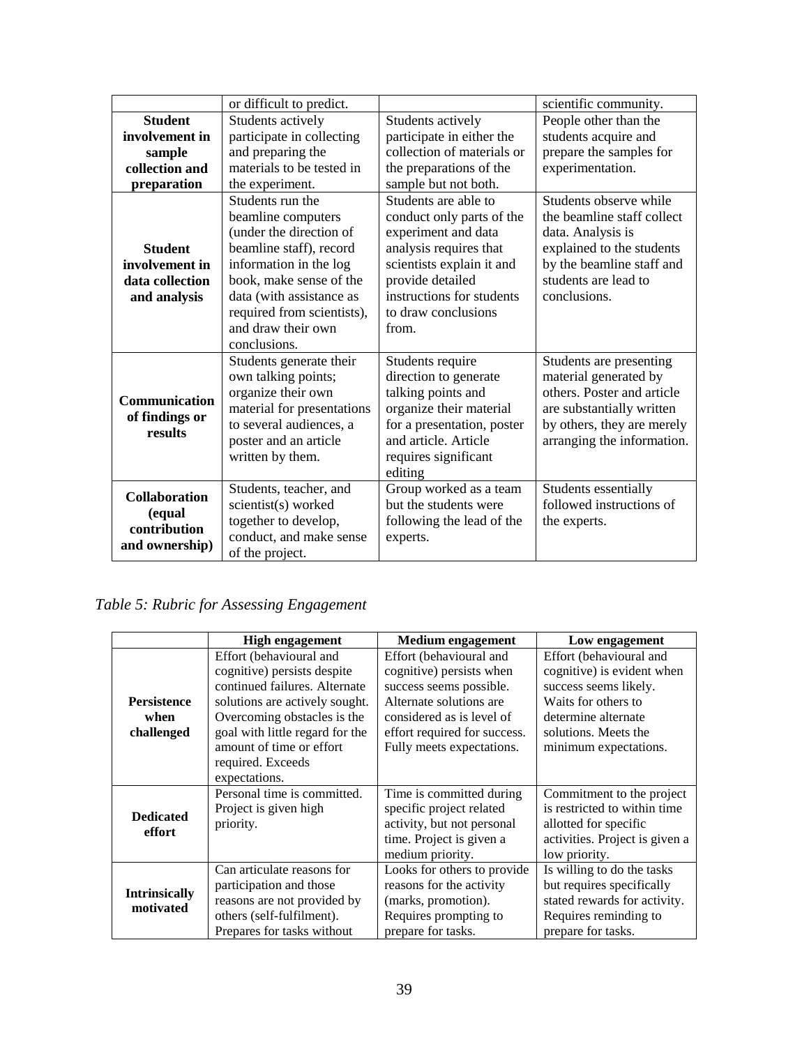| | or difficult to predict. | | scientific community. |
|---|---|---|---|
| **Student involvement in sample collection and preparation** | Students actively participate in collecting and preparing the materials to be tested in the experiment. | Students actively participate in either the collection of materials or the preparations of the sample but not both. | People other than the students acquire and prepare the samples for experimentation. |
| **Student involvement in data collection and analysis** | Students run the beamline computers (under the direction of beamline staff), record information in the log book, make sense of the data (with assistance as required from scientists), and draw their own conclusions. | Students are able to conduct only parts of the experiment and data analysis requires that scientists explain it and provide detailed instructions for students to draw conclusions from. | Students observe while the beamline staff collect data. Analysis is explained to the students by the beamline staff and students are lead to conclusions. |
| **Communication of findings or results** | Students generate their own talking points; organize their own material for presentations to several audiences, a poster and an article written by them. | Students require direction to generate talking points and organize their material for a presentation, poster and article. Article requires significant editing | Students are presenting material generated by others. Poster and article are substantially written by others, they are merely arranging the information. |
| **Collaboration (equal contribution and ownership)** | Students, teacher, and scientist(s) worked together to develop, conduct, and make sense of the project. | Group worked as a team but the students were following the lead of the experts. | Students essentially followed instructions of the experts. |

*Table 5: Rubric for Assessing Engagement*

| | **High engagement** | **Medium engagement** | **Low engagement** |
|---|---|---|---|
| **Persistence when challenged** | Effort (behavioural and cognitive) persists despite continued failures. Alternate solutions are actively sought. Overcoming obstacles is the goal with little regard for the amount of time or effort required. Exceeds expectations. | Effort (behavioural and cognitive) persists when success seems possible. Alternate solutions are considered as is level of effort required for success. Fully meets expectations. | Effort (behavioural and cognitive) is evident when success seems likely. Waits for others to determine alternate solutions. Meets the minimum expectations. |
| **Dedicated effort** | Personal time is committed. Project is given high priority. | Time is committed during specific project related activity, but not personal time. Project is given a medium priority. | Commitment to the project is restricted to within time allotted for specific activities. Project is given a low priority. |
| **Intrinsically motivated** | Can articulate reasons for participation and those reasons are not provided by others (self-fulfilment). Prepares for tasks without | Looks for others to provide reasons for the activity (marks, promotion). Requires prompting to prepare for tasks. | Is willing to do the tasks but requires specifically stated rewards for activity. Requires reminding to prepare for tasks. |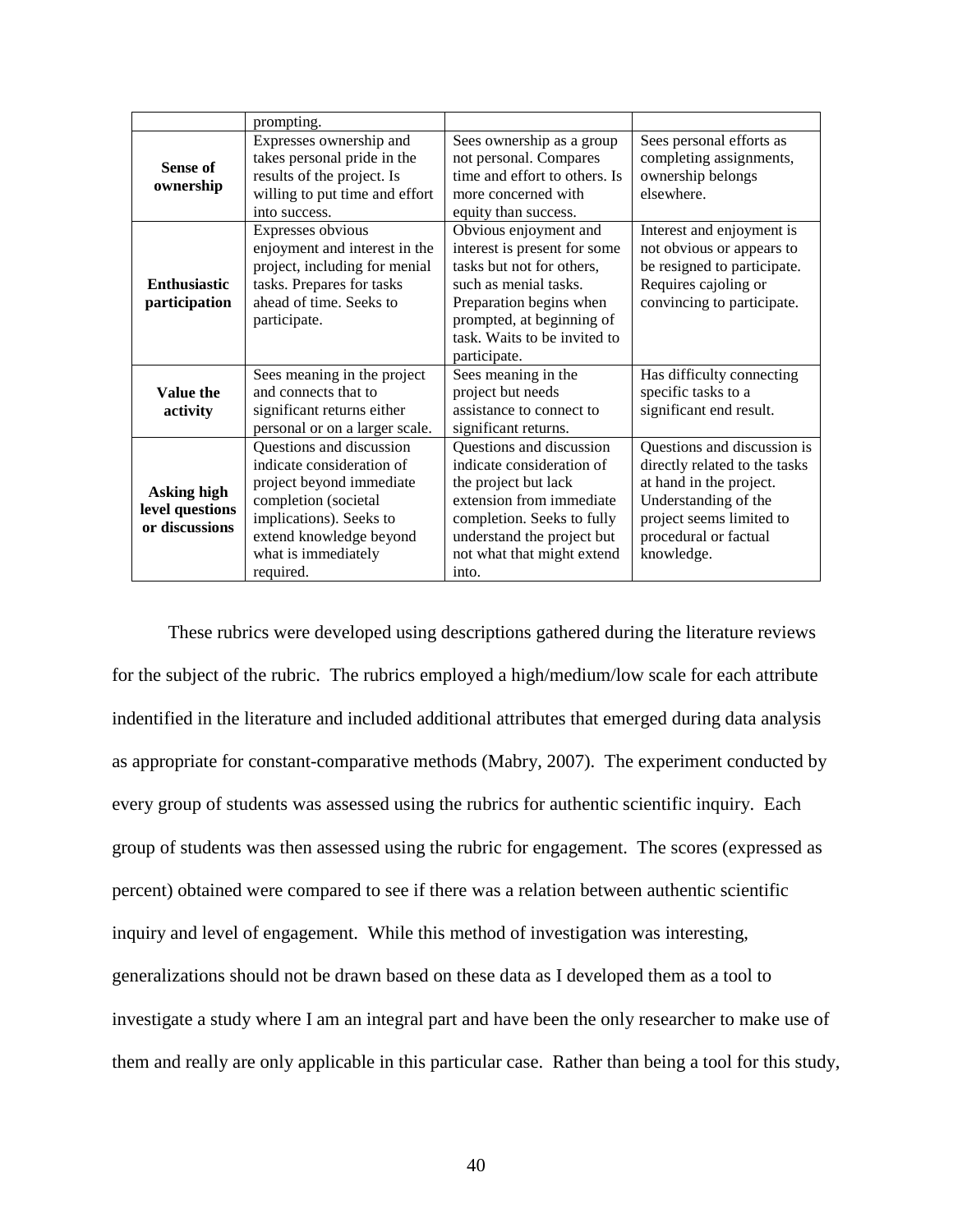|  | prompting. |  |  |
|---|---|---|---|
| **Sense of ownership** | Expresses ownership and takes personal pride in the results of the project. Is willing to put time and effort into success. | Sees ownership as a group not personal. Compares time and effort to others. Is more concerned with equity than success. | Sees personal efforts as completing assignments, ownership belongs elsewhere. |
| **Enthusiastic participation** | Expresses obvious enjoyment and interest in the project, including for menial tasks. Prepares for tasks ahead of time. Seeks to participate. | Obvious enjoyment and interest is present for some tasks but not for others, such as menial tasks. Preparation begins when prompted, at beginning of task. Waits to be invited to participate. | Interest and enjoyment is not obvious or appears to be resigned to participate. Requires cajoling or convincing to participate. |
| **Value the activity** | Sees meaning in the project and connects that to significant returns either personal or on a larger scale. | Sees meaning in the project but needs assistance to connect to significant returns. | Has difficulty connecting specific tasks to a significant end result. |
| **Asking high level questions or discussions** | Questions and discussion indicate consideration of project beyond immediate completion (societal implications). Seeks to extend knowledge beyond what is immediately required. | Questions and discussion indicate consideration of the project but lack extension from immediate completion. Seeks to fully understand the project but not what that might extend into. | Questions and discussion is directly related to the tasks at hand in the project. Understanding of the project seems limited to procedural or factual knowledge. |

These rubrics were developed using descriptions gathered during the literature reviews for the subject of the rubric. The rubrics employed a high/medium/low scale for each attribute indentified in the literature and included additional attributes that emerged during data analysis as appropriate for constant-comparative methods (Mabry, 2007). The experiment conducted by every group of students was assessed using the rubrics for authentic scientific inquiry. Each group of students was then assessed using the rubric for engagement. The scores (expressed as percent) obtained were compared to see if there was a relation between authentic scientific inquiry and level of engagement. While this method of investigation was interesting, generalizations should not be drawn based on these data as I developed them as a tool to investigate a study where I am an integral part and have been the only researcher to make use of them and really are only applicable in this particular case. Rather than being a tool for this study,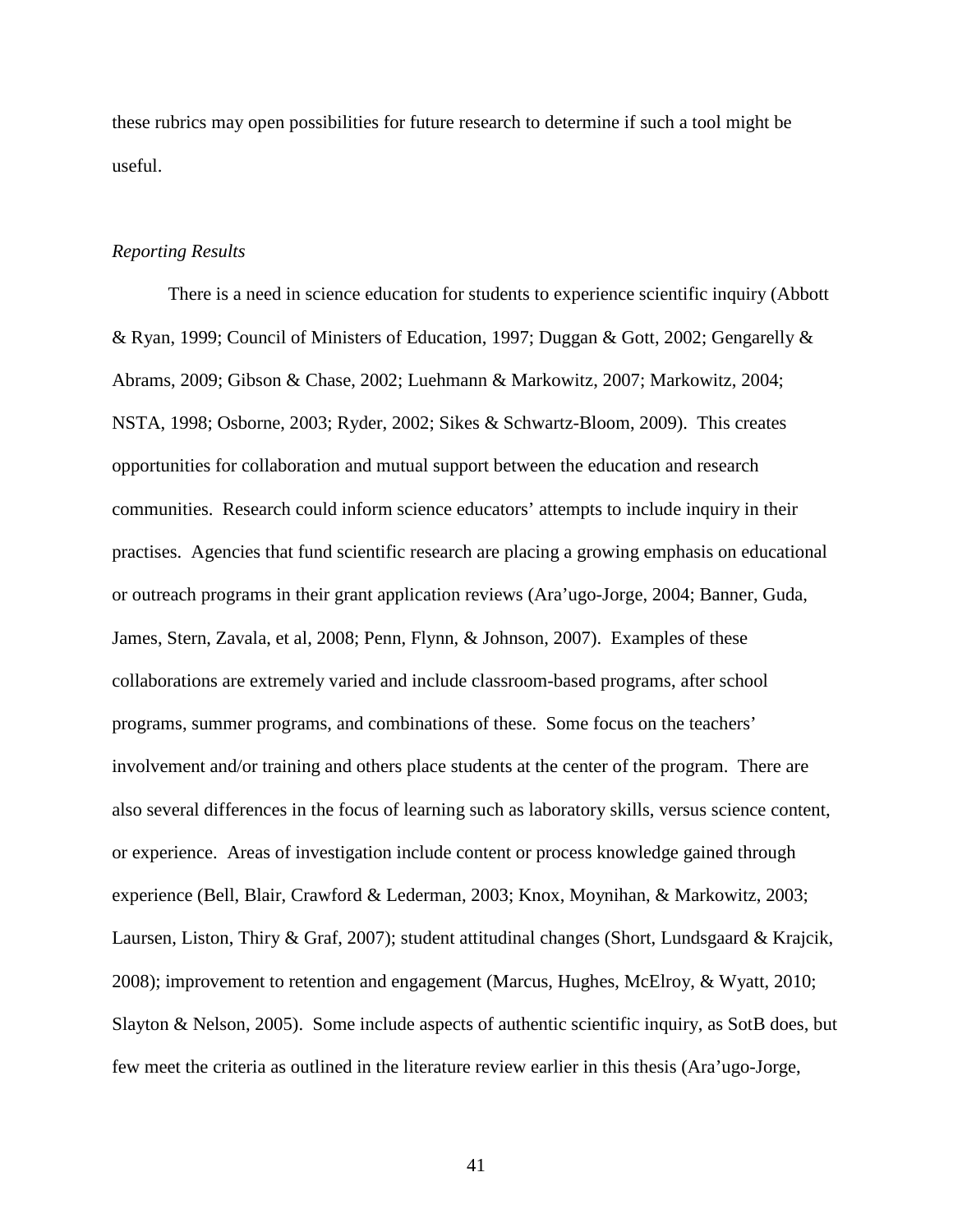these rubrics may open possibilities for future research to determine if such a tool might be useful.

*Reporting Results*

There is a need in science education for students to experience scientific inquiry (Abbott & Ryan, 1999; Council of Ministers of Education, 1997; Duggan & Gott, 2002; Gengarelly & Abrams, 2009; Gibson & Chase, 2002; Luehmann & Markowitz, 2007; Markowitz, 2004; NSTA, 1998; Osborne, 2003; Ryder, 2002; Sikes & Schwartz-Bloom, 2009). This creates opportunities for collaboration and mutual support between the education and research communities. Research could inform science educators' attempts to include inquiry in their practises. Agencies that fund scientific research are placing a growing emphasis on educational or outreach programs in their grant application reviews (Ara'ugo-Jorge, 2004; Banner, Guda, James, Stern, Zavala, et al, 2008; Penn, Flynn, & Johnson, 2007). Examples of these collaborations are extremely varied and include classroom-based programs, after school programs, summer programs, and combinations of these. Some focus on the teachers' involvement and/or training and others place students at the center of the program. There are also several differences in the focus of learning such as laboratory skills, versus science content, or experience. Areas of investigation include content or process knowledge gained through experience (Bell, Blair, Crawford & Lederman, 2003; Knox, Moynihan, & Markowitz, 2003; Laursen, Liston, Thiry & Graf, 2007); student attitudinal changes (Short, Lundsgaard & Krajcik, 2008); improvement to retention and engagement (Marcus, Hughes, McElroy, & Wyatt, 2010; Slayton & Nelson, 2005). Some include aspects of authentic scientific inquiry, as SotB does, but few meet the criteria as outlined in the literature review earlier in this thesis (Ara'ugo-Jorge,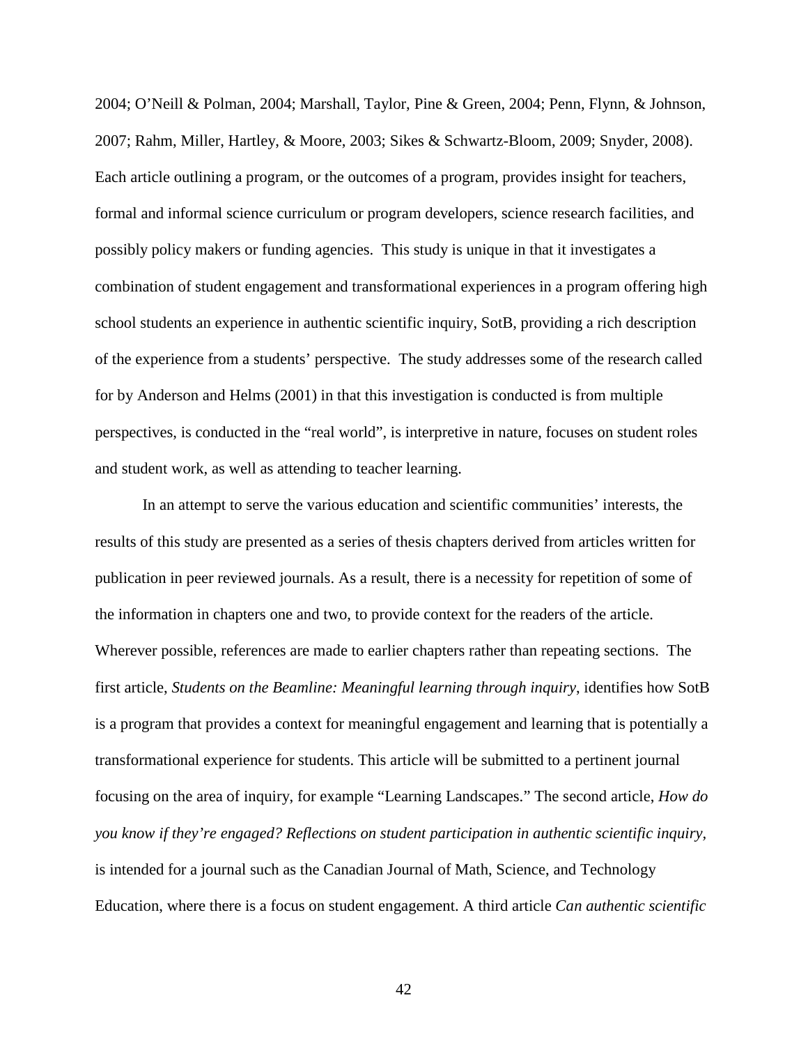2004; O'Neill & Polman, 2004; Marshall, Taylor, Pine & Green, 2004; Penn, Flynn, & Johnson, 2007; Rahm, Miller, Hartley, & Moore, 2003; Sikes & Schwartz-Bloom, 2009; Snyder, 2008). Each article outlining a program, or the outcomes of a program, provides insight for teachers, formal and informal science curriculum or program developers, science research facilities, and possibly policy makers or funding agencies. This study is unique in that it investigates a combination of student engagement and transformational experiences in a program offering high school students an experience in authentic scientific inquiry, SotB, providing a rich description of the experience from a students' perspective. The study addresses some of the research called for by Anderson and Helms (2001) in that this investigation is conducted is from multiple perspectives, is conducted in the "real world", is interpretive in nature, focuses on student roles and student work, as well as attending to teacher learning.

In an attempt to serve the various education and scientific communities' interests, the results of this study are presented as a series of thesis chapters derived from articles written for publication in peer reviewed journals. As a result, there is a necessity for repetition of some of the information in chapters one and two, to provide context for the readers of the article. Wherever possible, references are made to earlier chapters rather than repeating sections. The first article, *Students on the Beamline: Meaningful learning through inquiry*, identifies how SotB is a program that provides a context for meaningful engagement and learning that is potentially a transformational experience for students. This article will be submitted to a pertinent journal focusing on the area of inquiry, for example "Learning Landscapes." The second article, *How do you know if they're engaged? Reflections on student participation in authentic scientific inquiry*, is intended for a journal such as the Canadian Journal of Math, Science, and Technology Education, where there is a focus on student engagement. A third article *Can authentic scientific*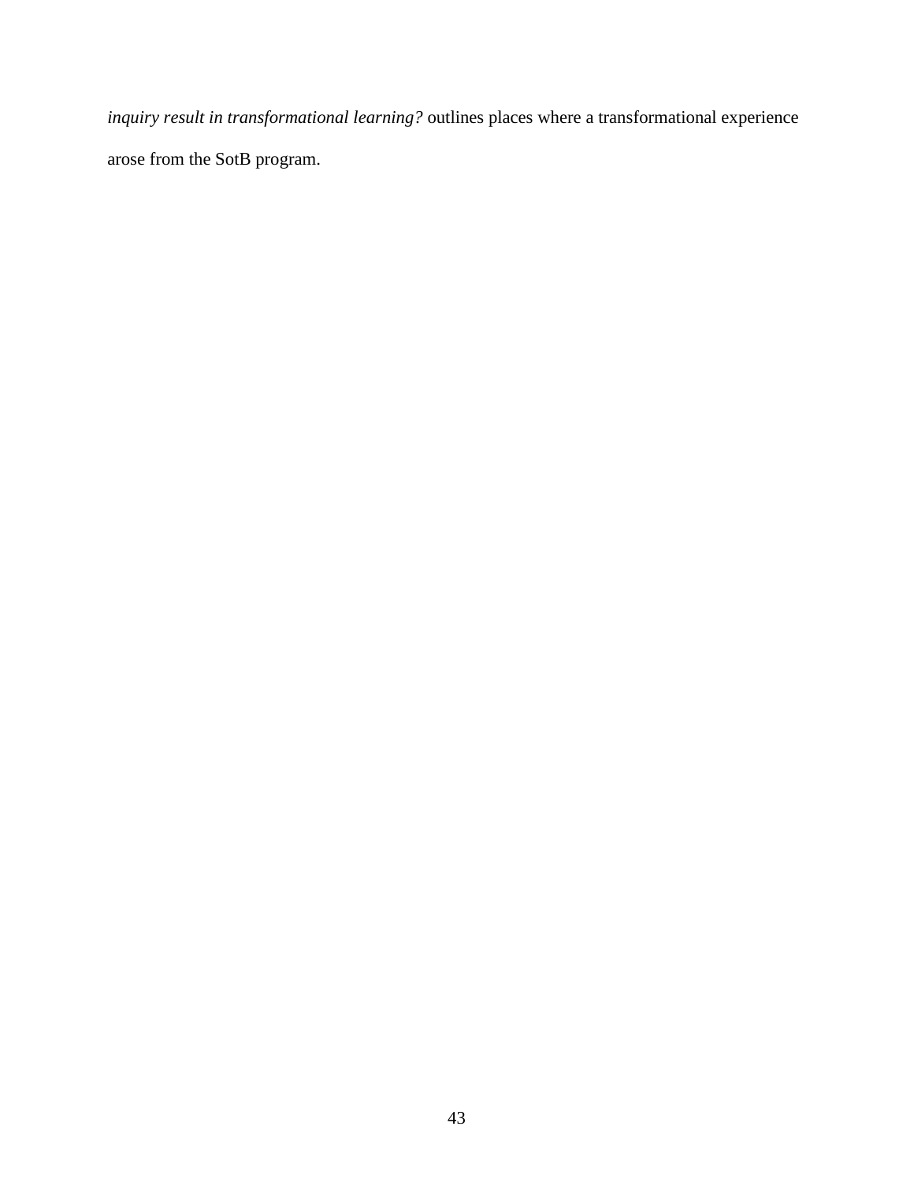*inquiry result in transformational learning?* outlines places where a transformational experience arose from the SotB program.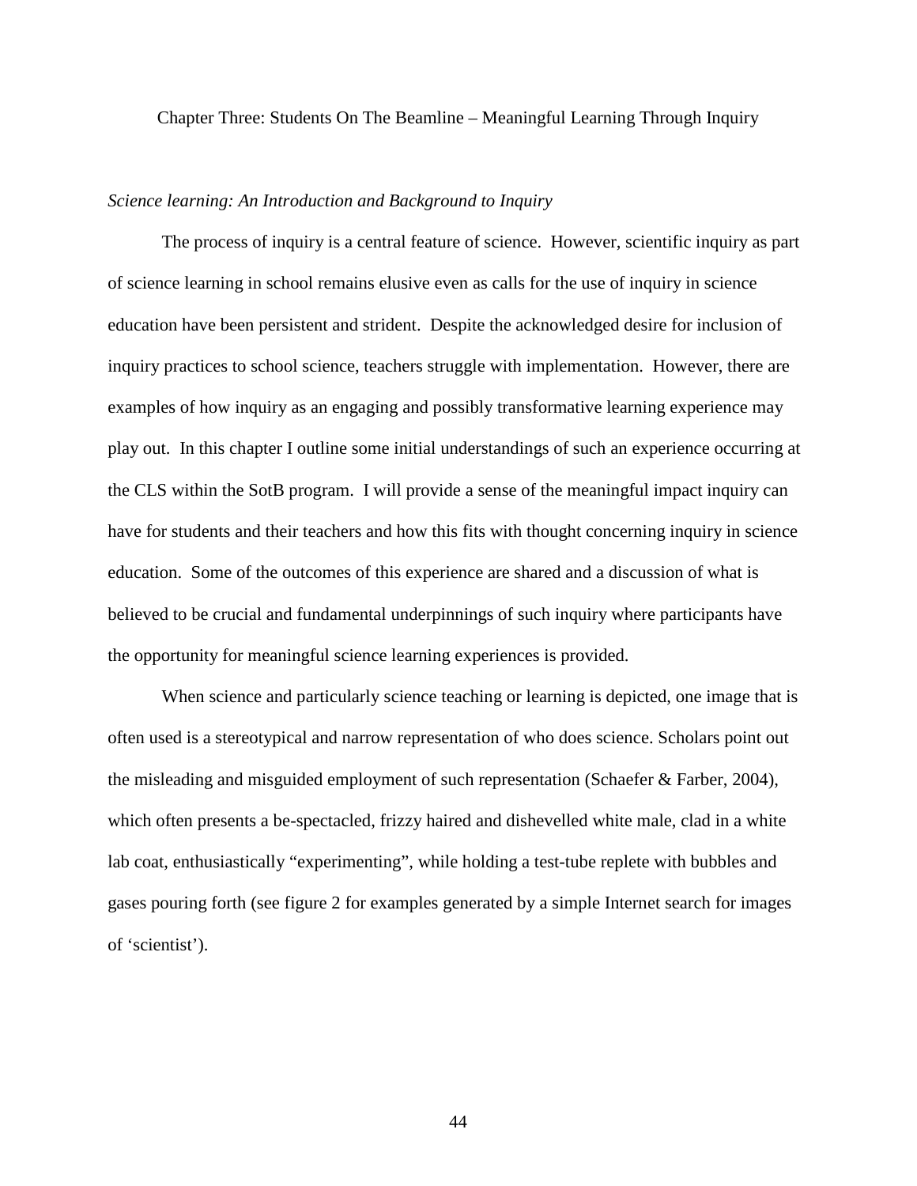# Chapter Three: Students On The Beamline – Meaningful Learning Through Inquiry

## *Science learning: An Introduction and Background to Inquiry*

The process of inquiry is a central feature of science. However, scientific inquiry as part of science learning in school remains elusive even as calls for the use of inquiry in science education have been persistent and strident. Despite the acknowledged desire for inclusion of inquiry practices to school science, teachers struggle with implementation. However, there are examples of how inquiry as an engaging and possibly transformative learning experience may play out. In this chapter I outline some initial understandings of such an experience occurring at the CLS within the SotB program. I will provide a sense of the meaningful impact inquiry can have for students and their teachers and how this fits with thought concerning inquiry in science education. Some of the outcomes of this experience are shared and a discussion of what is believed to be crucial and fundamental underpinnings of such inquiry where participants have the opportunity for meaningful science learning experiences is provided.

When science and particularly science teaching or learning is depicted, one image that is often used is a stereotypical and narrow representation of who does science. Scholars point out the misleading and misguided employment of such representation (Schaefer & Farber, 2004), which often presents a be-spectacled, frizzy haired and dishevelled white male, clad in a white lab coat, enthusiastically "experimenting", while holding a test-tube replete with bubbles and gases pouring forth (see figure 2 for examples generated by a simple Internet search for images of 'scientist').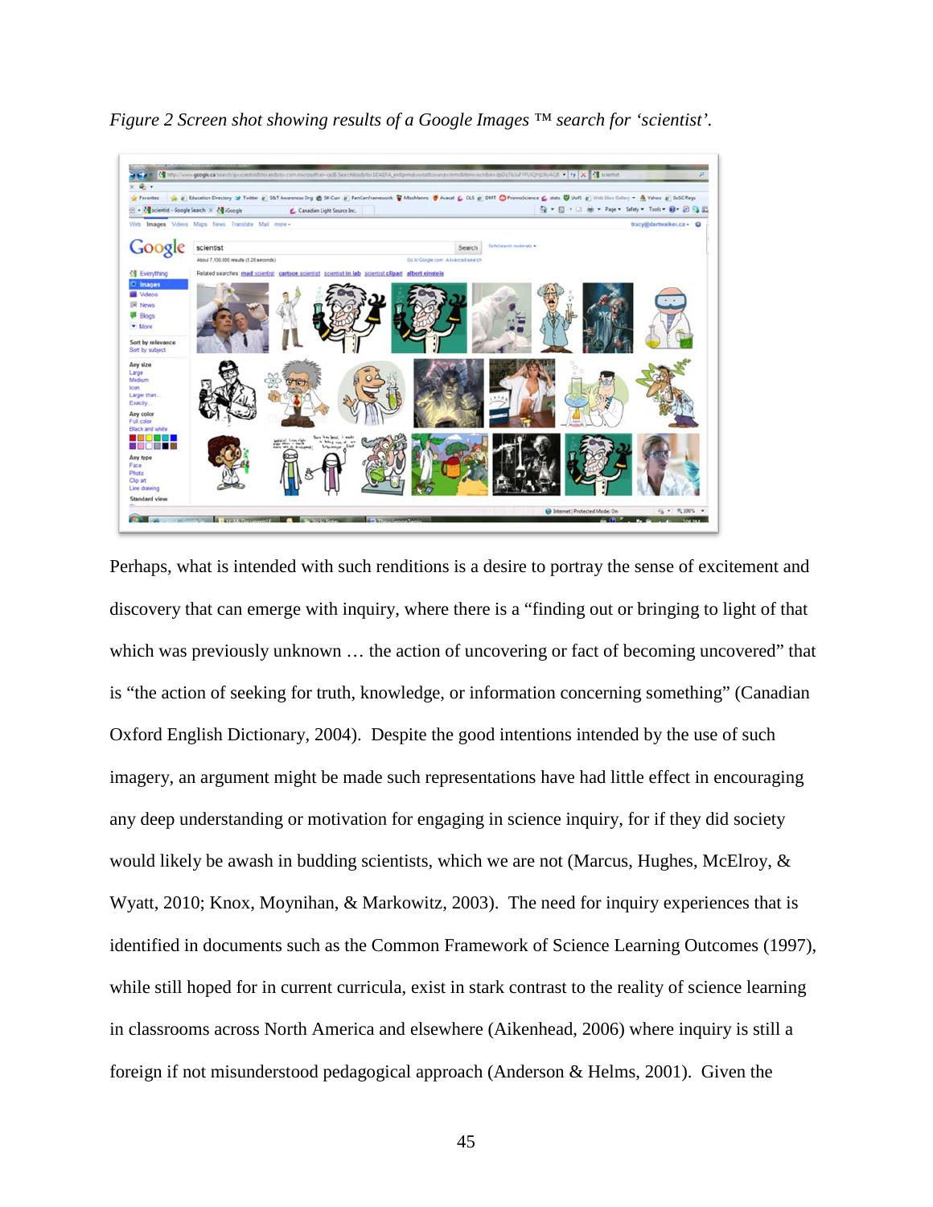*Figure 2 Screen shot showing results of a Google Images ™ search for 'scientist'.*

Perhaps, what is intended with such renditions is a desire to portray the sense of excitement and discovery that can emerge with inquiry, where there is a "finding out or bringing to light of that which was previously unknown … the action of uncovering or fact of becoming uncovered" that is "the action of seeking for truth, knowledge, or information concerning something" (Canadian Oxford English Dictionary, 2004). Despite the good intentions intended by the use of such imagery, an argument might be made such representations have had little effect in encouraging any deep understanding or motivation for engaging in science inquiry, for if they did society would likely be awash in budding scientists, which we are not (Marcus, Hughes, McElroy, & Wyatt, 2010; Knox, Moynihan, & Markowitz, 2003). The need for inquiry experiences that is identified in documents such as the Common Framework of Science Learning Outcomes (1997), while still hoped for in current curricula, exist in stark contrast to the reality of science learning in classrooms across North America and elsewhere (Aikenhead, 2006) where inquiry is still a foreign if not misunderstood pedagogical approach (Anderson & Helms, 2001). Given the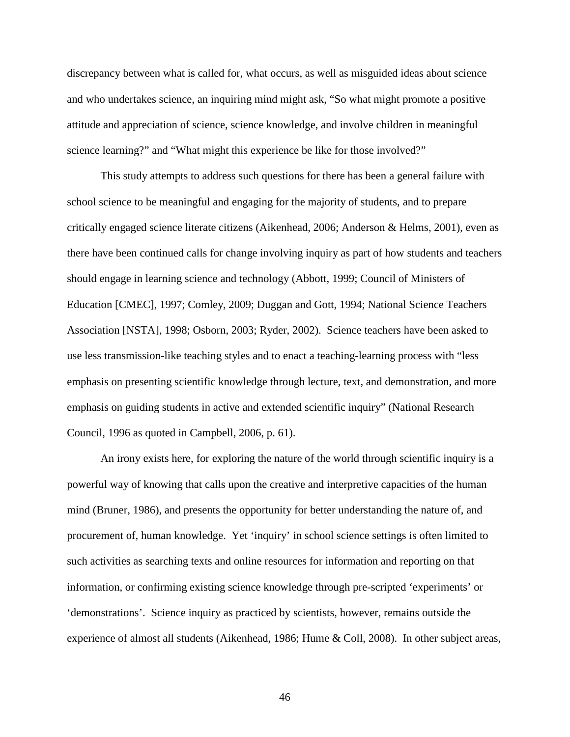discrepancy between what is called for, what occurs, as well as misguided ideas about science and who undertakes science, an inquiring mind might ask, "So what might promote a positive attitude and appreciation of science, science knowledge, and involve children in meaningful science learning?" and "What might this experience be like for those involved?"

This study attempts to address such questions for there has been a general failure with school science to be meaningful and engaging for the majority of students, and to prepare critically engaged science literate citizens (Aikenhead, 2006; Anderson & Helms, 2001), even as there have been continued calls for change involving inquiry as part of how students and teachers should engage in learning science and technology (Abbott, 1999; Council of Ministers of Education [CMEC], 1997; Comley, 2009; Duggan and Gott, 1994; National Science Teachers Association [NSTA], 1998; Osborn, 2003; Ryder, 2002). Science teachers have been asked to use less transmission-like teaching styles and to enact a teaching-learning process with "less emphasis on presenting scientific knowledge through lecture, text, and demonstration, and more emphasis on guiding students in active and extended scientific inquiry" (National Research Council, 1996 as quoted in Campbell, 2006, p. 61).

An irony exists here, for exploring the nature of the world through scientific inquiry is a powerful way of knowing that calls upon the creative and interpretive capacities of the human mind (Bruner, 1986), and presents the opportunity for better understanding the nature of, and procurement of, human knowledge. Yet 'inquiry' in school science settings is often limited to such activities as searching texts and online resources for information and reporting on that information, or confirming existing science knowledge through pre-scripted 'experiments' or 'demonstrations'. Science inquiry as practiced by scientists, however, remains outside the experience of almost all students (Aikenhead, 1986; Hume & Coll, 2008). In other subject areas,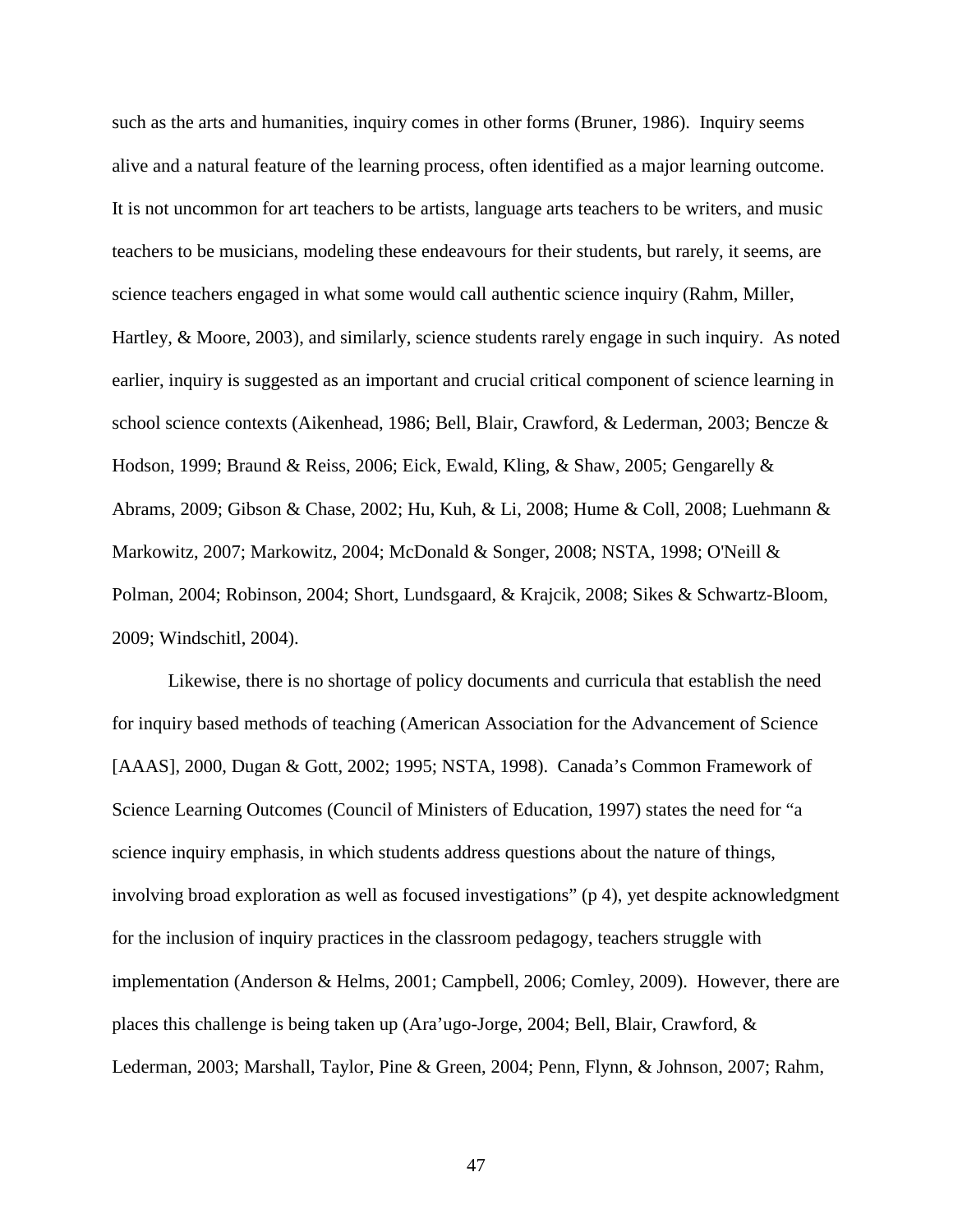such as the arts and humanities, inquiry comes in other forms (Bruner, 1986). Inquiry seems alive and a natural feature of the learning process, often identified as a major learning outcome. It is not uncommon for art teachers to be artists, language arts teachers to be writers, and music teachers to be musicians, modeling these endeavours for their students, but rarely, it seems, are science teachers engaged in what some would call authentic science inquiry (Rahm, Miller, Hartley, & Moore, 2003), and similarly, science students rarely engage in such inquiry. As noted earlier, inquiry is suggested as an important and crucial critical component of science learning in school science contexts (Aikenhead, 1986; Bell, Blair, Crawford, & Lederman, 2003; Bencze & Hodson, 1999; Braund & Reiss, 2006; Eick, Ewald, Kling, & Shaw, 2005; Gengarelly & Abrams, 2009; Gibson & Chase, 2002; Hu, Kuh, & Li, 2008; Hume & Coll, 2008; Luehmann & Markowitz, 2007; Markowitz, 2004; McDonald & Songer, 2008; NSTA, 1998; O'Neill & Polman, 2004; Robinson, 2004; Short, Lundsgaard, & Krajcik, 2008; Sikes & Schwartz-Bloom, 2009; Windschitl, 2004).

Likewise, there is no shortage of policy documents and curricula that establish the need for inquiry based methods of teaching (American Association for the Advancement of Science [AAAS], 2000, Dugan & Gott, 2002; 1995; NSTA, 1998). Canada's Common Framework of Science Learning Outcomes (Council of Ministers of Education, 1997) states the need for "a science inquiry emphasis, in which students address questions about the nature of things, involving broad exploration as well as focused investigations" (p 4), yet despite acknowledgment for the inclusion of inquiry practices in the classroom pedagogy, teachers struggle with implementation (Anderson & Helms, 2001; Campbell, 2006; Comley, 2009). However, there are places this challenge is being taken up (Ara'ugo-Jorge, 2004; Bell, Blair, Crawford, & Lederman, 2003; Marshall, Taylor, Pine & Green, 2004; Penn, Flynn, & Johnson, 2007; Rahm,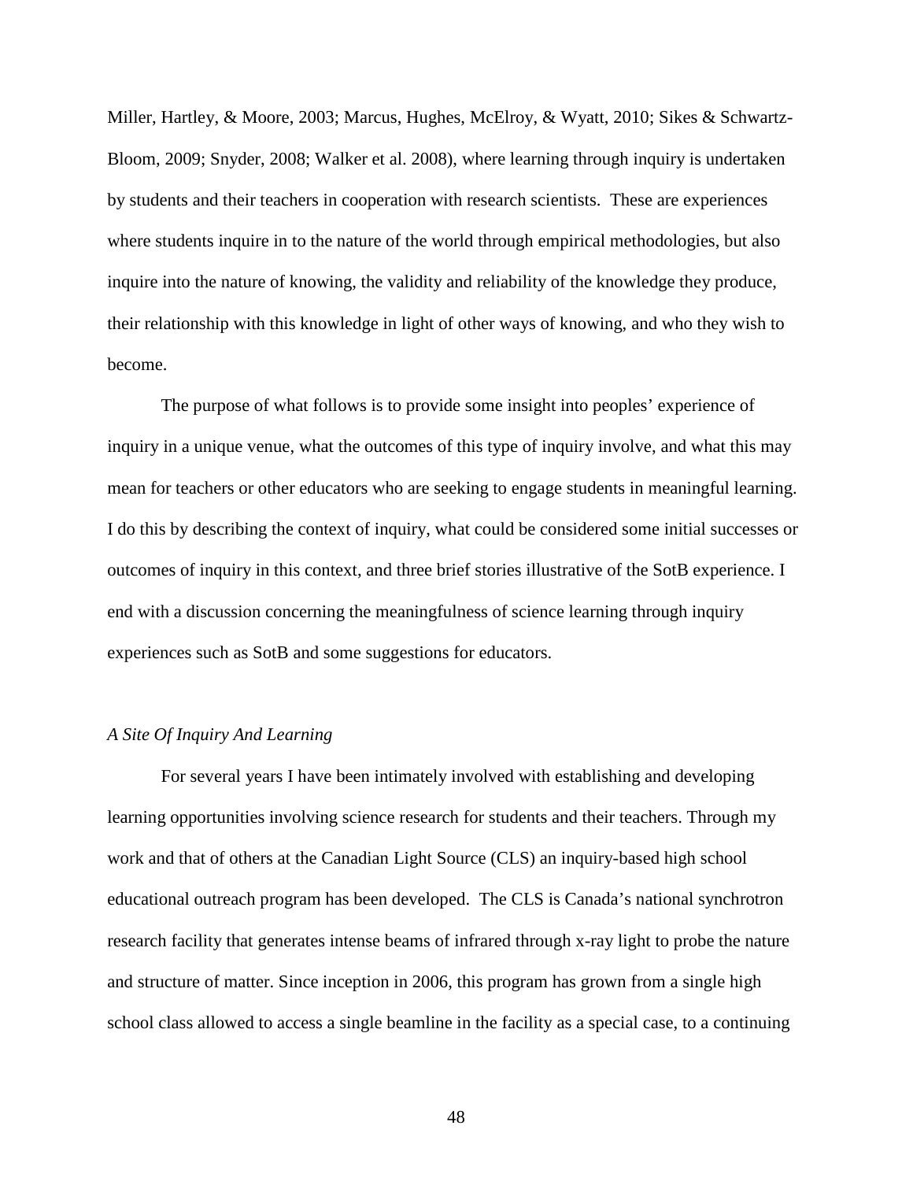Miller, Hartley, & Moore, 2003; Marcus, Hughes, McElroy, & Wyatt, 2010; Sikes & Schwartz-Bloom, 2009; Snyder, 2008; Walker et al. 2008), where learning through inquiry is undertaken by students and their teachers in cooperation with research scientists. These are experiences where students inquire in to the nature of the world through empirical methodologies, but also inquire into the nature of knowing, the validity and reliability of the knowledge they produce, their relationship with this knowledge in light of other ways of knowing, and who they wish to become.

The purpose of what follows is to provide some insight into peoples' experience of inquiry in a unique venue, what the outcomes of this type of inquiry involve, and what this may mean for teachers or other educators who are seeking to engage students in meaningful learning. I do this by describing the context of inquiry, what could be considered some initial successes or outcomes of inquiry in this context, and three brief stories illustrative of the SotB experience. I end with a discussion concerning the meaningfulness of science learning through inquiry experiences such as SotB and some suggestions for educators.

### *A Site Of Inquiry And Learning*

For several years I have been intimately involved with establishing and developing learning opportunities involving science research for students and their teachers. Through my work and that of others at the Canadian Light Source (CLS) an inquiry-based high school educational outreach program has been developed. The CLS is Canada's national synchrotron research facility that generates intense beams of infrared through x-ray light to probe the nature and structure of matter. Since inception in 2006, this program has grown from a single high school class allowed to access a single beamline in the facility as a special case, to a continuing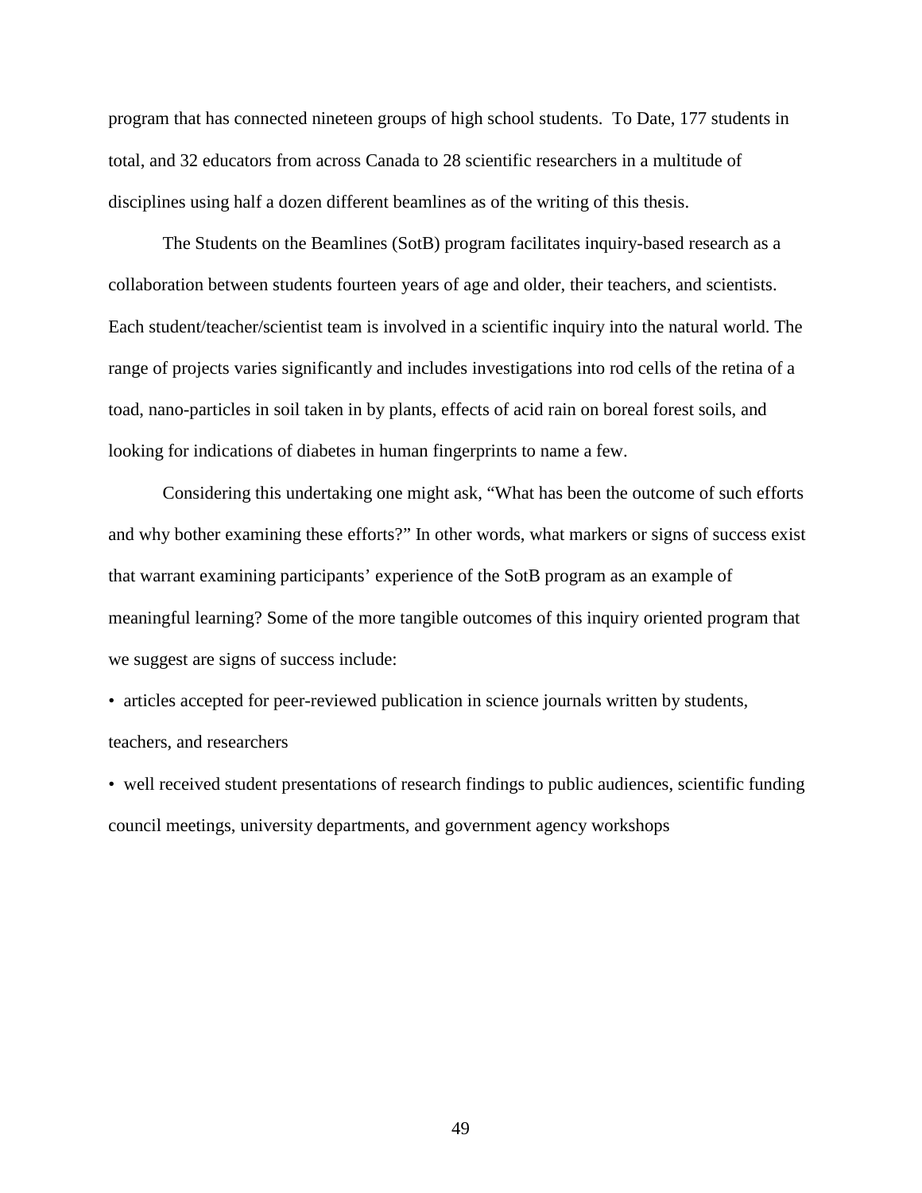program that has connected nineteen groups of high school students. To Date, 177 students in total, and 32 educators from across Canada to 28 scientific researchers in a multitude of disciplines using half a dozen different beamlines as of the writing of this thesis.

The Students on the Beamlines (SotB) program facilitates inquiry-based research as a collaboration between students fourteen years of age and older, their teachers, and scientists. Each student/teacher/scientist team is involved in a scientific inquiry into the natural world. The range of projects varies significantly and includes investigations into rod cells of the retina of a toad, nano-particles in soil taken in by plants, effects of acid rain on boreal forest soils, and looking for indications of diabetes in human fingerprints to name a few.

Considering this undertaking one might ask, "What has been the outcome of such efforts and why bother examining these efforts?" In other words, what markers or signs of success exist that warrant examining participants' experience of the SotB program as an example of meaningful learning? Some of the more tangible outcomes of this inquiry oriented program that we suggest are signs of success include:

- articles accepted for peer-reviewed publication in science journals written by students, teachers, and researchers
- well received student presentations of research findings to public audiences, scientific funding council meetings, university departments, and government agency workshops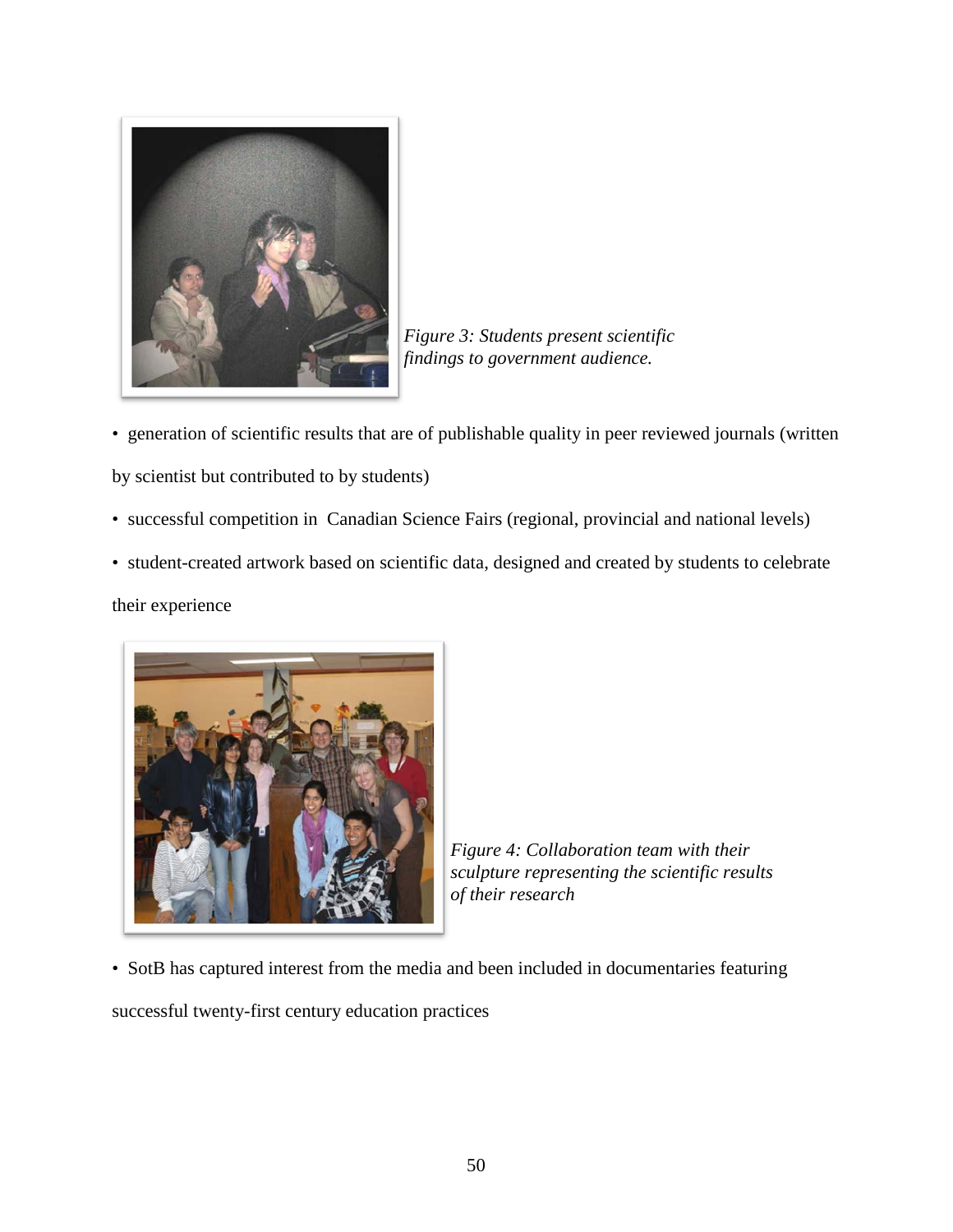*Figure 3: Students present scientific findings to government audience.*

- generation of scientific results that are of publishable quality in peer reviewed journals (written by scientist but contributed to by students)
- successful competition in Canadian Science Fairs (regional, provincial and national levels)
- student-created artwork based on scientific data, designed and created by students to celebrate their experience

*Figure 4: Collaboration team with their sculpture representing the scientific results of their research*

- SotB has captured interest from the media and been included in documentaries featuring successful twenty-first century education practices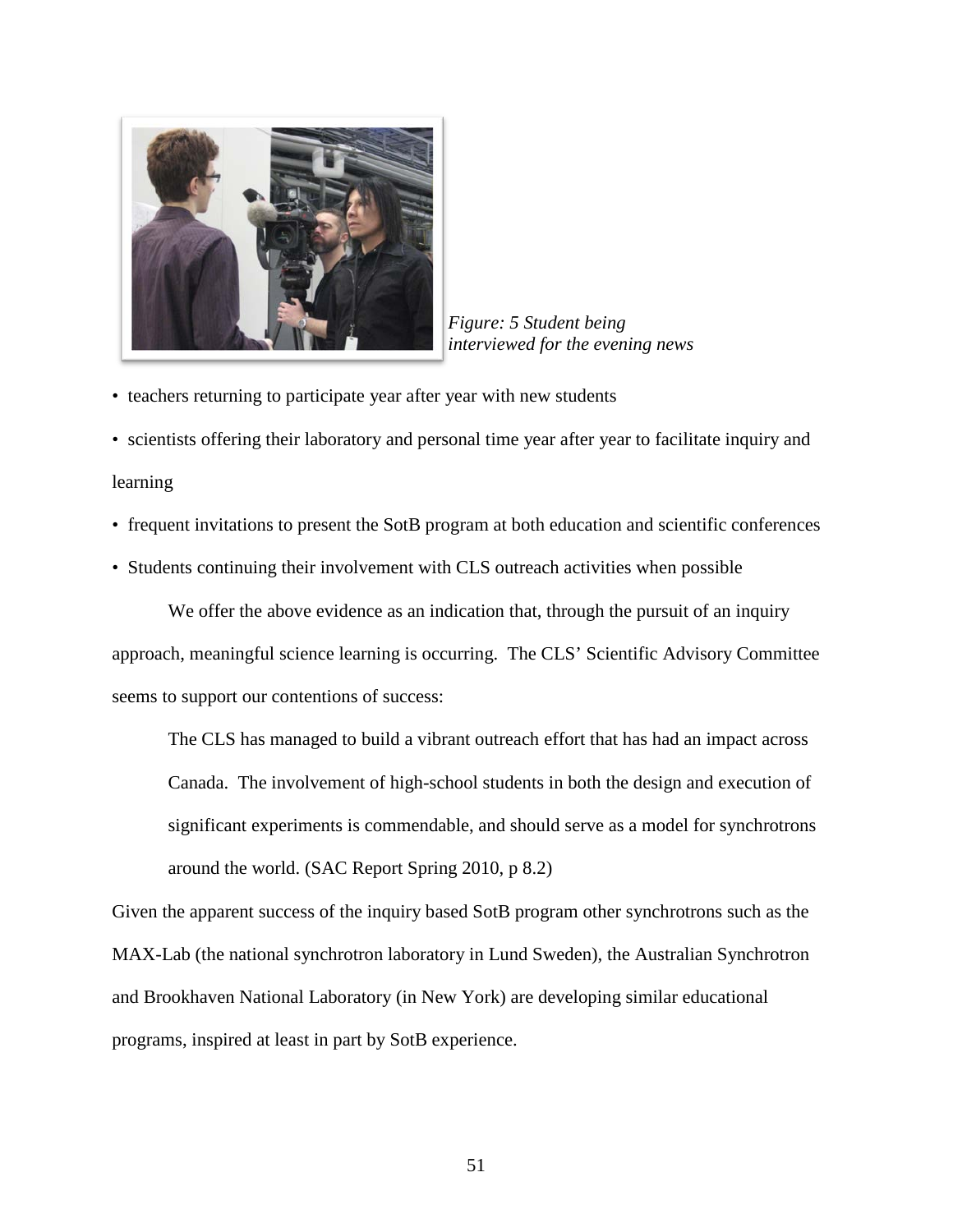*Figure: 5 Student being interviewed for the evening news*

- teachers returning to participate year after year with new students
- scientists offering their laboratory and personal time year after year to facilitate inquiry and learning
- frequent invitations to present the SotB program at both education and scientific conferences
- Students continuing their involvement with CLS outreach activities when possible

We offer the above evidence as an indication that, through the pursuit of an inquiry approach, meaningful science learning is occurring. The CLS' Scientific Advisory Committee seems to support our contentions of success:

> The CLS has managed to build a vibrant outreach effort that has had an impact across Canada. The involvement of high-school students in both the design and execution of significant experiments is commendable, and should serve as a model for synchrotrons around the world. (SAC Report Spring 2010, p 8.2)

Given the apparent success of the inquiry based SotB program other synchrotrons such as the MAX-Lab (the national synchrotron laboratory in Lund Sweden), the Australian Synchrotron and Brookhaven National Laboratory (in New York) are developing similar educational programs, inspired at least in part by SotB experience.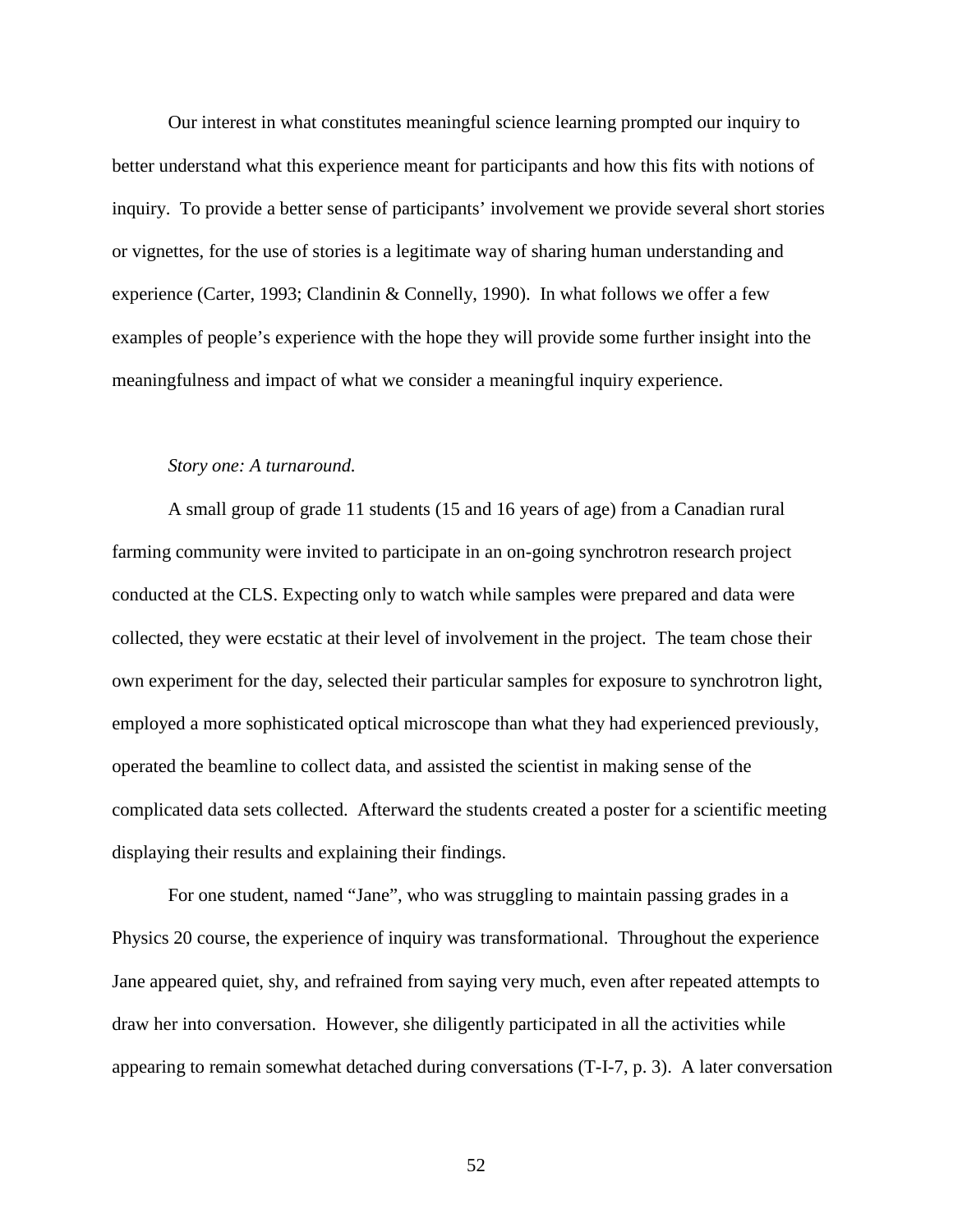Our interest in what constitutes meaningful science learning prompted our inquiry to better understand what this experience meant for participants and how this fits with notions of inquiry. To provide a better sense of participants' involvement we provide several short stories or vignettes, for the use of stories is a legitimate way of sharing human understanding and experience (Carter, 1993; Clandinin & Connelly, 1990). In what follows we offer a few examples of people's experience with the hope they will provide some further insight into the meaningfulness and impact of what we consider a meaningful inquiry experience.

*Story one: A turnaround.*

A small group of grade 11 students (15 and 16 years of age) from a Canadian rural farming community were invited to participate in an on-going synchrotron research project conducted at the CLS. Expecting only to watch while samples were prepared and data were collected, they were ecstatic at their level of involvement in the project. The team chose their own experiment for the day, selected their particular samples for exposure to synchrotron light, employed a more sophisticated optical microscope than what they had experienced previously, operated the beamline to collect data, and assisted the scientist in making sense of the complicated data sets collected. Afterward the students created a poster for a scientific meeting displaying their results and explaining their findings.

For one student, named "Jane", who was struggling to maintain passing grades in a Physics 20 course, the experience of inquiry was transformational. Throughout the experience Jane appeared quiet, shy, and refrained from saying very much, even after repeated attempts to draw her into conversation. However, she diligently participated in all the activities while appearing to remain somewhat detached during conversations (T-I-7, p. 3). A later conversation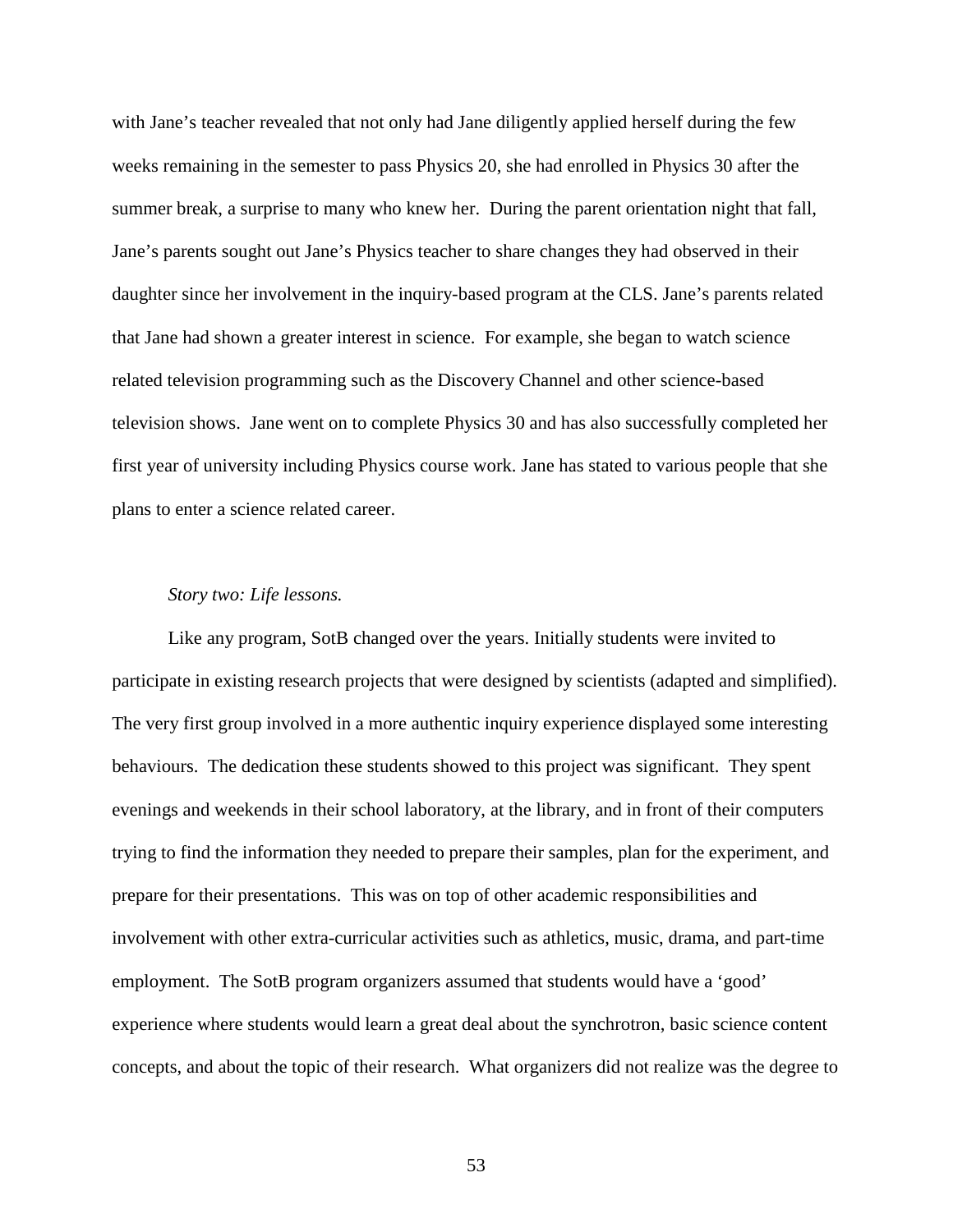with Jane's teacher revealed that not only had Jane diligently applied herself during the few weeks remaining in the semester to pass Physics 20, she had enrolled in Physics 30 after the summer break, a surprise to many who knew her. During the parent orientation night that fall, Jane's parents sought out Jane's Physics teacher to share changes they had observed in their daughter since her involvement in the inquiry-based program at the CLS. Jane's parents related that Jane had shown a greater interest in science. For example, she began to watch science related television programming such as the Discovery Channel and other science-based television shows. Jane went on to complete Physics 30 and has also successfully completed her first year of university including Physics course work. Jane has stated to various people that she plans to enter a science related career.

*Story two: Life lessons.*

Like any program, SotB changed over the years. Initially students were invited to participate in existing research projects that were designed by scientists (adapted and simplified). The very first group involved in a more authentic inquiry experience displayed some interesting behaviours. The dedication these students showed to this project was significant. They spent evenings and weekends in their school laboratory, at the library, and in front of their computers trying to find the information they needed to prepare their samples, plan for the experiment, and prepare for their presentations. This was on top of other academic responsibilities and involvement with other extra-curricular activities such as athletics, music, drama, and part-time employment. The SotB program organizers assumed that students would have a 'good' experience where students would learn a great deal about the synchrotron, basic science content concepts, and about the topic of their research. What organizers did not realize was the degree to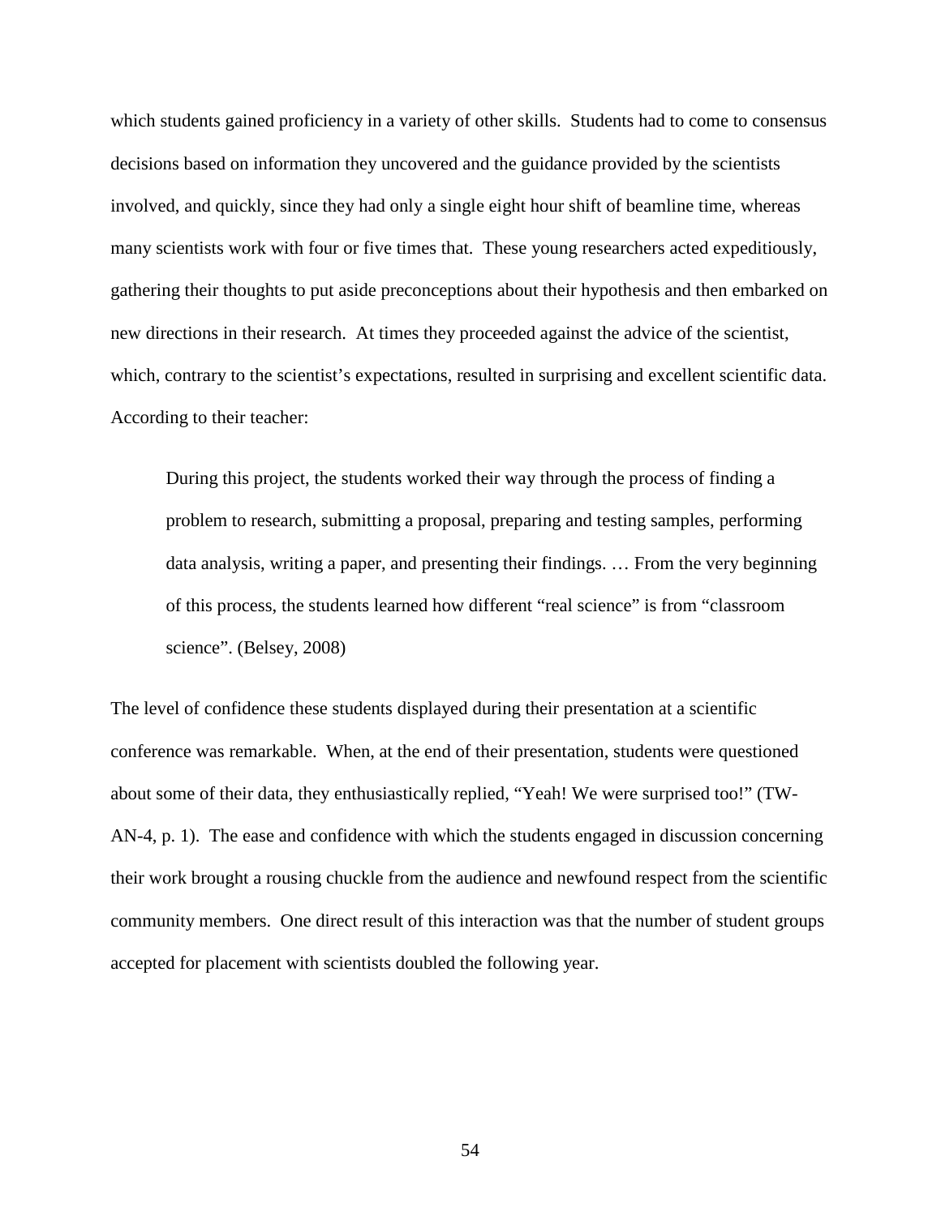which students gained proficiency in a variety of other skills. Students had to come to consensus decisions based on information they uncovered and the guidance provided by the scientists involved, and quickly, since they had only a single eight hour shift of beamline time, whereas many scientists work with four or five times that. These young researchers acted expeditiously, gathering their thoughts to put aside preconceptions about their hypothesis and then embarked on new directions in their research. At times they proceeded against the advice of the scientist, which, contrary to the scientist's expectations, resulted in surprising and excellent scientific data. According to their teacher:

> During this project, the students worked their way through the process of finding a problem to research, submitting a proposal, preparing and testing samples, performing data analysis, writing a paper, and presenting their findings. … From the very beginning of this process, the students learned how different "real science" is from "classroom science". (Belsey, 2008)

The level of confidence these students displayed during their presentation at a scientific conference was remarkable. When, at the end of their presentation, students were questioned about some of their data, they enthusiastically replied, "Yeah! We were surprised too!" (TW-AN-4, p. 1). The ease and confidence with which the students engaged in discussion concerning their work brought a rousing chuckle from the audience and newfound respect from the scientific community members. One direct result of this interaction was that the number of student groups accepted for placement with scientists doubled the following year.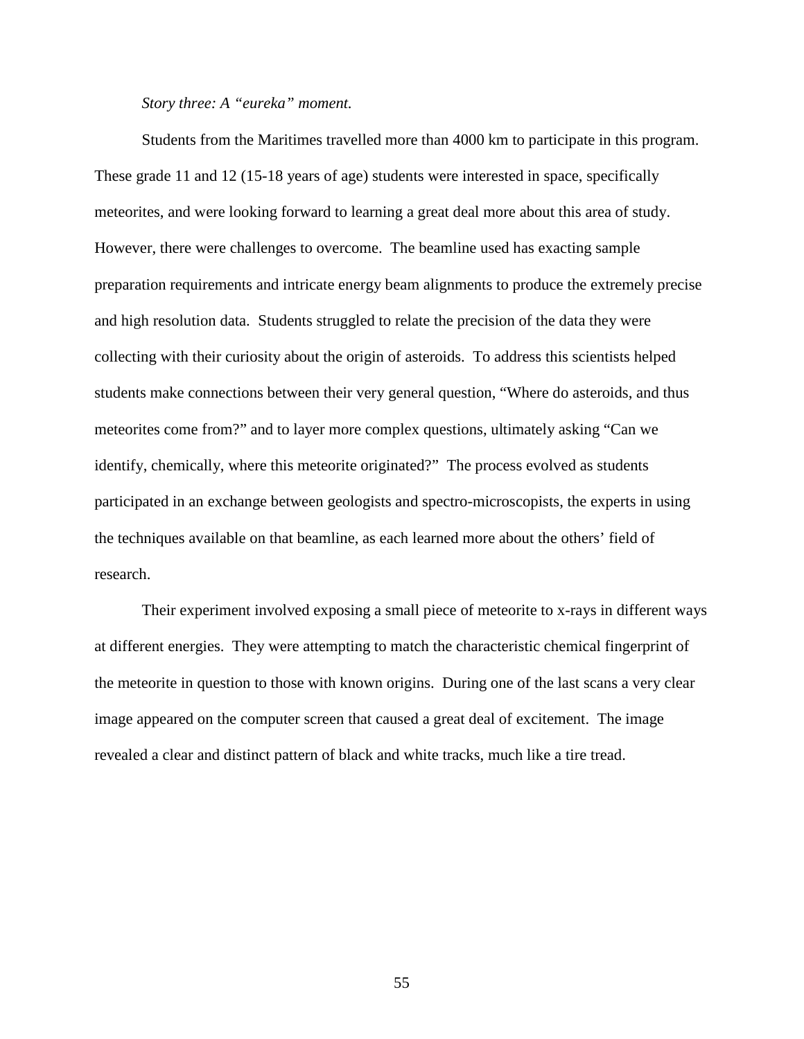*Story three: A "eureka" moment.*

Students from the Maritimes travelled more than 4000 km to participate in this program. These grade 11 and 12 (15-18 years of age) students were interested in space, specifically meteorites, and were looking forward to learning a great deal more about this area of study. However, there were challenges to overcome. The beamline used has exacting sample preparation requirements and intricate energy beam alignments to produce the extremely precise and high resolution data. Students struggled to relate the precision of the data they were collecting with their curiosity about the origin of asteroids. To address this scientists helped students make connections between their very general question, "Where do asteroids, and thus meteorites come from?" and to layer more complex questions, ultimately asking "Can we identify, chemically, where this meteorite originated?" The process evolved as students participated in an exchange between geologists and spectro-microscopists, the experts in using the techniques available on that beamline, as each learned more about the others' field of research.

Their experiment involved exposing a small piece of meteorite to x-rays in different ways at different energies. They were attempting to match the characteristic chemical fingerprint of the meteorite in question to those with known origins. During one of the last scans a very clear image appeared on the computer screen that caused a great deal of excitement. The image revealed a clear and distinct pattern of black and white tracks, much like a tire tread.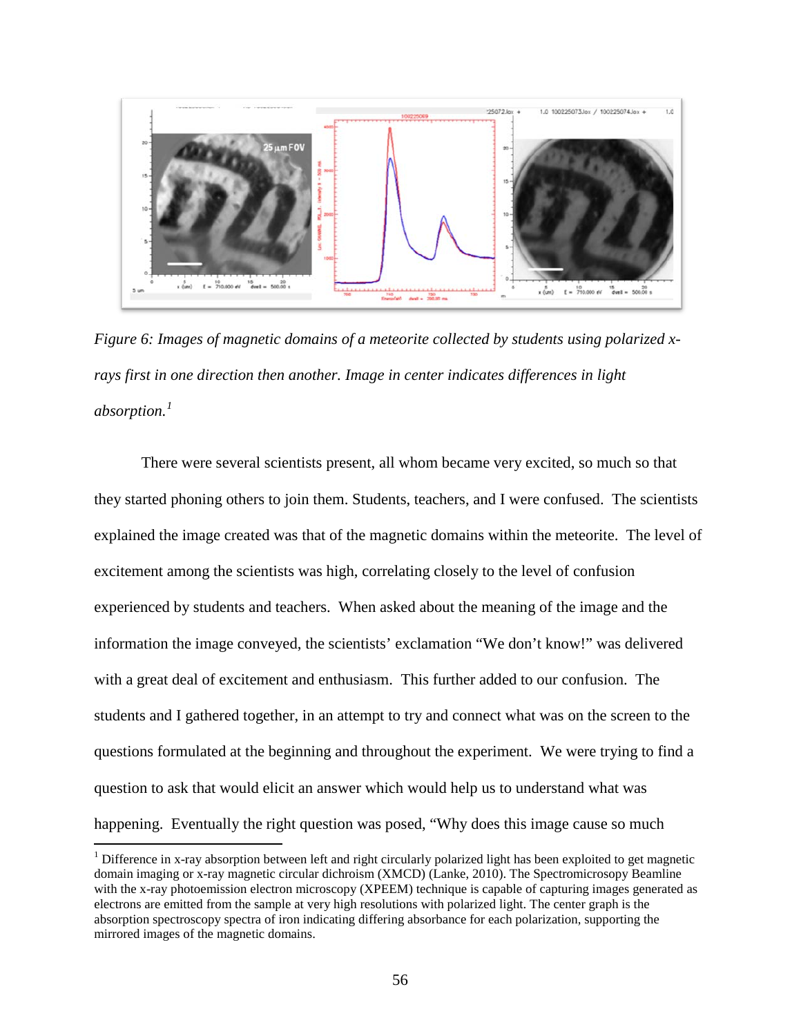*Figure 6: Images of magnetic domains of a meteorite collected by students using polarized x-rays first in one direction then another. Image in center indicates differences in light absorption.*[1]

There were several scientists present, all whom became very excited, so much so that they started phoning others to join them. Students, teachers, and I were confused. The scientists explained the image created was that of the magnetic domains within the meteorite. The level of excitement among the scientists was high, correlating closely to the level of confusion experienced by students and teachers. When asked about the meaning of the image and the information the image conveyed, the scientists' exclamation "We don't know!" was delivered with a great deal of excitement and enthusiasm. This further added to our confusion. The students and I gathered together, in an attempt to try and connect what was on the screen to the questions formulated at the beginning and throughout the experiment. We were trying to find a question to ask that would elicit an answer which would help us to understand what was happening. Eventually the right question was posed, "Why does this image cause so much

---

[1] Difference in x-ray absorption between left and right circularly polarized light has been exploited to get magnetic domain imaging or x-ray magnetic circular dichroism (XMCD) (Lanke, 2010). The Spectromicroscopy Beamline with the x-ray photoemission electron microscopy (XPEEM) technique is capable of capturing images generated as electrons are emitted from the sample at very high resolutions with polarized light. The center graph is the absorption spectroscopy spectra of iron indicating differing absorbance for each polarization, supporting the mirrored images of the magnetic domains.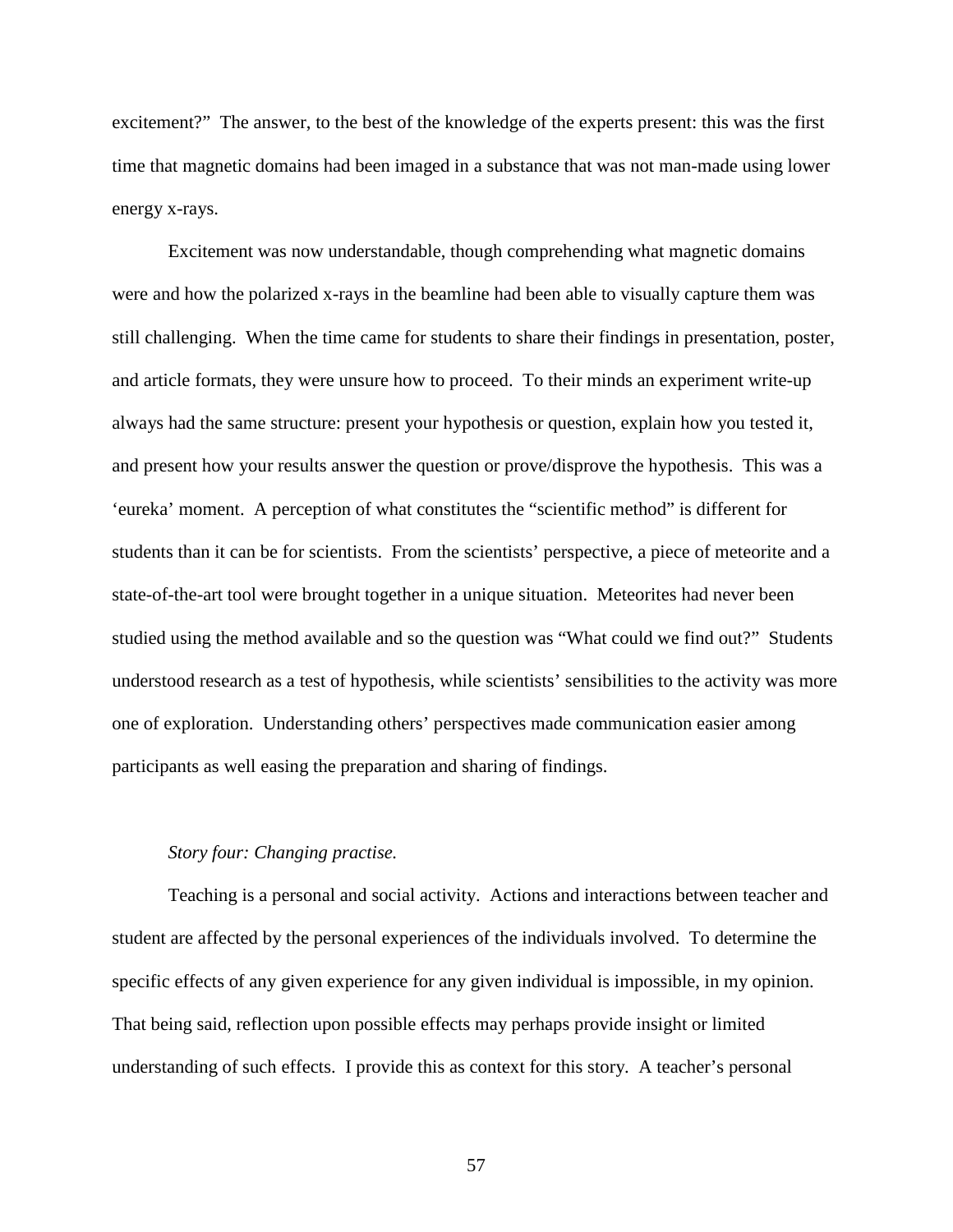excitement?" The answer, to the best of the knowledge of the experts present: this was the first time that magnetic domains had been imaged in a substance that was not man-made using lower energy x-rays.

Excitement was now understandable, though comprehending what magnetic domains were and how the polarized x-rays in the beamline had been able to visually capture them was still challenging. When the time came for students to share their findings in presentation, poster, and article formats, they were unsure how to proceed. To their minds an experiment write-up always had the same structure: present your hypothesis or question, explain how you tested it, and present how your results answer the question or prove/disprove the hypothesis. This was a 'eureka' moment. A perception of what constitutes the "scientific method" is different for students than it can be for scientists. From the scientists' perspective, a piece of meteorite and a state-of-the-art tool were brought together in a unique situation. Meteorites had never been studied using the method available and so the question was "What could we find out?" Students understood research as a test of hypothesis, while scientists' sensibilities to the activity was more one of exploration. Understanding others' perspectives made communication easier among participants as well easing the preparation and sharing of findings.

*Story four: Changing practise.*

Teaching is a personal and social activity. Actions and interactions between teacher and student are affected by the personal experiences of the individuals involved. To determine the specific effects of any given experience for any given individual is impossible, in my opinion. That being said, reflection upon possible effects may perhaps provide insight or limited understanding of such effects. I provide this as context for this story. A teacher's personal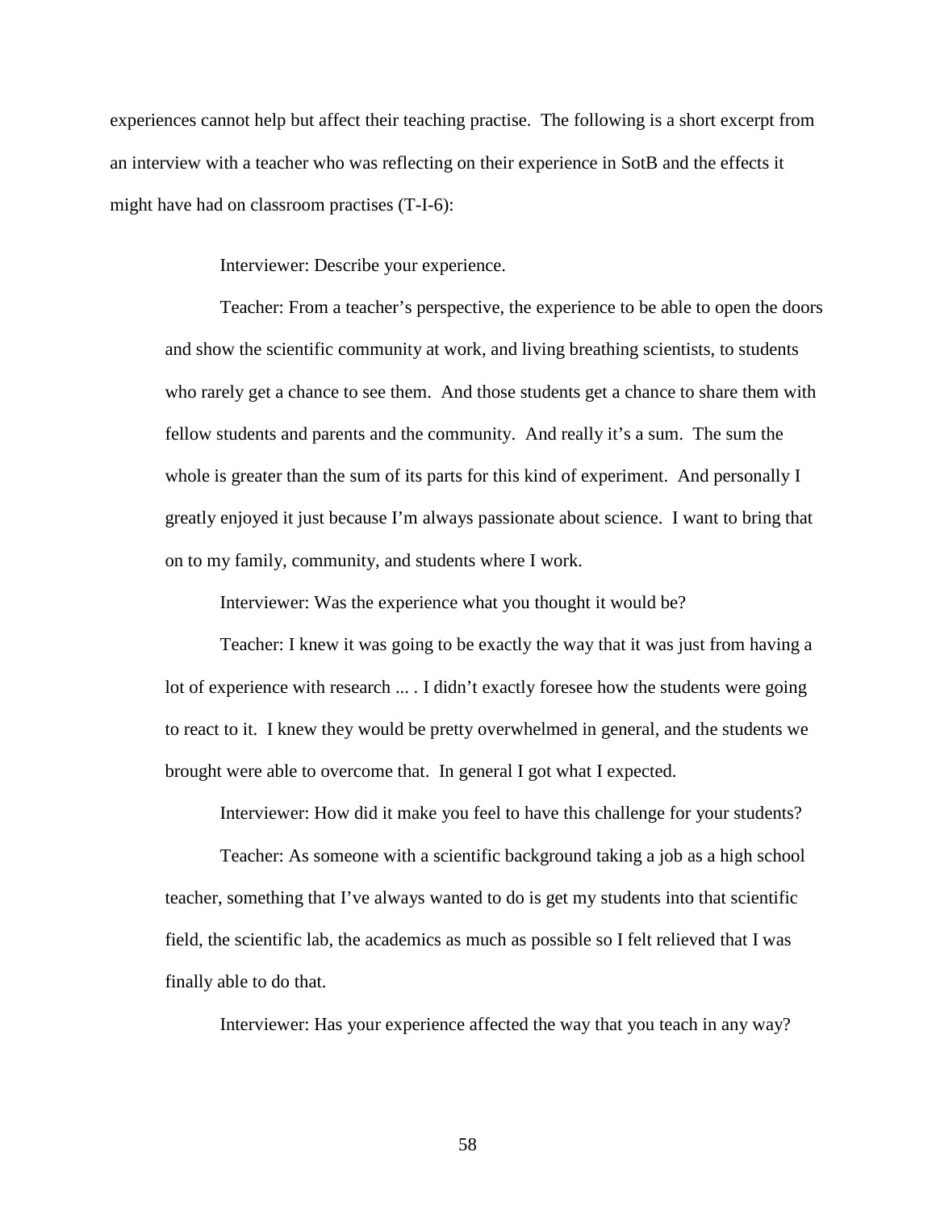experiences cannot help but affect their teaching practise. The following is a short excerpt from an interview with a teacher who was reflecting on their experience in SotB and the effects it might have had on classroom practises (T-I-6):

> Interviewer: Describe your experience.
>
> Teacher: From a teacher's perspective, the experience to be able to open the doors and show the scientific community at work, and living breathing scientists, to students who rarely get a chance to see them. And those students get a chance to share them with fellow students and parents and the community. And really it's a sum. The sum the whole is greater than the sum of its parts for this kind of experiment. And personally I greatly enjoyed it just because I'm always passionate about science. I want to bring that on to my family, community, and students where I work.
>
> Interviewer: Was the experience what you thought it would be?
>
> Teacher: I knew it was going to be exactly the way that it was just from having a lot of experience with research ... . I didn't exactly foresee how the students were going to react to it. I knew they would be pretty overwhelmed in general, and the students we brought were able to overcome that. In general I got what I expected.
>
> Interviewer: How did it make you feel to have this challenge for your students?
>
> Teacher: As someone with a scientific background taking a job as a high school teacher, something that I've always wanted to do is get my students into that scientific field, the scientific lab, the academics as much as possible so I felt relieved that I was finally able to do that.
>
> Interviewer: Has your experience affected the way that you teach in any way?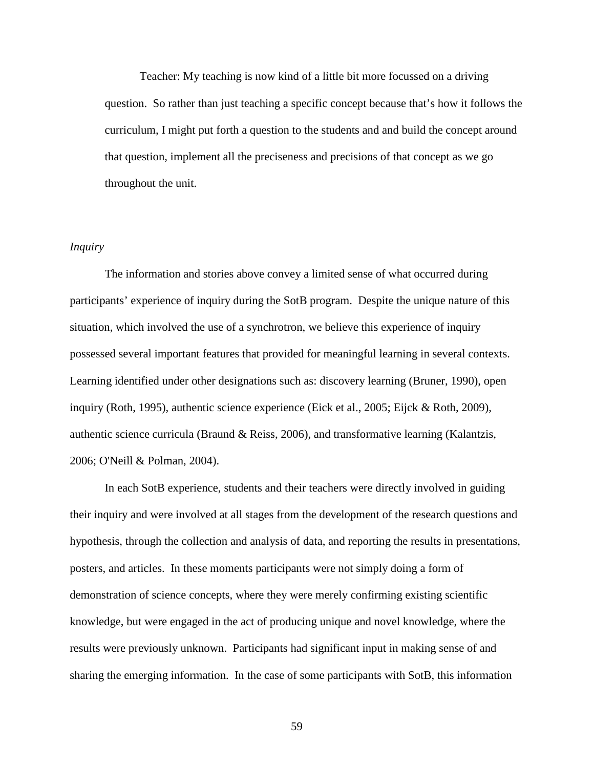> Teacher: My teaching is now kind of a little bit more focussed on a driving question. So rather than just teaching a specific concept because that's how it follows the curriculum, I might put forth a question to the students and and build the concept around that question, implement all the preciseness and precisions of that concept as we go throughout the unit.

*Inquiry*

The information and stories above convey a limited sense of what occurred during participants' experience of inquiry during the SotB program. Despite the unique nature of this situation, which involved the use of a synchrotron, we believe this experience of inquiry possessed several important features that provided for meaningful learning in several contexts. Learning identified under other designations such as: discovery learning (Bruner, 1990), open inquiry (Roth, 1995), authentic science experience (Eick et al., 2005; Eijck & Roth, 2009), authentic science curricula (Braund & Reiss, 2006), and transformative learning (Kalantzis, 2006; O'Neill & Polman, 2004).

In each SotB experience, students and their teachers were directly involved in guiding their inquiry and were involved at all stages from the development of the research questions and hypothesis, through the collection and analysis of data, and reporting the results in presentations, posters, and articles. In these moments participants were not simply doing a form of demonstration of science concepts, where they were merely confirming existing scientific knowledge, but were engaged in the act of producing unique and novel knowledge, where the results were previously unknown. Participants had significant input in making sense of and sharing the emerging information. In the case of some participants with SotB, this information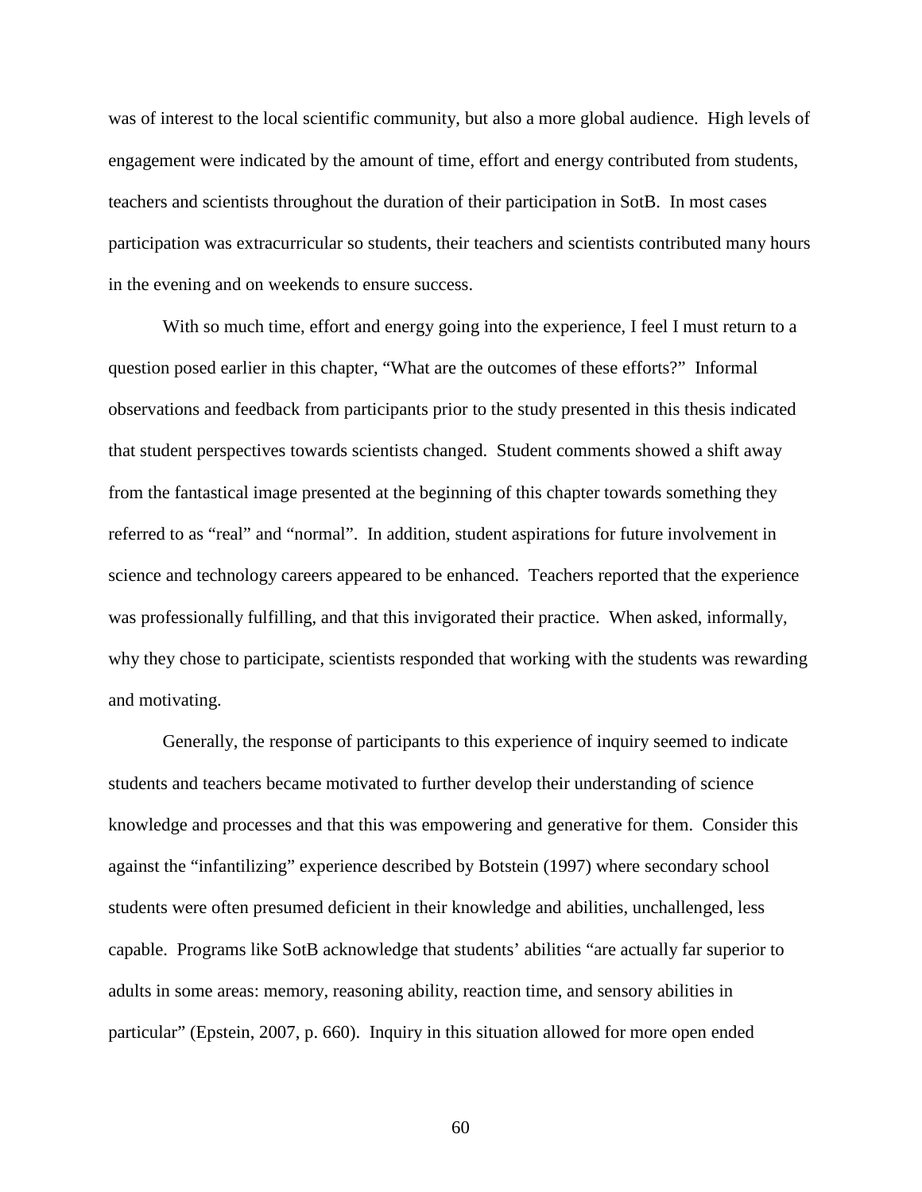was of interest to the local scientific community, but also a more global audience. High levels of engagement were indicated by the amount of time, effort and energy contributed from students, teachers and scientists throughout the duration of their participation in SotB. In most cases participation was extracurricular so students, their teachers and scientists contributed many hours in the evening and on weekends to ensure success.

With so much time, effort and energy going into the experience, I feel I must return to a question posed earlier in this chapter, "What are the outcomes of these efforts?" Informal observations and feedback from participants prior to the study presented in this thesis indicated that student perspectives towards scientists changed. Student comments showed a shift away from the fantastical image presented at the beginning of this chapter towards something they referred to as "real" and "normal". In addition, student aspirations for future involvement in science and technology careers appeared to be enhanced. Teachers reported that the experience was professionally fulfilling, and that this invigorated their practice. When asked, informally, why they chose to participate, scientists responded that working with the students was rewarding and motivating.

Generally, the response of participants to this experience of inquiry seemed to indicate students and teachers became motivated to further develop their understanding of science knowledge and processes and that this was empowering and generative for them. Consider this against the "infantilizing" experience described by Botstein (1997) where secondary school students were often presumed deficient in their knowledge and abilities, unchallenged, less capable. Programs like SotB acknowledge that students' abilities "are actually far superior to adults in some areas: memory, reasoning ability, reaction time, and sensory abilities in particular" (Epstein, 2007, p. 660). Inquiry in this situation allowed for more open ended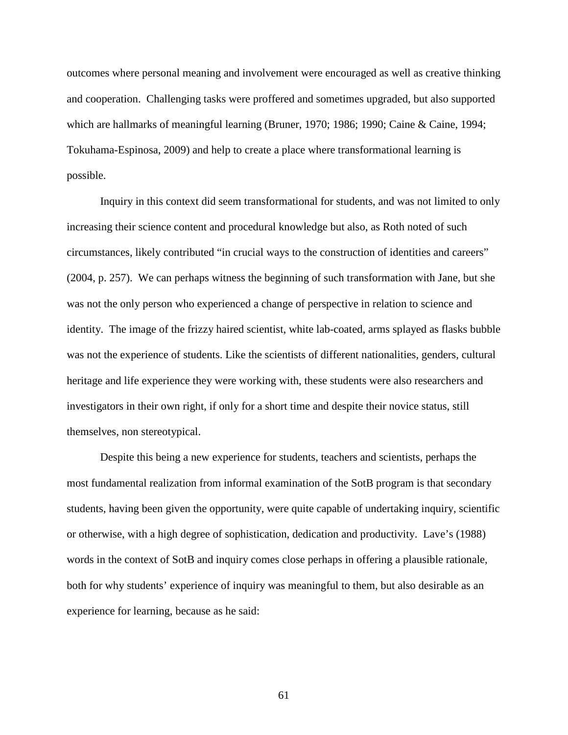outcomes where personal meaning and involvement were encouraged as well as creative thinking and cooperation. Challenging tasks were proffered and sometimes upgraded, but also supported which are hallmarks of meaningful learning (Bruner, 1970; 1986; 1990; Caine & Caine, 1994; Tokuhama-Espinosa, 2009) and help to create a place where transformational learning is possible.

Inquiry in this context did seem transformational for students, and was not limited to only increasing their science content and procedural knowledge but also, as Roth noted of such circumstances, likely contributed "in crucial ways to the construction of identities and careers" (2004, p. 257). We can perhaps witness the beginning of such transformation with Jane, but she was not the only person who experienced a change of perspective in relation to science and identity. The image of the frizzy haired scientist, white lab-coated, arms splayed as flasks bubble was not the experience of students. Like the scientists of different nationalities, genders, cultural heritage and life experience they were working with, these students were also researchers and investigators in their own right, if only for a short time and despite their novice status, still themselves, non stereotypical.

Despite this being a new experience for students, teachers and scientists, perhaps the most fundamental realization from informal examination of the SotB program is that secondary students, having been given the opportunity, were quite capable of undertaking inquiry, scientific or otherwise, with a high degree of sophistication, dedication and productivity. Lave's (1988) words in the context of SotB and inquiry comes close perhaps in offering a plausible rationale, both for why students' experience of inquiry was meaningful to them, but also desirable as an experience for learning, because as he said: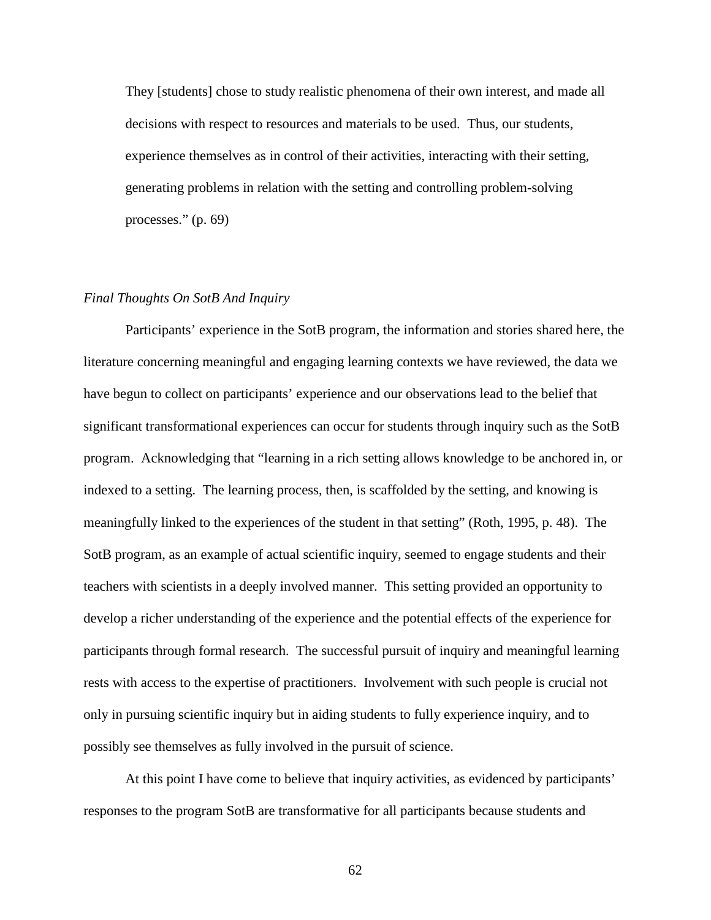> They [students] chose to study realistic phenomena of their own interest, and made all decisions with respect to resources and materials to be used. Thus, our students, experience themselves as in control of their activities, interacting with their setting, generating problems in relation with the setting and controlling problem-solving processes." (p. 69)

### *Final Thoughts On SotB And Inquiry*

Participants' experience in the SotB program, the information and stories shared here, the literature concerning meaningful and engaging learning contexts we have reviewed, the data we have begun to collect on participants' experience and our observations lead to the belief that significant transformational experiences can occur for students through inquiry such as the SotB program. Acknowledging that "learning in a rich setting allows knowledge to be anchored in, or indexed to a setting. The learning process, then, is scaffolded by the setting, and knowing is meaningfully linked to the experiences of the student in that setting" (Roth, 1995, p. 48). The SotB program, as an example of actual scientific inquiry, seemed to engage students and their teachers with scientists in a deeply involved manner. This setting provided an opportunity to develop a richer understanding of the experience and the potential effects of the experience for participants through formal research. The successful pursuit of inquiry and meaningful learning rests with access to the expertise of practitioners. Involvement with such people is crucial not only in pursuing scientific inquiry but in aiding students to fully experience inquiry, and to possibly see themselves as fully involved in the pursuit of science.

At this point I have come to believe that inquiry activities, as evidenced by participants' responses to the program SotB are transformative for all participants because students and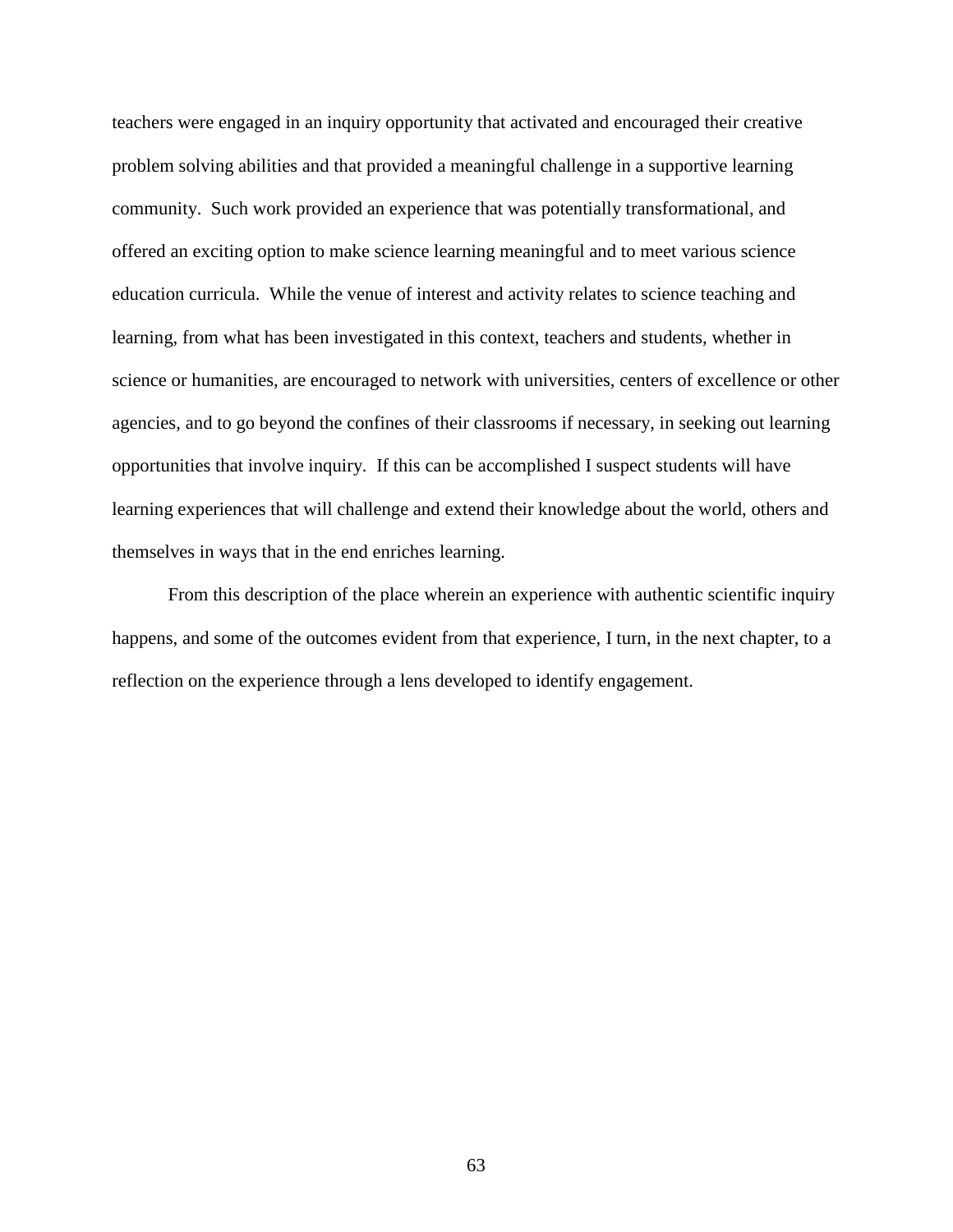teachers were engaged in an inquiry opportunity that activated and encouraged their creative problem solving abilities and that provided a meaningful challenge in a supportive learning community. Such work provided an experience that was potentially transformational, and offered an exciting option to make science learning meaningful and to meet various science education curricula. While the venue of interest and activity relates to science teaching and learning, from what has been investigated in this context, teachers and students, whether in science or humanities, are encouraged to network with universities, centers of excellence or other agencies, and to go beyond the confines of their classrooms if necessary, in seeking out learning opportunities that involve inquiry. If this can be accomplished I suspect students will have learning experiences that will challenge and extend their knowledge about the world, others and themselves in ways that in the end enriches learning.

From this description of the place wherein an experience with authentic scientific inquiry happens, and some of the outcomes evident from that experience, I turn, in the next chapter, to a reflection on the experience through a lens developed to identify engagement.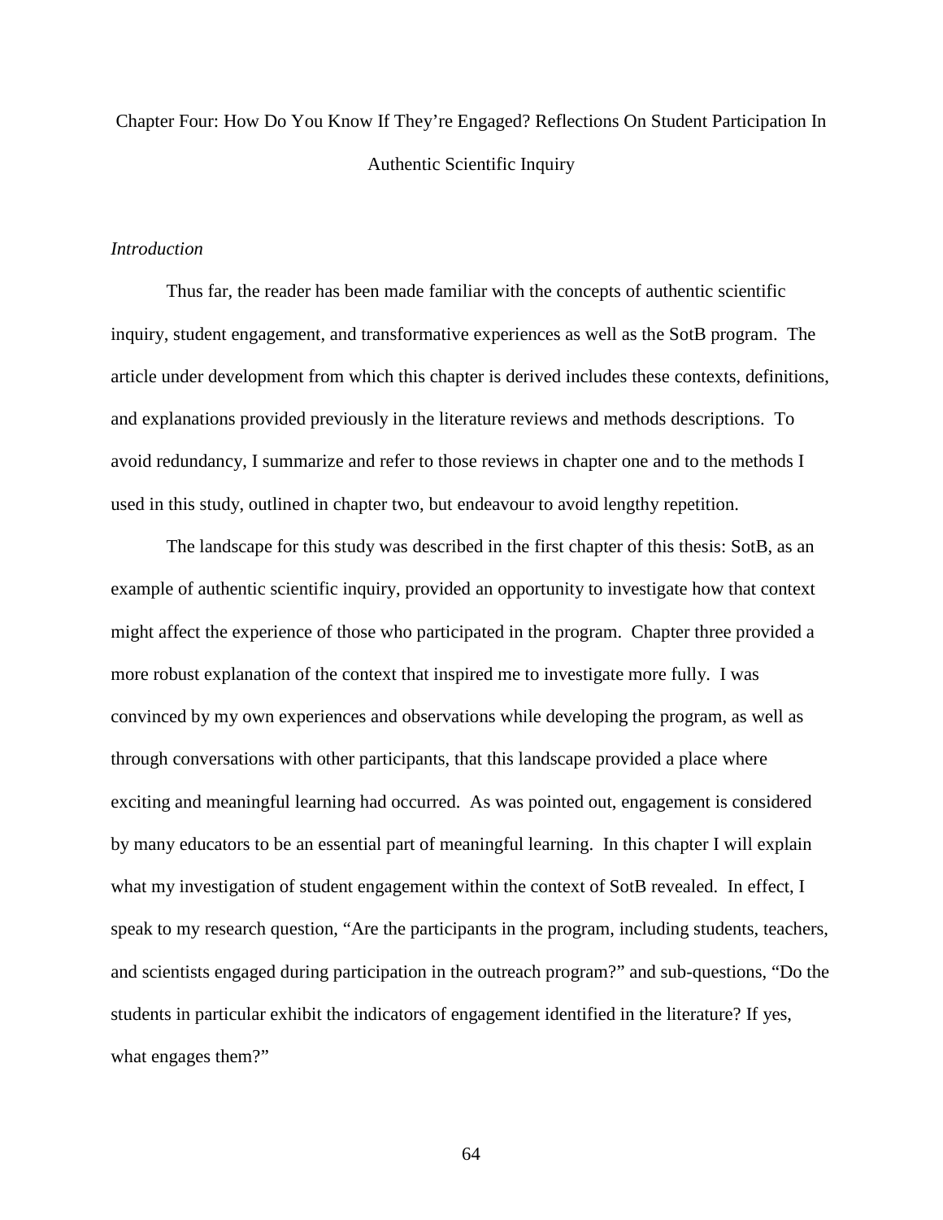# Chapter Four: How Do You Know If They're Engaged? Reflections On Student Participation In Authentic Scientific Inquiry

*Introduction*

Thus far, the reader has been made familiar with the concepts of authentic scientific inquiry, student engagement, and transformative experiences as well as the SotB program. The article under development from which this chapter is derived includes these contexts, definitions, and explanations provided previously in the literature reviews and methods descriptions. To avoid redundancy, I summarize and refer to those reviews in chapter one and to the methods I used in this study, outlined in chapter two, but endeavour to avoid lengthy repetition.

The landscape for this study was described in the first chapter of this thesis: SotB, as an example of authentic scientific inquiry, provided an opportunity to investigate how that context might affect the experience of those who participated in the program. Chapter three provided a more robust explanation of the context that inspired me to investigate more fully. I was convinced by my own experiences and observations while developing the program, as well as through conversations with other participants, that this landscape provided a place where exciting and meaningful learning had occurred. As was pointed out, engagement is considered by many educators to be an essential part of meaningful learning. In this chapter I will explain what my investigation of student engagement within the context of SotB revealed. In effect, I speak to my research question, "Are the participants in the program, including students, teachers, and scientists engaged during participation in the outreach program?" and sub-questions, "Do the students in particular exhibit the indicators of engagement identified in the literature? If yes, what engages them?"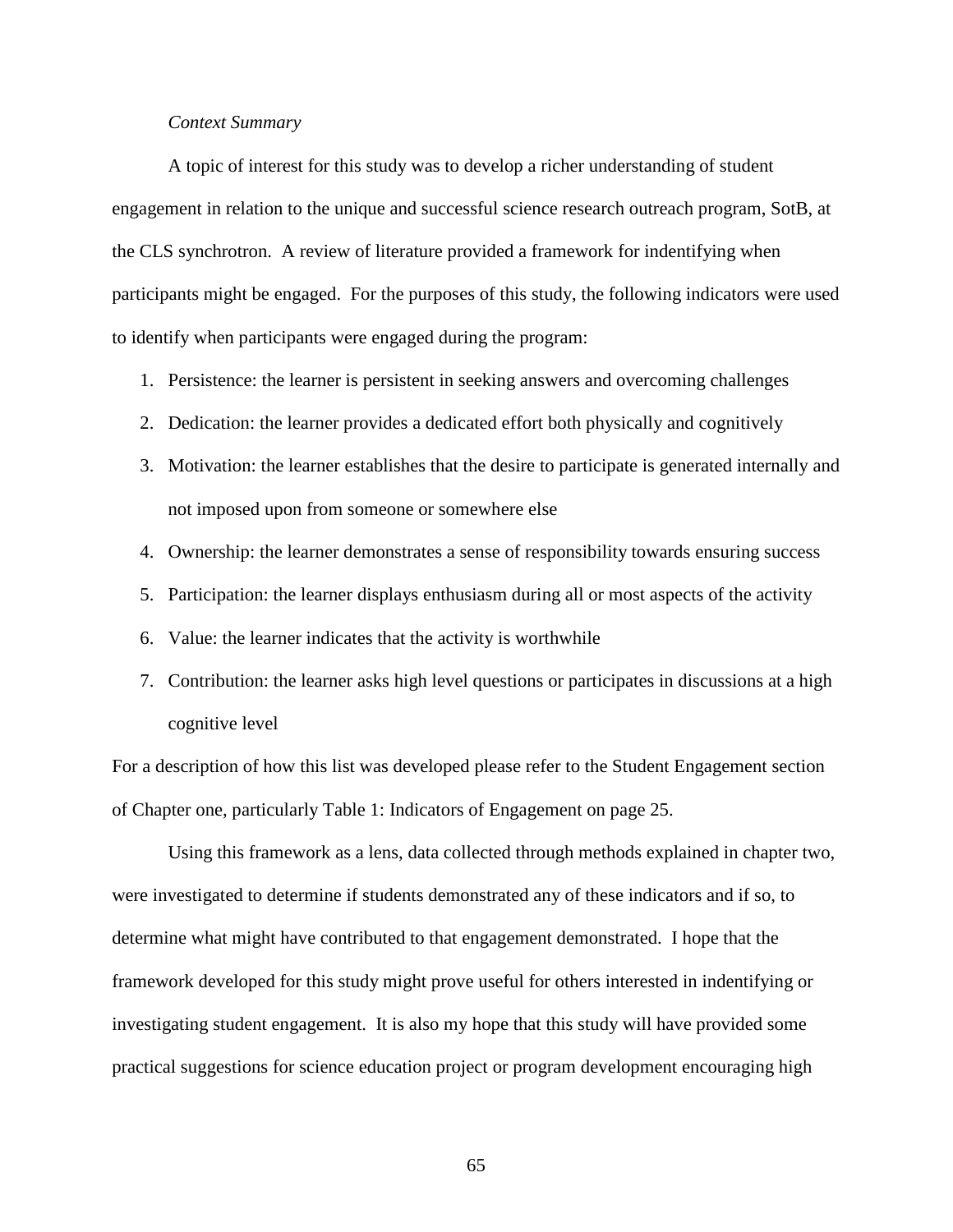*Context Summary*

A topic of interest for this study was to develop a richer understanding of student engagement in relation to the unique and successful science research outreach program, SotB, at the CLS synchrotron. A review of literature provided a framework for indentifying when participants might be engaged. For the purposes of this study, the following indicators were used to identify when participants were engaged during the program:

1. Persistence: the learner is persistent in seeking answers and overcoming challenges
2. Dedication: the learner provides a dedicated effort both physically and cognitively
3. Motivation: the learner establishes that the desire to participate is generated internally and not imposed upon from someone or somewhere else
4. Ownership: the learner demonstrates a sense of responsibility towards ensuring success
5. Participation: the learner displays enthusiasm during all or most aspects of the activity
6. Value: the learner indicates that the activity is worthwhile
7. Contribution: the learner asks high level questions or participates in discussions at a high cognitive level

For a description of how this list was developed please refer to the Student Engagement section of Chapter one, particularly Table 1: Indicators of Engagement on page 25.

Using this framework as a lens, data collected through methods explained in chapter two, were investigated to determine if students demonstrated any of these indicators and if so, to determine what might have contributed to that engagement demonstrated. I hope that the framework developed for this study might prove useful for others interested in indentifying or investigating student engagement. It is also my hope that this study will have provided some practical suggestions for science education project or program development encouraging high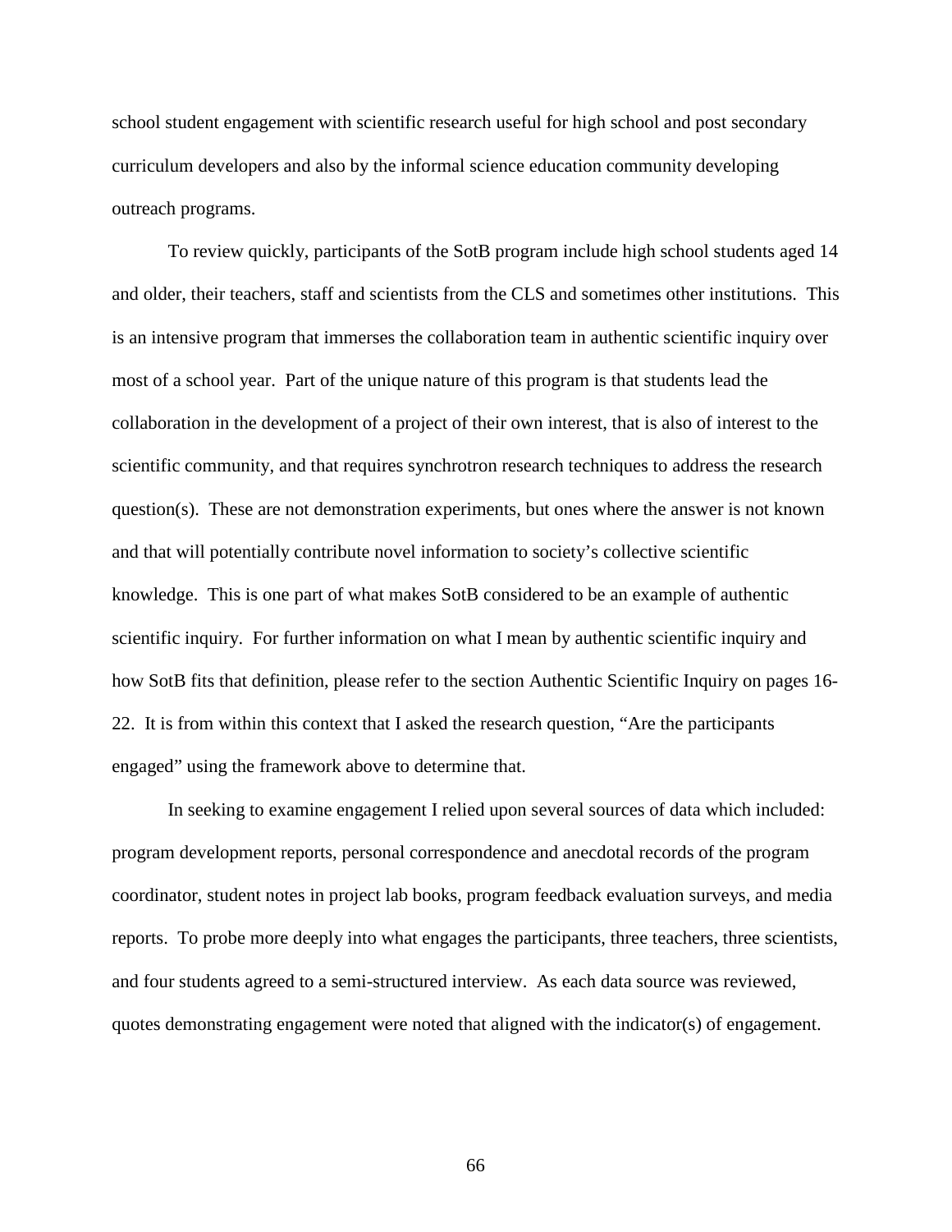school student engagement with scientific research useful for high school and post secondary curriculum developers and also by the informal science education community developing outreach programs.

To review quickly, participants of the SotB program include high school students aged 14 and older, their teachers, staff and scientists from the CLS and sometimes other institutions. This is an intensive program that immerses the collaboration team in authentic scientific inquiry over most of a school year. Part of the unique nature of this program is that students lead the collaboration in the development of a project of their own interest, that is also of interest to the scientific community, and that requires synchrotron research techniques to address the research question(s). These are not demonstration experiments, but ones where the answer is not known and that will potentially contribute novel information to society's collective scientific knowledge. This is one part of what makes SotB considered to be an example of authentic scientific inquiry. For further information on what I mean by authentic scientific inquiry and how SotB fits that definition, please refer to the section Authentic Scientific Inquiry on pages 16-22. It is from within this context that I asked the research question, "Are the participants engaged" using the framework above to determine that.

In seeking to examine engagement I relied upon several sources of data which included: program development reports, personal correspondence and anecdotal records of the program coordinator, student notes in project lab books, program feedback evaluation surveys, and media reports. To probe more deeply into what engages the participants, three teachers, three scientists, and four students agreed to a semi-structured interview. As each data source was reviewed, quotes demonstrating engagement were noted that aligned with the indicator(s) of engagement.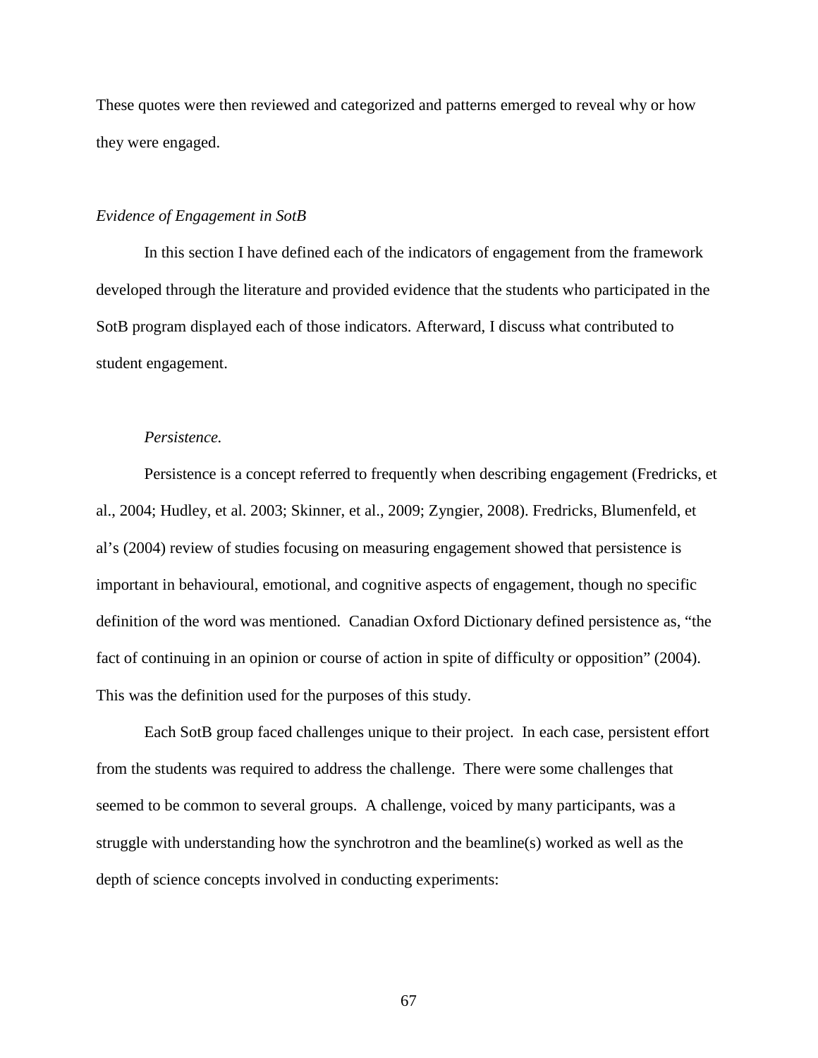These quotes were then reviewed and categorized and patterns emerged to reveal why or how they were engaged.

### *Evidence of Engagement in SotB*

In this section I have defined each of the indicators of engagement from the framework developed through the literature and provided evidence that the students who participated in the SotB program displayed each of those indicators. Afterward, I discuss what contributed to student engagement.

#### *Persistence.*

Persistence is a concept referred to frequently when describing engagement (Fredricks, et al., 2004; Hudley, et al. 2003; Skinner, et al., 2009; Zyngier, 2008). Fredricks, Blumenfeld, et al's (2004) review of studies focusing on measuring engagement showed that persistence is important in behavioural, emotional, and cognitive aspects of engagement, though no specific definition of the word was mentioned. Canadian Oxford Dictionary defined persistence as, "the fact of continuing in an opinion or course of action in spite of difficulty or opposition" (2004). This was the definition used for the purposes of this study.

Each SotB group faced challenges unique to their project. In each case, persistent effort from the students was required to address the challenge. There were some challenges that seemed to be common to several groups. A challenge, voiced by many participants, was a struggle with understanding how the synchrotron and the beamline(s) worked as well as the depth of science concepts involved in conducting experiments: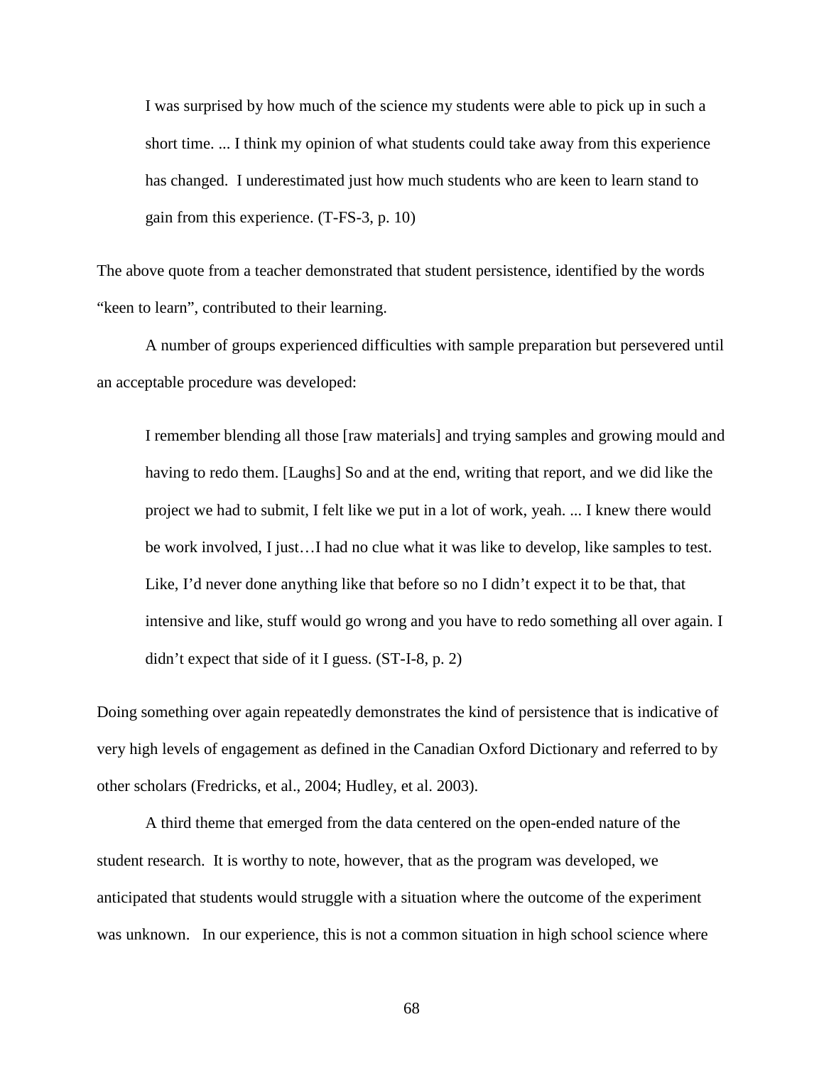> I was surprised by how much of the science my students were able to pick up in such a short time. ... I think my opinion of what students could take away from this experience has changed. I underestimated just how much students who are keen to learn stand to gain from this experience. (T-FS-3, p. 10)

The above quote from a teacher demonstrated that student persistence, identified by the words "keen to learn", contributed to their learning.

A number of groups experienced difficulties with sample preparation but persevered until an acceptable procedure was developed:

> I remember blending all those [raw materials] and trying samples and growing mould and having to redo them. [Laughs] So and at the end, writing that report, and we did like the project we had to submit, I felt like we put in a lot of work, yeah. ... I knew there would be work involved, I just…I had no clue what it was like to develop, like samples to test. Like, I'd never done anything like that before so no I didn't expect it to be that, that intensive and like, stuff would go wrong and you have to redo something all over again. I didn't expect that side of it I guess. (ST-I-8, p. 2)

Doing something over again repeatedly demonstrates the kind of persistence that is indicative of very high levels of engagement as defined in the Canadian Oxford Dictionary and referred to by other scholars (Fredricks, et al., 2004; Hudley, et al. 2003).

A third theme that emerged from the data centered on the open-ended nature of the student research. It is worthy to note, however, that as the program was developed, we anticipated that students would struggle with a situation where the outcome of the experiment was unknown. In our experience, this is not a common situation in high school science where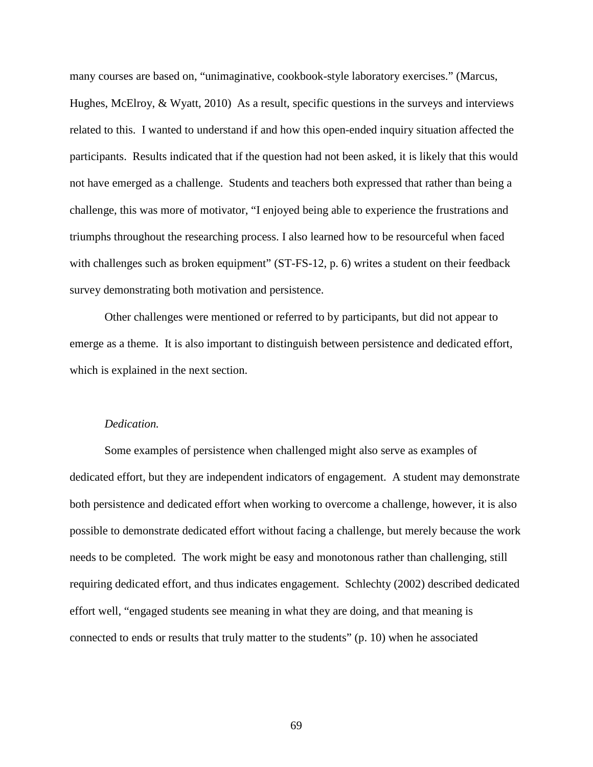many courses are based on, "unimaginative, cookbook-style laboratory exercises." (Marcus, Hughes, McElroy, & Wyatt, 2010) As a result, specific questions in the surveys and interviews related to this. I wanted to understand if and how this open-ended inquiry situation affected the participants. Results indicated that if the question had not been asked, it is likely that this would not have emerged as a challenge. Students and teachers both expressed that rather than being a challenge, this was more of motivator, "I enjoyed being able to experience the frustrations and triumphs throughout the researching process. I also learned how to be resourceful when faced with challenges such as broken equipment" (ST-FS-12, p. 6) writes a student on their feedback survey demonstrating both motivation and persistence.

Other challenges were mentioned or referred to by participants, but did not appear to emerge as a theme. It is also important to distinguish between persistence and dedicated effort, which is explained in the next section.

*Dedication.*

Some examples of persistence when challenged might also serve as examples of dedicated effort, but they are independent indicators of engagement. A student may demonstrate both persistence and dedicated effort when working to overcome a challenge, however, it is also possible to demonstrate dedicated effort without facing a challenge, but merely because the work needs to be completed. The work might be easy and monotonous rather than challenging, still requiring dedicated effort, and thus indicates engagement. Schlechty (2002) described dedicated effort well, "engaged students see meaning in what they are doing, and that meaning is connected to ends or results that truly matter to the students" (p. 10) when he associated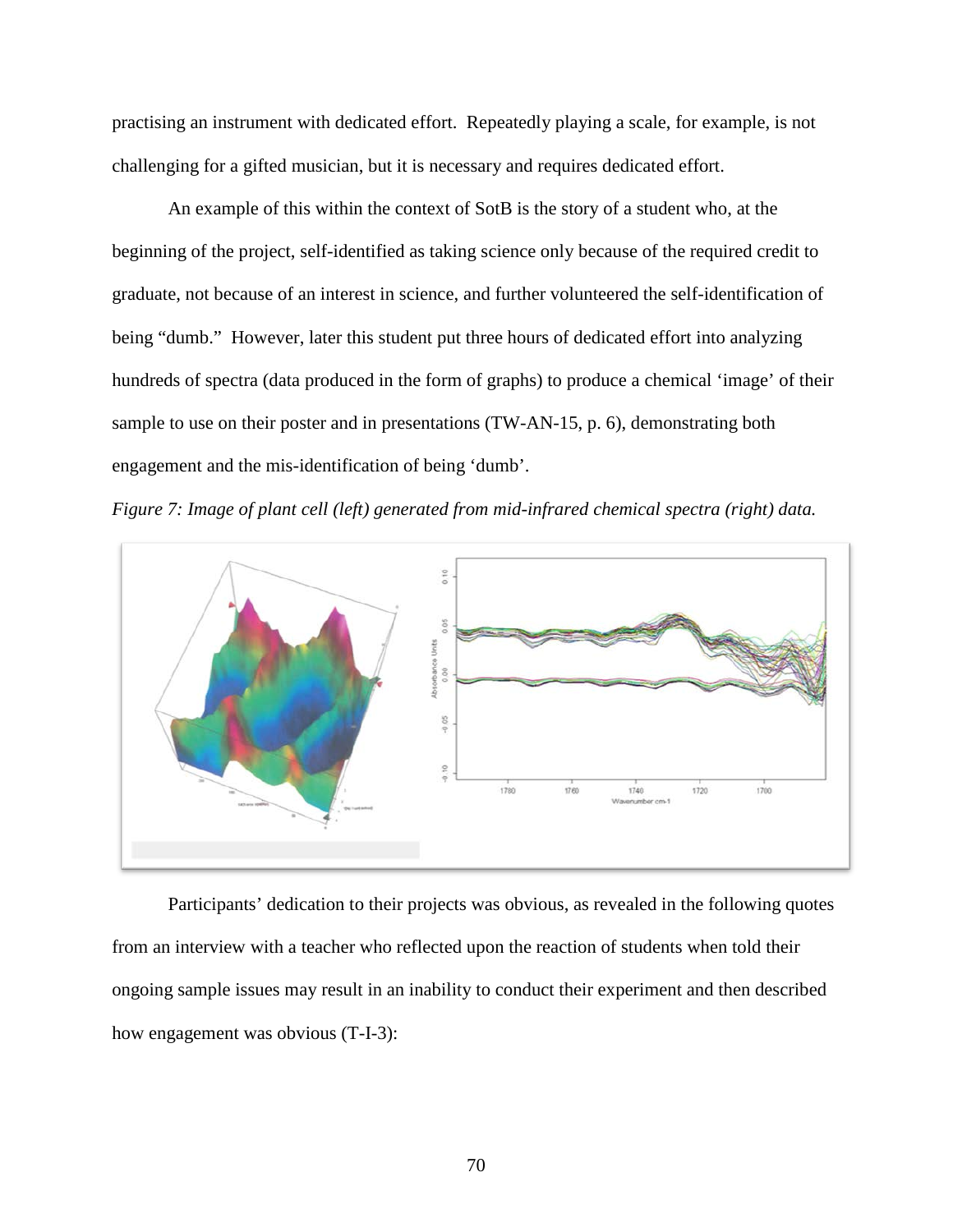practising an instrument with dedicated effort. Repeatedly playing a scale, for example, is not challenging for a gifted musician, but it is necessary and requires dedicated effort.

An example of this within the context of SotB is the story of a student who, at the beginning of the project, self-identified as taking science only because of the required credit to graduate, not because of an interest in science, and further volunteered the self-identification of being "dumb." However, later this student put three hours of dedicated effort into analyzing hundreds of spectra (data produced in the form of graphs) to produce a chemical 'image' of their sample to use on their poster and in presentations (TW-AN-15, p. 6), demonstrating both engagement and the mis-identification of being 'dumb'.

*Figure 7: Image of plant cell (left) generated from mid-infrared chemical spectra (right) data.*

Participants' dedication to their projects was obvious, as revealed in the following quotes from an interview with a teacher who reflected upon the reaction of students when told their ongoing sample issues may result in an inability to conduct their experiment and then described how engagement was obvious (T-I-3):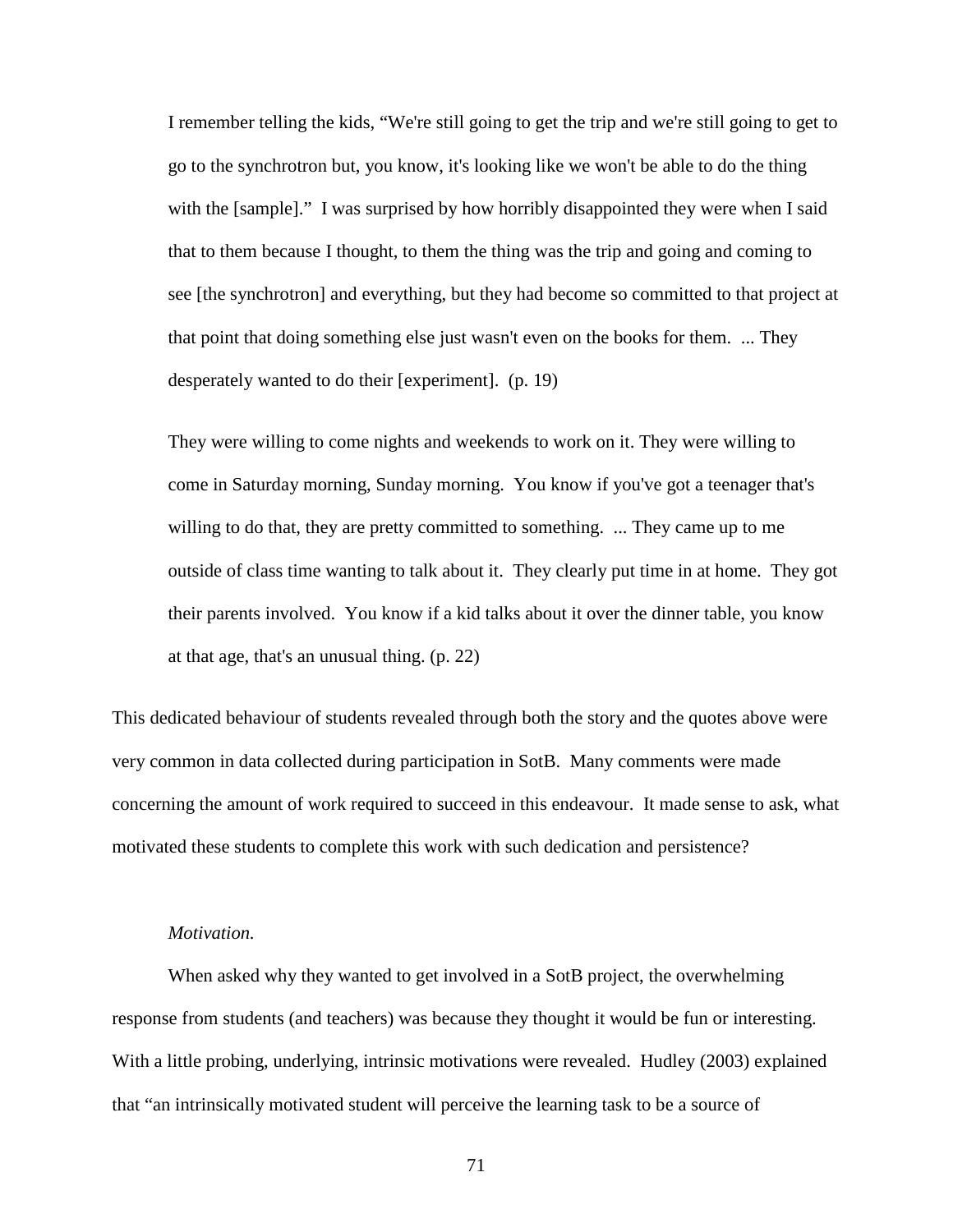> I remember telling the kids, "We're still going to get the trip and we're still going to get to go to the synchrotron but, you know, it's looking like we won't be able to do the thing with the [sample]." I was surprised by how horribly disappointed they were when I said that to them because I thought, to them the thing was the trip and going and coming to see [the synchrotron] and everything, but they had become so committed to that project at that point that doing something else just wasn't even on the books for them. ... They desperately wanted to do their [experiment]. (p. 19)

> They were willing to come nights and weekends to work on it. They were willing to come in Saturday morning, Sunday morning. You know if you've got a teenager that's willing to do that, they are pretty committed to something. ... They came up to me outside of class time wanting to talk about it. They clearly put time in at home. They got their parents involved. You know if a kid talks about it over the dinner table, you know at that age, that's an unusual thing. (p. 22)

This dedicated behaviour of students revealed through both the story and the quotes above were very common in data collected during participation in SotB. Many comments were made concerning the amount of work required to succeed in this endeavour. It made sense to ask, what motivated these students to complete this work with such dedication and persistence?

*Motivation.*

When asked why they wanted to get involved in a SotB project, the overwhelming response from students (and teachers) was because they thought it would be fun or interesting. With a little probing, underlying, intrinsic motivations were revealed. Hudley (2003) explained that "an intrinsically motivated student will perceive the learning task to be a source of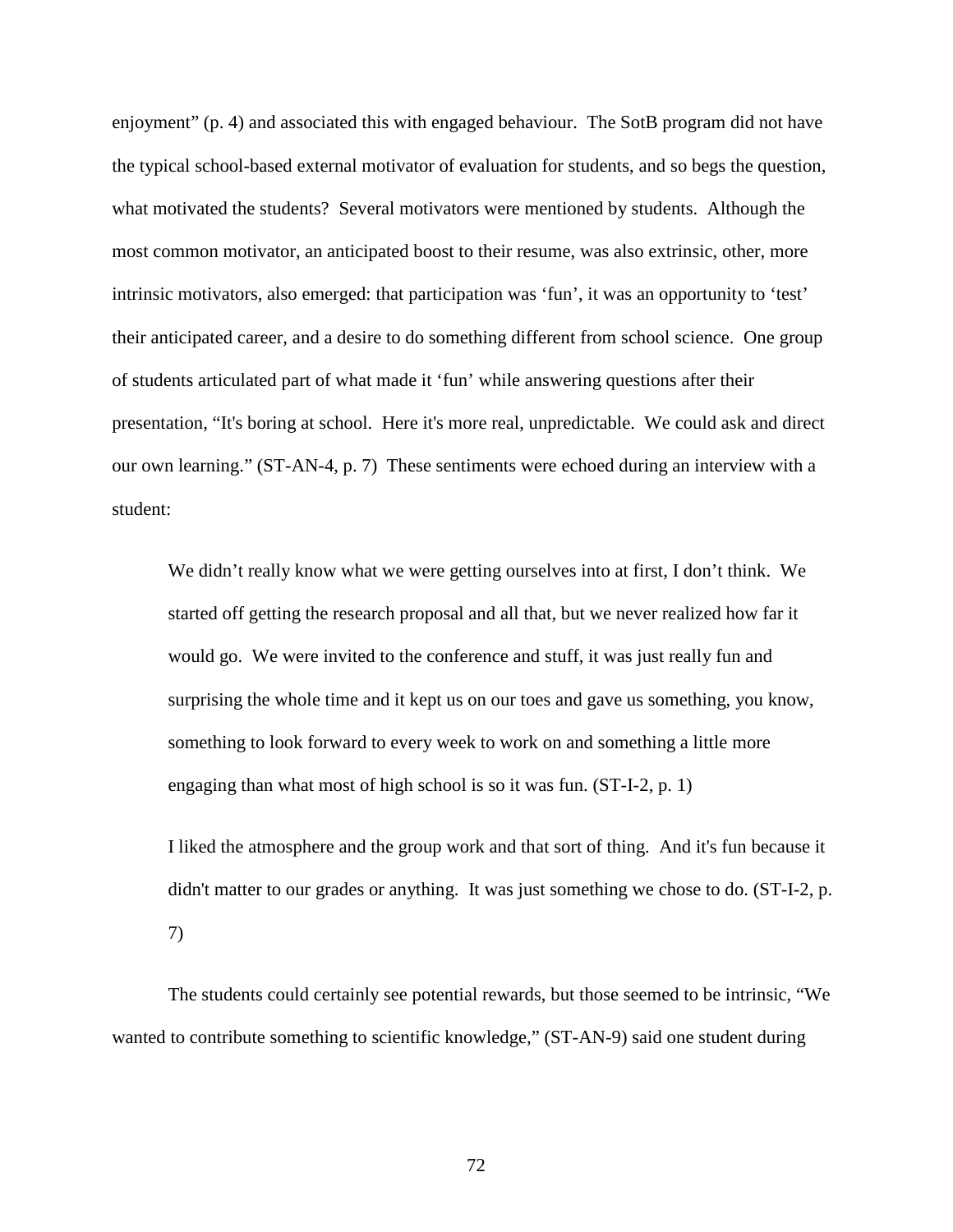enjoyment" (p. 4) and associated this with engaged behaviour. The SotB program did not have the typical school-based external motivator of evaluation for students, and so begs the question, what motivated the students? Several motivators were mentioned by students. Although the most common motivator, an anticipated boost to their resume, was also extrinsic, other, more intrinsic motivators, also emerged: that participation was 'fun', it was an opportunity to 'test' their anticipated career, and a desire to do something different from school science. One group of students articulated part of what made it 'fun' while answering questions after their presentation, "It's boring at school. Here it's more real, unpredictable. We could ask and direct our own learning." (ST-AN-4, p. 7) These sentiments were echoed during an interview with a student:

> We didn't really know what we were getting ourselves into at first, I don't think. We started off getting the research proposal and all that, but we never realized how far it would go. We were invited to the conference and stuff, it was just really fun and surprising the whole time and it kept us on our toes and gave us something, you know, something to look forward to every week to work on and something a little more engaging than what most of high school is so it was fun. (ST-I-2, p. 1)

> I liked the atmosphere and the group work and that sort of thing. And it's fun because it didn't matter to our grades or anything. It was just something we chose to do. (ST-I-2, p. 7)

The students could certainly see potential rewards, but those seemed to be intrinsic, "We wanted to contribute something to scientific knowledge," (ST-AN-9) said one student during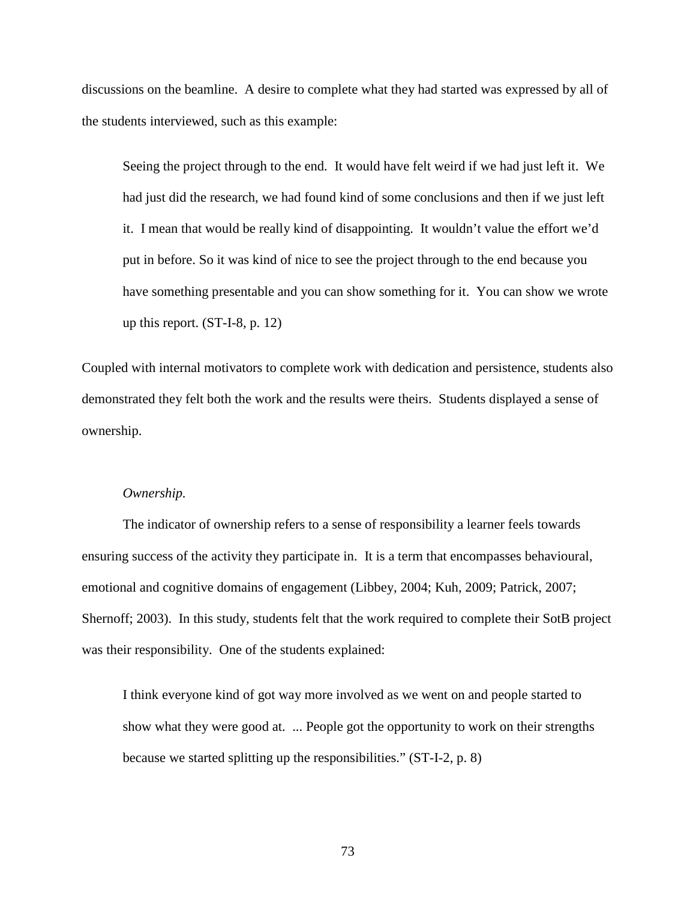discussions on the beamline. A desire to complete what they had started was expressed by all of the students interviewed, such as this example:

> Seeing the project through to the end. It would have felt weird if we had just left it. We had just did the research, we had found kind of some conclusions and then if we just left it. I mean that would be really kind of disappointing. It wouldn't value the effort we'd put in before. So it was kind of nice to see the project through to the end because you have something presentable and you can show something for it. You can show we wrote up this report. (ST-I-8, p. 12)

Coupled with internal motivators to complete work with dedication and persistence, students also demonstrated they felt both the work and the results were theirs. Students displayed a sense of ownership.

*Ownership.*

The indicator of ownership refers to a sense of responsibility a learner feels towards ensuring success of the activity they participate in. It is a term that encompasses behavioural, emotional and cognitive domains of engagement (Libbey, 2004; Kuh, 2009; Patrick, 2007; Shernoff; 2003). In this study, students felt that the work required to complete their SotB project was their responsibility. One of the students explained:

> I think everyone kind of got way more involved as we went on and people started to show what they were good at. ... People got the opportunity to work on their strengths because we started splitting up the responsibilities." (ST-I-2, p. 8)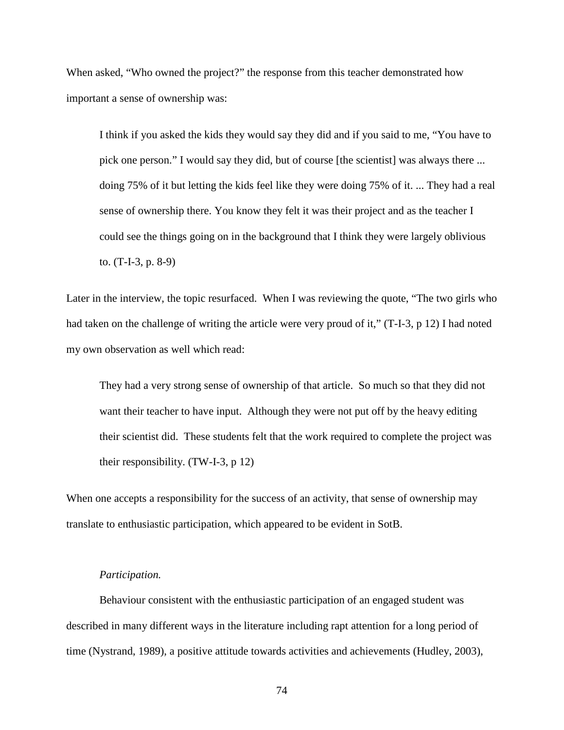When asked, “Who owned the project?” the response from this teacher demonstrated how important a sense of ownership was:

> I think if you asked the kids they would say they did and if you said to me, “You have to pick one person.” I would say they did, but of course [the scientist] was always there ... doing 75% of it but letting the kids feel like they were doing 75% of it. ... They had a real sense of ownership there. You know they felt it was their project and as the teacher I could see the things going on in the background that I think they were largely oblivious to. (T-I-3, p. 8-9)

Later in the interview, the topic resurfaced. When I was reviewing the quote, “The two girls who had taken on the challenge of writing the article were very proud of it,” (T-I-3, p 12) I had noted my own observation as well which read:

> They had a very strong sense of ownership of that article. So much so that they did not want their teacher to have input. Although they were not put off by the heavy editing their scientist did. These students felt that the work required to complete the project was their responsibility. (TW-I-3, p 12)

When one accepts a responsibility for the success of an activity, that sense of ownership may translate to enthusiastic participation, which appeared to be evident in SotB.

*Participation.*

Behaviour consistent with the enthusiastic participation of an engaged student was described in many different ways in the literature including rapt attention for a long period of time (Nystrand, 1989), a positive attitude towards activities and achievements (Hudley, 2003),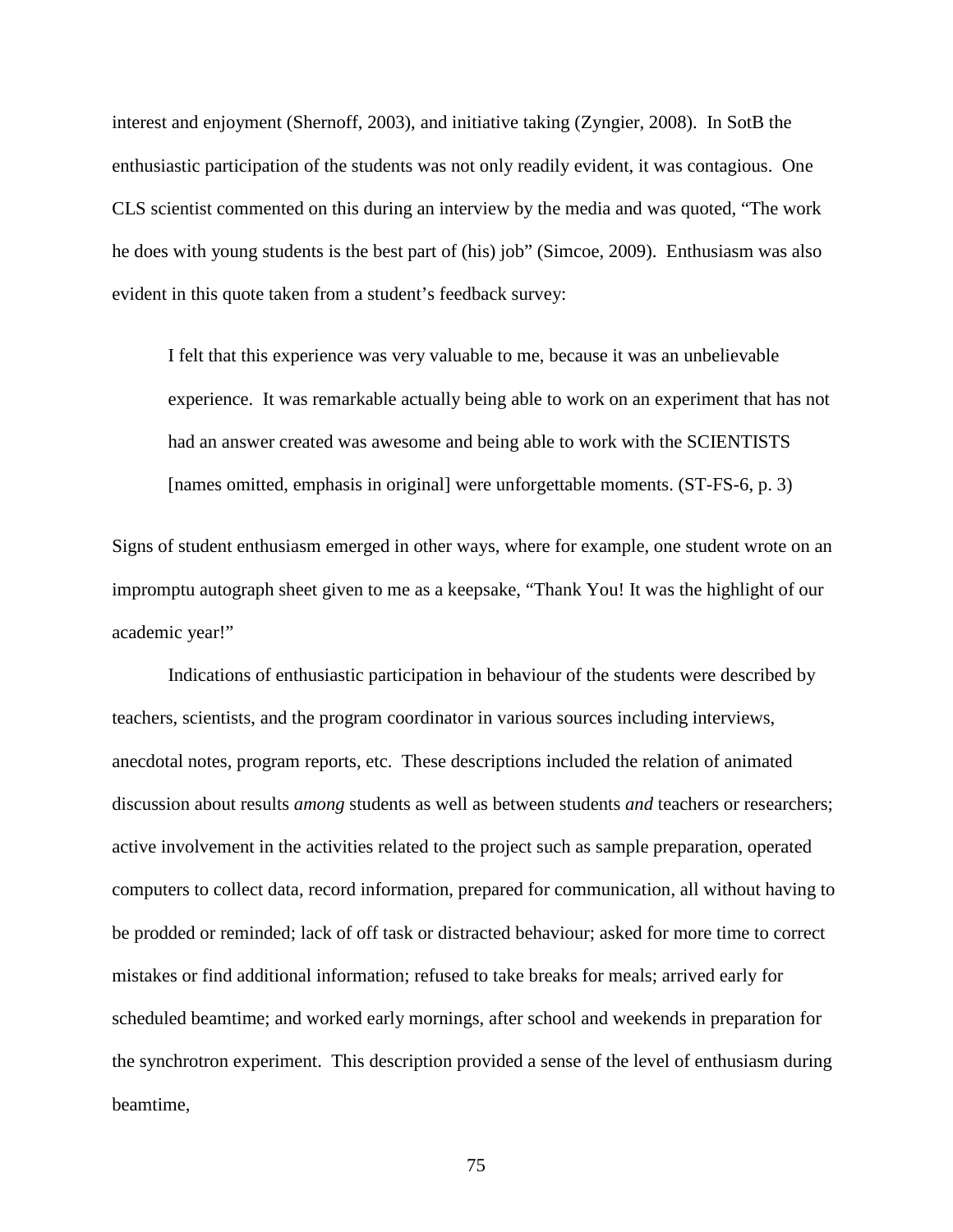interest and enjoyment (Shernoff, 2003), and initiative taking (Zyngier, 2008). In SotB the enthusiastic participation of the students was not only readily evident, it was contagious. One CLS scientist commented on this during an interview by the media and was quoted, "The work he does with young students is the best part of (his) job" (Simcoe, 2009). Enthusiasm was also evident in this quote taken from a student's feedback survey:

> I felt that this experience was very valuable to me, because it was an unbelievable experience. It was remarkable actually being able to work on an experiment that has not had an answer created was awesome and being able to work with the SCIENTISTS [names omitted, emphasis in original] were unforgettable moments. (ST-FS-6, p. 3)

Signs of student enthusiasm emerged in other ways, where for example, one student wrote on an impromptu autograph sheet given to me as a keepsake, "Thank You! It was the highlight of our academic year!"

Indications of enthusiastic participation in behaviour of the students were described by teachers, scientists, and the program coordinator in various sources including interviews, anecdotal notes, program reports, etc. These descriptions included the relation of animated discussion about results *among* students as well as between students *and* teachers or researchers; active involvement in the activities related to the project such as sample preparation, operated computers to collect data, record information, prepared for communication, all without having to be prodded or reminded; lack of off task or distracted behaviour; asked for more time to correct mistakes or find additional information; refused to take breaks for meals; arrived early for scheduled beamtime; and worked early mornings, after school and weekends in preparation for the synchrotron experiment. This description provided a sense of the level of enthusiasm during beamtime,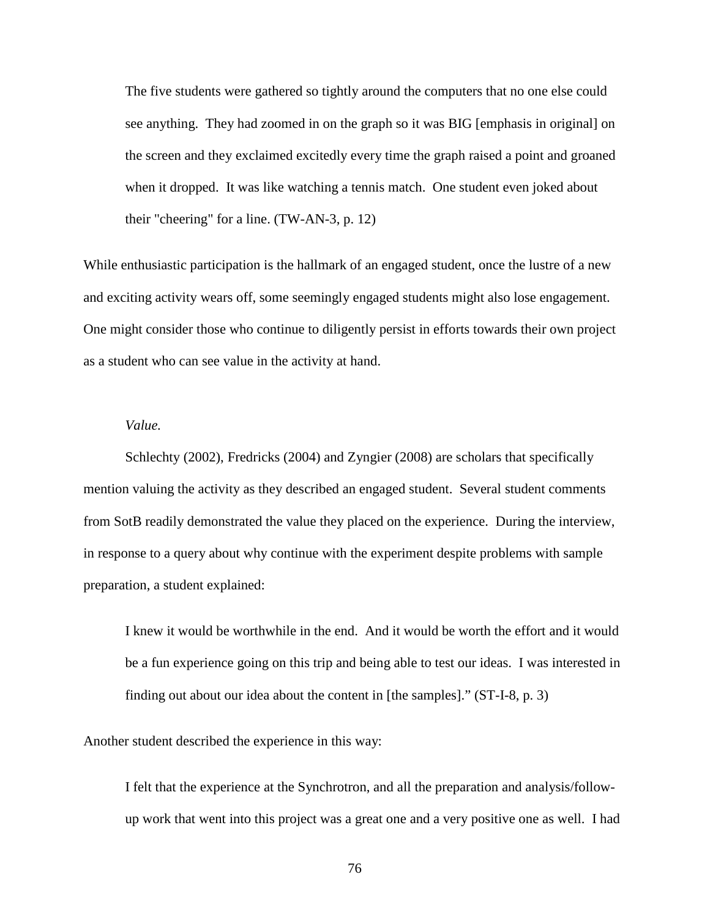> The five students were gathered so tightly around the computers that no one else could see anything. They had zoomed in on the graph so it was BIG [emphasis in original] on the screen and they exclaimed excitedly every time the graph raised a point and groaned when it dropped. It was like watching a tennis match. One student even joked about their "cheering" for a line. (TW-AN-3, p. 12)

While enthusiastic participation is the hallmark of an engaged student, once the lustre of a new and exciting activity wears off, some seemingly engaged students might also lose engagement. One might consider those who continue to diligently persist in efforts towards their own project as a student who can see value in the activity at hand.

*Value.*

Schlechty (2002), Fredricks (2004) and Zyngier (2008) are scholars that specifically mention valuing the activity as they described an engaged student. Several student comments from SotB readily demonstrated the value they placed on the experience. During the interview, in response to a query about why continue with the experiment despite problems with sample preparation, a student explained:

> I knew it would be worthwhile in the end. And it would be worth the effort and it would be a fun experience going on this trip and being able to test our ideas. I was interested in finding out about our idea about the content in [the samples]." (ST-I-8, p. 3)

Another student described the experience in this way:

> I felt that the experience at the Synchrotron, and all the preparation and analysis/follow-up work that went into this project was a great one and a very positive one as well. I had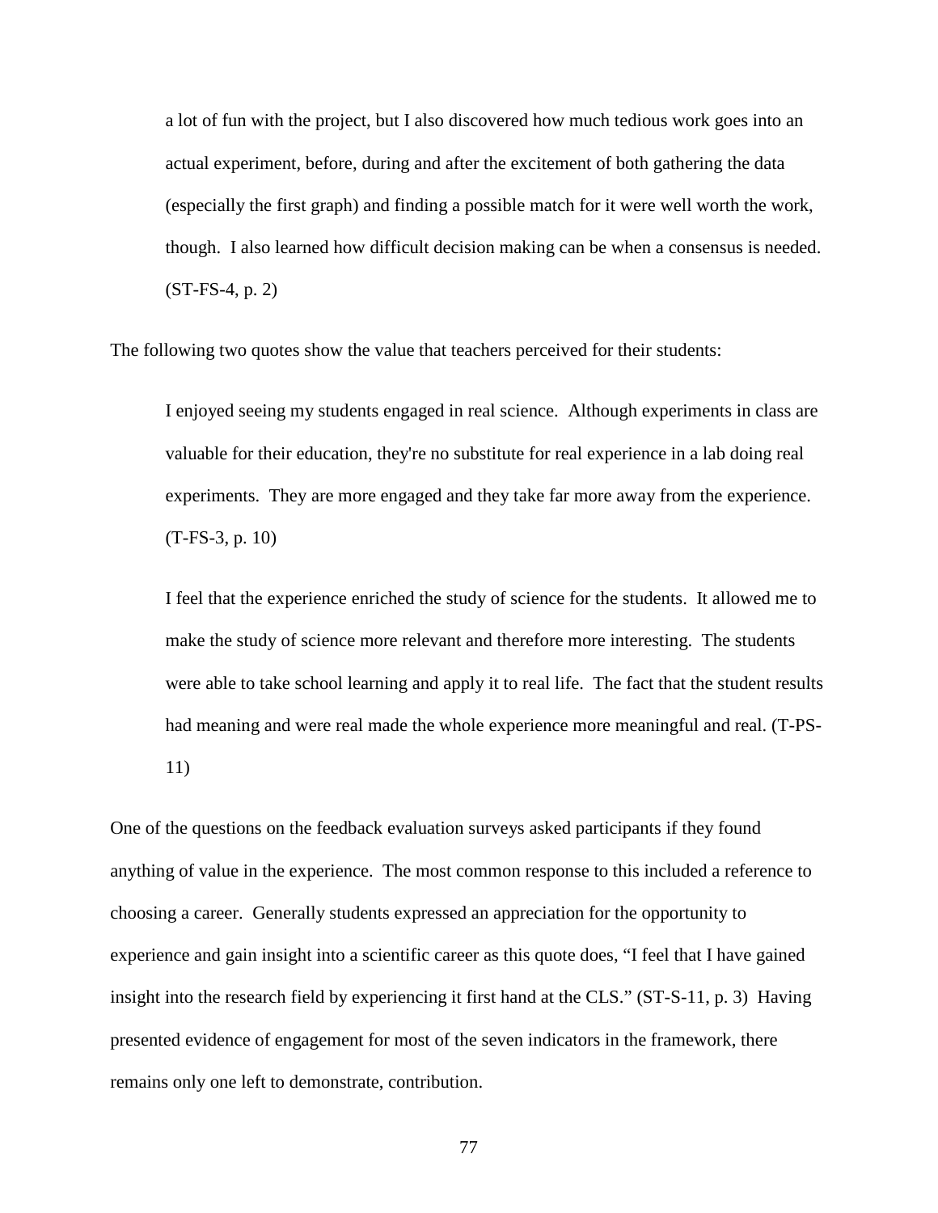> a lot of fun with the project, but I also discovered how much tedious work goes into an actual experiment, before, during and after the excitement of both gathering the data (especially the first graph) and finding a possible match for it were well worth the work, though. I also learned how difficult decision making can be when a consensus is needed. (ST-FS-4, p. 2)

The following two quotes show the value that teachers perceived for their students:

> I enjoyed seeing my students engaged in real science. Although experiments in class are valuable for their education, they're no substitute for real experience in a lab doing real experiments. They are more engaged and they take far more away from the experience. (T-FS-3, p. 10)

> I feel that the experience enriched the study of science for the students. It allowed me to make the study of science more relevant and therefore more interesting. The students were able to take school learning and apply it to real life. The fact that the student results had meaning and were real made the whole experience more meaningful and real. (T-PS-11)

One of the questions on the feedback evaluation surveys asked participants if they found anything of value in the experience. The most common response to this included a reference to choosing a career. Generally students expressed an appreciation for the opportunity to experience and gain insight into a scientific career as this quote does, "I feel that I have gained insight into the research field by experiencing it first hand at the CLS." (ST-S-11, p. 3) Having presented evidence of engagement for most of the seven indicators in the framework, there remains only one left to demonstrate, contribution.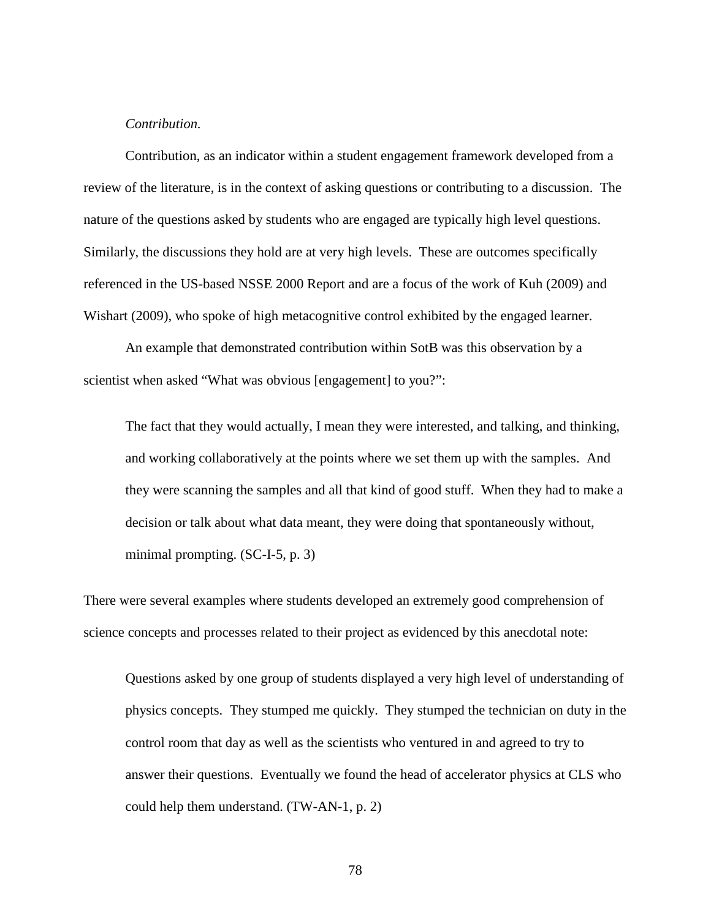*Contribution.*

Contribution, as an indicator within a student engagement framework developed from a review of the literature, is in the context of asking questions or contributing to a discussion. The nature of the questions asked by students who are engaged are typically high level questions. Similarly, the discussions they hold are at very high levels. These are outcomes specifically referenced in the US-based NSSE 2000 Report and are a focus of the work of Kuh (2009) and Wishart (2009), who spoke of high metacognitive control exhibited by the engaged learner.

An example that demonstrated contribution within SotB was this observation by a scientist when asked "What was obvious [engagement] to you?":

> The fact that they would actually, I mean they were interested, and talking, and thinking, and working collaboratively at the points where we set them up with the samples. And they were scanning the samples and all that kind of good stuff. When they had to make a decision or talk about what data meant, they were doing that spontaneously without, minimal prompting. (SC-I-5, p. 3)

There were several examples where students developed an extremely good comprehension of science concepts and processes related to their project as evidenced by this anecdotal note:

> Questions asked by one group of students displayed a very high level of understanding of physics concepts. They stumped me quickly. They stumped the technician on duty in the control room that day as well as the scientists who ventured in and agreed to try to answer their questions. Eventually we found the head of accelerator physics at CLS who could help them understand. (TW-AN-1, p. 2)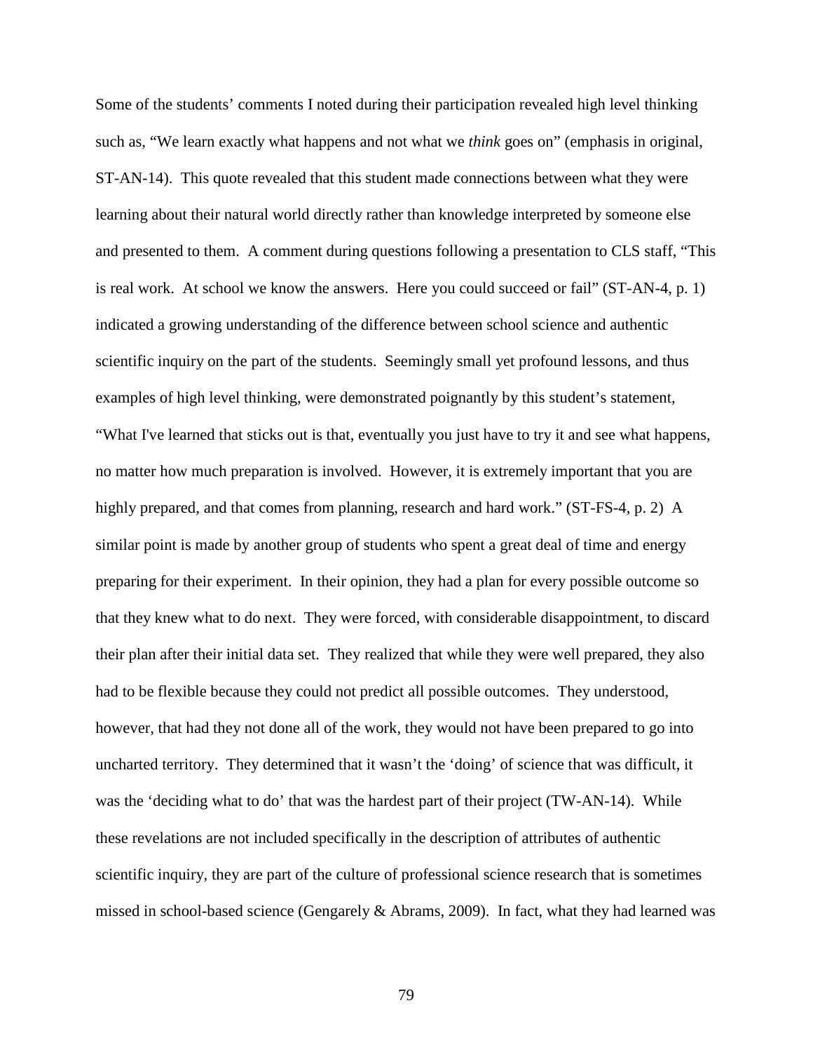Some of the students' comments I noted during their participation revealed high level thinking such as, "We learn exactly what happens and not what we *think* goes on" (emphasis in original, ST-AN-14). This quote revealed that this student made connections between what they were learning about their natural world directly rather than knowledge interpreted by someone else and presented to them. A comment during questions following a presentation to CLS staff, "This is real work. At school we know the answers. Here you could succeed or fail" (ST-AN-4, p. 1) indicated a growing understanding of the difference between school science and authentic scientific inquiry on the part of the students. Seemingly small yet profound lessons, and thus examples of high level thinking, were demonstrated poignantly by this student's statement, "What I've learned that sticks out is that, eventually you just have to try it and see what happens, no matter how much preparation is involved. However, it is extremely important that you are highly prepared, and that comes from planning, research and hard work." (ST-FS-4, p. 2) A similar point is made by another group of students who spent a great deal of time and energy preparing for their experiment. In their opinion, they had a plan for every possible outcome so that they knew what to do next. They were forced, with considerable disappointment, to discard their plan after their initial data set. They realized that while they were well prepared, they also had to be flexible because they could not predict all possible outcomes. They understood, however, that had they not done all of the work, they would not have been prepared to go into uncharted territory. They determined that it wasn't the 'doing' of science that was difficult, it was the 'deciding what to do' that was the hardest part of their project (TW-AN-14). While these revelations are not included specifically in the description of attributes of authentic scientific inquiry, they are part of the culture of professional science research that is sometimes missed in school-based science (Gengarely & Abrams, 2009). In fact, what they had learned was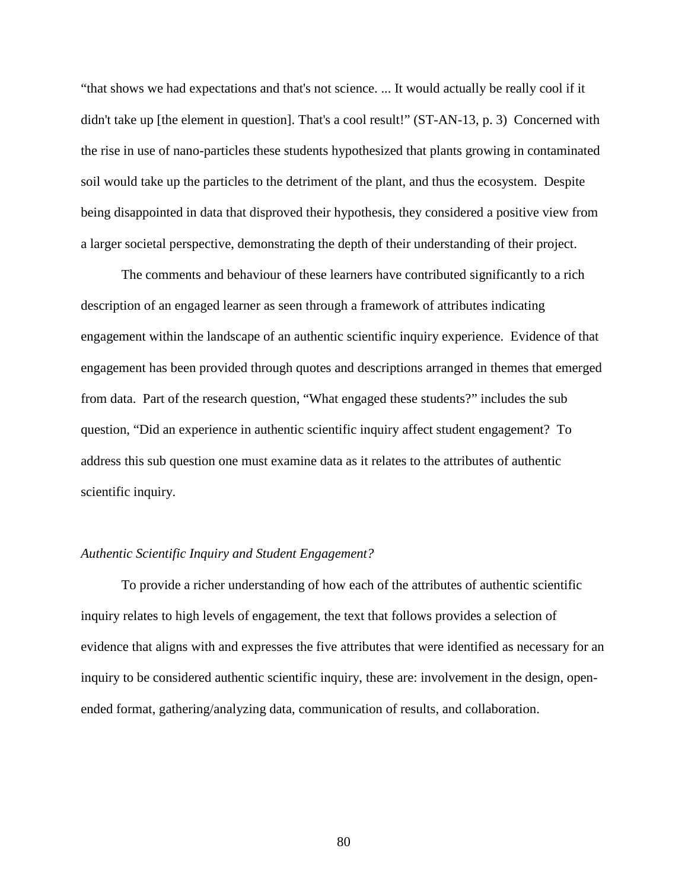"that shows we had expectations and that's not science. ... It would actually be really cool if it didn't take up [the element in question]. That's a cool result!" (ST-AN-13, p. 3) Concerned with the rise in use of nano-particles these students hypothesized that plants growing in contaminated soil would take up the particles to the detriment of the plant, and thus the ecosystem. Despite being disappointed in data that disproved their hypothesis, they considered a positive view from a larger societal perspective, demonstrating the depth of their understanding of their project.

The comments and behaviour of these learners have contributed significantly to a rich description of an engaged learner as seen through a framework of attributes indicating engagement within the landscape of an authentic scientific inquiry experience. Evidence of that engagement has been provided through quotes and descriptions arranged in themes that emerged from data. Part of the research question, "What engaged these students?" includes the sub question, "Did an experience in authentic scientific inquiry affect student engagement? To address this sub question one must examine data as it relates to the attributes of authentic scientific inquiry.

*Authentic Scientific Inquiry and Student Engagement?*

To provide a richer understanding of how each of the attributes of authentic scientific inquiry relates to high levels of engagement, the text that follows provides a selection of evidence that aligns with and expresses the five attributes that were identified as necessary for an inquiry to be considered authentic scientific inquiry, these are: involvement in the design, open-ended format, gathering/analyzing data, communication of results, and collaboration.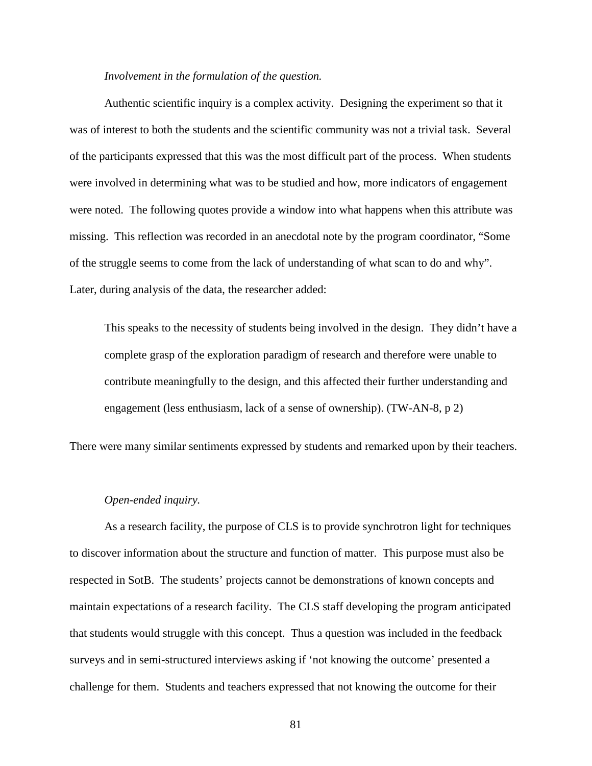*Involvement in the formulation of the question.*

Authentic scientific inquiry is a complex activity. Designing the experiment so that it was of interest to both the students and the scientific community was not a trivial task. Several of the participants expressed that this was the most difficult part of the process. When students were involved in determining what was to be studied and how, more indicators of engagement were noted. The following quotes provide a window into what happens when this attribute was missing. This reflection was recorded in an anecdotal note by the program coordinator, "Some of the struggle seems to come from the lack of understanding of what scan to do and why". Later, during analysis of the data, the researcher added:

> This speaks to the necessity of students being involved in the design. They didn't have a complete grasp of the exploration paradigm of research and therefore were unable to contribute meaningfully to the design, and this affected their further understanding and engagement (less enthusiasm, lack of a sense of ownership). (TW-AN-8, p 2)

There were many similar sentiments expressed by students and remarked upon by their teachers.

*Open-ended inquiry.*

As a research facility, the purpose of CLS is to provide synchrotron light for techniques to discover information about the structure and function of matter. This purpose must also be respected in SotB. The students' projects cannot be demonstrations of known concepts and maintain expectations of a research facility. The CLS staff developing the program anticipated that students would struggle with this concept. Thus a question was included in the feedback surveys and in semi-structured interviews asking if 'not knowing the outcome' presented a challenge for them. Students and teachers expressed that not knowing the outcome for their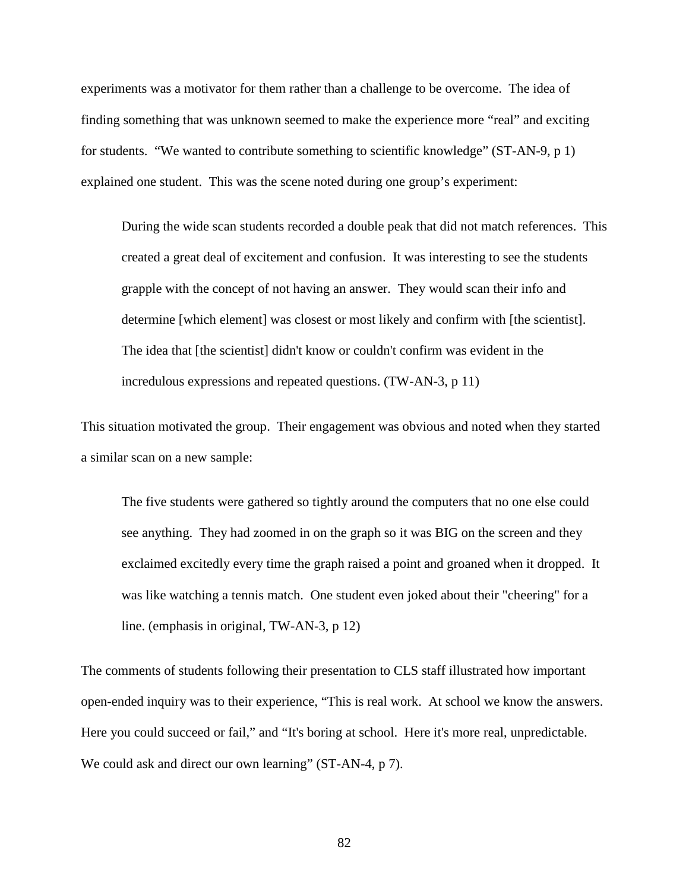experiments was a motivator for them rather than a challenge to be overcome. The idea of finding something that was unknown seemed to make the experience more "real" and exciting for students. "We wanted to contribute something to scientific knowledge" (ST-AN-9, p 1) explained one student. This was the scene noted during one group's experiment:

> During the wide scan students recorded a double peak that did not match references. This created a great deal of excitement and confusion. It was interesting to see the students grapple with the concept of not having an answer. They would scan their info and determine [which element] was closest or most likely and confirm with [the scientist]. The idea that [the scientist] didn't know or couldn't confirm was evident in the incredulous expressions and repeated questions. (TW-AN-3, p 11)

This situation motivated the group. Their engagement was obvious and noted when they started a similar scan on a new sample:

> The five students were gathered so tightly around the computers that no one else could see anything. They had zoomed in on the graph so it was BIG on the screen and they exclaimed excitedly every time the graph raised a point and groaned when it dropped. It was like watching a tennis match. One student even joked about their "cheering" for a line. (emphasis in original, TW-AN-3, p 12)

The comments of students following their presentation to CLS staff illustrated how important open-ended inquiry was to their experience, "This is real work. At school we know the answers. Here you could succeed or fail," and "It's boring at school. Here it's more real, unpredictable. We could ask and direct our own learning" (ST-AN-4, p 7).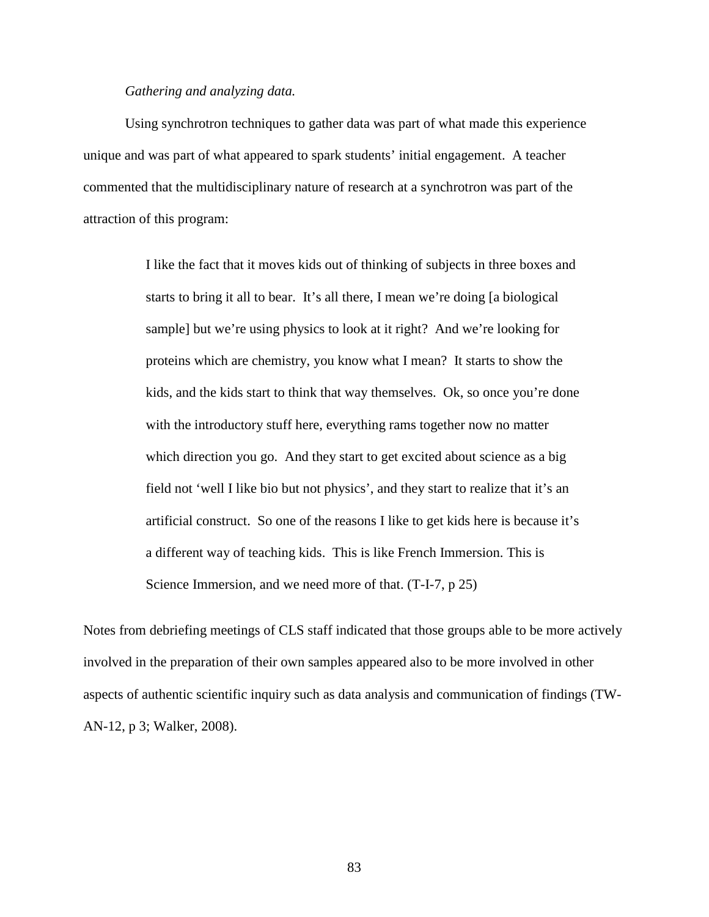*Gathering and analyzing data.*

Using synchrotron techniques to gather data was part of what made this experience unique and was part of what appeared to spark students' initial engagement. A teacher commented that the multidisciplinary nature of research at a synchrotron was part of the attraction of this program:

> I like the fact that it moves kids out of thinking of subjects in three boxes and starts to bring it all to bear. It's all there, I mean we're doing [a biological sample] but we're using physics to look at it right? And we're looking for proteins which are chemistry, you know what I mean? It starts to show the kids, and the kids start to think that way themselves. Ok, so once you're done with the introductory stuff here, everything rams together now no matter which direction you go. And they start to get excited about science as a big field not 'well I like bio but not physics', and they start to realize that it's an artificial construct. So one of the reasons I like to get kids here is because it's a different way of teaching kids. This is like French Immersion. This is Science Immersion, and we need more of that. (T-I-7, p 25)

Notes from debriefing meetings of CLS staff indicated that those groups able to be more actively involved in the preparation of their own samples appeared also to be more involved in other aspects of authentic scientific inquiry such as data analysis and communication of findings (TW-AN-12, p 3; Walker, 2008).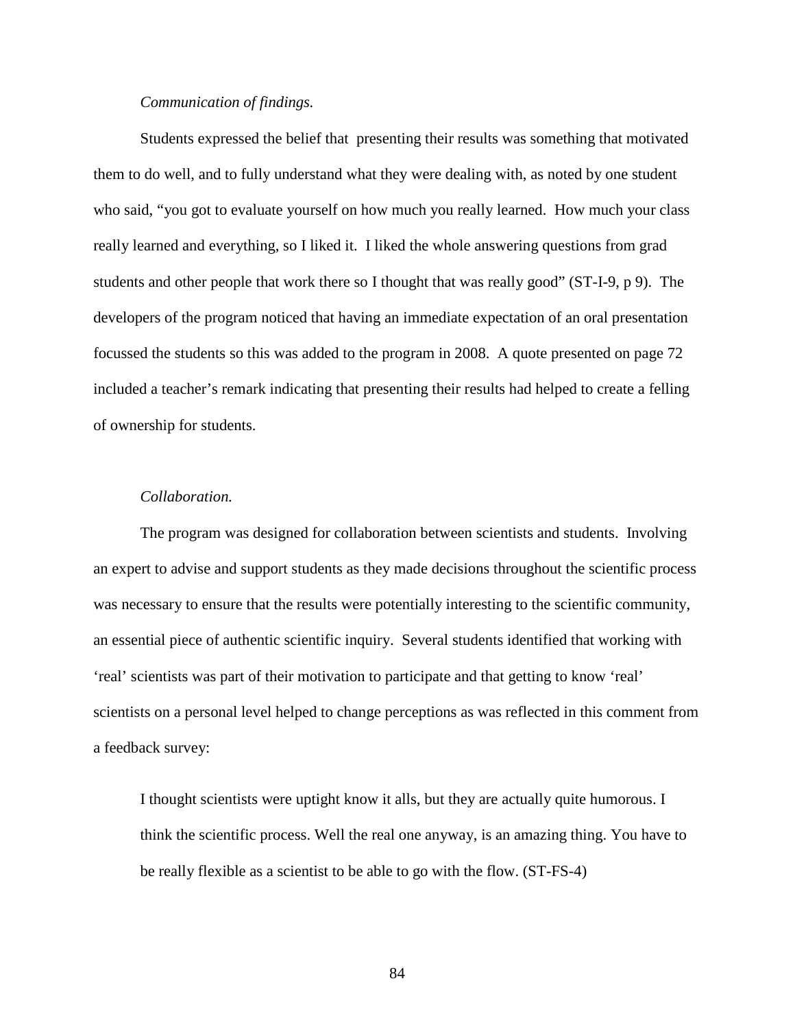*Communication of findings.*

Students expressed the belief that presenting their results was something that motivated them to do well, and to fully understand what they were dealing with, as noted by one student who said, "you got to evaluate yourself on how much you really learned. How much your class really learned and everything, so I liked it. I liked the whole answering questions from grad students and other people that work there so I thought that was really good" (ST-I-9, p 9). The developers of the program noticed that having an immediate expectation of an oral presentation focussed the students so this was added to the program in 2008. A quote presented on page 72 included a teacher's remark indicating that presenting their results had helped to create a felling of ownership for students.

*Collaboration.*

The program was designed for collaboration between scientists and students. Involving an expert to advise and support students as they made decisions throughout the scientific process was necessary to ensure that the results were potentially interesting to the scientific community, an essential piece of authentic scientific inquiry. Several students identified that working with 'real' scientists was part of their motivation to participate and that getting to know 'real' scientists on a personal level helped to change perceptions as was reflected in this comment from a feedback survey:

> I thought scientists were uptight know it alls, but they are actually quite humorous. I think the scientific process. Well the real one anyway, is an amazing thing. You have to be really flexible as a scientist to be able to go with the flow. (ST-FS-4)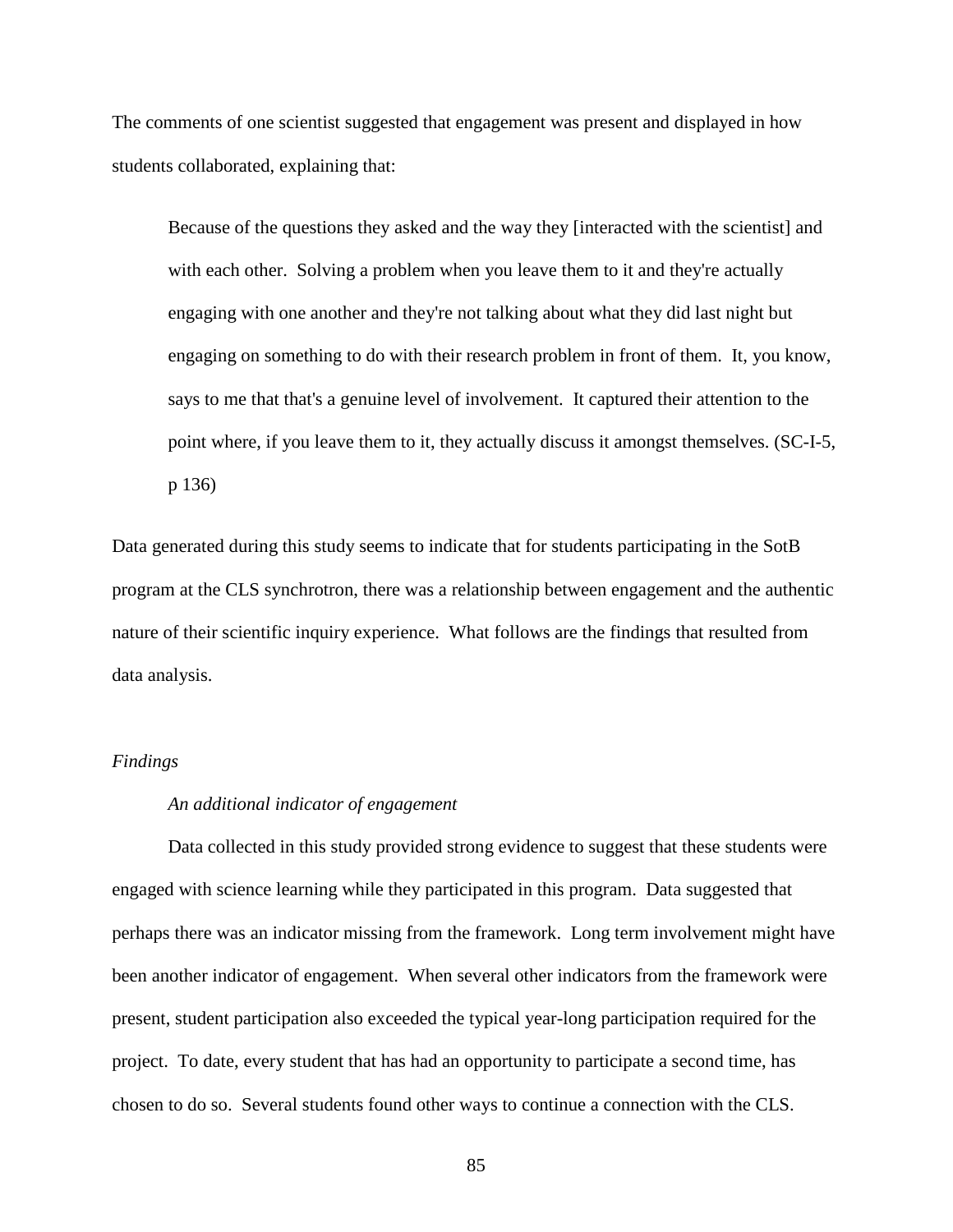The comments of one scientist suggested that engagement was present and displayed in how students collaborated, explaining that:

> Because of the questions they asked and the way they [interacted with the scientist] and with each other. Solving a problem when you leave them to it and they're actually engaging with one another and they're not talking about what they did last night but engaging on something to do with their research problem in front of them. It, you know, says to me that that's a genuine level of involvement. It captured their attention to the point where, if you leave them to it, they actually discuss it amongst themselves. (SC-I-5, p 136)

Data generated during this study seems to indicate that for students participating in the SotB program at the CLS synchrotron, there was a relationship between engagement and the authentic nature of their scientific inquiry experience. What follows are the findings that resulted from data analysis.

### *Findings*

#### *An additional indicator of engagement*

Data collected in this study provided strong evidence to suggest that these students were engaged with science learning while they participated in this program. Data suggested that perhaps there was an indicator missing from the framework. Long term involvement might have been another indicator of engagement. When several other indicators from the framework were present, student participation also exceeded the typical year-long participation required for the project. To date, every student that has had an opportunity to participate a second time, has chosen to do so. Several students found other ways to continue a connection with the CLS.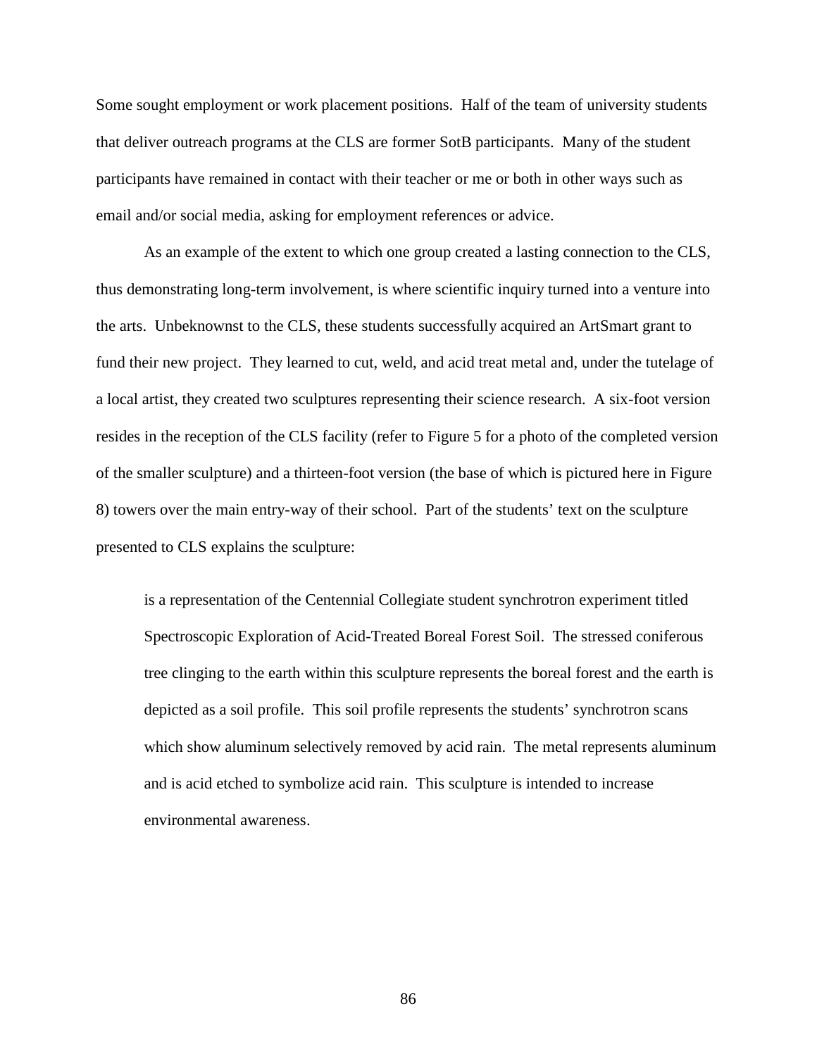Some sought employment or work placement positions. Half of the team of university students that deliver outreach programs at the CLS are former SotB participants. Many of the student participants have remained in contact with their teacher or me or both in other ways such as email and/or social media, asking for employment references or advice.

As an example of the extent to which one group created a lasting connection to the CLS, thus demonstrating long-term involvement, is where scientific inquiry turned into a venture into the arts. Unbeknownst to the CLS, these students successfully acquired an ArtSmart grant to fund their new project. They learned to cut, weld, and acid treat metal and, under the tutelage of a local artist, they created two sculptures representing their science research. A six-foot version resides in the reception of the CLS facility (refer to Figure 5 for a photo of the completed version of the smaller sculpture) and a thirteen-foot version (the base of which is pictured here in Figure 8) towers over the main entry-way of their school. Part of the students' text on the sculpture presented to CLS explains the sculpture:

> is a representation of the Centennial Collegiate student synchrotron experiment titled Spectroscopic Exploration of Acid-Treated Boreal Forest Soil. The stressed coniferous tree clinging to the earth within this sculpture represents the boreal forest and the earth is depicted as a soil profile. This soil profile represents the students' synchrotron scans which show aluminum selectively removed by acid rain. The metal represents aluminum and is acid etched to symbolize acid rain. This sculpture is intended to increase environmental awareness.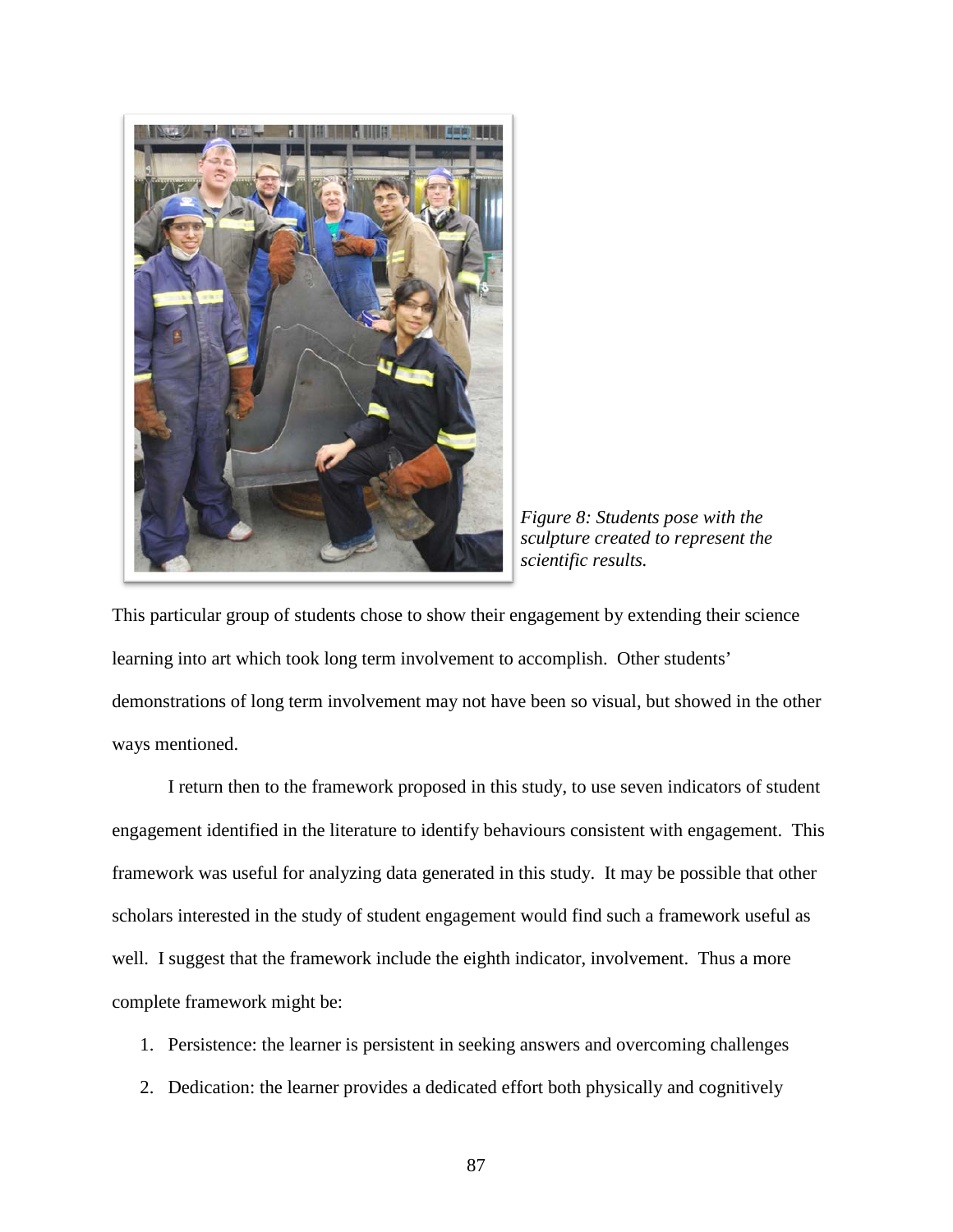*Figure 8: Students pose with the sculpture created to represent the scientific results.*

This particular group of students chose to show their engagement by extending their science learning into art which took long term involvement to accomplish. Other students' demonstrations of long term involvement may not have been so visual, but showed in the other ways mentioned.

I return then to the framework proposed in this study, to use seven indicators of student engagement identified in the literature to identify behaviours consistent with engagement. This framework was useful for analyzing data generated in this study. It may be possible that other scholars interested in the study of student engagement would find such a framework useful as well. I suggest that the framework include the eighth indicator, involvement. Thus a more complete framework might be:

1. Persistence: the learner is persistent in seeking answers and overcoming challenges
2. Dedication: the learner provides a dedicated effort both physically and cognitively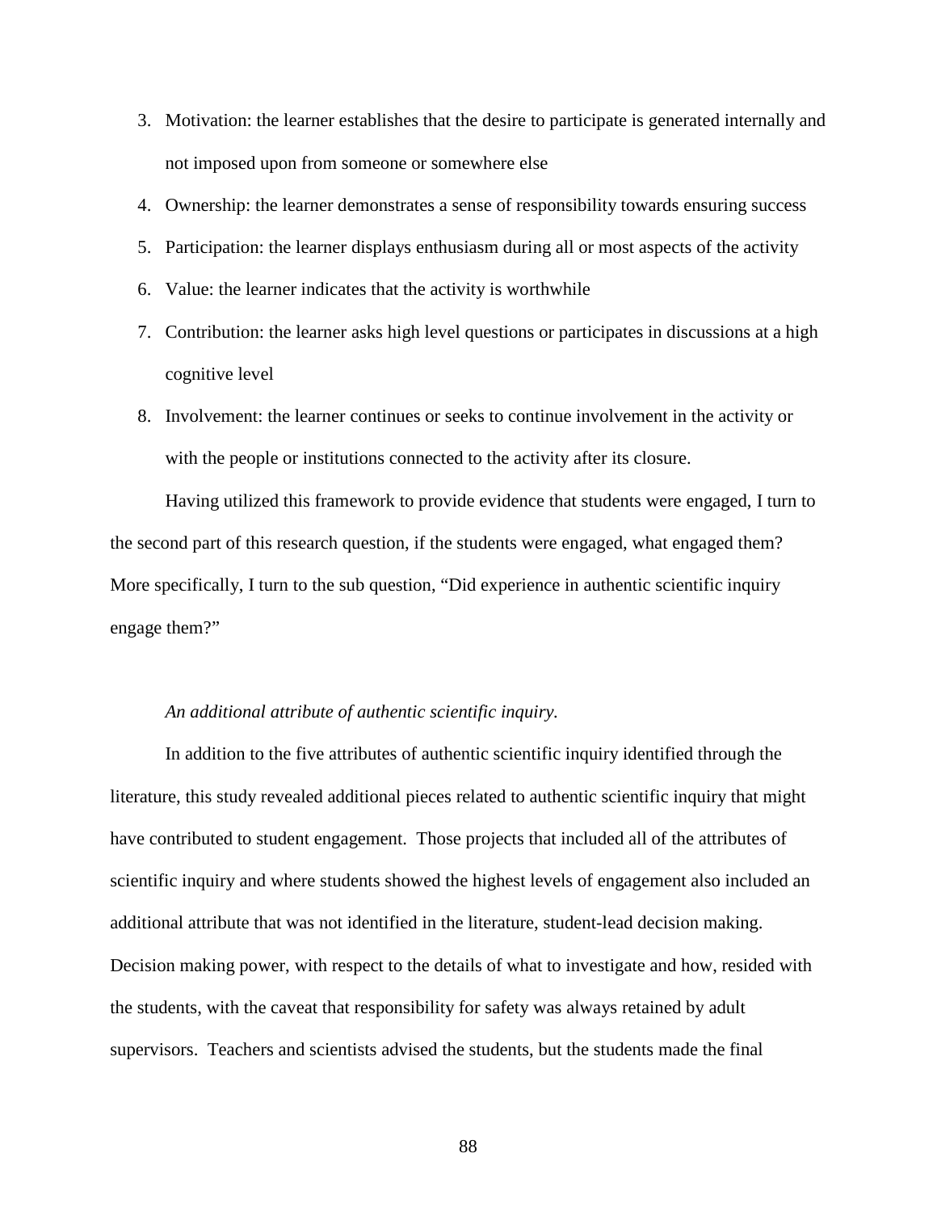3. Motivation: the learner establishes that the desire to participate is generated internally and not imposed upon from someone or somewhere else
4. Ownership: the learner demonstrates a sense of responsibility towards ensuring success
5. Participation: the learner displays enthusiasm during all or most aspects of the activity
6. Value: the learner indicates that the activity is worthwhile
7. Contribution: the learner asks high level questions or participates in discussions at a high cognitive level
8. Involvement: the learner continues or seeks to continue involvement in the activity or with the people or institutions connected to the activity after its closure.

Having utilized this framework to provide evidence that students were engaged, I turn to the second part of this research question, if the students were engaged, what engaged them? More specifically, I turn to the sub question, "Did experience in authentic scientific inquiry engage them?"

*An additional attribute of authentic scientific inquiry.*

In addition to the five attributes of authentic scientific inquiry identified through the literature, this study revealed additional pieces related to authentic scientific inquiry that might have contributed to student engagement. Those projects that included all of the attributes of scientific inquiry and where students showed the highest levels of engagement also included an additional attribute that was not identified in the literature, student-lead decision making. Decision making power, with respect to the details of what to investigate and how, resided with the students, with the caveat that responsibility for safety was always retained by adult supervisors. Teachers and scientists advised the students, but the students made the final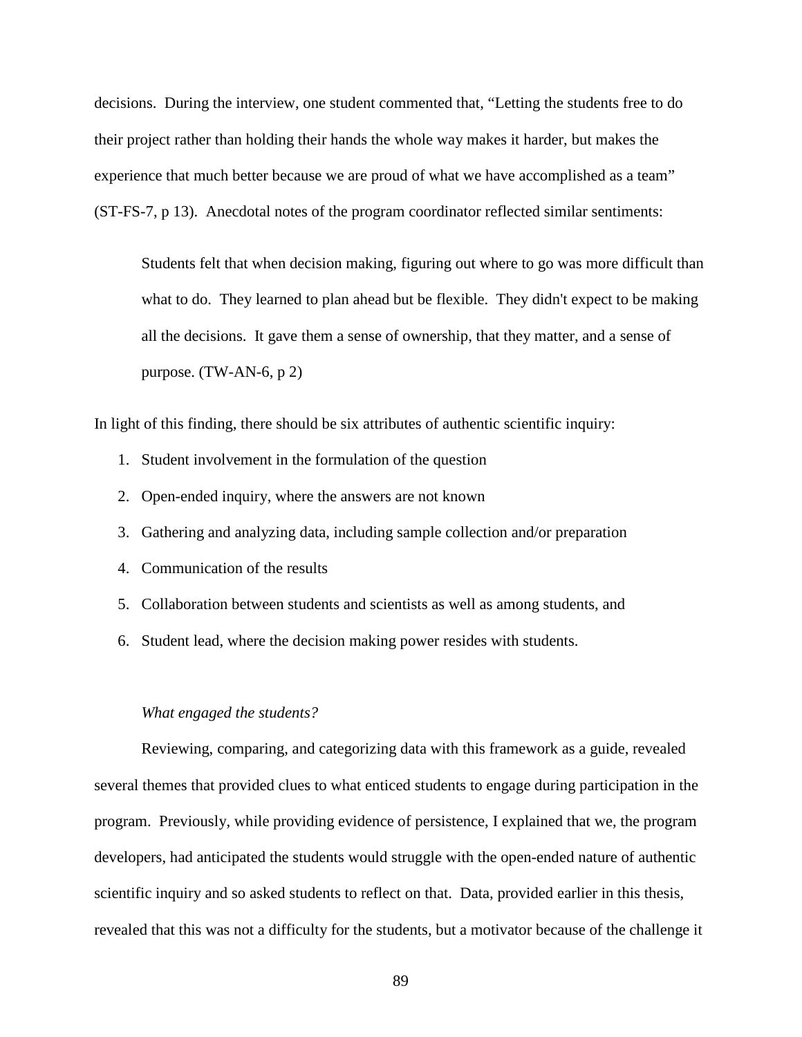decisions. During the interview, one student commented that, "Letting the students free to do their project rather than holding their hands the whole way makes it harder, but makes the experience that much better because we are proud of what we have accomplished as a team" (ST-FS-7, p 13). Anecdotal notes of the program coordinator reflected similar sentiments:

> Students felt that when decision making, figuring out where to go was more difficult than what to do. They learned to plan ahead but be flexible. They didn't expect to be making all the decisions. It gave them a sense of ownership, that they matter, and a sense of purpose. (TW-AN-6, p 2)

In light of this finding, there should be six attributes of authentic scientific inquiry:

1. Student involvement in the formulation of the question
2. Open-ended inquiry, where the answers are not known
3. Gathering and analyzing data, including sample collection and/or preparation
4. Communication of the results
5. Collaboration between students and scientists as well as among students, and
6. Student lead, where the decision making power resides with students.

*What engaged the students?*

Reviewing, comparing, and categorizing data with this framework as a guide, revealed several themes that provided clues to what enticed students to engage during participation in the program. Previously, while providing evidence of persistence, I explained that we, the program developers, had anticipated the students would struggle with the open-ended nature of authentic scientific inquiry and so asked students to reflect on that. Data, provided earlier in this thesis, revealed that this was not a difficulty for the students, but a motivator because of the challenge it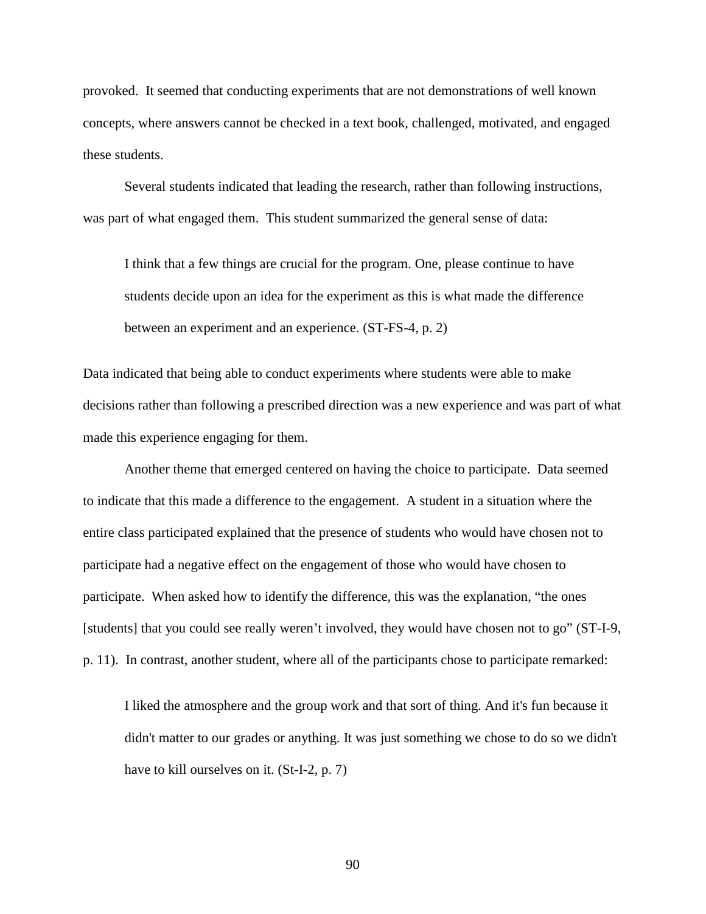provoked. It seemed that conducting experiments that are not demonstrations of well known concepts, where answers cannot be checked in a text book, challenged, motivated, and engaged these students.

Several students indicated that leading the research, rather than following instructions, was part of what engaged them. This student summarized the general sense of data:

> I think that a few things are crucial for the program. One, please continue to have students decide upon an idea for the experiment as this is what made the difference between an experiment and an experience. (ST-FS-4, p. 2)

Data indicated that being able to conduct experiments where students were able to make decisions rather than following a prescribed direction was a new experience and was part of what made this experience engaging for them.

Another theme that emerged centered on having the choice to participate. Data seemed to indicate that this made a difference to the engagement. A student in a situation where the entire class participated explained that the presence of students who would have chosen not to participate had a negative effect on the engagement of those who would have chosen to participate. When asked how to identify the difference, this was the explanation, "the ones [students] that you could see really weren't involved, they would have chosen not to go" (ST-I-9, p. 11). In contrast, another student, where all of the participants chose to participate remarked:

> I liked the atmosphere and the group work and that sort of thing. And it's fun because it didn't matter to our grades or anything. It was just something we chose to do so we didn't have to kill ourselves on it. (St-I-2, p. 7)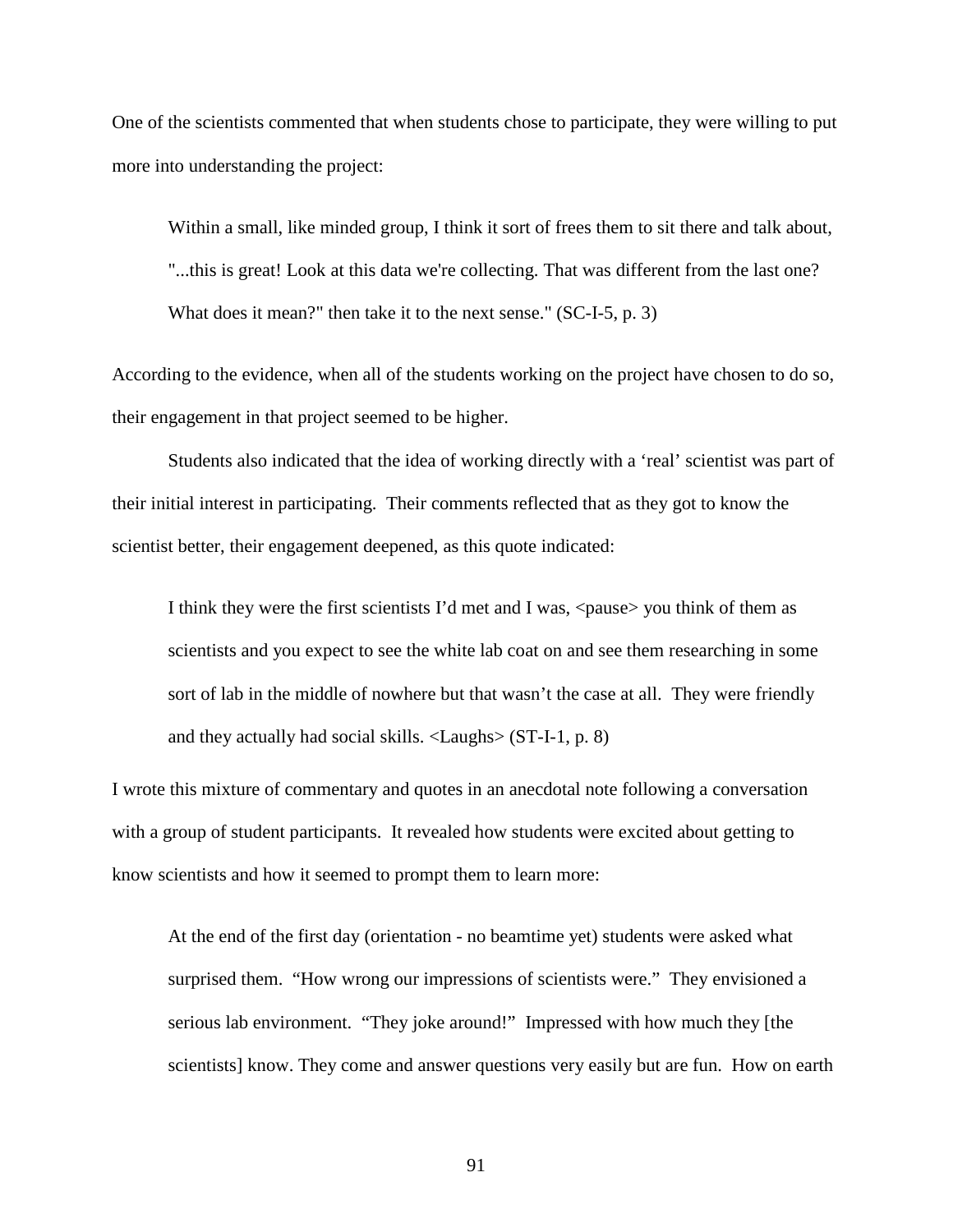One of the scientists commented that when students chose to participate, they were willing to put more into understanding the project:

> Within a small, like minded group, I think it sort of frees them to sit there and talk about, "...this is great! Look at this data we're collecting. That was different from the last one? What does it mean?" then take it to the next sense." (SC-I-5, p. 3)

According to the evidence, when all of the students working on the project have chosen to do so, their engagement in that project seemed to be higher.

Students also indicated that the idea of working directly with a 'real' scientist was part of their initial interest in participating. Their comments reflected that as they got to know the scientist better, their engagement deepened, as this quote indicated:

> I think they were the first scientists I'd met and I was, <pause> you think of them as scientists and you expect to see the white lab coat on and see them researching in some sort of lab in the middle of nowhere but that wasn't the case at all. They were friendly and they actually had social skills. <Laughs> (ST-I-1, p. 8)

I wrote this mixture of commentary and quotes in an anecdotal note following a conversation with a group of student participants. It revealed how students were excited about getting to know scientists and how it seemed to prompt them to learn more:

> At the end of the first day (orientation - no beamtime yet) students were asked what surprised them. "How wrong our impressions of scientists were." They envisioned a serious lab environment. "They joke around!" Impressed with how much they [the scientists] know. They come and answer questions very easily but are fun. How on earth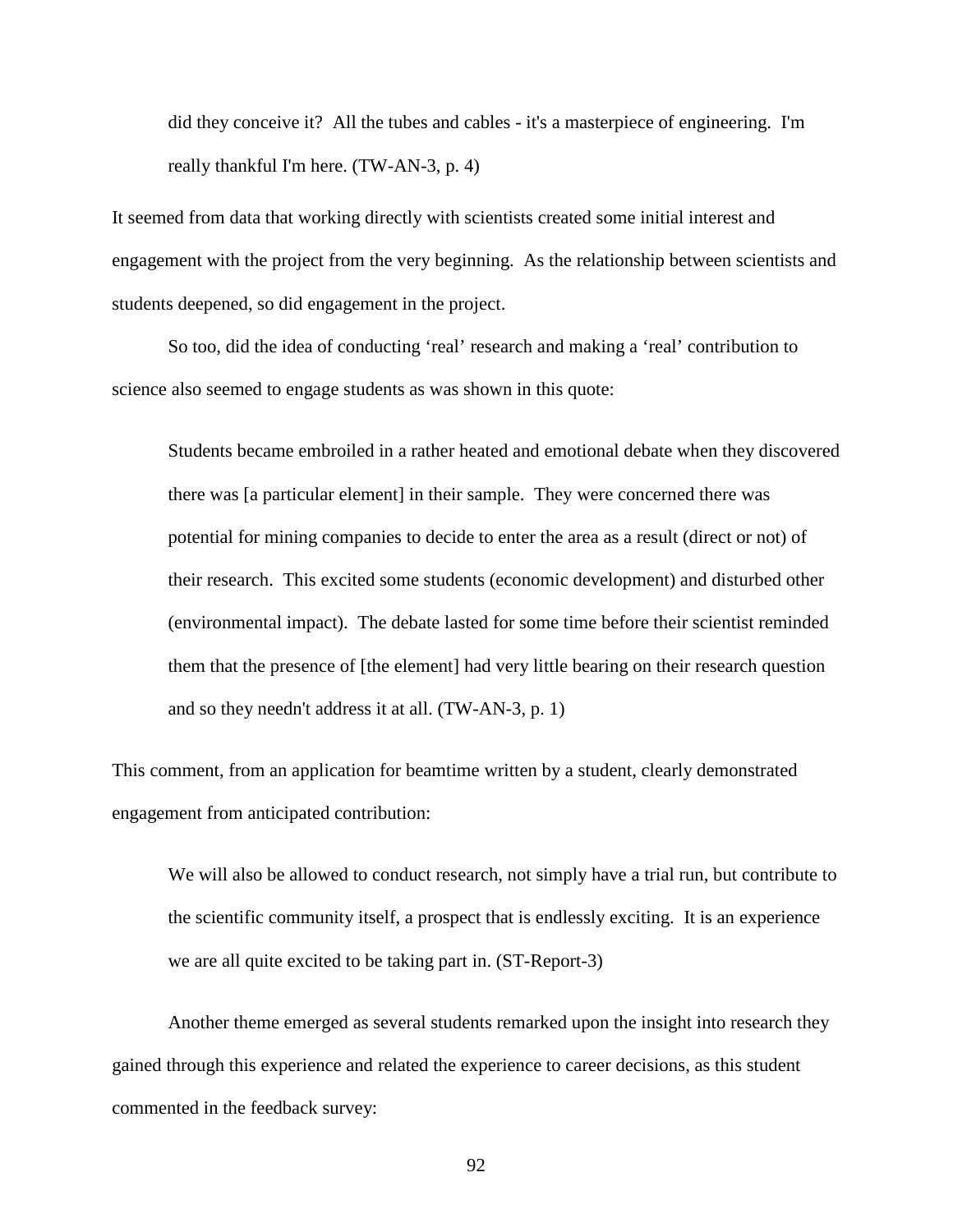> did they conceive it? All the tubes and cables - it's a masterpiece of engineering. I'm really thankful I'm here. (TW-AN-3, p. 4)

It seemed from data that working directly with scientists created some initial interest and engagement with the project from the very beginning. As the relationship between scientists and students deepened, so did engagement in the project.

So too, did the idea of conducting 'real' research and making a 'real' contribution to science also seemed to engage students as was shown in this quote:

> Students became embroiled in a rather heated and emotional debate when they discovered there was [a particular element] in their sample. They were concerned there was potential for mining companies to decide to enter the area as a result (direct or not) of their research. This excited some students (economic development) and disturbed other (environmental impact). The debate lasted for some time before their scientist reminded them that the presence of [the element] had very little bearing on their research question and so they needn't address it at all. (TW-AN-3, p. 1)

This comment, from an application for beamtime written by a student, clearly demonstrated engagement from anticipated contribution:

> We will also be allowed to conduct research, not simply have a trial run, but contribute to the scientific community itself, a prospect that is endlessly exciting. It is an experience we are all quite excited to be taking part in. (ST-Report-3)

Another theme emerged as several students remarked upon the insight into research they gained through this experience and related the experience to career decisions, as this student commented in the feedback survey: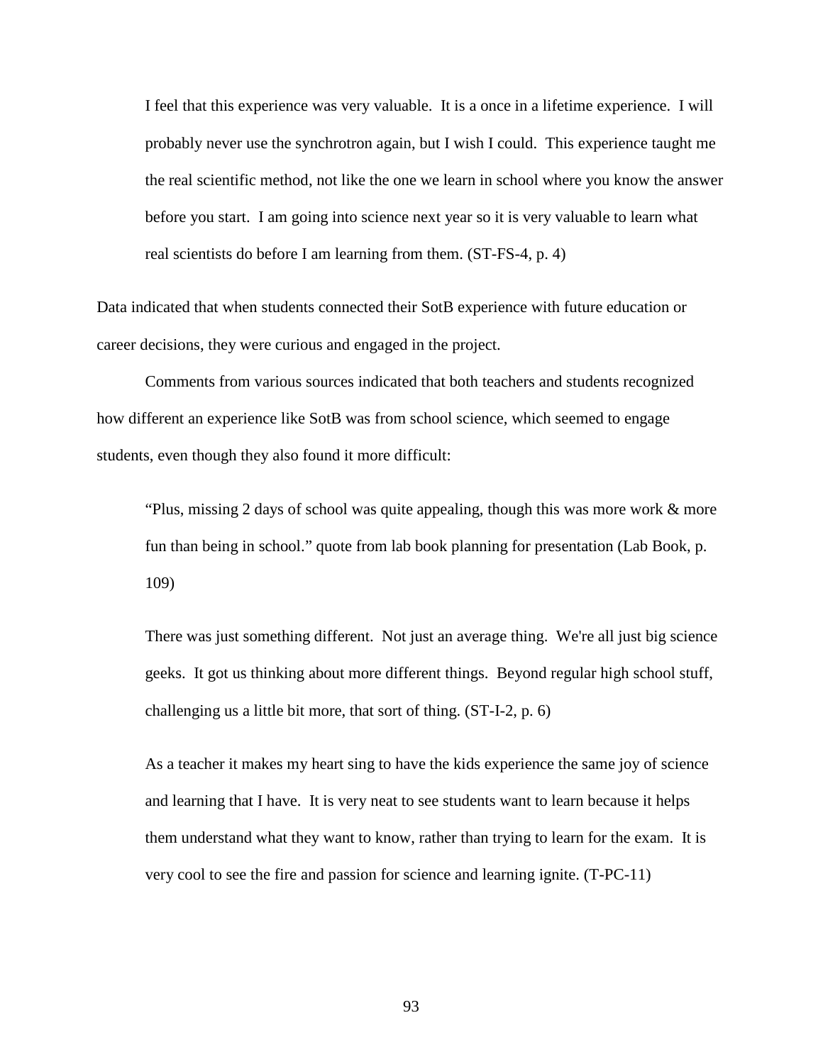> I feel that this experience was very valuable. It is a once in a lifetime experience. I will probably never use the synchrotron again, but I wish I could. This experience taught me the real scientific method, not like the one we learn in school where you know the answer before you start. I am going into science next year so it is very valuable to learn what real scientists do before I am learning from them. (ST-FS-4, p. 4)

Data indicated that when students connected their SotB experience with future education or career decisions, they were curious and engaged in the project.

Comments from various sources indicated that both teachers and students recognized how different an experience like SotB was from school science, which seemed to engage students, even though they also found it more difficult:

> "Plus, missing 2 days of school was quite appealing, though this was more work & more fun than being in school." quote from lab book planning for presentation (Lab Book, p. 109)

> There was just something different. Not just an average thing. We're all just big science geeks. It got us thinking about more different things. Beyond regular high school stuff, challenging us a little bit more, that sort of thing. (ST-I-2, p. 6)

> As a teacher it makes my heart sing to have the kids experience the same joy of science and learning that I have. It is very neat to see students want to learn because it helps them understand what they want to know, rather than trying to learn for the exam. It is very cool to see the fire and passion for science and learning ignite. (T-PC-11)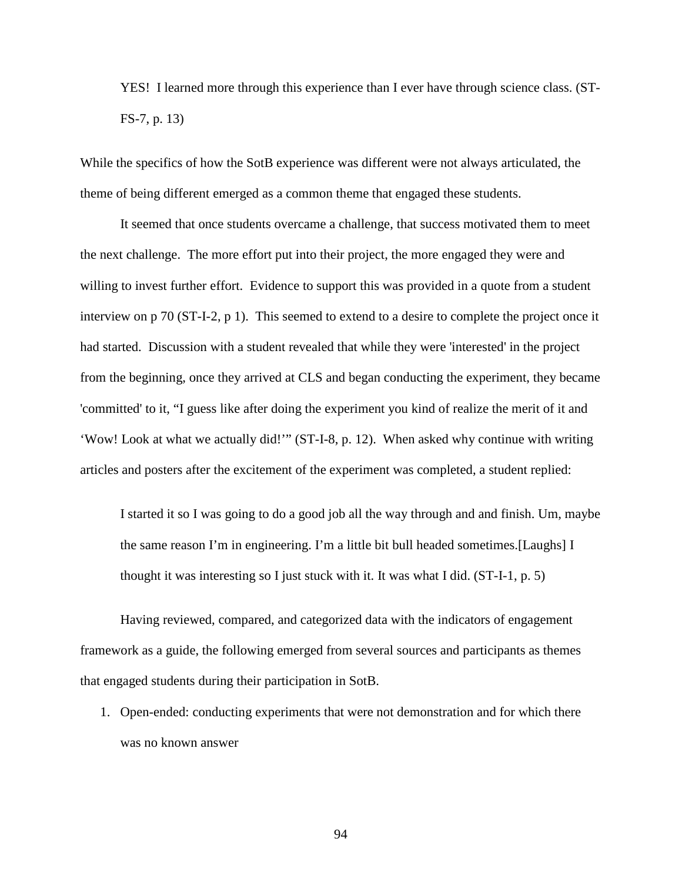> YES! I learned more through this experience than I ever have through science class. (ST-FS-7, p. 13)

While the specifics of how the SotB experience was different were not always articulated, the theme of being different emerged as a common theme that engaged these students.

It seemed that once students overcame a challenge, that success motivated them to meet the next challenge. The more effort put into their project, the more engaged they were and willing to invest further effort. Evidence to support this was provided in a quote from a student interview on p 70 (ST-I-2, p 1). This seemed to extend to a desire to complete the project once it had started. Discussion with a student revealed that while they were 'interested' in the project from the beginning, once they arrived at CLS and began conducting the experiment, they became 'committed' to it, "I guess like after doing the experiment you kind of realize the merit of it and 'Wow! Look at what we actually did!'" (ST-I-8, p. 12). When asked why continue with writing articles and posters after the excitement of the experiment was completed, a student replied:

> I started it so I was going to do a good job all the way through and and finish. Um, maybe the same reason I'm in engineering. I'm a little bit bull headed sometimes.[Laughs] I thought it was interesting so I just stuck with it. It was what I did. (ST-I-1, p. 5)

Having reviewed, compared, and categorized data with the indicators of engagement framework as a guide, the following emerged from several sources and participants as themes that engaged students during their participation in SotB.

1. Open-ended: conducting experiments that were not demonstration and for which there was no known answer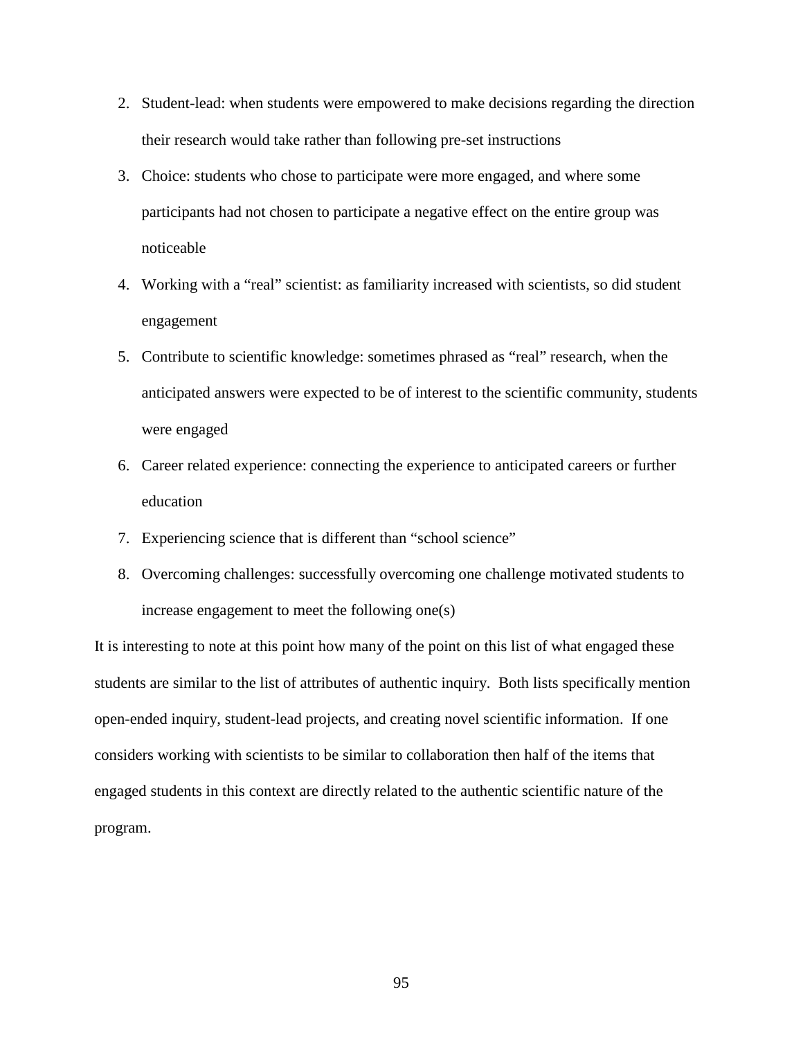2. Student-lead: when students were empowered to make decisions regarding the direction their research would take rather than following pre-set instructions
3. Choice: students who chose to participate were more engaged, and where some participants had not chosen to participate a negative effect on the entire group was noticeable
4. Working with a “real” scientist: as familiarity increased with scientists, so did student engagement
5. Contribute to scientific knowledge: sometimes phrased as “real” research, when the anticipated answers were expected to be of interest to the scientific community, students were engaged
6. Career related experience: connecting the experience to anticipated careers or further education
7. Experiencing science that is different than “school science”
8. Overcoming challenges: successfully overcoming one challenge motivated students to increase engagement to meet the following one(s)

It is interesting to note at this point how many of the point on this list of what engaged these students are similar to the list of attributes of authentic inquiry. Both lists specifically mention open-ended inquiry, student-lead projects, and creating novel scientific information. If one considers working with scientists to be similar to collaboration then half of the items that engaged students in this context are directly related to the authentic scientific nature of the program.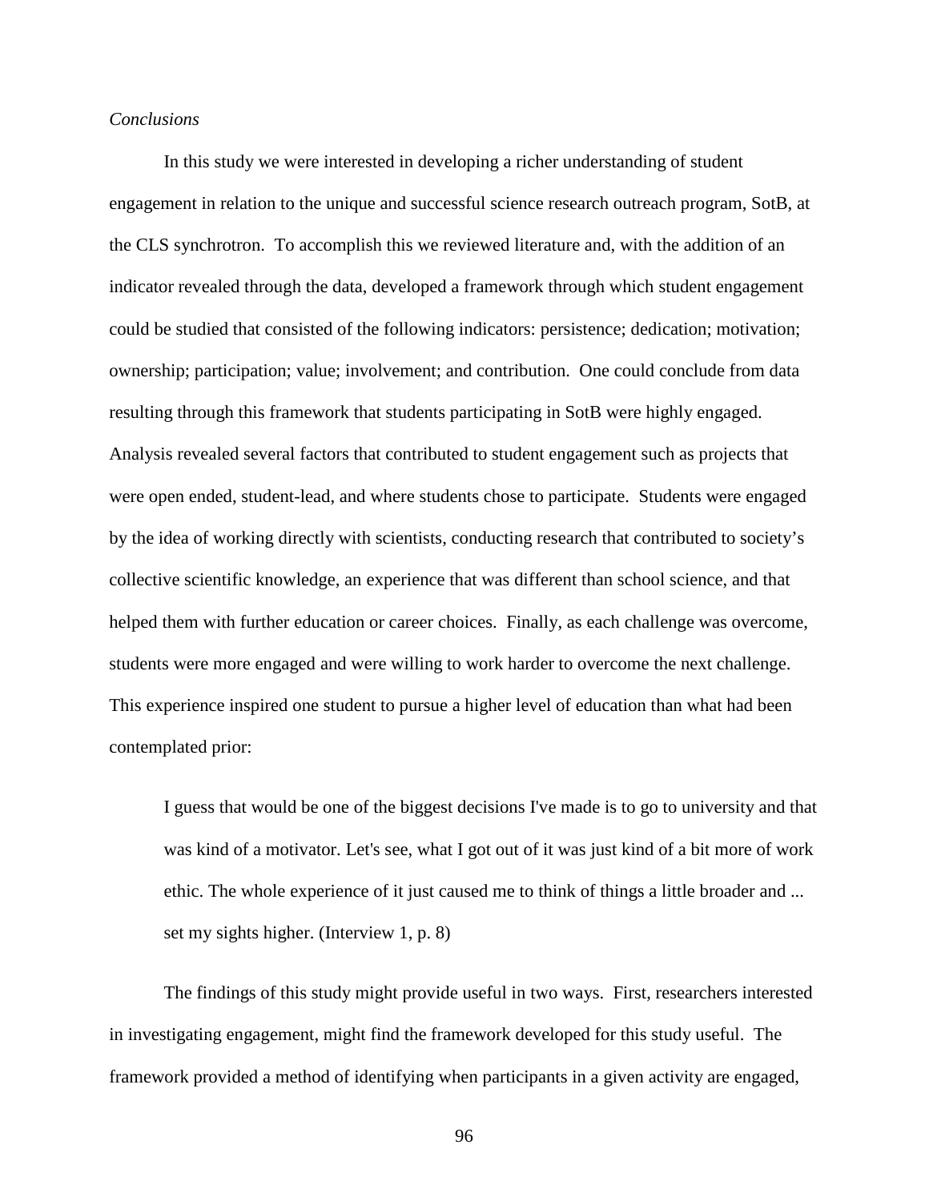*Conclusions*

In this study we were interested in developing a richer understanding of student engagement in relation to the unique and successful science research outreach program, SotB, at the CLS synchrotron. To accomplish this we reviewed literature and, with the addition of an indicator revealed through the data, developed a framework through which student engagement could be studied that consisted of the following indicators: persistence; dedication; motivation; ownership; participation; value; involvement; and contribution. One could conclude from data resulting through this framework that students participating in SotB were highly engaged. Analysis revealed several factors that contributed to student engagement such as projects that were open ended, student-lead, and where students chose to participate. Students were engaged by the idea of working directly with scientists, conducting research that contributed to society's collective scientific knowledge, an experience that was different than school science, and that helped them with further education or career choices. Finally, as each challenge was overcome, students were more engaged and were willing to work harder to overcome the next challenge. This experience inspired one student to pursue a higher level of education than what had been contemplated prior:

> I guess that would be one of the biggest decisions I've made is to go to university and that was kind of a motivator. Let's see, what I got out of it was just kind of a bit more of work ethic. The whole experience of it just caused me to think of things a little broader and ... set my sights higher. (Interview 1, p. 8)

The findings of this study might provide useful in two ways. First, researchers interested in investigating engagement, might find the framework developed for this study useful. The framework provided a method of identifying when participants in a given activity are engaged,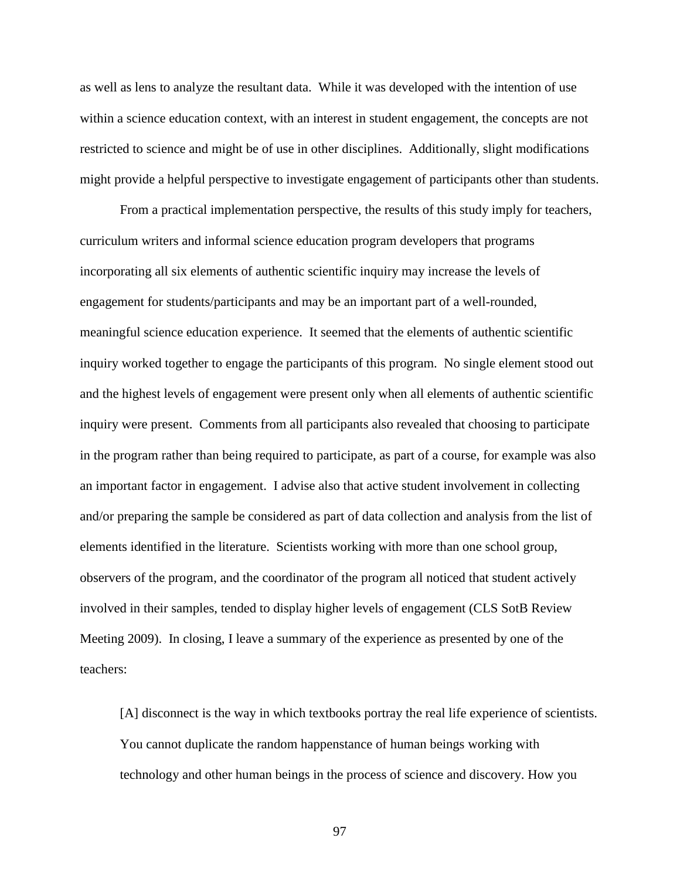as well as lens to analyze the resultant data. While it was developed with the intention of use within a science education context, with an interest in student engagement, the concepts are not restricted to science and might be of use in other disciplines. Additionally, slight modifications might provide a helpful perspective to investigate engagement of participants other than students.

From a practical implementation perspective, the results of this study imply for teachers, curriculum writers and informal science education program developers that programs incorporating all six elements of authentic scientific inquiry may increase the levels of engagement for students/participants and may be an important part of a well-rounded, meaningful science education experience. It seemed that the elements of authentic scientific inquiry worked together to engage the participants of this program. No single element stood out and the highest levels of engagement were present only when all elements of authentic scientific inquiry were present. Comments from all participants also revealed that choosing to participate in the program rather than being required to participate, as part of a course, for example was also an important factor in engagement. I advise also that active student involvement in collecting and/or preparing the sample be considered as part of data collection and analysis from the list of elements identified in the literature. Scientists working with more than one school group, observers of the program, and the coordinator of the program all noticed that student actively involved in their samples, tended to display higher levels of engagement (CLS SotB Review Meeting 2009). In closing, I leave a summary of the experience as presented by one of the teachers:

> [A] disconnect is the way in which textbooks portray the real life experience of scientists. You cannot duplicate the random happenstance of human beings working with technology and other human beings in the process of science and discovery. How you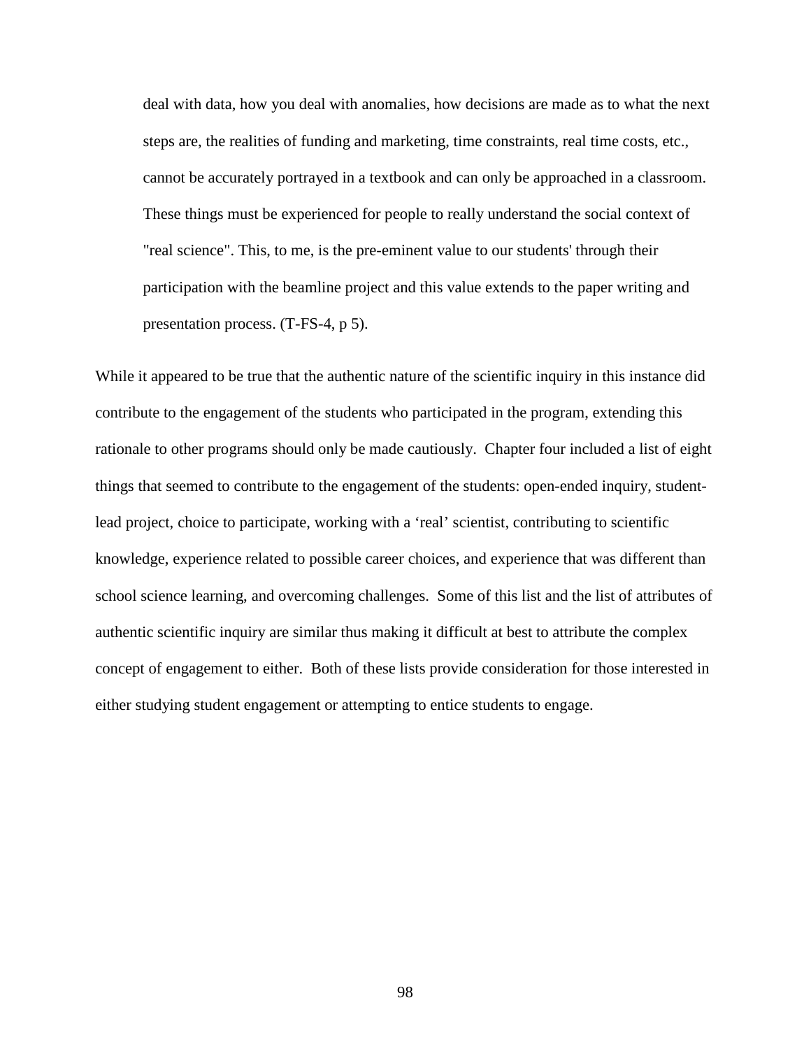> deal with data, how you deal with anomalies, how decisions are made as to what the next steps are, the realities of funding and marketing, time constraints, real time costs, etc., cannot be accurately portrayed in a textbook and can only be approached in a classroom. These things must be experienced for people to really understand the social context of "real science". This, to me, is the pre-eminent value to our students' through their participation with the beamline project and this value extends to the paper writing and presentation process. (T-FS-4, p 5).

While it appeared to be true that the authentic nature of the scientific inquiry in this instance did contribute to the engagement of the students who participated in the program, extending this rationale to other programs should only be made cautiously. Chapter four included a list of eight things that seemed to contribute to the engagement of the students: open-ended inquiry, student-lead project, choice to participate, working with a 'real' scientist, contributing to scientific knowledge, experience related to possible career choices, and experience that was different than school science learning, and overcoming challenges. Some of this list and the list of attributes of authentic scientific inquiry are similar thus making it difficult at best to attribute the complex concept of engagement to either. Both of these lists provide consideration for those interested in either studying student engagement or attempting to entice students to engage.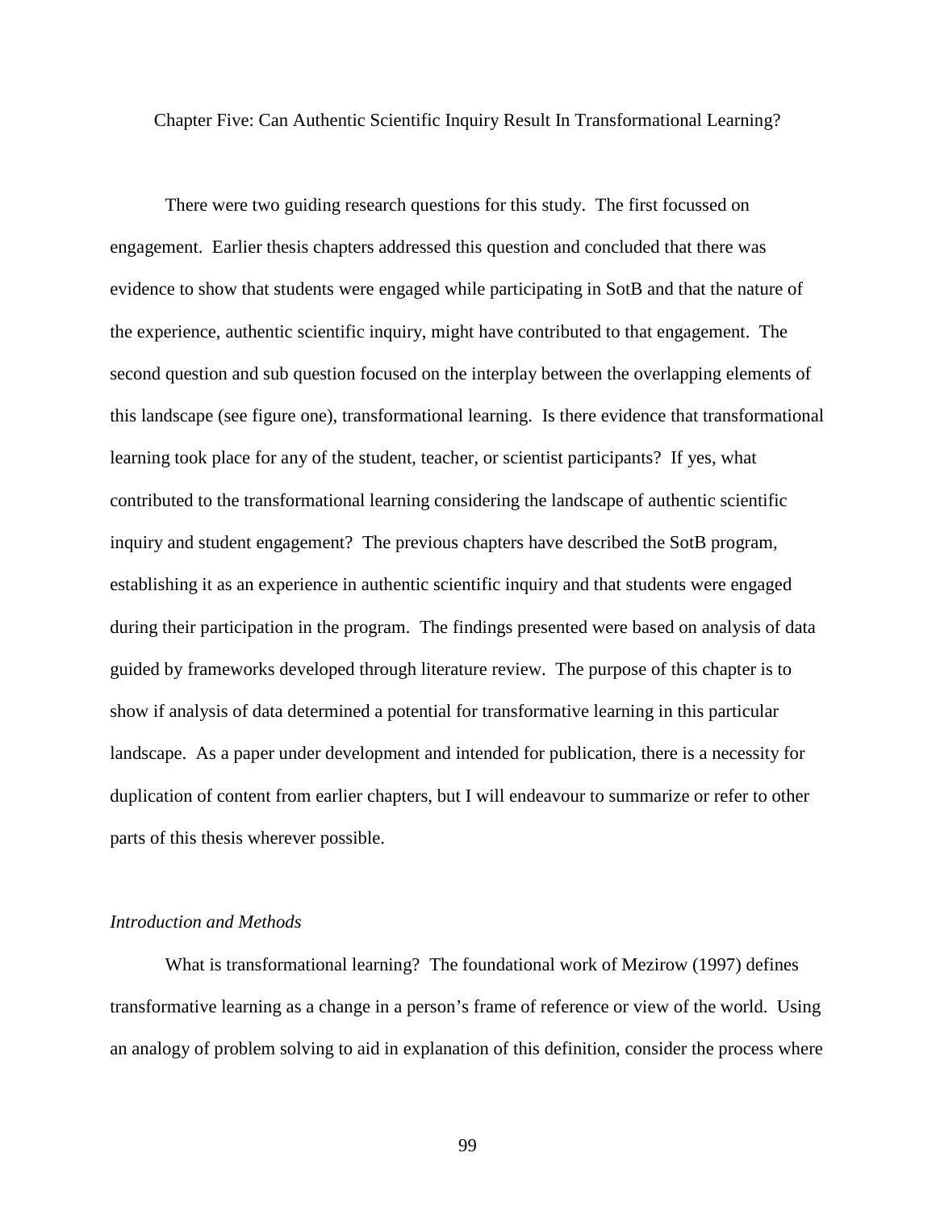# Chapter Five: Can Authentic Scientific Inquiry Result In Transformational Learning?

There were two guiding research questions for this study. The first focussed on engagement. Earlier thesis chapters addressed this question and concluded that there was evidence to show that students were engaged while participating in SotB and that the nature of the experience, authentic scientific inquiry, might have contributed to that engagement. The second question and sub question focused on the interplay between the overlapping elements of this landscape (see figure one), transformational learning. Is there evidence that transformational learning took place for any of the student, teacher, or scientist participants? If yes, what contributed to the transformational learning considering the landscape of authentic scientific inquiry and student engagement? The previous chapters have described the SotB program, establishing it as an experience in authentic scientific inquiry and that students were engaged during their participation in the program. The findings presented were based on analysis of data guided by frameworks developed through literature review. The purpose of this chapter is to show if analysis of data determined a potential for transformative learning in this particular landscape. As a paper under development and intended for publication, there is a necessity for duplication of content from earlier chapters, but I will endeavour to summarize or refer to other parts of this thesis wherever possible.

## *Introduction and Methods*

What is transformational learning? The foundational work of Mezirow (1997) defines transformative learning as a change in a person's frame of reference or view of the world. Using an analogy of problem solving to aid in explanation of this definition, consider the process where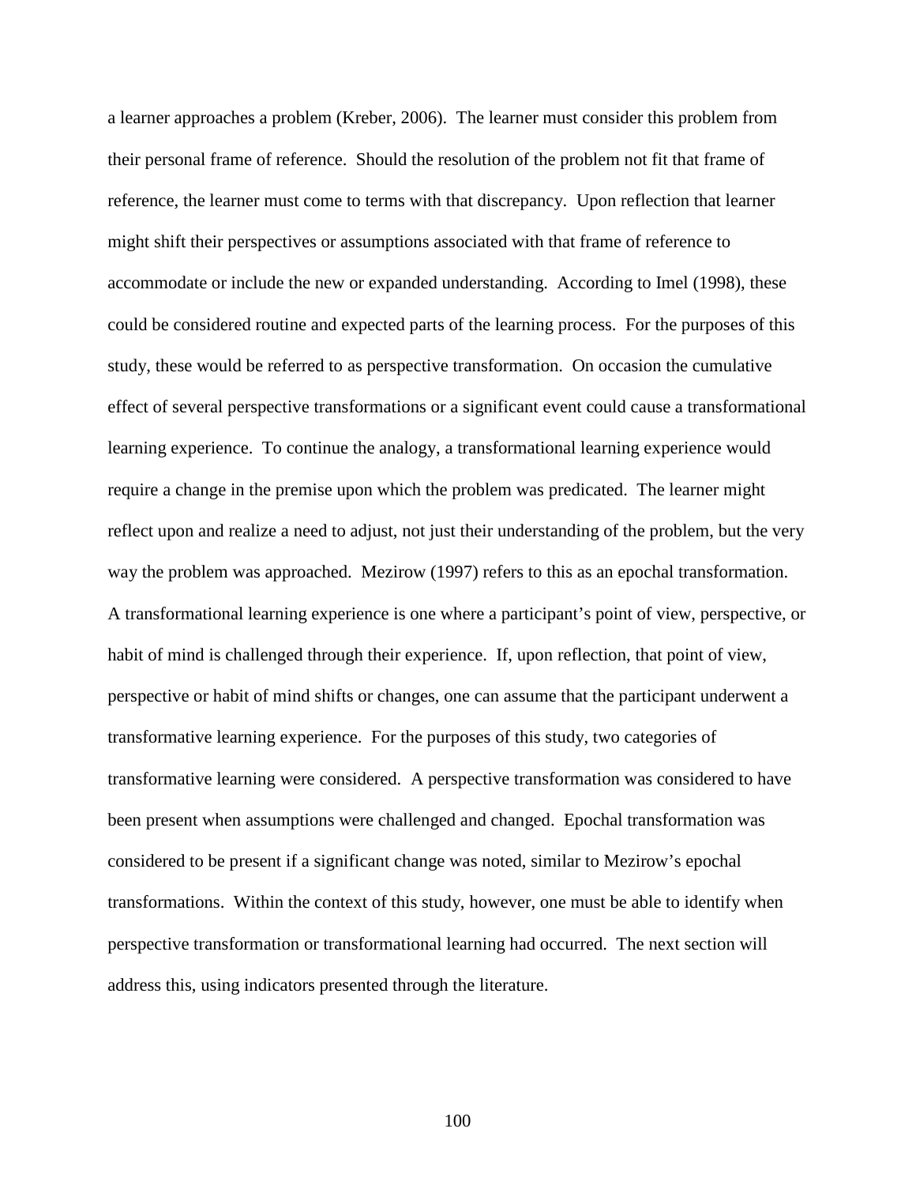a learner approaches a problem (Kreber, 2006). The learner must consider this problem from their personal frame of reference. Should the resolution of the problem not fit that frame of reference, the learner must come to terms with that discrepancy. Upon reflection that learner might shift their perspectives or assumptions associated with that frame of reference to accommodate or include the new or expanded understanding. According to Imel (1998), these could be considered routine and expected parts of the learning process. For the purposes of this study, these would be referred to as perspective transformation. On occasion the cumulative effect of several perspective transformations or a significant event could cause a transformational learning experience. To continue the analogy, a transformational learning experience would require a change in the premise upon which the problem was predicated. The learner might reflect upon and realize a need to adjust, not just their understanding of the problem, but the very way the problem was approached. Mezirow (1997) refers to this as an epochal transformation. A transformational learning experience is one where a participant's point of view, perspective, or habit of mind is challenged through their experience. If, upon reflection, that point of view, perspective or habit of mind shifts or changes, one can assume that the participant underwent a transformative learning experience. For the purposes of this study, two categories of transformative learning were considered. A perspective transformation was considered to have been present when assumptions were challenged and changed. Epochal transformation was considered to be present if a significant change was noted, similar to Mezirow's epochal transformations. Within the context of this study, however, one must be able to identify when perspective transformation or transformational learning had occurred. The next section will address this, using indicators presented through the literature.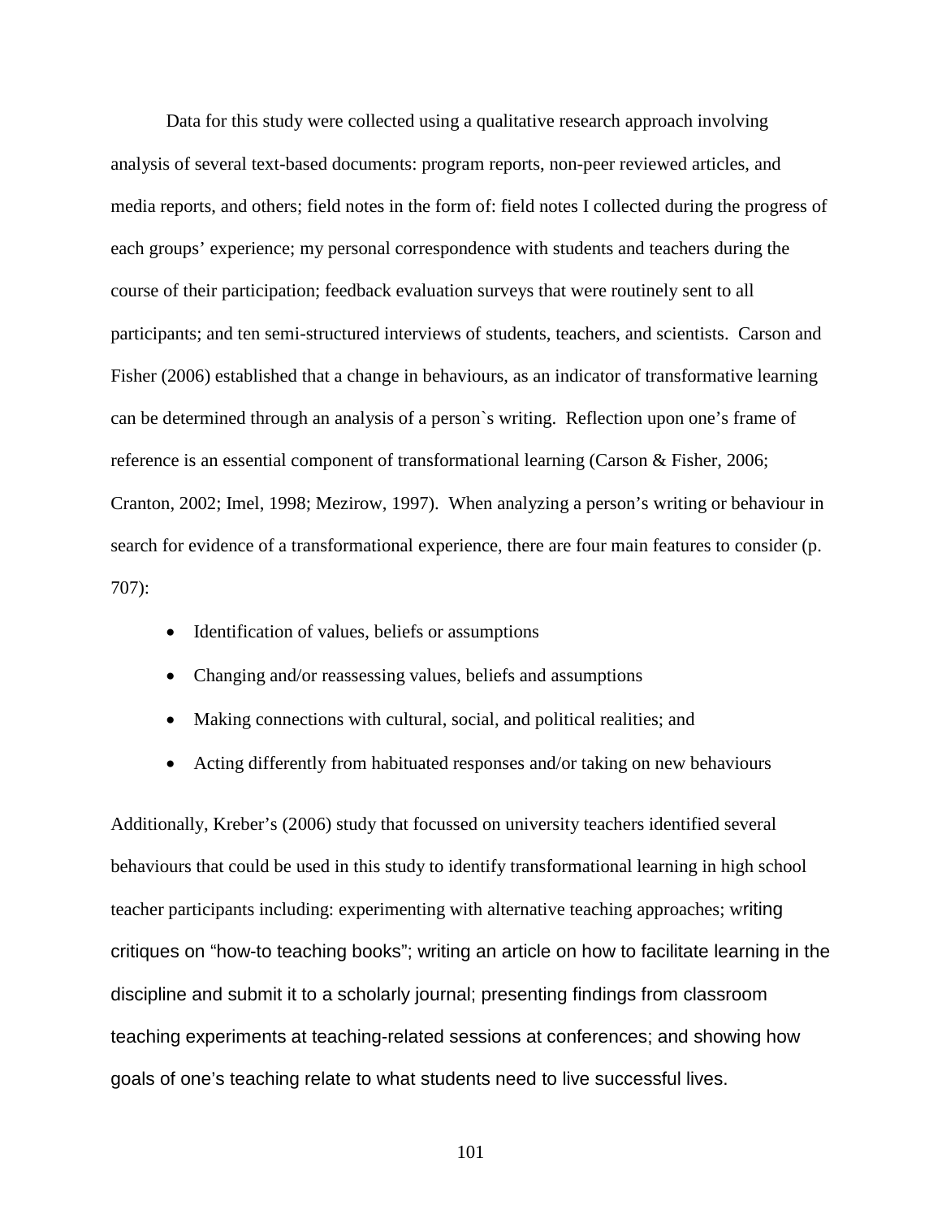Data for this study were collected using a qualitative research approach involving analysis of several text-based documents: program reports, non-peer reviewed articles, and media reports, and others; field notes in the form of: field notes I collected during the progress of each groups' experience; my personal correspondence with students and teachers during the course of their participation; feedback evaluation surveys that were routinely sent to all participants; and ten semi-structured interviews of students, teachers, and scientists. Carson and Fisher (2006) established that a change in behaviours, as an indicator of transformative learning can be determined through an analysis of a person`s writing. Reflection upon one's frame of reference is an essential component of transformational learning (Carson & Fisher, 2006; Cranton, 2002; Imel, 1998; Mezirow, 1997). When analyzing a person's writing or behaviour in search for evidence of a transformational experience, there are four main features to consider (p. 707):

- Identification of values, beliefs or assumptions
- Changing and/or reassessing values, beliefs and assumptions
- Making connections with cultural, social, and political realities; and
- Acting differently from habituated responses and/or taking on new behaviours

Additionally, Kreber's (2006) study that focussed on university teachers identified several behaviours that could be used in this study to identify transformational learning in high school teacher participants including: experimenting with alternative teaching approaches; writing critiques on "how-to teaching books"; writing an article on how to facilitate learning in the discipline and submit it to a scholarly journal; presenting findings from classroom teaching experiments at teaching-related sessions at conferences; and showing how goals of one's teaching relate to what students need to live successful lives.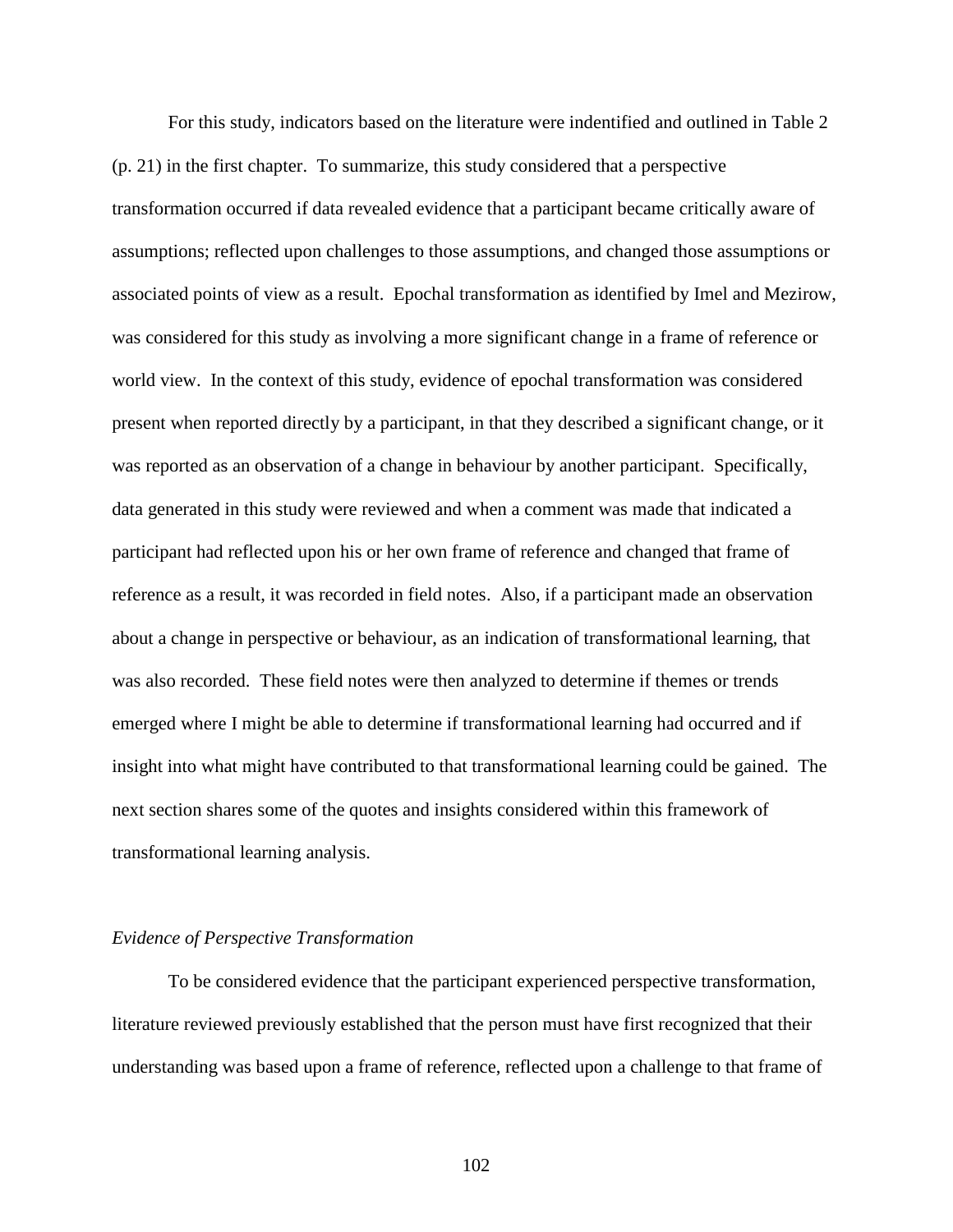For this study, indicators based on the literature were indentified and outlined in Table 2 (p. 21) in the first chapter. To summarize, this study considered that a perspective transformation occurred if data revealed evidence that a participant became critically aware of assumptions; reflected upon challenges to those assumptions, and changed those assumptions or associated points of view as a result. Epochal transformation as identified by Imel and Mezirow, was considered for this study as involving a more significant change in a frame of reference or world view. In the context of this study, evidence of epochal transformation was considered present when reported directly by a participant, in that they described a significant change, or it was reported as an observation of a change in behaviour by another participant. Specifically, data generated in this study were reviewed and when a comment was made that indicated a participant had reflected upon his or her own frame of reference and changed that frame of reference as a result, it was recorded in field notes. Also, if a participant made an observation about a change in perspective or behaviour, as an indication of transformational learning, that was also recorded. These field notes were then analyzed to determine if themes or trends emerged where I might be able to determine if transformational learning had occurred and if insight into what might have contributed to that transformational learning could be gained. The next section shares some of the quotes and insights considered within this framework of transformational learning analysis.

### *Evidence of Perspective Transformation*

To be considered evidence that the participant experienced perspective transformation, literature reviewed previously established that the person must have first recognized that their understanding was based upon a frame of reference, reflected upon a challenge to that frame of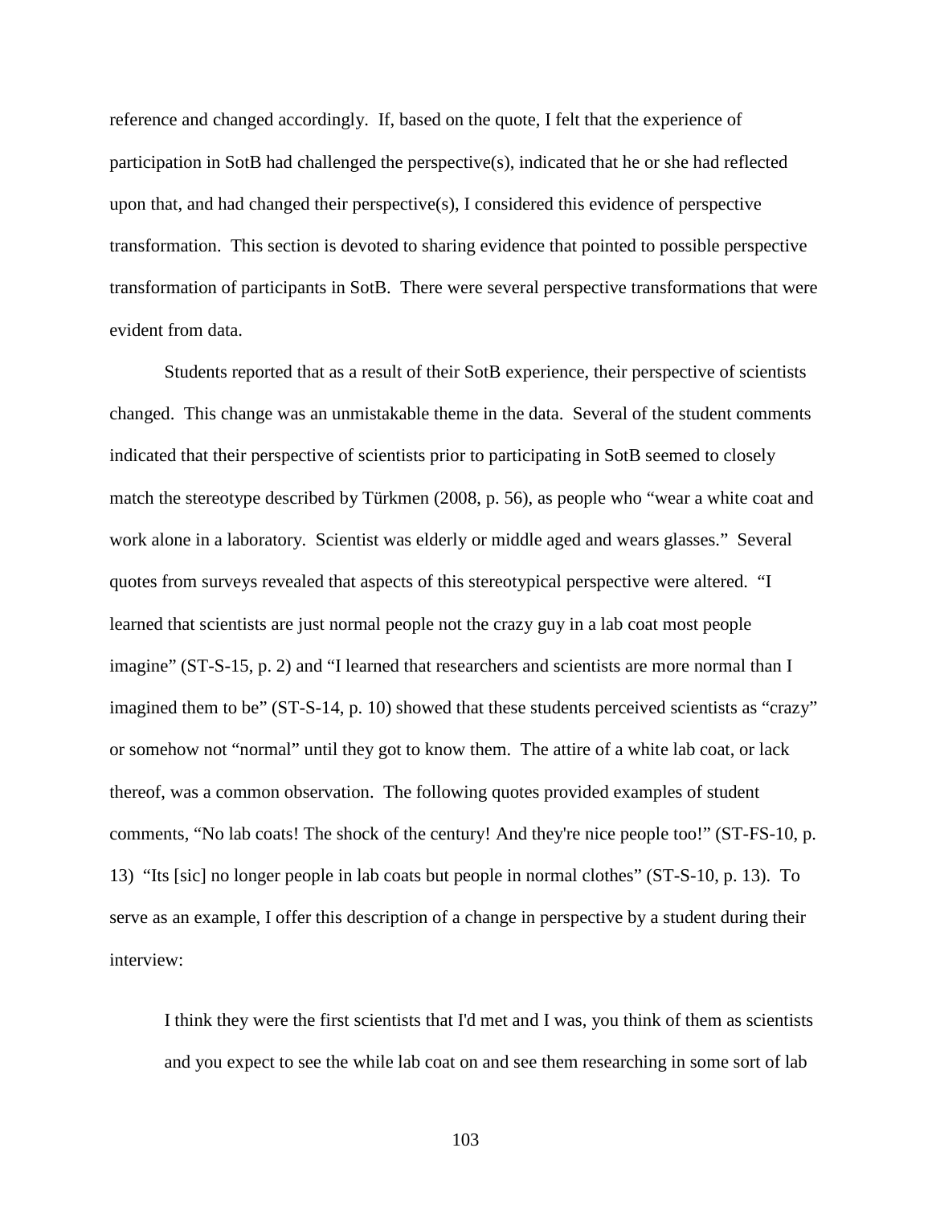reference and changed accordingly. If, based on the quote, I felt that the experience of participation in SotB had challenged the perspective(s), indicated that he or she had reflected upon that, and had changed their perspective(s), I considered this evidence of perspective transformation. This section is devoted to sharing evidence that pointed to possible perspective transformation of participants in SotB. There were several perspective transformations that were evident from data.

Students reported that as a result of their SotB experience, their perspective of scientists changed. This change was an unmistakable theme in the data. Several of the student comments indicated that their perspective of scientists prior to participating in SotB seemed to closely match the stereotype described by Türkmen (2008, p. 56), as people who "wear a white coat and work alone in a laboratory. Scientist was elderly or middle aged and wears glasses." Several quotes from surveys revealed that aspects of this stereotypical perspective were altered. "I learned that scientists are just normal people not the crazy guy in a lab coat most people imagine" (ST-S-15, p. 2) and "I learned that researchers and scientists are more normal than I imagined them to be" (ST-S-14, p. 10) showed that these students perceived scientists as "crazy" or somehow not "normal" until they got to know them. The attire of a white lab coat, or lack thereof, was a common observation. The following quotes provided examples of student comments, "No lab coats! The shock of the century! And they're nice people too!" (ST-FS-10, p. 13) "Its [sic] no longer people in lab coats but people in normal clothes" (ST-S-10, p. 13). To serve as an example, I offer this description of a change in perspective by a student during their interview:

> I think they were the first scientists that I'd met and I was, you think of them as scientists and you expect to see the while lab coat on and see them researching in some sort of lab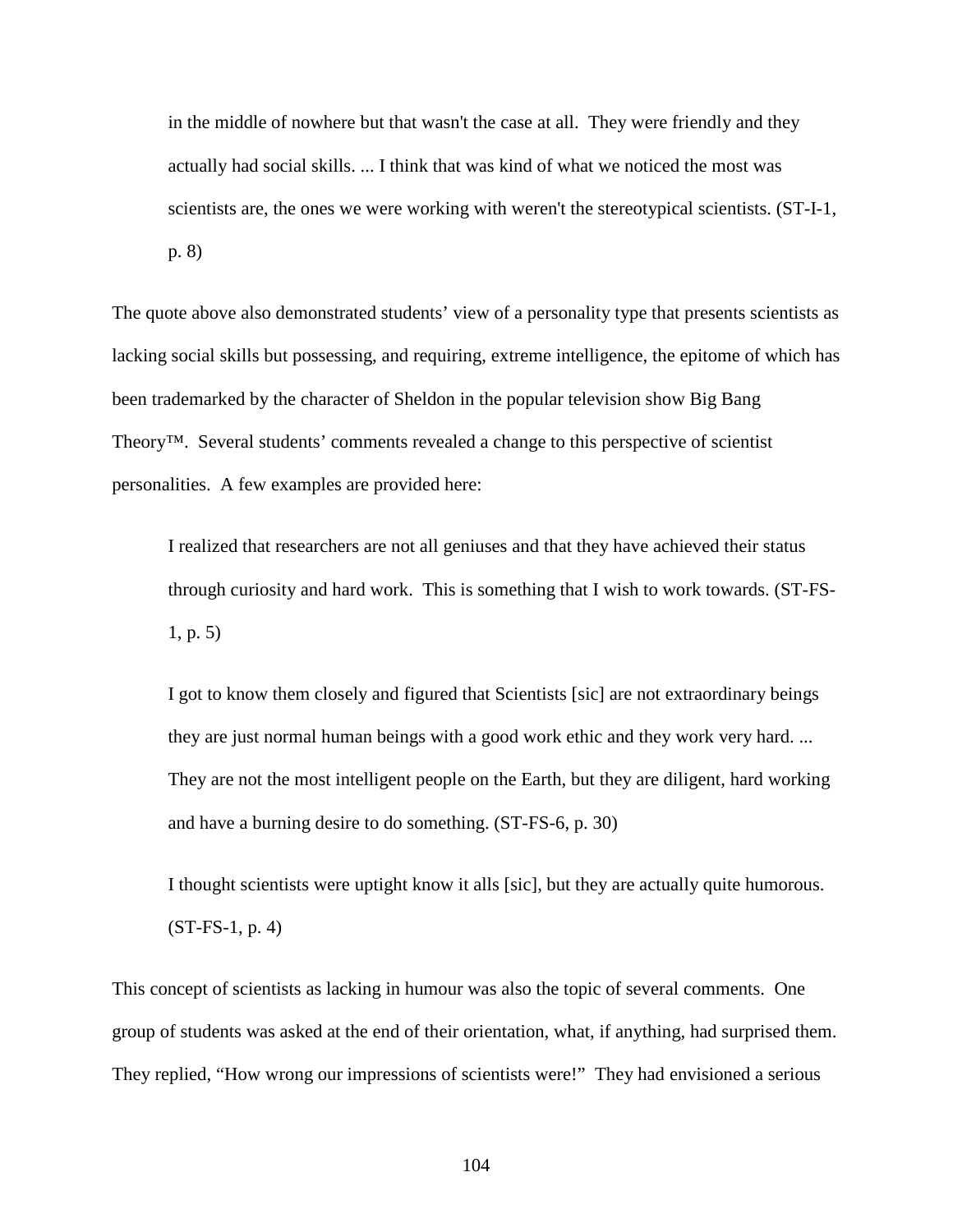> in the middle of nowhere but that wasn't the case at all. They were friendly and they actually had social skills. ... I think that was kind of what we noticed the most was scientists are, the ones we were working with weren't the stereotypical scientists. (ST-I-1, p. 8)

The quote above also demonstrated students' view of a personality type that presents scientists as lacking social skills but possessing, and requiring, extreme intelligence, the epitome of which has been trademarked by the character of Sheldon in the popular television show Big Bang Theory™. Several students' comments revealed a change to this perspective of scientist personalities. A few examples are provided here:

> I realized that researchers are not all geniuses and that they have achieved their status through curiosity and hard work. This is something that I wish to work towards. (ST-FS-1, p. 5)

> I got to know them closely and figured that Scientists [sic] are not extraordinary beings they are just normal human beings with a good work ethic and they work very hard. ... They are not the most intelligent people on the Earth, but they are diligent, hard working and have a burning desire to do something. (ST-FS-6, p. 30)

> I thought scientists were uptight know it alls [sic], but they are actually quite humorous. (ST-FS-1, p. 4)

This concept of scientists as lacking in humour was also the topic of several comments. One group of students was asked at the end of their orientation, what, if anything, had surprised them. They replied, "How wrong our impressions of scientists were!" They had envisioned a serious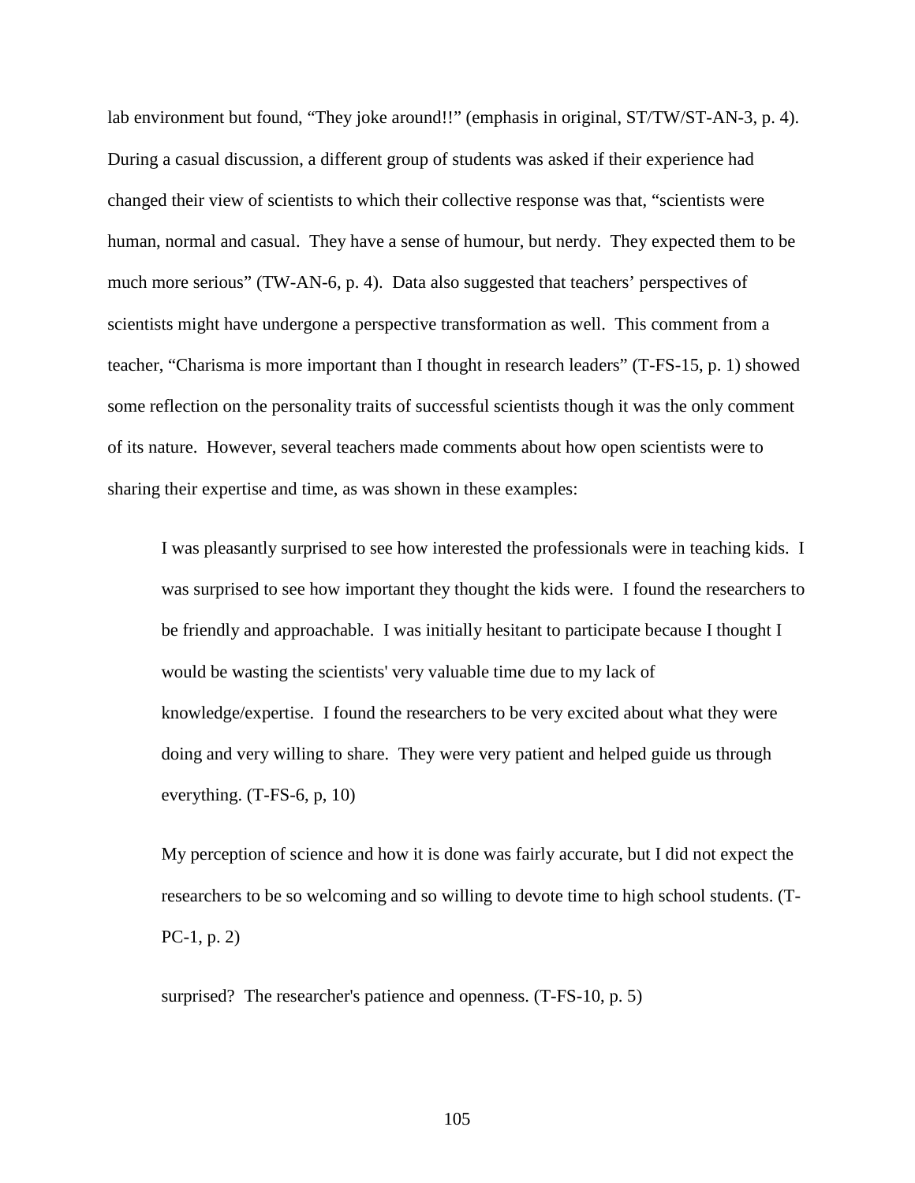lab environment but found, "They joke around!!" (emphasis in original, ST/TW/ST-AN-3, p. 4). During a casual discussion, a different group of students was asked if their experience had changed their view of scientists to which their collective response was that, "scientists were human, normal and casual. They have a sense of humour, but nerdy. They expected them to be much more serious" (TW-AN-6, p. 4). Data also suggested that teachers' perspectives of scientists might have undergone a perspective transformation as well. This comment from a teacher, "Charisma is more important than I thought in research leaders" (T-FS-15, p. 1) showed some reflection on the personality traits of successful scientists though it was the only comment of its nature. However, several teachers made comments about how open scientists were to sharing their expertise and time, as was shown in these examples:

> I was pleasantly surprised to see how interested the professionals were in teaching kids. I was surprised to see how important they thought the kids were. I found the researchers to be friendly and approachable. I was initially hesitant to participate because I thought I would be wasting the scientists' very valuable time due to my lack of knowledge/expertise. I found the researchers to be very excited about what they were doing and very willing to share. They were very patient and helped guide us through everything. (T-FS-6, p, 10)

> My perception of science and how it is done was fairly accurate, but I did not expect the researchers to be so welcoming and so willing to devote time to high school students. (T-PC-1, p. 2)

> surprised? The researcher's patience and openness. (T-FS-10, p. 5)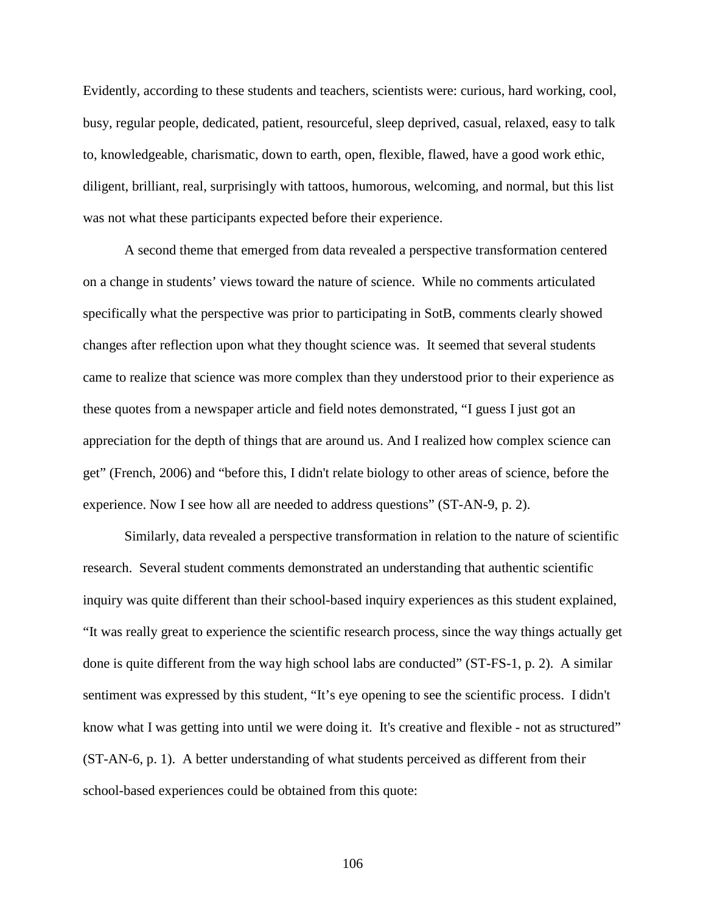Evidently, according to these students and teachers, scientists were: curious, hard working, cool, busy, regular people, dedicated, patient, resourceful, sleep deprived, casual, relaxed, easy to talk to, knowledgeable, charismatic, down to earth, open, flexible, flawed, have a good work ethic, diligent, brilliant, real, surprisingly with tattoos, humorous, welcoming, and normal, but this list was not what these participants expected before their experience.

A second theme that emerged from data revealed a perspective transformation centered on a change in students' views toward the nature of science. While no comments articulated specifically what the perspective was prior to participating in SotB, comments clearly showed changes after reflection upon what they thought science was. It seemed that several students came to realize that science was more complex than they understood prior to their experience as these quotes from a newspaper article and field notes demonstrated, "I guess I just got an appreciation for the depth of things that are around us. And I realized how complex science can get" (French, 2006) and "before this, I didn't relate biology to other areas of science, before the experience. Now I see how all are needed to address questions" (ST-AN-9, p. 2).

Similarly, data revealed a perspective transformation in relation to the nature of scientific research. Several student comments demonstrated an understanding that authentic scientific inquiry was quite different than their school-based inquiry experiences as this student explained, "It was really great to experience the scientific research process, since the way things actually get done is quite different from the way high school labs are conducted" (ST-FS-1, p. 2). A similar sentiment was expressed by this student, "It's eye opening to see the scientific process. I didn't know what I was getting into until we were doing it. It's creative and flexible - not as structured" (ST-AN-6, p. 1). A better understanding of what students perceived as different from their school-based experiences could be obtained from this quote: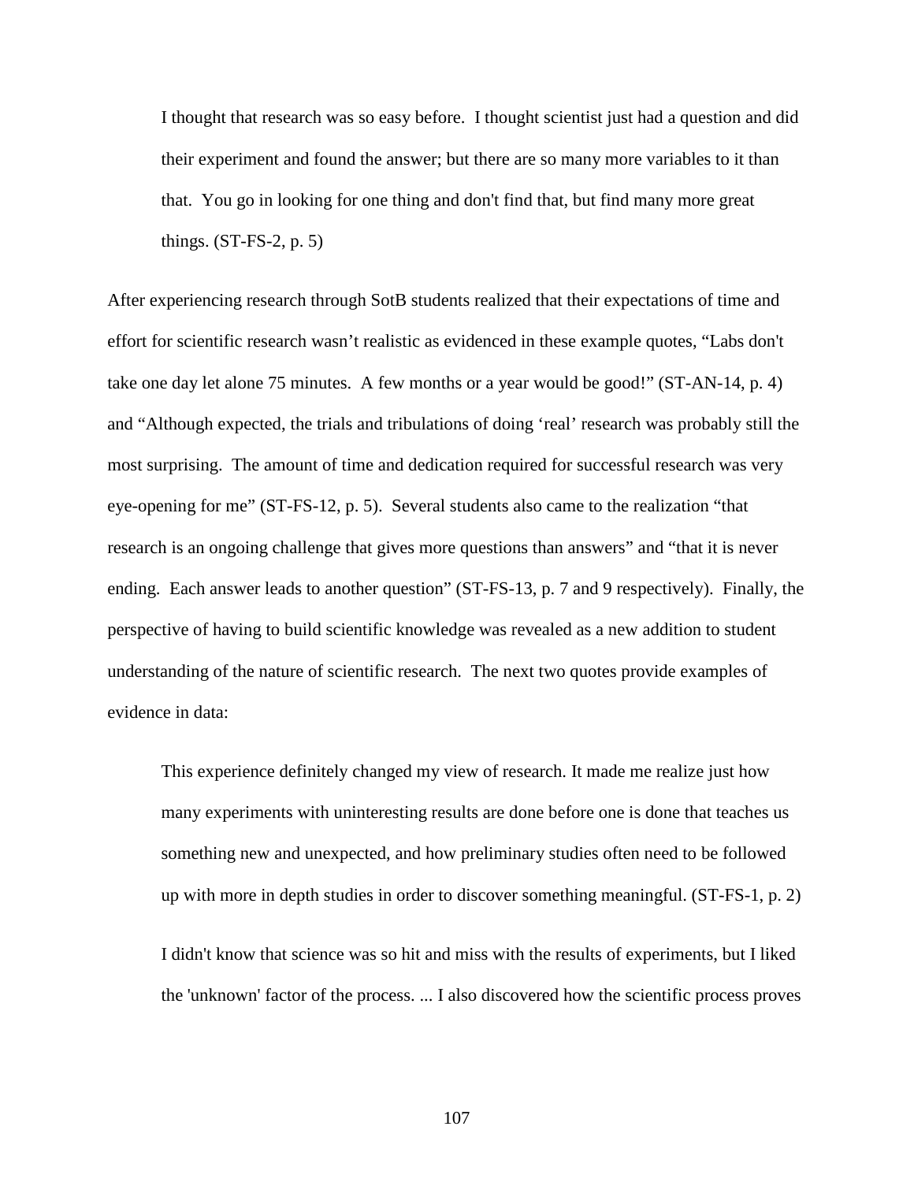> I thought that research was so easy before. I thought scientist just had a question and did their experiment and found the answer; but there are so many more variables to it than that. You go in looking for one thing and don't find that, but find many more great things. (ST-FS-2, p. 5)

After experiencing research through SotB students realized that their expectations of time and effort for scientific research wasn't realistic as evidenced in these example quotes, "Labs don't take one day let alone 75 minutes. A few months or a year would be good!" (ST-AN-14, p. 4) and "Although expected, the trials and tribulations of doing 'real' research was probably still the most surprising. The amount of time and dedication required for successful research was very eye-opening for me" (ST-FS-12, p. 5). Several students also came to the realization "that research is an ongoing challenge that gives more questions than answers" and "that it is never ending. Each answer leads to another question" (ST-FS-13, p. 7 and 9 respectively). Finally, the perspective of having to build scientific knowledge was revealed as a new addition to student understanding of the nature of scientific research. The next two quotes provide examples of evidence in data:

> This experience definitely changed my view of research. It made me realize just how many experiments with uninteresting results are done before one is done that teaches us something new and unexpected, and how preliminary studies often need to be followed up with more in depth studies in order to discover something meaningful. (ST-FS-1, p. 2)

> I didn't know that science was so hit and miss with the results of experiments, but I liked the 'unknown' factor of the process. ... I also discovered how the scientific process proves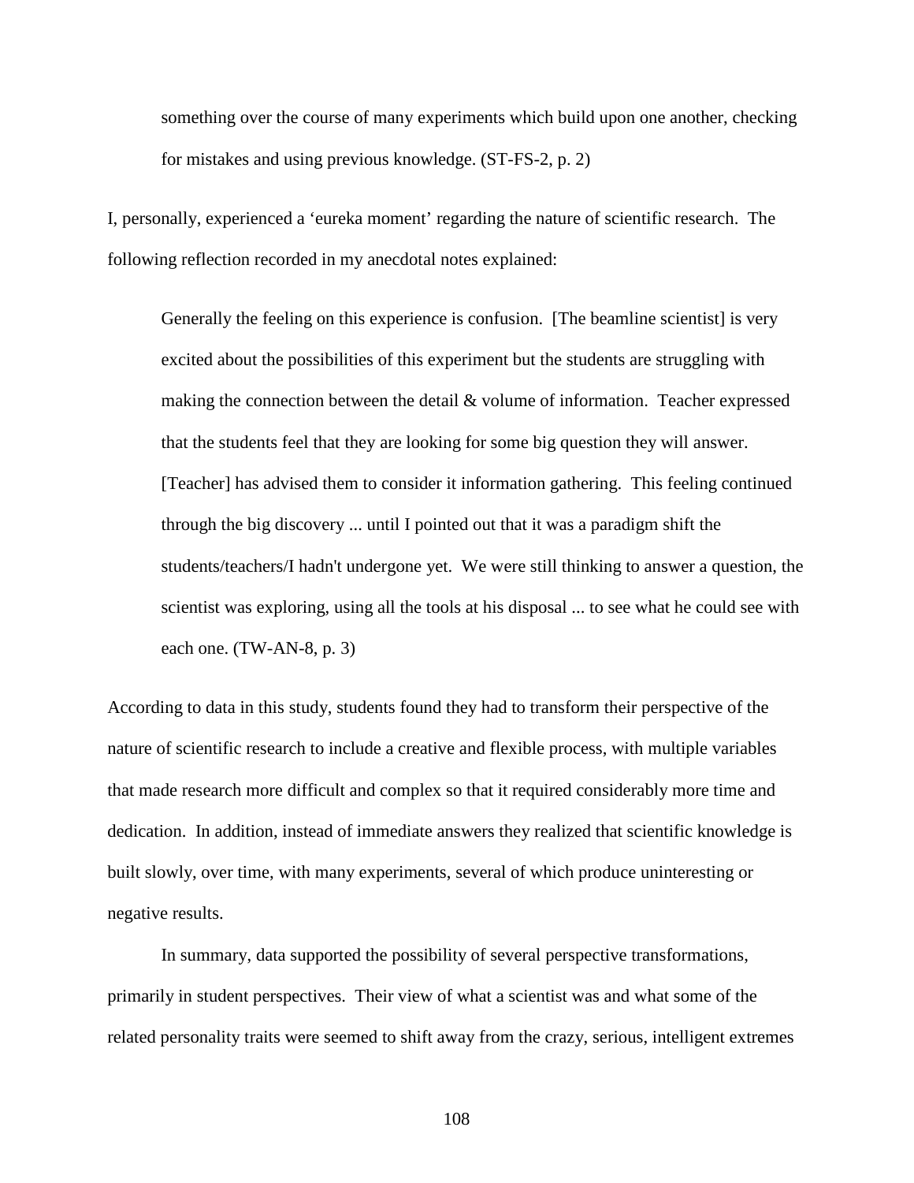> something over the course of many experiments which build upon one another, checking for mistakes and using previous knowledge. (ST-FS-2, p. 2)

I, personally, experienced a 'eureka moment' regarding the nature of scientific research. The following reflection recorded in my anecdotal notes explained:

> Generally the feeling on this experience is confusion. [The beamline scientist] is very excited about the possibilities of this experiment but the students are struggling with making the connection between the detail & volume of information. Teacher expressed that the students feel that they are looking for some big question they will answer. [Teacher] has advised them to consider it information gathering. This feeling continued through the big discovery ... until I pointed out that it was a paradigm shift the students/teachers/I hadn't undergone yet. We were still thinking to answer a question, the scientist was exploring, using all the tools at his disposal ... to see what he could see with each one. (TW-AN-8, p. 3)

According to data in this study, students found they had to transform their perspective of the nature of scientific research to include a creative and flexible process, with multiple variables that made research more difficult and complex so that it required considerably more time and dedication. In addition, instead of immediate answers they realized that scientific knowledge is built slowly, over time, with many experiments, several of which produce uninteresting or negative results.

In summary, data supported the possibility of several perspective transformations, primarily in student perspectives. Their view of what a scientist was and what some of the related personality traits were seemed to shift away from the crazy, serious, intelligent extremes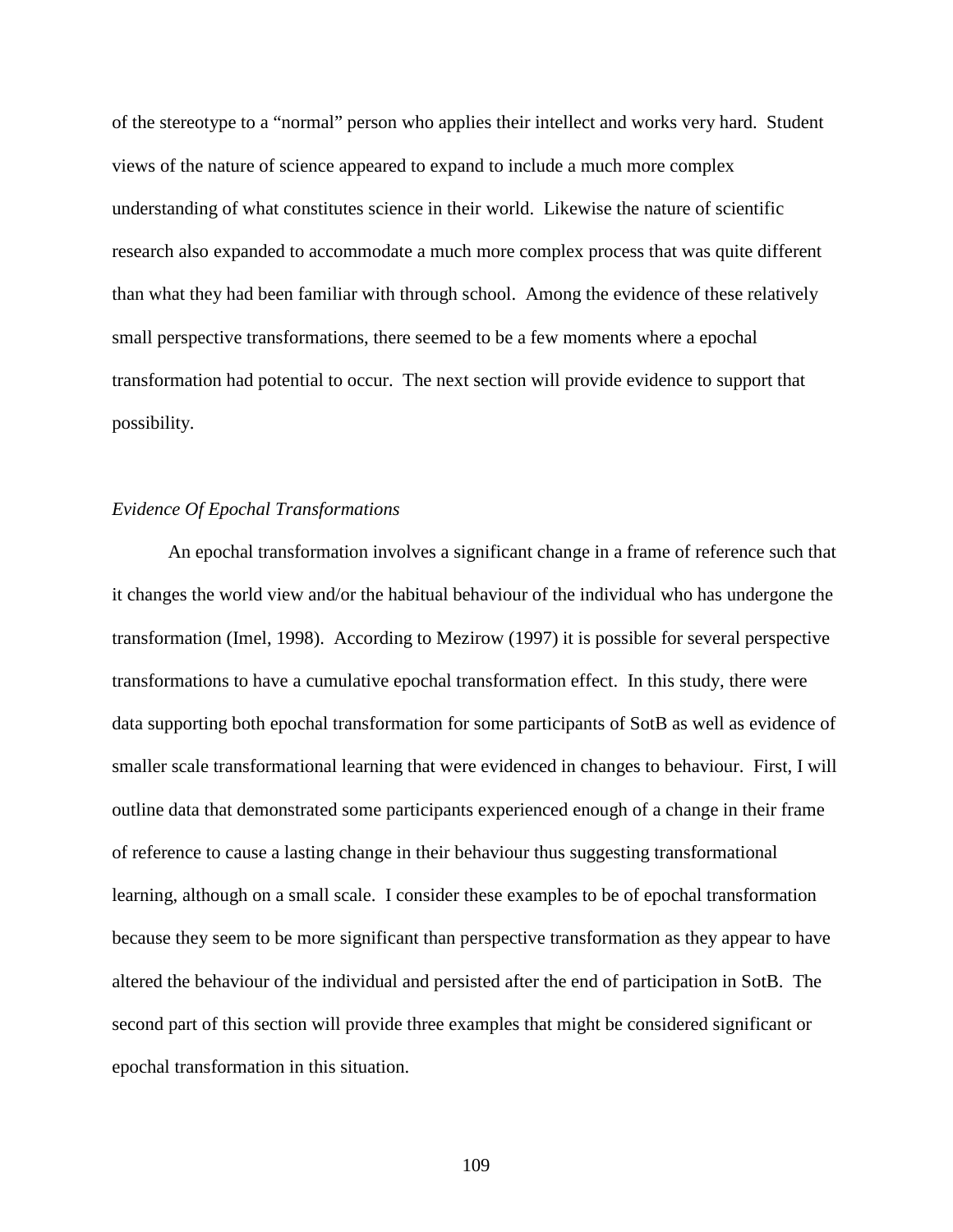of the stereotype to a "normal" person who applies their intellect and works very hard. Student views of the nature of science appeared to expand to include a much more complex understanding of what constitutes science in their world. Likewise the nature of scientific research also expanded to accommodate a much more complex process that was quite different than what they had been familiar with through school. Among the evidence of these relatively small perspective transformations, there seemed to be a few moments where a epochal transformation had potential to occur. The next section will provide evidence to support that possibility.

### *Evidence Of Epochal Transformations*

An epochal transformation involves a significant change in a frame of reference such that it changes the world view and/or the habitual behaviour of the individual who has undergone the transformation (Imel, 1998). According to Mezirow (1997) it is possible for several perspective transformations to have a cumulative epochal transformation effect. In this study, there were data supporting both epochal transformation for some participants of SotB as well as evidence of smaller scale transformational learning that were evidenced in changes to behaviour. First, I will outline data that demonstrated some participants experienced enough of a change in their frame of reference to cause a lasting change in their behaviour thus suggesting transformational learning, although on a small scale. I consider these examples to be of epochal transformation because they seem to be more significant than perspective transformation as they appear to have altered the behaviour of the individual and persisted after the end of participation in SotB. The second part of this section will provide three examples that might be considered significant or epochal transformation in this situation.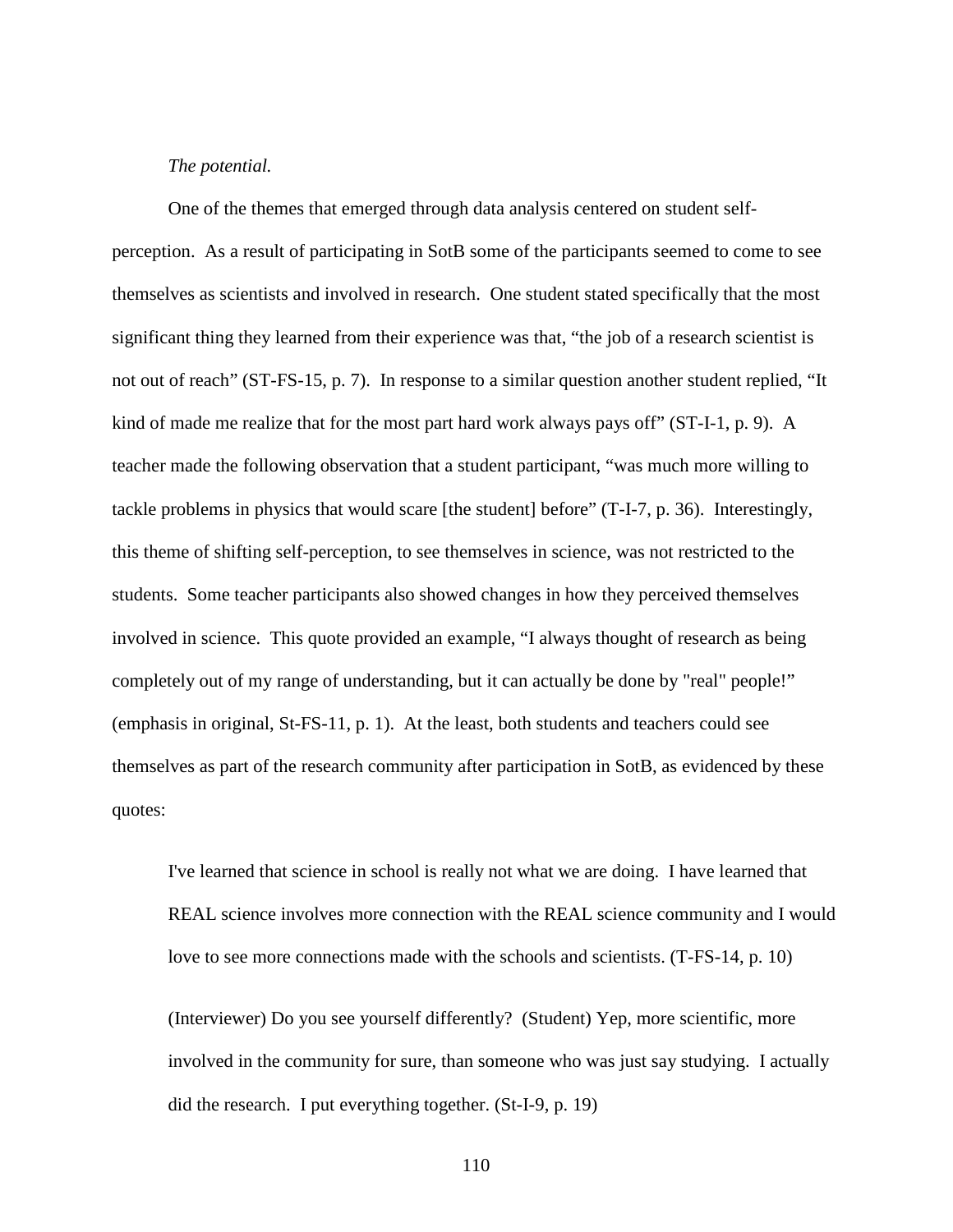*The potential.*

One of the themes that emerged through data analysis centered on student self-perception. As a result of participating in SotB some of the participants seemed to come to see themselves as scientists and involved in research. One student stated specifically that the most significant thing they learned from their experience was that, "the job of a research scientist is not out of reach" (ST-FS-15, p. 7). In response to a similar question another student replied, "It kind of made me realize that for the most part hard work always pays off" (ST-I-1, p. 9). A teacher made the following observation that a student participant, "was much more willing to tackle problems in physics that would scare [the student] before" (T-I-7, p. 36). Interestingly, this theme of shifting self-perception, to see themselves in science, was not restricted to the students. Some teacher participants also showed changes in how they perceived themselves involved in science. This quote provided an example, "I always thought of research as being completely out of my range of understanding, but it can actually be done by "real" people!" (emphasis in original, St-FS-11, p. 1). At the least, both students and teachers could see themselves as part of the research community after participation in SotB, as evidenced by these quotes:

> I've learned that science in school is really not what we are doing. I have learned that REAL science involves more connection with the REAL science community and I would love to see more connections made with the schools and scientists. (T-FS-14, p. 10)
>
> (Interviewer) Do you see yourself differently? (Student) Yep, more scientific, more involved in the community for sure, than someone who was just say studying. I actually did the research. I put everything together. (St-I-9, p. 19)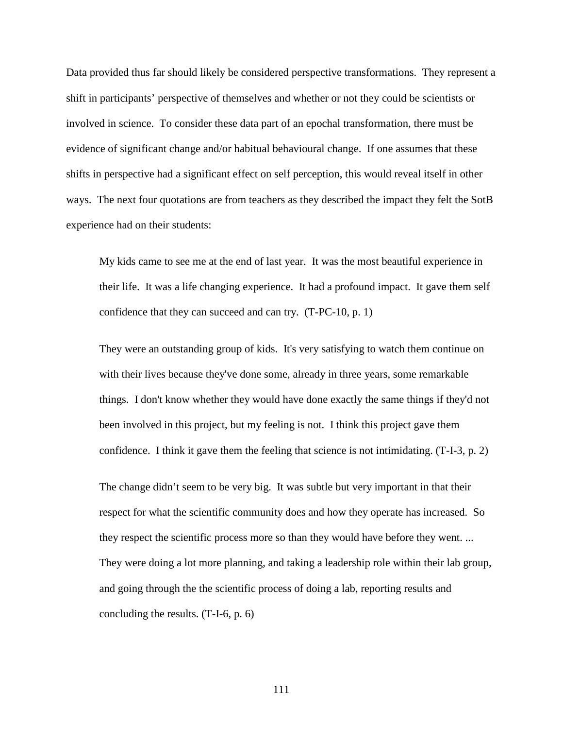Data provided thus far should likely be considered perspective transformations. They represent a shift in participants' perspective of themselves and whether or not they could be scientists or involved in science. To consider these data part of an epochal transformation, there must be evidence of significant change and/or habitual behavioural change. If one assumes that these shifts in perspective had a significant effect on self perception, this would reveal itself in other ways. The next four quotations are from teachers as they described the impact they felt the SotB experience had on their students:

> My kids came to see me at the end of last year. It was the most beautiful experience in their life. It was a life changing experience. It had a profound impact. It gave them self confidence that they can succeed and can try. (T-PC-10, p. 1)

> They were an outstanding group of kids. It's very satisfying to watch them continue on with their lives because they've done some, already in three years, some remarkable things. I don't know whether they would have done exactly the same things if they'd not been involved in this project, but my feeling is not. I think this project gave them confidence. I think it gave them the feeling that science is not intimidating. (T-I-3, p. 2)

> The change didn't seem to be very big. It was subtle but very important in that their respect for what the scientific community does and how they operate has increased. So they respect the scientific process more so than they would have before they went. ... They were doing a lot more planning, and taking a leadership role within their lab group, and going through the the scientific process of doing a lab, reporting results and concluding the results. (T-I-6, p. 6)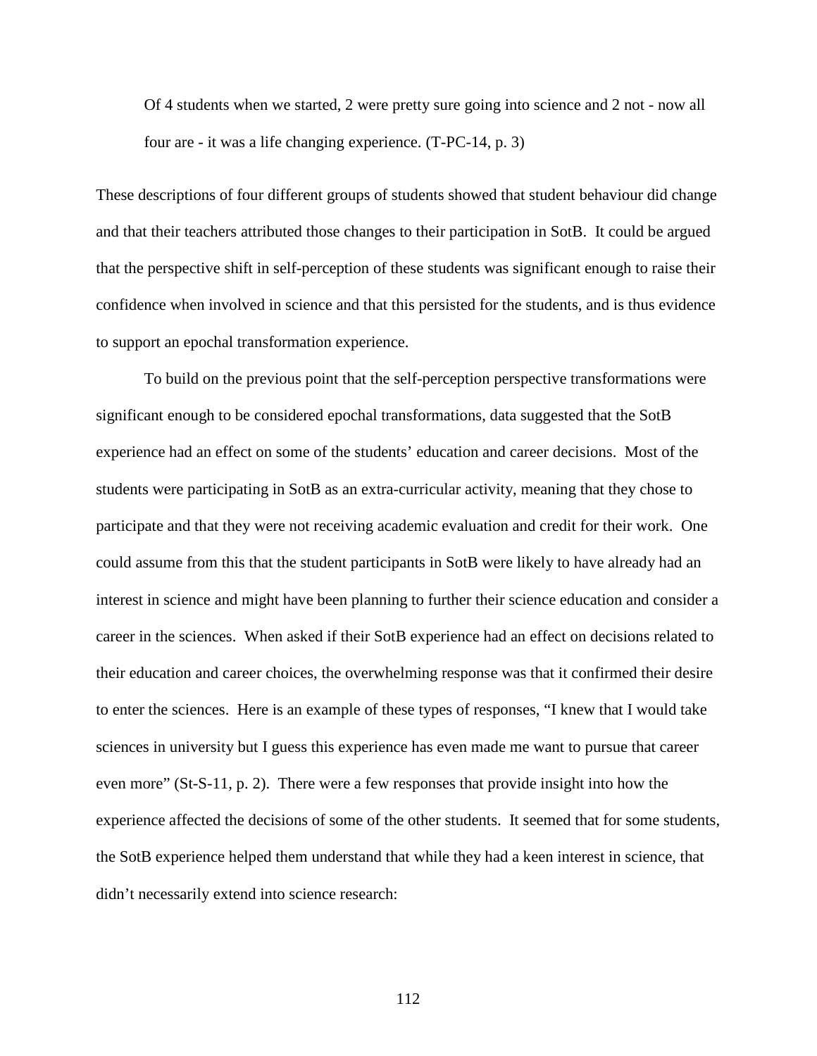> Of 4 students when we started, 2 were pretty sure going into science and 2 not - now all four are - it was a life changing experience. (T-PC-14, p. 3)

These descriptions of four different groups of students showed that student behaviour did change and that their teachers attributed those changes to their participation in SotB. It could be argued that the perspective shift in self-perception of these students was significant enough to raise their confidence when involved in science and that this persisted for the students, and is thus evidence to support an epochal transformation experience.

To build on the previous point that the self-perception perspective transformations were significant enough to be considered epochal transformations, data suggested that the SotB experience had an effect on some of the students' education and career decisions. Most of the students were participating in SotB as an extra-curricular activity, meaning that they chose to participate and that they were not receiving academic evaluation and credit for their work. One could assume from this that the student participants in SotB were likely to have already had an interest in science and might have been planning to further their science education and consider a career in the sciences. When asked if their SotB experience had an effect on decisions related to their education and career choices, the overwhelming response was that it confirmed their desire to enter the sciences. Here is an example of these types of responses, "I knew that I would take sciences in university but I guess this experience has even made me want to pursue that career even more" (St-S-11, p. 2). There were a few responses that provide insight into how the experience affected the decisions of some of the other students. It seemed that for some students, the SotB experience helped them understand that while they had a keen interest in science, that didn't necessarily extend into science research: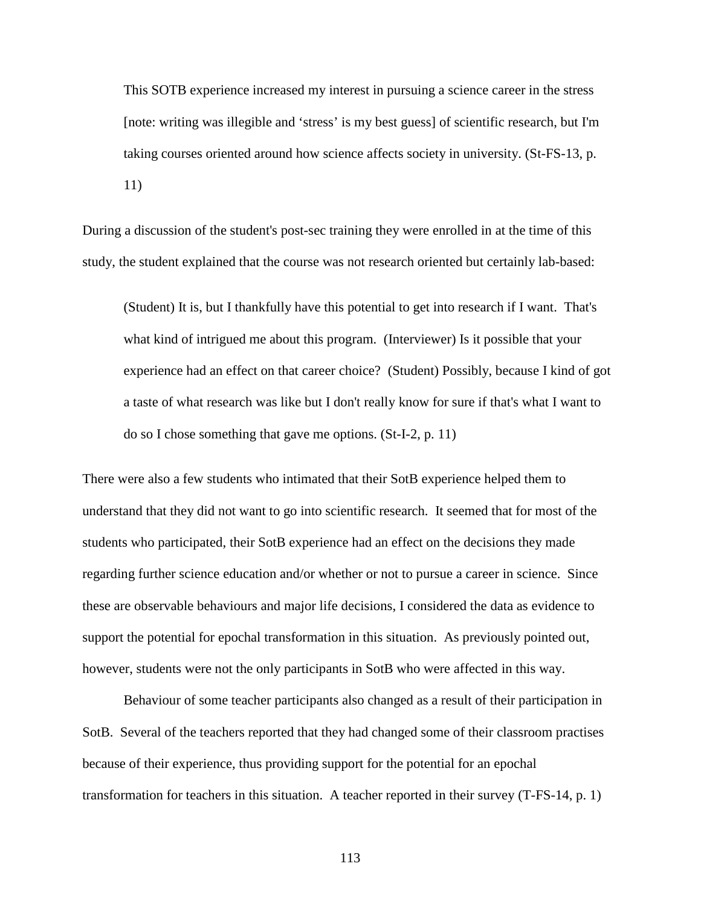> This SOTB experience increased my interest in pursuing a science career in the stress [note: writing was illegible and 'stress' is my best guess] of scientific research, but I'm taking courses oriented around how science affects society in university. (St-FS-13, p. 11)

During a discussion of the student's post-sec training they were enrolled in at the time of this study, the student explained that the course was not research oriented but certainly lab-based:

> (Student) It is, but I thankfully have this potential to get into research if I want. That's what kind of intrigued me about this program. (Interviewer) Is it possible that your experience had an effect on that career choice? (Student) Possibly, because I kind of got a taste of what research was like but I don't really know for sure if that's what I want to do so I chose something that gave me options. (St-I-2, p. 11)

There were also a few students who intimated that their SotB experience helped them to understand that they did not want to go into scientific research. It seemed that for most of the students who participated, their SotB experience had an effect on the decisions they made regarding further science education and/or whether or not to pursue a career in science. Since these are observable behaviours and major life decisions, I considered the data as evidence to support the potential for epochal transformation in this situation. As previously pointed out, however, students were not the only participants in SotB who were affected in this way.

Behaviour of some teacher participants also changed as a result of their participation in SotB. Several of the teachers reported that they had changed some of their classroom practises because of their experience, thus providing support for the potential for an epochal transformation for teachers in this situation. A teacher reported in their survey (T-FS-14, p. 1)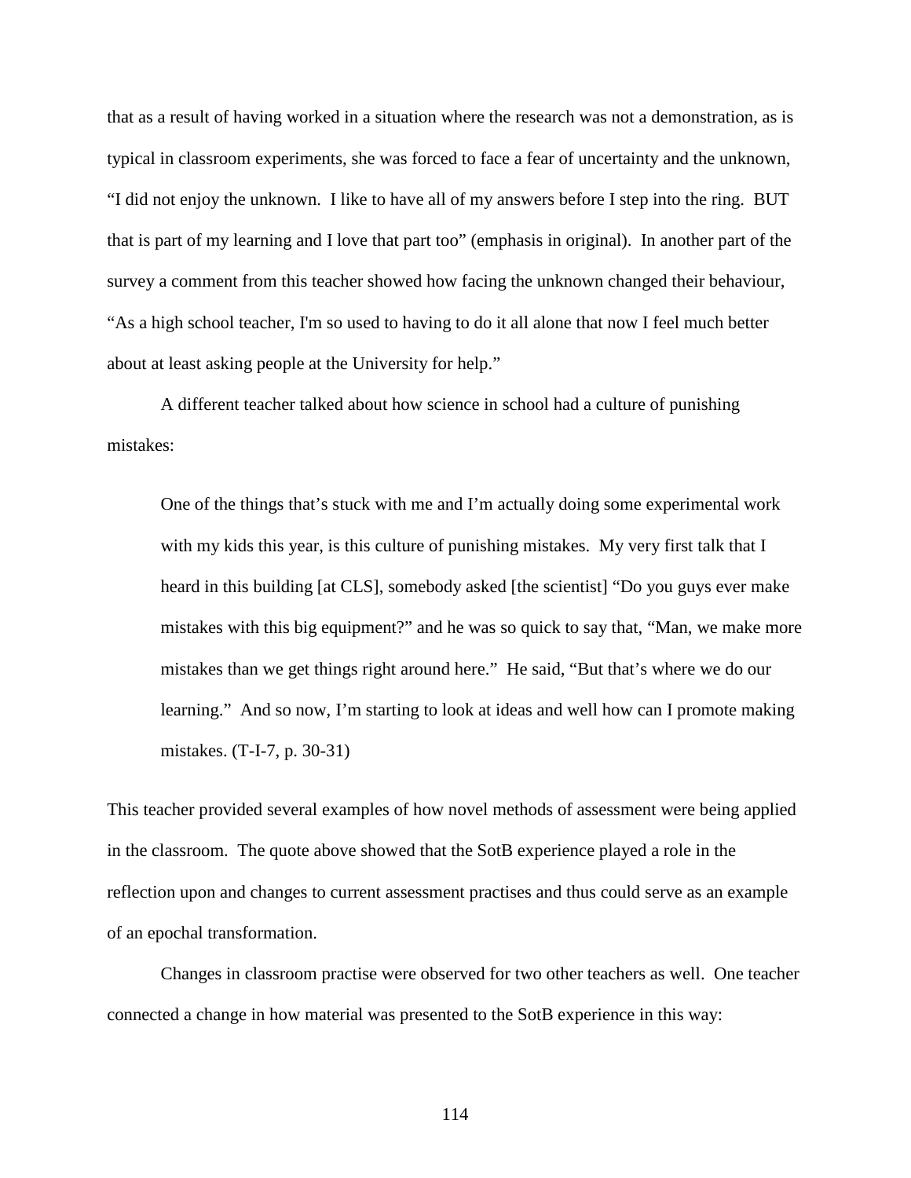that as a result of having worked in a situation where the research was not a demonstration, as is typical in classroom experiments, she was forced to face a fear of uncertainty and the unknown, "I did not enjoy the unknown. I like to have all of my answers before I step into the ring. BUT that is part of my learning and I love that part too" (emphasis in original). In another part of the survey a comment from this teacher showed how facing the unknown changed their behaviour, "As a high school teacher, I'm so used to having to do it all alone that now I feel much better about at least asking people at the University for help."

A different teacher talked about how science in school had a culture of punishing mistakes:

> One of the things that's stuck with me and I'm actually doing some experimental work with my kids this year, is this culture of punishing mistakes. My very first talk that I heard in this building [at CLS], somebody asked [the scientist] "Do you guys ever make mistakes with this big equipment?" and he was so quick to say that, "Man, we make more mistakes than we get things right around here." He said, "But that's where we do our learning." And so now, I'm starting to look at ideas and well how can I promote making mistakes. (T-I-7, p. 30-31)

This teacher provided several examples of how novel methods of assessment were being applied in the classroom. The quote above showed that the SotB experience played a role in the reflection upon and changes to current assessment practises and thus could serve as an example of an epochal transformation.

Changes in classroom practise were observed for two other teachers as well. One teacher connected a change in how material was presented to the SotB experience in this way: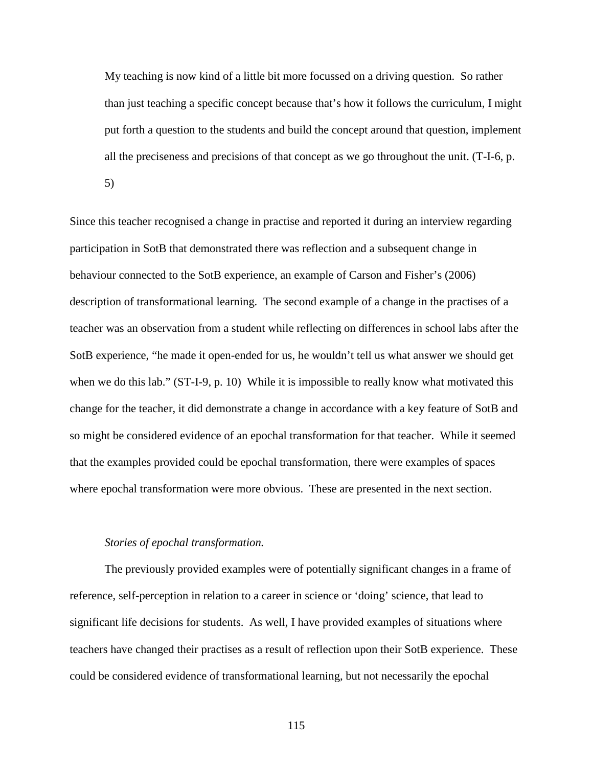> My teaching is now kind of a little bit more focussed on a driving question. So rather than just teaching a specific concept because that's how it follows the curriculum, I might put forth a question to the students and build the concept around that question, implement all the preciseness and precisions of that concept as we go throughout the unit. (T-I-6, p. 5)

Since this teacher recognised a change in practise and reported it during an interview regarding participation in SotB that demonstrated there was reflection and a subsequent change in behaviour connected to the SotB experience, an example of Carson and Fisher's (2006) description of transformational learning. The second example of a change in the practises of a teacher was an observation from a student while reflecting on differences in school labs after the SotB experience, "he made it open-ended for us, he wouldn't tell us what answer we should get when we do this lab." (ST-I-9, p. 10) While it is impossible to really know what motivated this change for the teacher, it did demonstrate a change in accordance with a key feature of SotB and so might be considered evidence of an epochal transformation for that teacher. While it seemed that the examples provided could be epochal transformation, there were examples of spaces where epochal transformation were more obvious. These are presented in the next section.

*Stories of epochal transformation.*

The previously provided examples were of potentially significant changes in a frame of reference, self-perception in relation to a career in science or 'doing' science, that lead to significant life decisions for students. As well, I have provided examples of situations where teachers have changed their practises as a result of reflection upon their SotB experience. These could be considered evidence of transformational learning, but not necessarily the epochal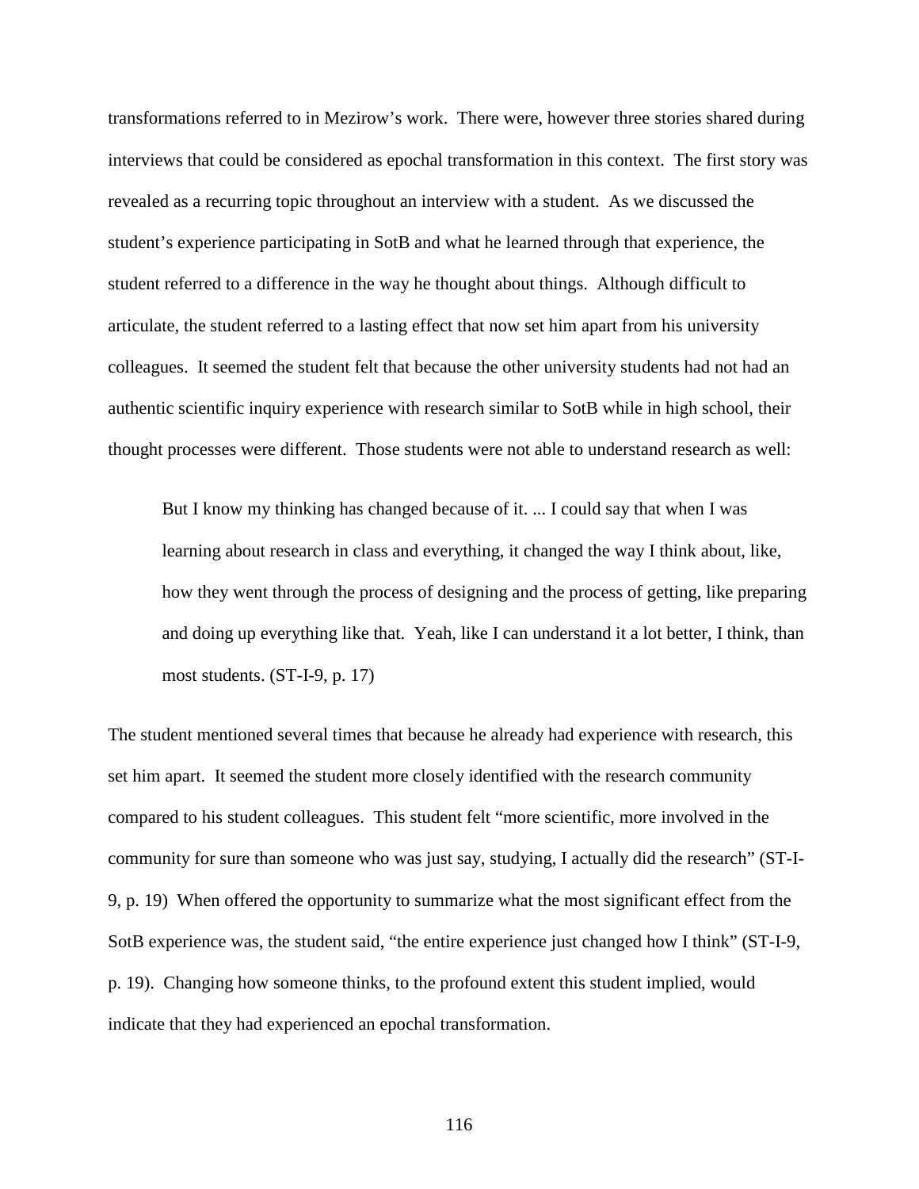transformations referred to in Mezirow's work. There were, however three stories shared during interviews that could be considered as epochal transformation in this context. The first story was revealed as a recurring topic throughout an interview with a student. As we discussed the student's experience participating in SotB and what he learned through that experience, the student referred to a difference in the way he thought about things. Although difficult to articulate, the student referred to a lasting effect that now set him apart from his university colleagues. It seemed the student felt that because the other university students had not had an authentic scientific inquiry experience with research similar to SotB while in high school, their thought processes were different. Those students were not able to understand research as well:

> But I know my thinking has changed because of it. ... I could say that when I was learning about research in class and everything, it changed the way I think about, like, how they went through the process of designing and the process of getting, like preparing and doing up everything like that. Yeah, like I can understand it a lot better, I think, than most students. (ST-I-9, p. 17)

The student mentioned several times that because he already had experience with research, this set him apart. It seemed the student more closely identified with the research community compared to his student colleagues. This student felt "more scientific, more involved in the community for sure than someone who was just say, studying, I actually did the research" (ST-I-9, p. 19) When offered the opportunity to summarize what the most significant effect from the SotB experience was, the student said, "the entire experience just changed how I think" (ST-I-9, p. 19). Changing how someone thinks, to the profound extent this student implied, would indicate that they had experienced an epochal transformation.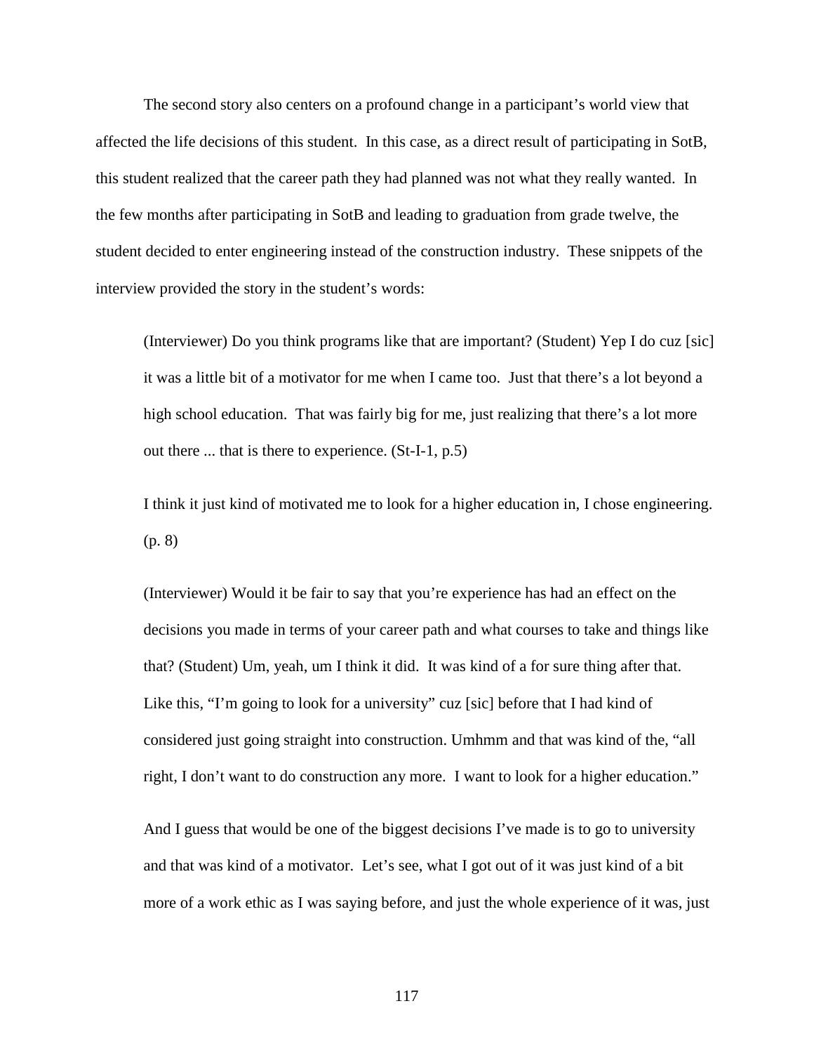The second story also centers on a profound change in a participant's world view that affected the life decisions of this student. In this case, as a direct result of participating in SotB, this student realized that the career path they had planned was not what they really wanted. In the few months after participating in SotB and leading to graduation from grade twelve, the student decided to enter engineering instead of the construction industry. These snippets of the interview provided the story in the student's words:

> (Interviewer) Do you think programs like that are important? (Student) Yep I do cuz [sic] it was a little bit of a motivator for me when I came too. Just that there's a lot beyond a high school education. That was fairly big for me, just realizing that there's a lot more out there ... that is there to experience. (St-I-1, p.5)
>
> I think it just kind of motivated me to look for a higher education in, I chose engineering. (p. 8)
>
> (Interviewer) Would it be fair to say that you're experience has had an effect on the decisions you made in terms of your career path and what courses to take and things like that? (Student) Um, yeah, um I think it did. It was kind of a for sure thing after that. Like this, "I'm going to look for a university" cuz [sic] before that I had kind of considered just going straight into construction. Umhmm and that was kind of the, "all right, I don't want to do construction any more. I want to look for a higher education."
>
> And I guess that would be one of the biggest decisions I've made is to go to university and that was kind of a motivator. Let's see, what I got out of it was just kind of a bit more of a work ethic as I was saying before, and just the whole experience of it was, just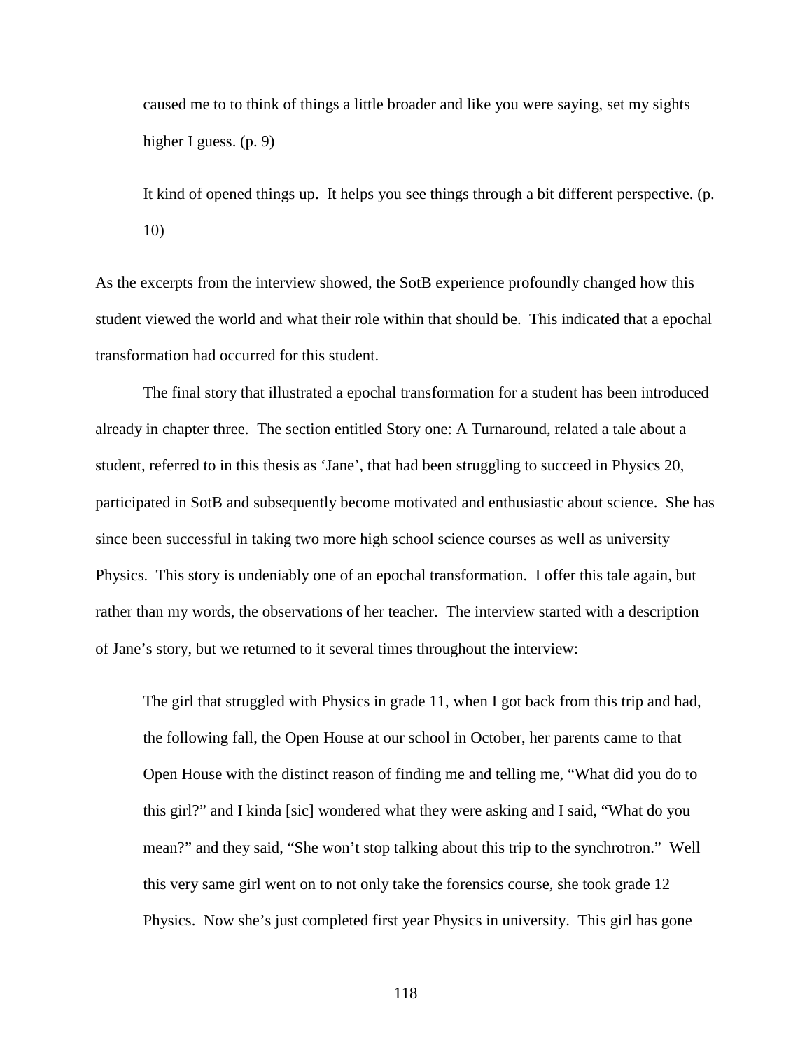> caused me to to think of things a little broader and like you were saying, set my sights higher I guess. (p. 9)
>
> It kind of opened things up. It helps you see things through a bit different perspective. (p. 10)

As the excerpts from the interview showed, the SotB experience profoundly changed how this student viewed the world and what their role within that should be. This indicated that a epochal transformation had occurred for this student.

The final story that illustrated a epochal transformation for a student has been introduced already in chapter three. The section entitled Story one: A Turnaround, related a tale about a student, referred to in this thesis as 'Jane', that had been struggling to succeed in Physics 20, participated in SotB and subsequently become motivated and enthusiastic about science. She has since been successful in taking two more high school science courses as well as university Physics. This story is undeniably one of an epochal transformation. I offer this tale again, but rather than my words, the observations of her teacher. The interview started with a description of Jane's story, but we returned to it several times throughout the interview:

> The girl that struggled with Physics in grade 11, when I got back from this trip and had, the following fall, the Open House at our school in October, her parents came to that Open House with the distinct reason of finding me and telling me, "What did you do to this girl?" and I kinda [sic] wondered what they were asking and I said, "What do you mean?" and they said, "She won't stop talking about this trip to the synchrotron." Well this very same girl went on to not only take the forensics course, she took grade 12 Physics. Now she's just completed first year Physics in university. This girl has gone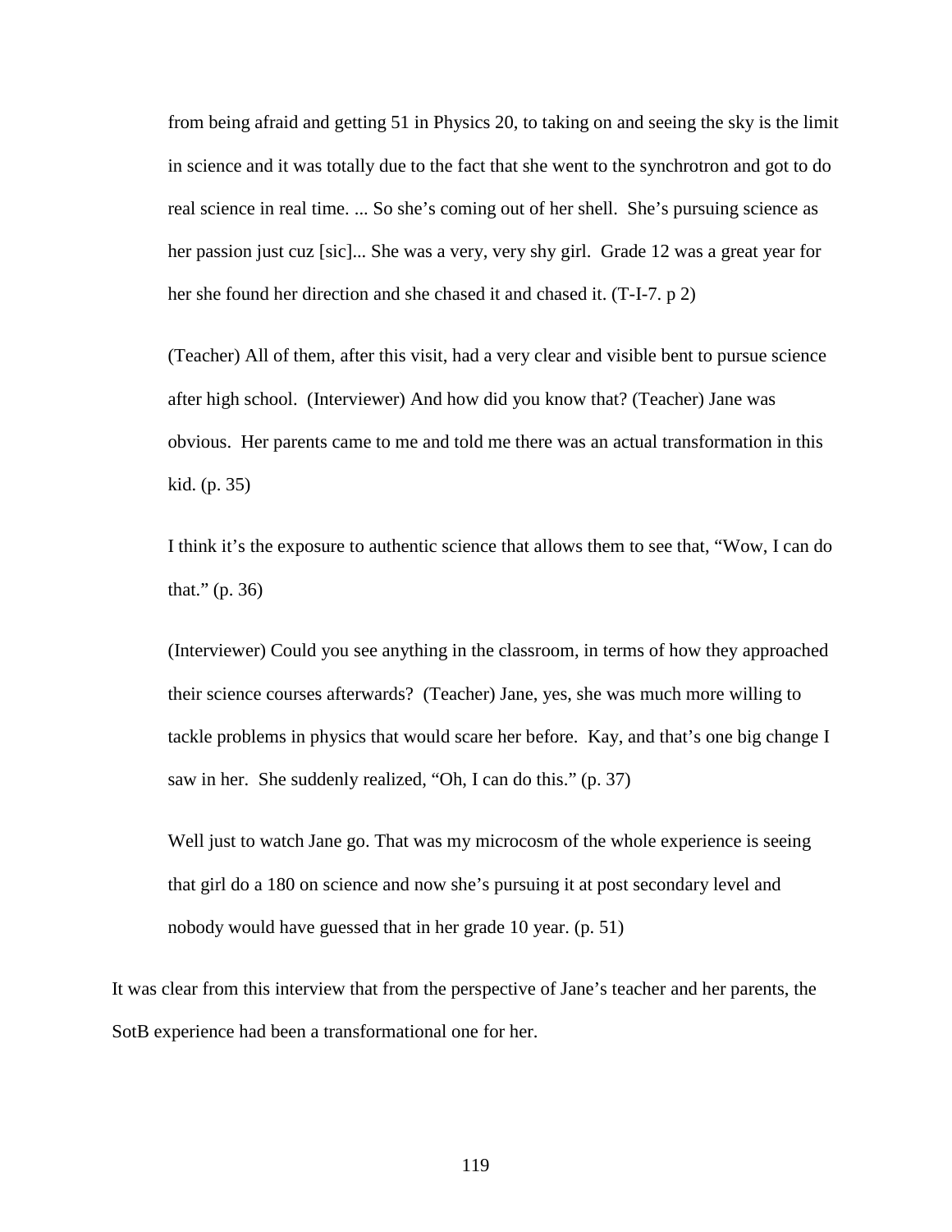> from being afraid and getting 51 in Physics 20, to taking on and seeing the sky is the limit in science and it was totally due to the fact that she went to the synchrotron and got to do real science in real time. ... So she's coming out of her shell. She's pursuing science as her passion just cuz [sic]... She was a very, very shy girl. Grade 12 was a great year for her she found her direction and she chased it and chased it. (T-I-7. p 2)

> (Teacher) All of them, after this visit, had a very clear and visible bent to pursue science after high school. (Interviewer) And how did you know that? (Teacher) Jane was obvious. Her parents came to me and told me there was an actual transformation in this kid. (p. 35)

> I think it's the exposure to authentic science that allows them to see that, "Wow, I can do that." (p. 36)

> (Interviewer) Could you see anything in the classroom, in terms of how they approached their science courses afterwards? (Teacher) Jane, yes, she was much more willing to tackle problems in physics that would scare her before. Kay, and that's one big change I saw in her. She suddenly realized, "Oh, I can do this." (p. 37)

> Well just to watch Jane go. That was my microcosm of the whole experience is seeing that girl do a 180 on science and now she's pursuing it at post secondary level and nobody would have guessed that in her grade 10 year. (p. 51)

It was clear from this interview that from the perspective of Jane's teacher and her parents, the SotB experience had been a transformational one for her.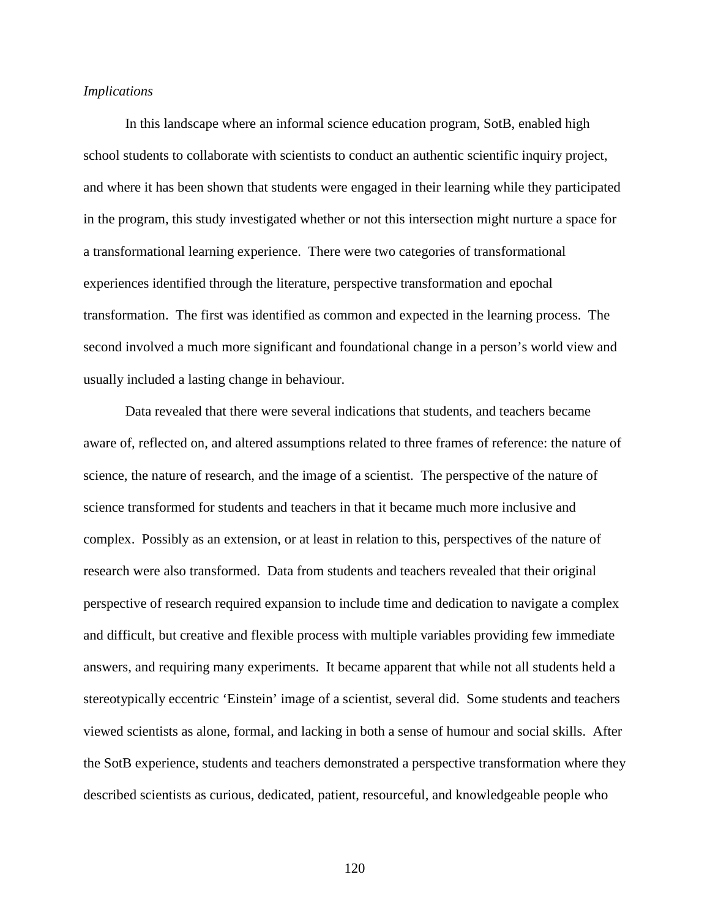*Implications*

In this landscape where an informal science education program, SotB, enabled high school students to collaborate with scientists to conduct an authentic scientific inquiry project, and where it has been shown that students were engaged in their learning while they participated in the program, this study investigated whether or not this intersection might nurture a space for a transformational learning experience. There were two categories of transformational experiences identified through the literature, perspective transformation and epochal transformation. The first was identified as common and expected in the learning process. The second involved a much more significant and foundational change in a person's world view and usually included a lasting change in behaviour.

Data revealed that there were several indications that students, and teachers became aware of, reflected on, and altered assumptions related to three frames of reference: the nature of science, the nature of research, and the image of a scientist. The perspective of the nature of science transformed for students and teachers in that it became much more inclusive and complex. Possibly as an extension, or at least in relation to this, perspectives of the nature of research were also transformed. Data from students and teachers revealed that their original perspective of research required expansion to include time and dedication to navigate a complex and difficult, but creative and flexible process with multiple variables providing few immediate answers, and requiring many experiments. It became apparent that while not all students held a stereotypically eccentric 'Einstein' image of a scientist, several did. Some students and teachers viewed scientists as alone, formal, and lacking in both a sense of humour and social skills. After the SotB experience, students and teachers demonstrated a perspective transformation where they described scientists as curious, dedicated, patient, resourceful, and knowledgeable people who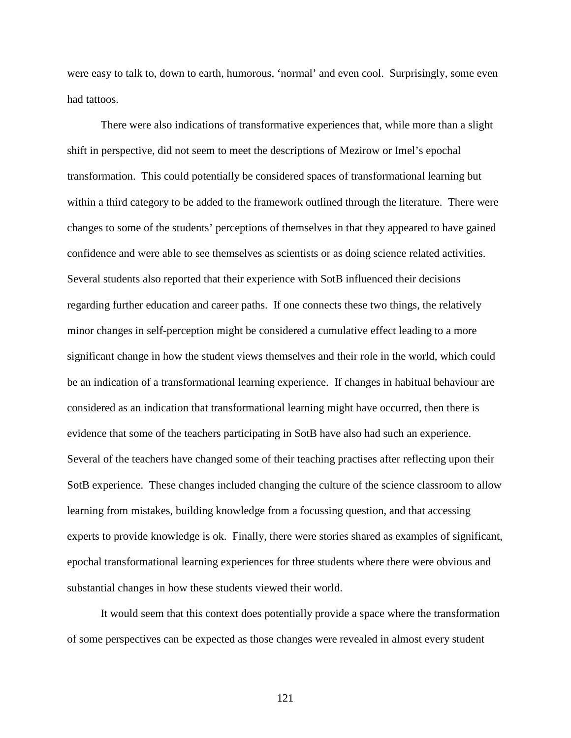were easy to talk to, down to earth, humorous, 'normal' and even cool. Surprisingly, some even had tattoos.

There were also indications of transformative experiences that, while more than a slight shift in perspective, did not seem to meet the descriptions of Mezirow or Imel's epochal transformation. This could potentially be considered spaces of transformational learning but within a third category to be added to the framework outlined through the literature. There were changes to some of the students' perceptions of themselves in that they appeared to have gained confidence and were able to see themselves as scientists or as doing science related activities. Several students also reported that their experience with SotB influenced their decisions regarding further education and career paths. If one connects these two things, the relatively minor changes in self-perception might be considered a cumulative effect leading to a more significant change in how the student views themselves and their role in the world, which could be an indication of a transformational learning experience. If changes in habitual behaviour are considered as an indication that transformational learning might have occurred, then there is evidence that some of the teachers participating in SotB have also had such an experience. Several of the teachers have changed some of their teaching practises after reflecting upon their SotB experience. These changes included changing the culture of the science classroom to allow learning from mistakes, building knowledge from a focussing question, and that accessing experts to provide knowledge is ok. Finally, there were stories shared as examples of significant, epochal transformational learning experiences for three students where there were obvious and substantial changes in how these students viewed their world.

It would seem that this context does potentially provide a space where the transformation of some perspectives can be expected as those changes were revealed in almost every student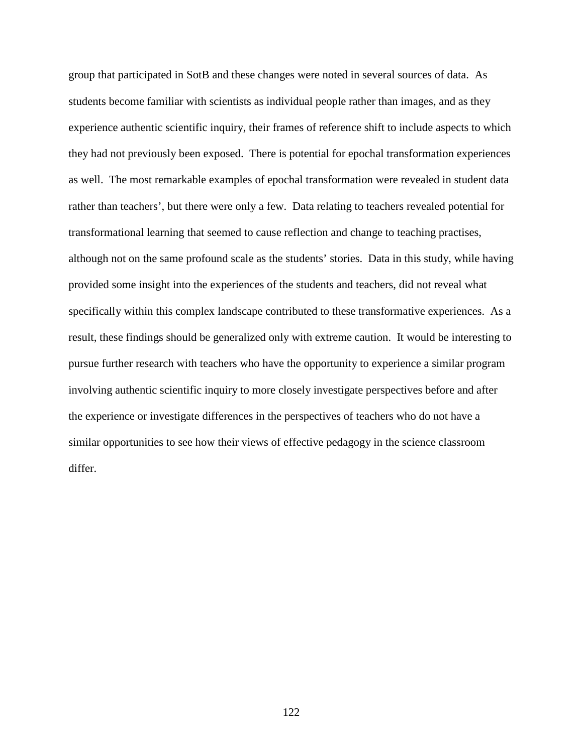group that participated in SotB and these changes were noted in several sources of data. As students become familiar with scientists as individual people rather than images, and as they experience authentic scientific inquiry, their frames of reference shift to include aspects to which they had not previously been exposed. There is potential for epochal transformation experiences as well. The most remarkable examples of epochal transformation were revealed in student data rather than teachers', but there were only a few. Data relating to teachers revealed potential for transformational learning that seemed to cause reflection and change to teaching practises, although not on the same profound scale as the students' stories. Data in this study, while having provided some insight into the experiences of the students and teachers, did not reveal what specifically within this complex landscape contributed to these transformative experiences. As a result, these findings should be generalized only with extreme caution. It would be interesting to pursue further research with teachers who have the opportunity to experience a similar program involving authentic scientific inquiry to more closely investigate perspectives before and after the experience or investigate differences in the perspectives of teachers who do not have a similar opportunities to see how their views of effective pedagogy in the science classroom differ.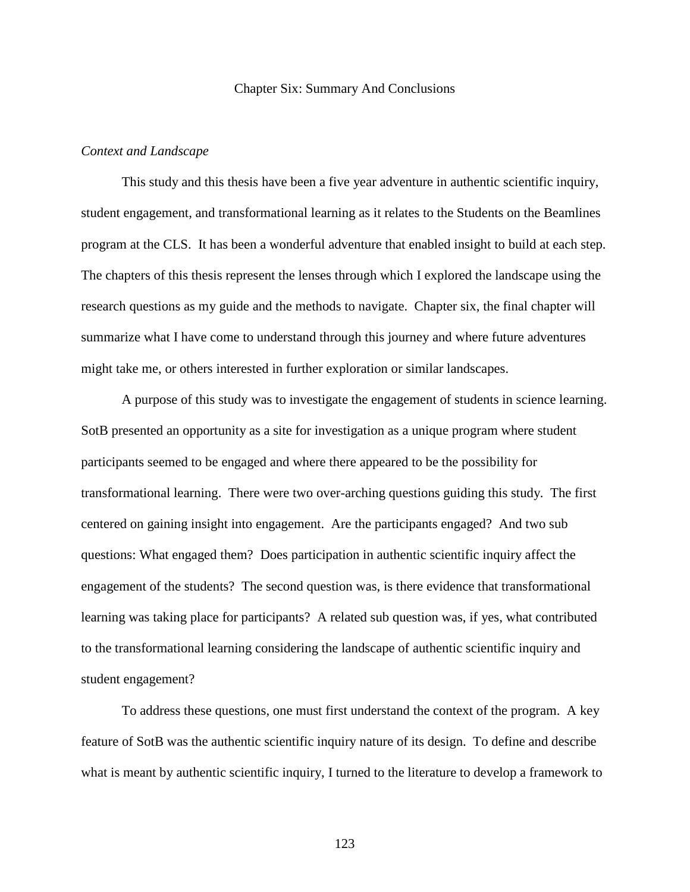# Chapter Six: Summary And Conclusions

*Context and Landscape*

This study and this thesis have been a five year adventure in authentic scientific inquiry, student engagement, and transformational learning as it relates to the Students on the Beamlines program at the CLS. It has been a wonderful adventure that enabled insight to build at each step. The chapters of this thesis represent the lenses through which I explored the landscape using the research questions as my guide and the methods to navigate. Chapter six, the final chapter will summarize what I have come to understand through this journey and where future adventures might take me, or others interested in further exploration or similar landscapes.

A purpose of this study was to investigate the engagement of students in science learning. SotB presented an opportunity as a site for investigation as a unique program where student participants seemed to be engaged and where there appeared to be the possibility for transformational learning. There were two over-arching questions guiding this study. The first centered on gaining insight into engagement. Are the participants engaged? And two sub questions: What engaged them? Does participation in authentic scientific inquiry affect the engagement of the students? The second question was, is there evidence that transformational learning was taking place for participants? A related sub question was, if yes, what contributed to the transformational learning considering the landscape of authentic scientific inquiry and student engagement?

To address these questions, one must first understand the context of the program. A key feature of SotB was the authentic scientific inquiry nature of its design. To define and describe what is meant by authentic scientific inquiry, I turned to the literature to develop a framework to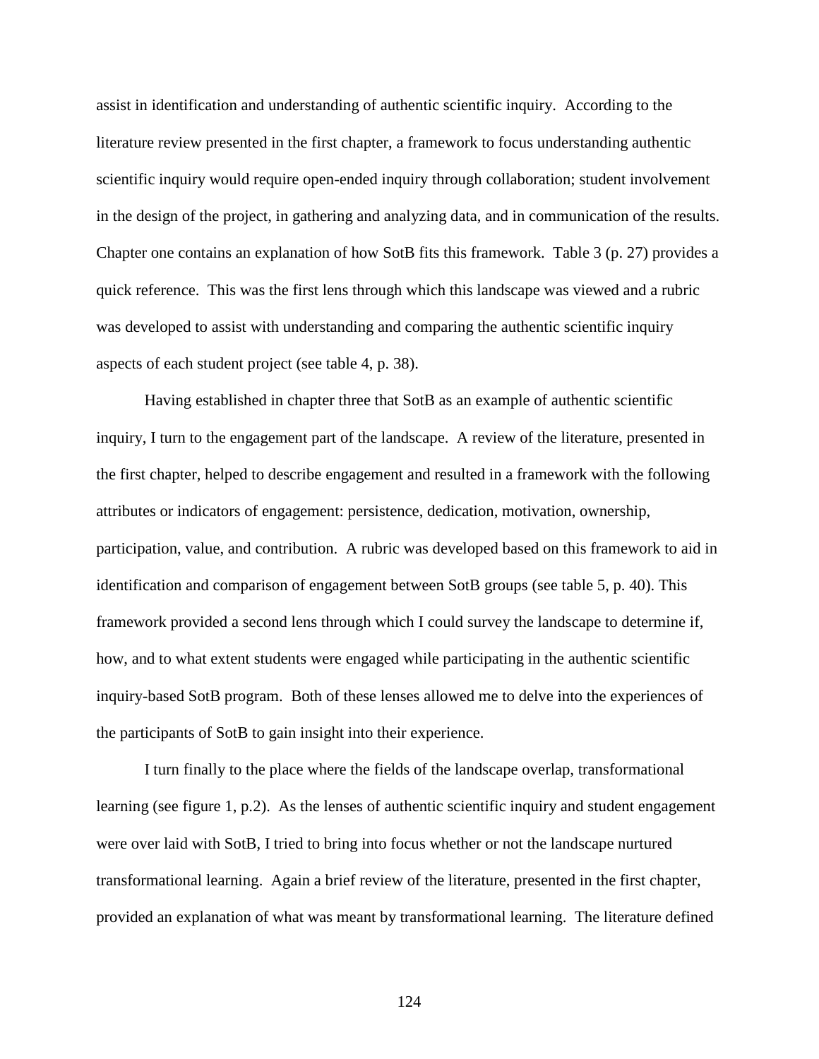assist in identification and understanding of authentic scientific inquiry. According to the literature review presented in the first chapter, a framework to focus understanding authentic scientific inquiry would require open-ended inquiry through collaboration; student involvement in the design of the project, in gathering and analyzing data, and in communication of the results. Chapter one contains an explanation of how SotB fits this framework. Table 3 (p. 27) provides a quick reference. This was the first lens through which this landscape was viewed and a rubric was developed to assist with understanding and comparing the authentic scientific inquiry aspects of each student project (see table 4, p. 38).

Having established in chapter three that SotB as an example of authentic scientific inquiry, I turn to the engagement part of the landscape. A review of the literature, presented in the first chapter, helped to describe engagement and resulted in a framework with the following attributes or indicators of engagement: persistence, dedication, motivation, ownership, participation, value, and contribution. A rubric was developed based on this framework to aid in identification and comparison of engagement between SotB groups (see table 5, p. 40). This framework provided a second lens through which I could survey the landscape to determine if, how, and to what extent students were engaged while participating in the authentic scientific inquiry-based SotB program. Both of these lenses allowed me to delve into the experiences of the participants of SotB to gain insight into their experience.

I turn finally to the place where the fields of the landscape overlap, transformational learning (see figure 1, p.2). As the lenses of authentic scientific inquiry and student engagement were over laid with SotB, I tried to bring into focus whether or not the landscape nurtured transformational learning. Again a brief review of the literature, presented in the first chapter, provided an explanation of what was meant by transformational learning. The literature defined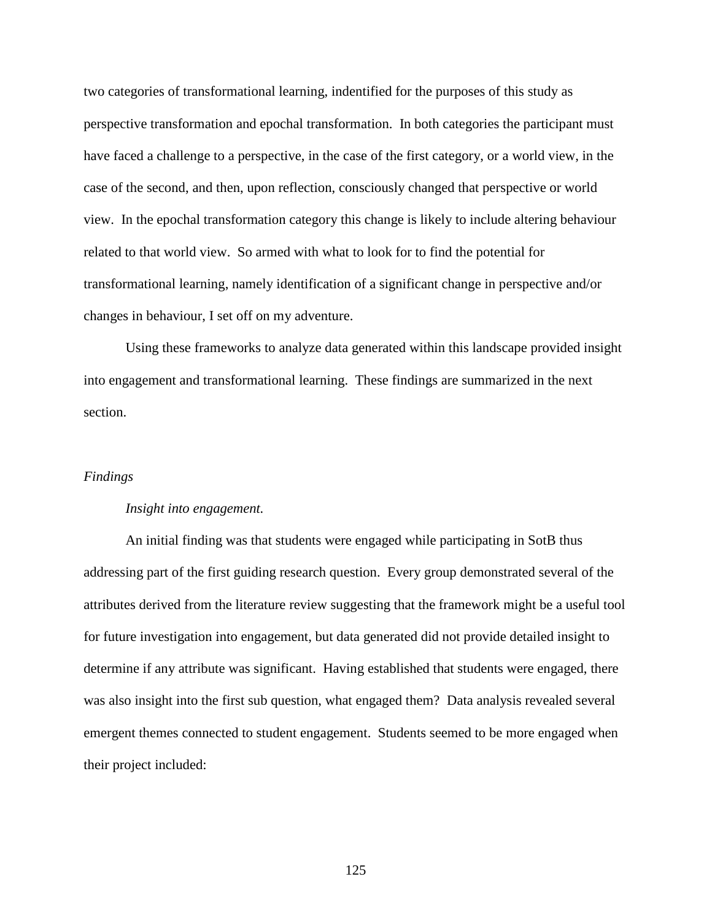two categories of transformational learning, indentified for the purposes of this study as perspective transformation and epochal transformation. In both categories the participant must have faced a challenge to a perspective, in the case of the first category, or a world view, in the case of the second, and then, upon reflection, consciously changed that perspective or world view. In the epochal transformation category this change is likely to include altering behaviour related to that world view. So armed with what to look for to find the potential for transformational learning, namely identification of a significant change in perspective and/or changes in behaviour, I set off on my adventure.

Using these frameworks to analyze data generated within this landscape provided insight into engagement and transformational learning. These findings are summarized in the next section.

### *Findings*

#### *Insight into engagement.*

An initial finding was that students were engaged while participating in SotB thus addressing part of the first guiding research question. Every group demonstrated several of the attributes derived from the literature review suggesting that the framework might be a useful tool for future investigation into engagement, but data generated did not provide detailed insight to determine if any attribute was significant. Having established that students were engaged, there was also insight into the first sub question, what engaged them? Data analysis revealed several emergent themes connected to student engagement. Students seemed to be more engaged when their project included: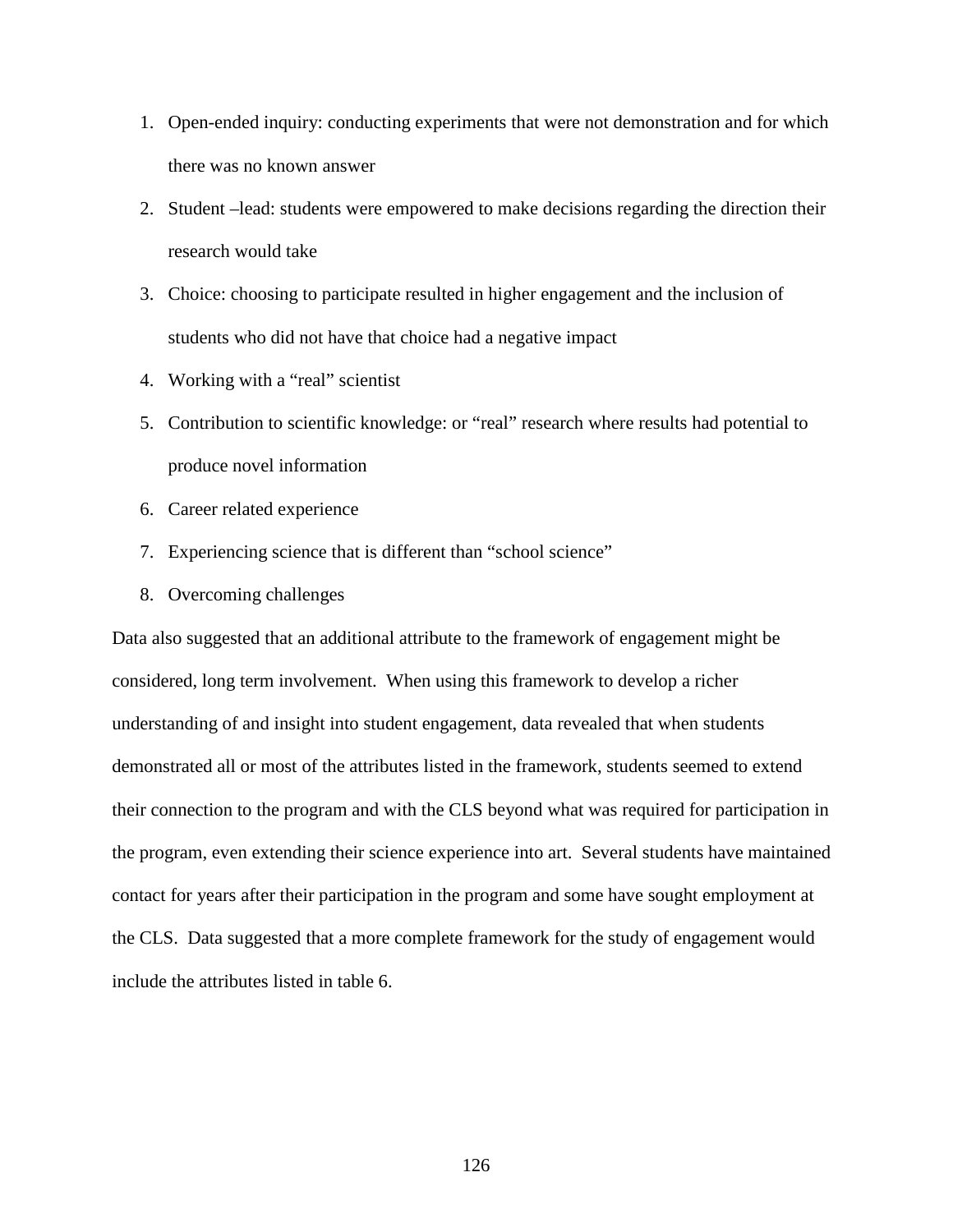1. Open-ended inquiry: conducting experiments that were not demonstration and for which there was no known answer
2. Student –lead: students were empowered to make decisions regarding the direction their research would take
3. Choice: choosing to participate resulted in higher engagement and the inclusion of students who did not have that choice had a negative impact
4. Working with a “real” scientist
5. Contribution to scientific knowledge: or “real” research where results had potential to produce novel information
6. Career related experience
7. Experiencing science that is different than “school science”
8. Overcoming challenges

Data also suggested that an additional attribute to the framework of engagement might be considered, long term involvement. When using this framework to develop a richer understanding of and insight into student engagement, data revealed that when students demonstrated all or most of the attributes listed in the framework, students seemed to extend their connection to the program and with the CLS beyond what was required for participation in the program, even extending their science experience into art. Several students have maintained contact for years after their participation in the program and some have sought employment at the CLS. Data suggested that a more complete framework for the study of engagement would include the attributes listed in table 6.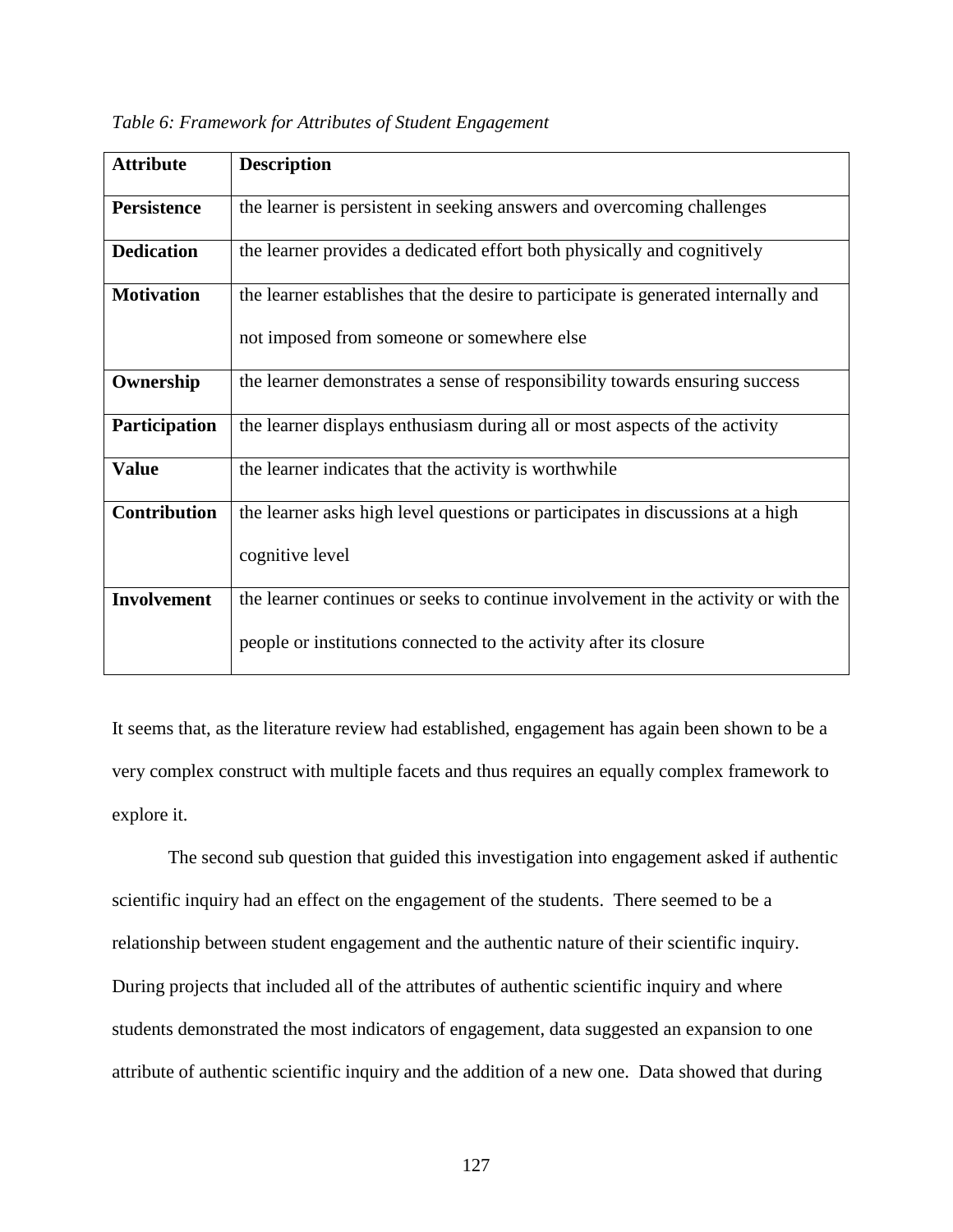*Table 6: Framework for Attributes of Student Engagement*

| Attribute | Description |
| --- | --- |
| **Persistence** | the learner is persistent in seeking answers and overcoming challenges |
| **Dedication** | the learner provides a dedicated effort both physically and cognitively |
| **Motivation** | the learner establishes that the desire to participate is generated internally and not imposed from someone or somewhere else |
| **Ownership** | the learner demonstrates a sense of responsibility towards ensuring success |
| **Participation** | the learner displays enthusiasm during all or most aspects of the activity |
| **Value** | the learner indicates that the activity is worthwhile |
| **Contribution** | the learner asks high level questions or participates in discussions at a high cognitive level |
| **Involvement** | the learner continues or seeks to continue involvement in the activity or with the people or institutions connected to the activity after its closure |

It seems that, as the literature review had established, engagement has again been shown to be a very complex construct with multiple facets and thus requires an equally complex framework to explore it.

The second sub question that guided this investigation into engagement asked if authentic scientific inquiry had an effect on the engagement of the students. There seemed to be a relationship between student engagement and the authentic nature of their scientific inquiry. During projects that included all of the attributes of authentic scientific inquiry and where students demonstrated the most indicators of engagement, data suggested an expansion to one attribute of authentic scientific inquiry and the addition of a new one. Data showed that during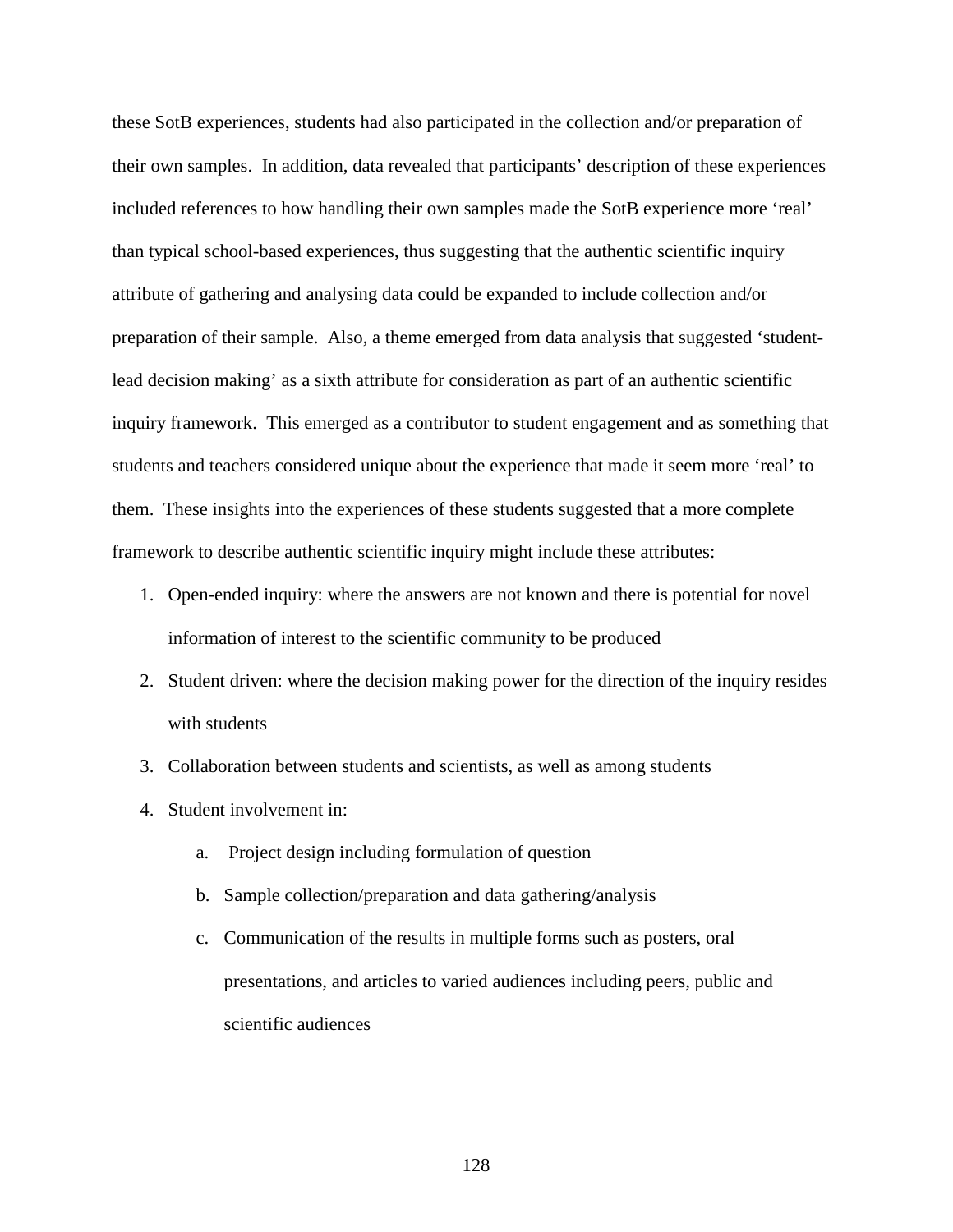these SotB experiences, students had also participated in the collection and/or preparation of their own samples. In addition, data revealed that participants' description of these experiences included references to how handling their own samples made the SotB experience more 'real' than typical school-based experiences, thus suggesting that the authentic scientific inquiry attribute of gathering and analysing data could be expanded to include collection and/or preparation of their sample. Also, a theme emerged from data analysis that suggested 'student-lead decision making' as a sixth attribute for consideration as part of an authentic scientific inquiry framework. This emerged as a contributor to student engagement and as something that students and teachers considered unique about the experience that made it seem more 'real' to them. These insights into the experiences of these students suggested that a more complete framework to describe authentic scientific inquiry might include these attributes:

1. Open-ended inquiry: where the answers are not known and there is potential for novel information of interest to the scientific community to be produced
2. Student driven: where the decision making power for the direction of the inquiry resides with students
3. Collaboration between students and scientists, as well as among students
4. Student involvement in:
    a. Project design including formulation of question
    b. Sample collection/preparation and data gathering/analysis
    c. Communication of the results in multiple forms such as posters, oral presentations, and articles to varied audiences including peers, public and scientific audiences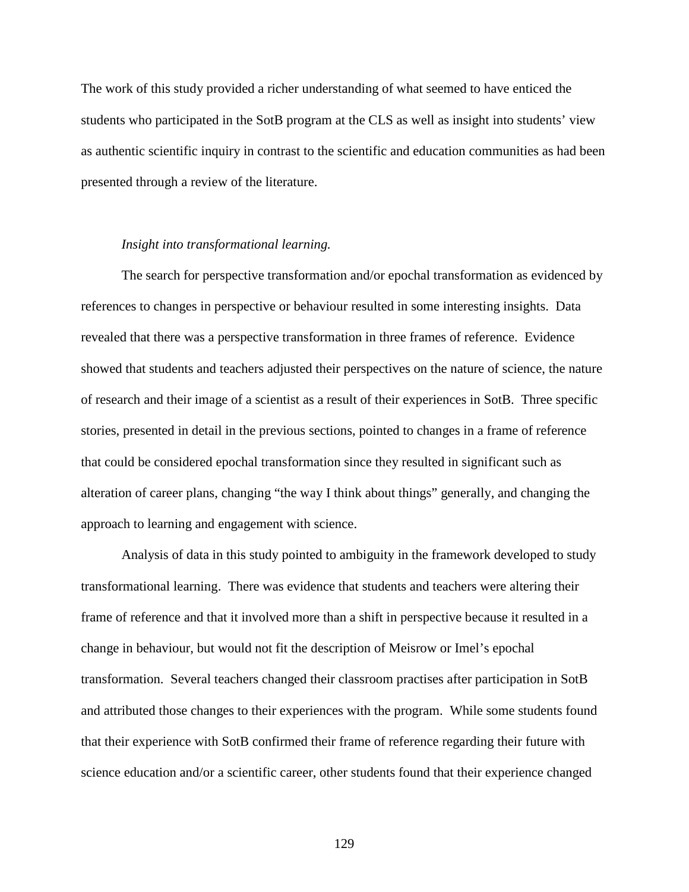The work of this study provided a richer understanding of what seemed to have enticed the students who participated in the SotB program at the CLS as well as insight into students' view as authentic scientific inquiry in contrast to the scientific and education communities as had been presented through a review of the literature.

*Insight into transformational learning.*

The search for perspective transformation and/or epochal transformation as evidenced by references to changes in perspective or behaviour resulted in some interesting insights. Data revealed that there was a perspective transformation in three frames of reference. Evidence showed that students and teachers adjusted their perspectives on the nature of science, the nature of research and their image of a scientist as a result of their experiences in SotB. Three specific stories, presented in detail in the previous sections, pointed to changes in a frame of reference that could be considered epochal transformation since they resulted in significant such as alteration of career plans, changing "the way I think about things" generally, and changing the approach to learning and engagement with science.

Analysis of data in this study pointed to ambiguity in the framework developed to study transformational learning. There was evidence that students and teachers were altering their frame of reference and that it involved more than a shift in perspective because it resulted in a change in behaviour, but would not fit the description of Meisrow or Imel's epochal transformation. Several teachers changed their classroom practises after participation in SotB and attributed those changes to their experiences with the program. While some students found that their experience with SotB confirmed their frame of reference regarding their future with science education and/or a scientific career, other students found that their experience changed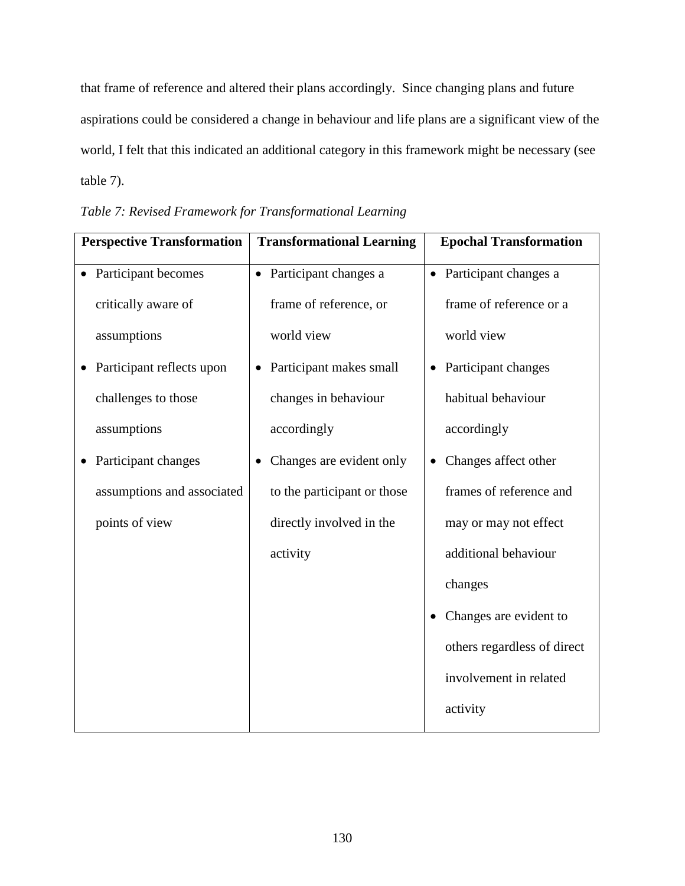that frame of reference and altered their plans accordingly. Since changing plans and future aspirations could be considered a change in behaviour and life plans are a significant view of the world, I felt that this indicated an additional category in this framework might be necessary (see table 7).

*Table 7: Revised Framework for Transformational Learning*

| Perspective Transformation | Transformational Learning | Epochal Transformation |
|---|---|---|
| • Participant becomes critically aware of assumptions<br>• Participant reflects upon challenges to those assumptions<br>• Participant changes assumptions and associated points of view | • Participant changes a frame of reference, or world view<br>• Participant makes small changes in behaviour accordingly<br>• Changes are evident only to the participant or those directly involved in the activity | • Participant changes a frame of reference or a world view<br>• Participant changes habitual behaviour accordingly<br>• Changes affect other frames of reference and may or may not effect additional behaviour changes<br>• Changes are evident to others regardless of direct involvement in related activity |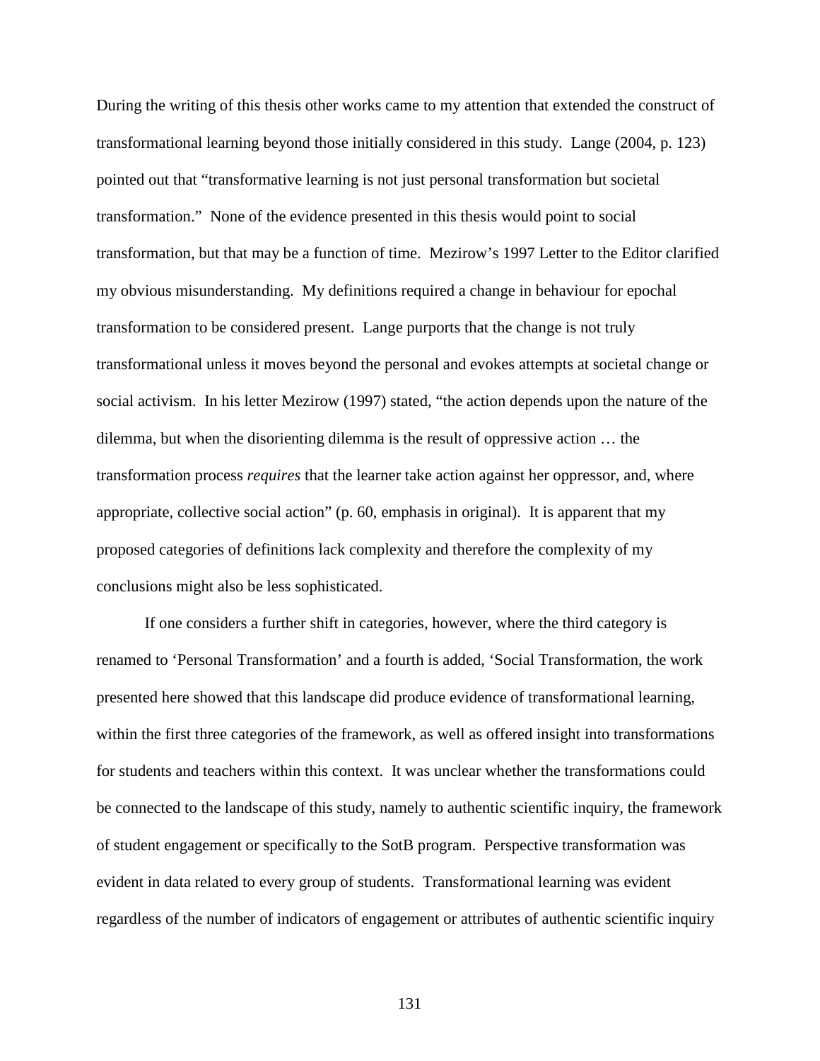During the writing of this thesis other works came to my attention that extended the construct of transformational learning beyond those initially considered in this study. Lange (2004, p. 123) pointed out that "transformative learning is not just personal transformation but societal transformation." None of the evidence presented in this thesis would point to social transformation, but that may be a function of time. Mezirow's 1997 Letter to the Editor clarified my obvious misunderstanding. My definitions required a change in behaviour for epochal transformation to be considered present. Lange purports that the change is not truly transformational unless it moves beyond the personal and evokes attempts at societal change or social activism. In his letter Mezirow (1997) stated, "the action depends upon the nature of the dilemma, but when the disorienting dilemma is the result of oppressive action … the transformation process *requires* that the learner take action against her oppressor, and, where appropriate, collective social action" (p. 60, emphasis in original). It is apparent that my proposed categories of definitions lack complexity and therefore the complexity of my conclusions might also be less sophisticated.

If one considers a further shift in categories, however, where the third category is renamed to 'Personal Transformation' and a fourth is added, 'Social Transformation, the work presented here showed that this landscape did produce evidence of transformational learning, within the first three categories of the framework, as well as offered insight into transformations for students and teachers within this context. It was unclear whether the transformations could be connected to the landscape of this study, namely to authentic scientific inquiry, the framework of student engagement or specifically to the SotB program. Perspective transformation was evident in data related to every group of students. Transformational learning was evident regardless of the number of indicators of engagement or attributes of authentic scientific inquiry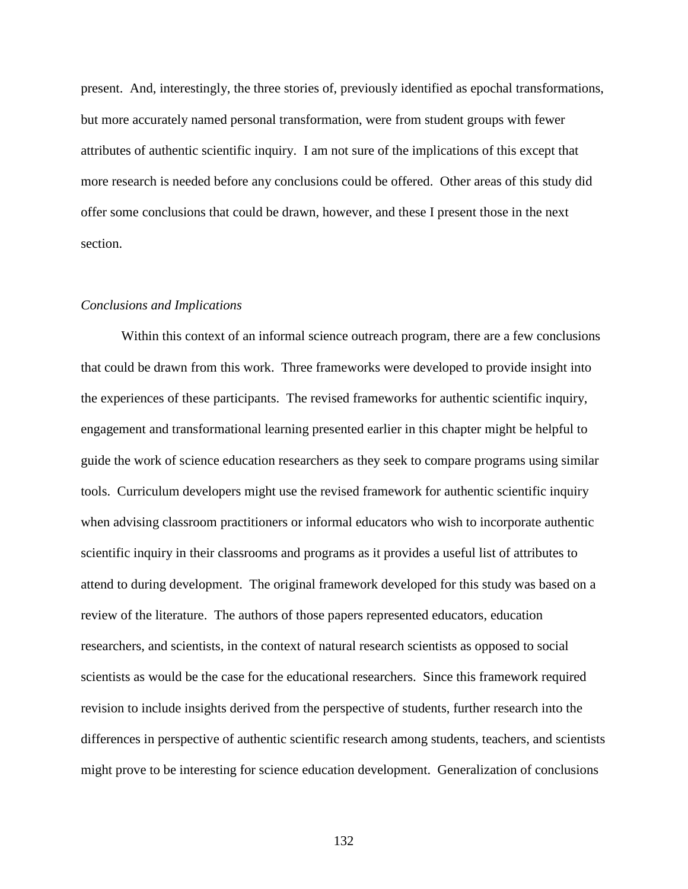present. And, interestingly, the three stories of, previously identified as epochal transformations, but more accurately named personal transformation, were from student groups with fewer attributes of authentic scientific inquiry. I am not sure of the implications of this except that more research is needed before any conclusions could be offered. Other areas of this study did offer some conclusions that could be drawn, however, and these I present those in the next section.

*Conclusions and Implications*

Within this context of an informal science outreach program, there are a few conclusions that could be drawn from this work. Three frameworks were developed to provide insight into the experiences of these participants. The revised frameworks for authentic scientific inquiry, engagement and transformational learning presented earlier in this chapter might be helpful to guide the work of science education researchers as they seek to compare programs using similar tools. Curriculum developers might use the revised framework for authentic scientific inquiry when advising classroom practitioners or informal educators who wish to incorporate authentic scientific inquiry in their classrooms and programs as it provides a useful list of attributes to attend to during development. The original framework developed for this study was based on a review of the literature. The authors of those papers represented educators, education researchers, and scientists, in the context of natural research scientists as opposed to social scientists as would be the case for the educational researchers. Since this framework required revision to include insights derived from the perspective of students, further research into the differences in perspective of authentic scientific research among students, teachers, and scientists might prove to be interesting for science education development. Generalization of conclusions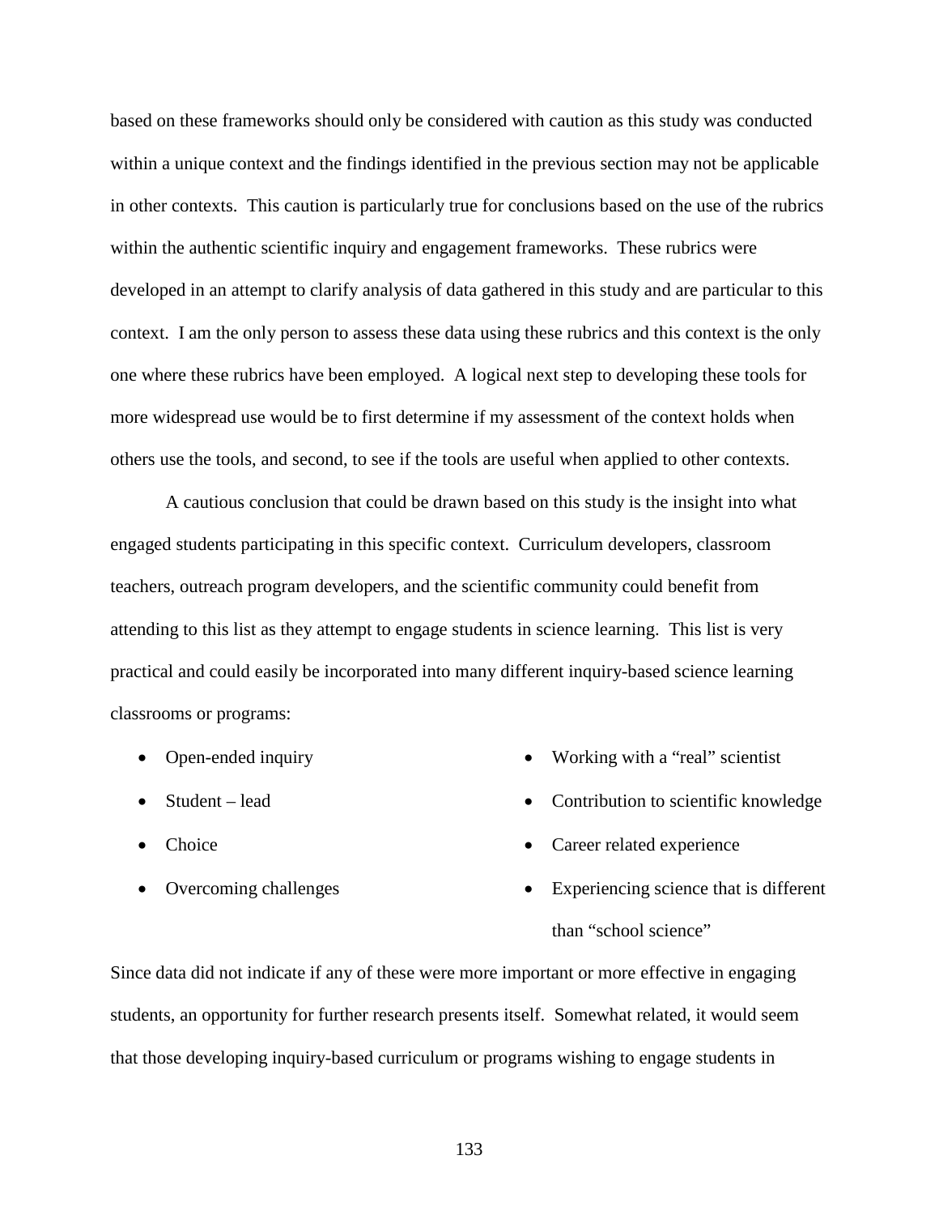based on these frameworks should only be considered with caution as this study was conducted within a unique context and the findings identified in the previous section may not be applicable in other contexts. This caution is particularly true for conclusions based on the use of the rubrics within the authentic scientific inquiry and engagement frameworks. These rubrics were developed in an attempt to clarify analysis of data gathered in this study and are particular to this context. I am the only person to assess these data using these rubrics and this context is the only one where these rubrics have been employed. A logical next step to developing these tools for more widespread use would be to first determine if my assessment of the context holds when others use the tools, and second, to see if the tools are useful when applied to other contexts.

A cautious conclusion that could be drawn based on this study is the insight into what engaged students participating in this specific context. Curriculum developers, classroom teachers, outreach program developers, and the scientific community could benefit from attending to this list as they attempt to engage students in science learning. This list is very practical and could easily be incorporated into many different inquiry-based science learning classrooms or programs:

- Open-ended inquiry
- Student – lead
- Choice
- Overcoming challenges
- Working with a "real" scientist
- Contribution to scientific knowledge
- Career related experience
- Experiencing science that is different than "school science"

Since data did not indicate if any of these were more important or more effective in engaging students, an opportunity for further research presents itself. Somewhat related, it would seem that those developing inquiry-based curriculum or programs wishing to engage students in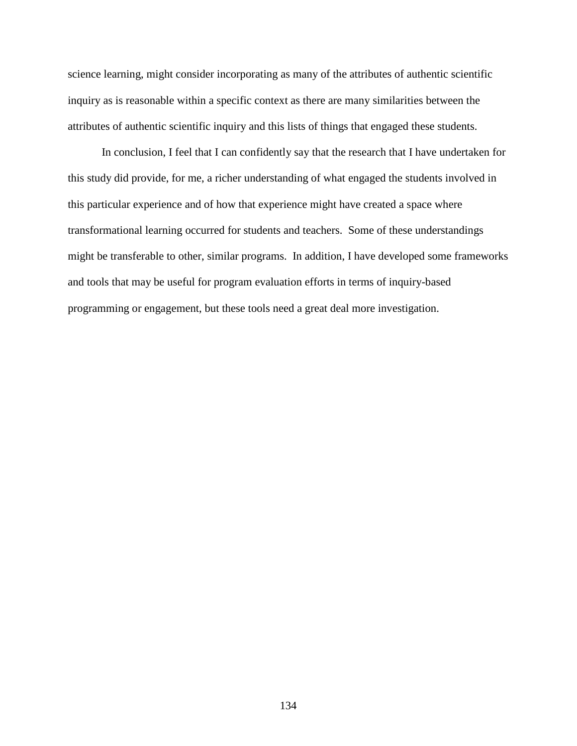science learning, might consider incorporating as many of the attributes of authentic scientific inquiry as is reasonable within a specific context as there are many similarities between the attributes of authentic scientific inquiry and this lists of things that engaged these students.

In conclusion, I feel that I can confidently say that the research that I have undertaken for this study did provide, for me, a richer understanding of what engaged the students involved in this particular experience and of how that experience might have created a space where transformational learning occurred for students and teachers. Some of these understandings might be transferable to other, similar programs. In addition, I have developed some frameworks and tools that may be useful for program evaluation efforts in terms of inquiry-based programming or engagement, but these tools need a great deal more investigation.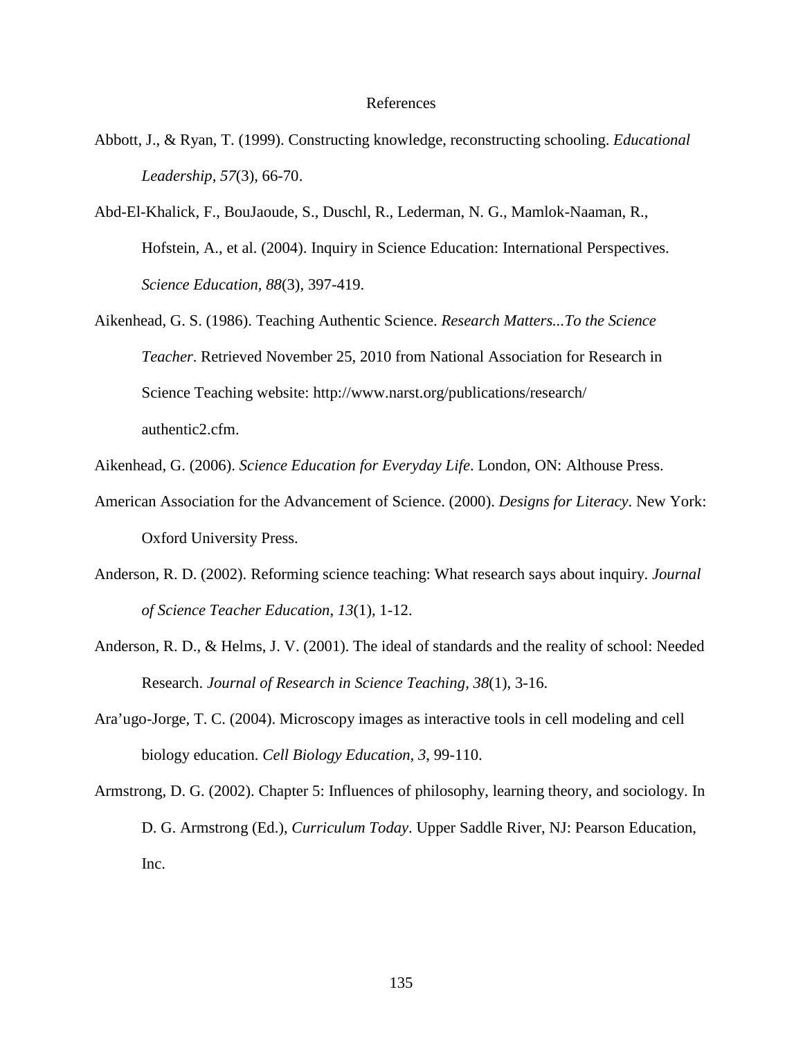# References

Abbott, J., & Ryan, T. (1999). Constructing knowledge, reconstructing schooling. *Educational Leadership, 57*(3), 66-70.

Abd-El-Khalick, F., BouJaoude, S., Duschl, R., Lederman, N. G., Mamlok-Naaman, R., Hofstein, A., et al. (2004). Inquiry in Science Education: International Perspectives. *Science Education, 88*(3), 397-419.

Aikenhead, G. S. (1986). Teaching Authentic Science. *Research Matters...To the Science Teacher*. Retrieved November 25, 2010 from National Association for Research in Science Teaching website: http://www.narst.org/publications/research/authentic2.cfm.

Aikenhead, G. (2006). *Science Education for Everyday Life*. London, ON: Althouse Press.

American Association for the Advancement of Science. (2000). *Designs for Literacy*. New York: Oxford University Press.

Anderson, R. D. (2002). Reforming science teaching: What research says about inquiry. *Journal of Science Teacher Education*, *13*(1), 1-12.

Anderson, R. D., & Helms, J. V. (2001). The ideal of standards and the reality of school: Needed Research. *Journal of Research in Science Teaching, 38*(1), 3-16.

Ara'ugo-Jorge, T. C. (2004). Microscopy images as interactive tools in cell modeling and cell biology education. *Cell Biology Education, 3*, 99-110.

Armstrong, D. G. (2002). Chapter 5: Influences of philosophy, learning theory, and sociology. In D. G. Armstrong (Ed.), *Curriculum Today*. Upper Saddle River, NJ: Pearson Education, Inc.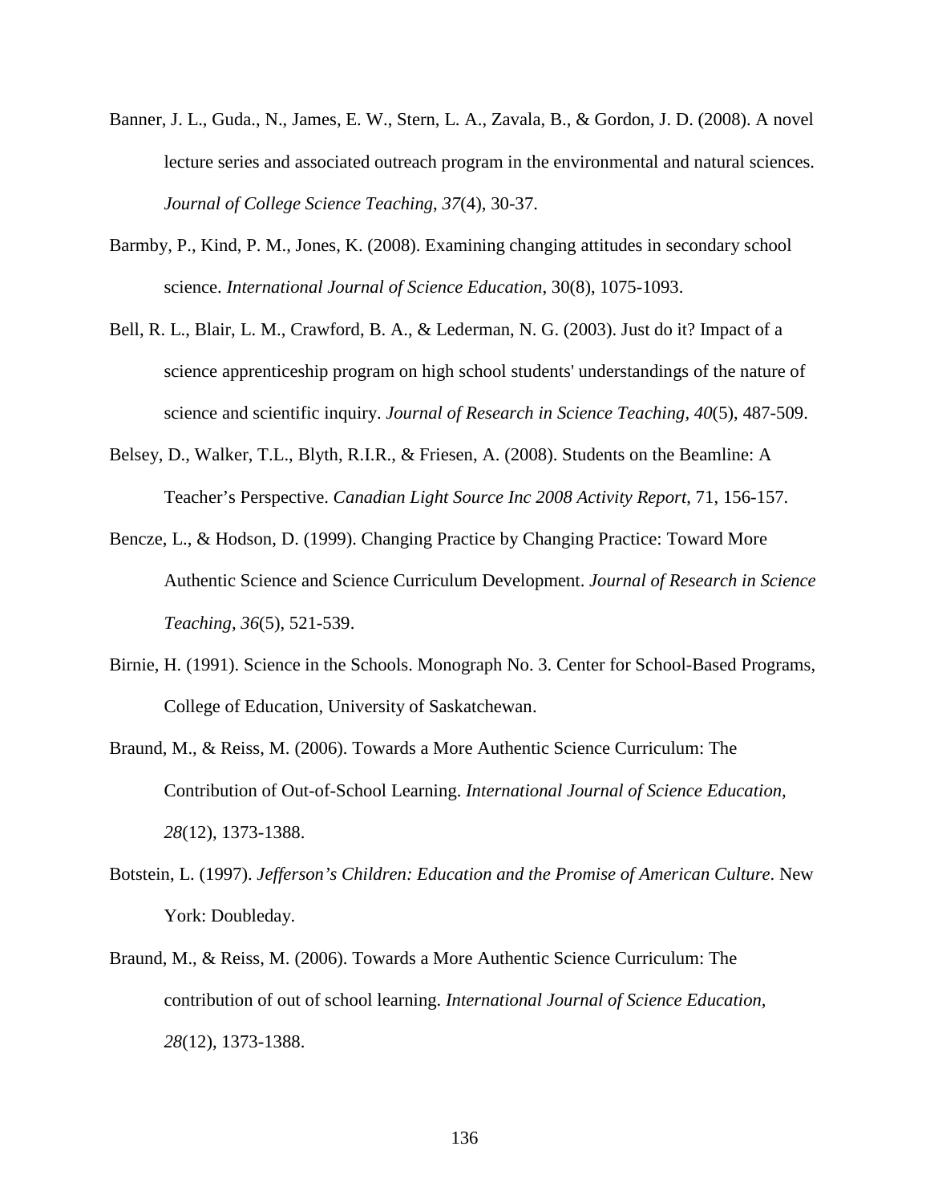Banner, J. L., Guda., N., James, E. W., Stern, L. A., Zavala, B., & Gordon, J. D. (2008). A novel lecture series and associated outreach program in the environmental and natural sciences. *Journal of College Science Teaching, 37*(4), 30-37.

Barmby, P., Kind, P. M., Jones, K. (2008). Examining changing attitudes in secondary school science. *International Journal of Science Education*, 30(8), 1075-1093.

Bell, R. L., Blair, L. M., Crawford, B. A., & Lederman, N. G. (2003). Just do it? Impact of a science apprenticeship program on high school students' understandings of the nature of science and scientific inquiry. *Journal of Research in Science Teaching, 40*(5), 487-509.

Belsey, D., Walker, T.L., Blyth, R.I.R., & Friesen, A. (2008). Students on the Beamline: A Teacher's Perspective. *Canadian Light Source Inc 2008 Activity Report*, 71, 156-157.

Bencze, L., & Hodson, D. (1999). Changing Practice by Changing Practice: Toward More Authentic Science and Science Curriculum Development. *Journal of Research in Science Teaching, 36*(5), 521-539.

Birnie, H. (1991). Science in the Schools. Monograph No. 3. Center for School-Based Programs, College of Education, University of Saskatchewan.

Braund, M., & Reiss, M. (2006). Towards a More Authentic Science Curriculum: The Contribution of Out-of-School Learning. *International Journal of Science Education, 28*(12), 1373-1388.

Botstein, L. (1997). *Jefferson's Children: Education and the Promise of American Culture*. New York: Doubleday.

Braund, M., & Reiss, M. (2006). Towards a More Authentic Science Curriculum: The contribution of out of school learning. *International Journal of Science Education, 28*(12), 1373-1388.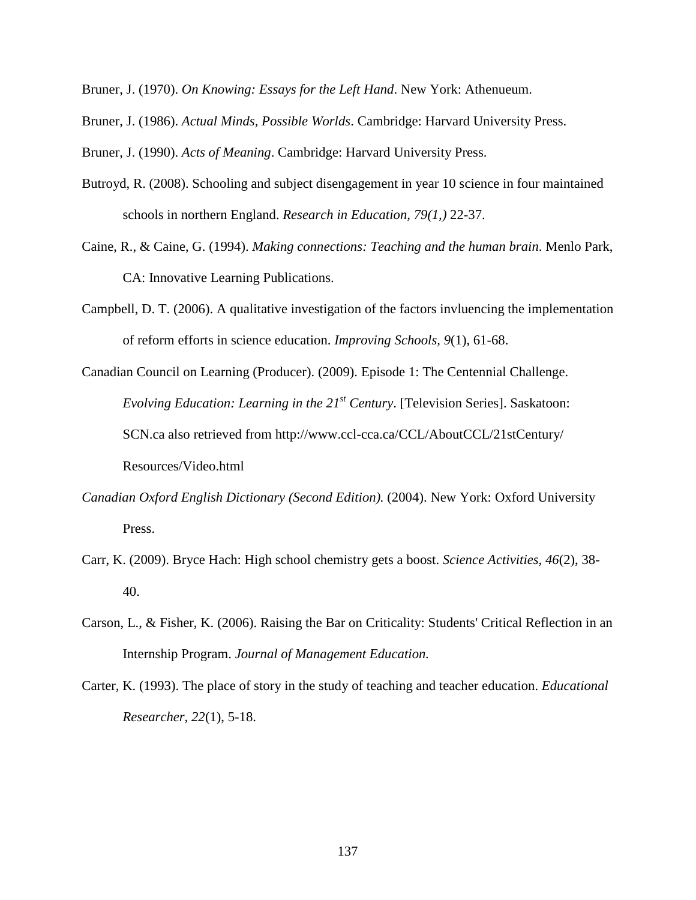Bruner, J. (1970). *On Knowing: Essays for the Left Hand*. New York: Athenueum.

Bruner, J. (1986). *Actual Minds, Possible Worlds*. Cambridge: Harvard University Press.

Bruner, J. (1990). *Acts of Meaning*. Cambridge: Harvard University Press.

Butroyd, R. (2008). Schooling and subject disengagement in year 10 science in four maintained schools in northern England. *Research in Education, 79(1,)* 22-37.

Caine, R., & Caine, G. (1994). *Making connections: Teaching and the human brain*. Menlo Park, CA: Innovative Learning Publications.

Campbell, D. T. (2006). A qualitative investigation of the factors invluencing the implementation of reform efforts in science education. *Improving Schools, 9*(1), 61-68.

Canadian Council on Learning (Producer). (2009). Episode 1: The Centennial Challenge. *Evolving Education: Learning in the 21st Century*. [Television Series]. Saskatoon: SCN.ca also retrieved from http://www.ccl-cca.ca/CCL/AboutCCL/21stCentury/Resources/Video.html

*Canadian Oxford English Dictionary (Second Edition).* (2004). New York: Oxford University Press.

Carr, K. (2009). Bryce Hach: High school chemistry gets a boost. *Science Activities, 46*(2), 38-40.

Carson, L., & Fisher, K. (2006). Raising the Bar on Criticality: Students' Critical Reflection in an Internship Program. *Journal of Management Education.*

Carter, K. (1993). The place of story in the study of teaching and teacher education. *Educational Researcher, 22*(1), 5-18.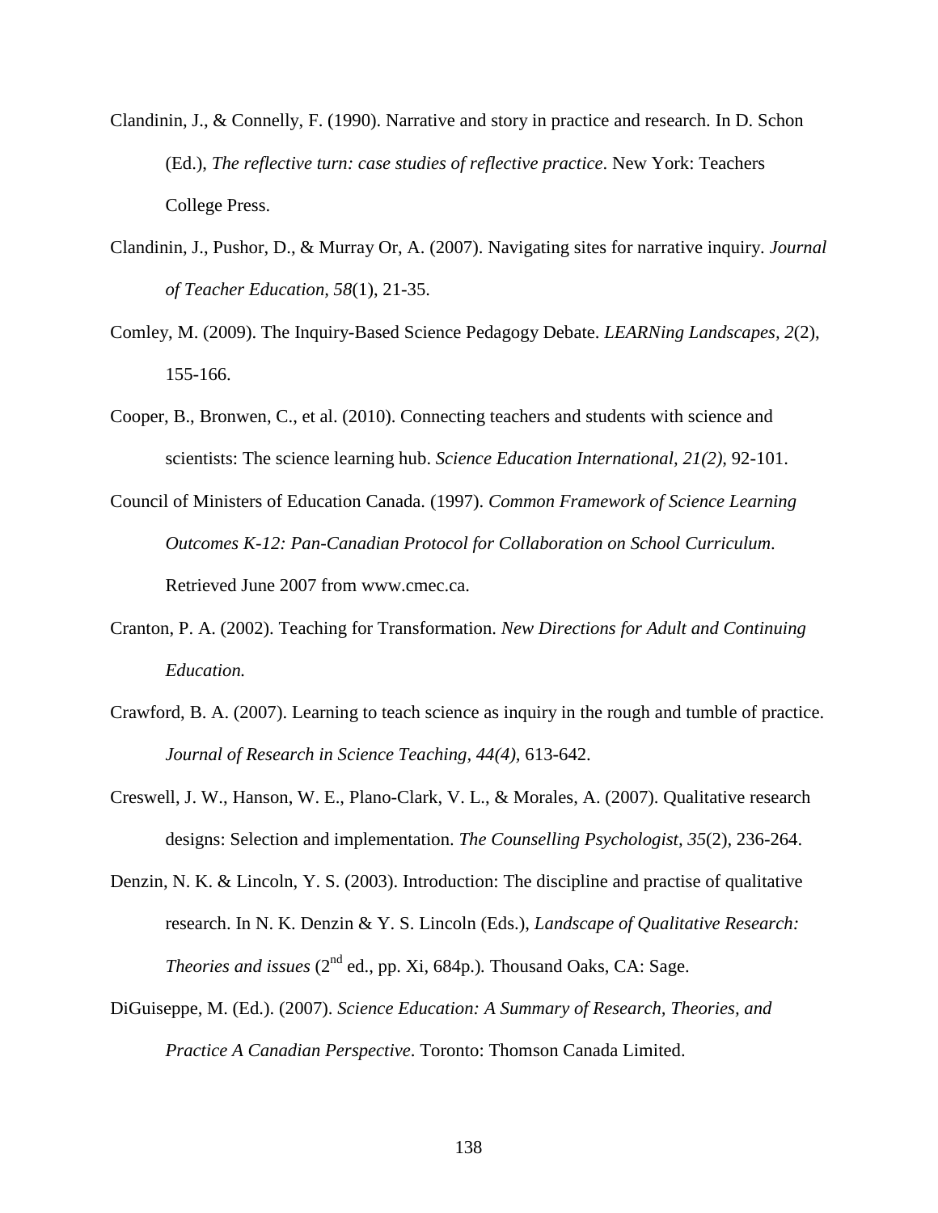Clandinin, J., & Connelly, F. (1990). Narrative and story in practice and research. In D. Schon (Ed.), *The reflective turn: case studies of reflective practice*. New York: Teachers College Press.

Clandinin, J., Pushor, D., & Murray Or, A. (2007). Navigating sites for narrative inquiry. *Journal of Teacher Education, 58*(1), 21-35.

Comley, M. (2009). The Inquiry-Based Science Pedagogy Debate. *LEARNing Landscapes, 2*(2), 155-166.

Cooper, B., Bronwen, C., et al. (2010). Connecting teachers and students with science and scientists: The science learning hub. *Science Education International, 21(2),* 92-101.

Council of Ministers of Education Canada. (1997). *Common Framework of Science Learning Outcomes K-12: Pan-Canadian Protocol for Collaboration on School Curriculum*. Retrieved June 2007 from www.cmec.ca.

Cranton, P. A. (2002). Teaching for Transformation. *New Directions for Adult and Continuing Education.*

Crawford, B. A. (2007). Learning to teach science as inquiry in the rough and tumble of practice. *Journal of Research in Science Teaching, 44(4),* 613-642.

Creswell, J. W., Hanson, W. E., Plano-Clark, V. L., & Morales, A. (2007). Qualitative research designs: Selection and implementation. *The Counselling Psychologist, 35*(2), 236-264.

Denzin, N. K. & Lincoln, Y. S. (2003). Introduction: The discipline and practise of qualitative research. In N. K. Denzin & Y. S. Lincoln (Eds.), *Landscape of Qualitative Research: Theories and issues* (2nd ed., pp. Xi, 684p.). Thousand Oaks, CA: Sage.

DiGuiseppe, M. (Ed.). (2007). *Science Education: A Summary of Research, Theories, and Practice A Canadian Perspective*. Toronto: Thomson Canada Limited.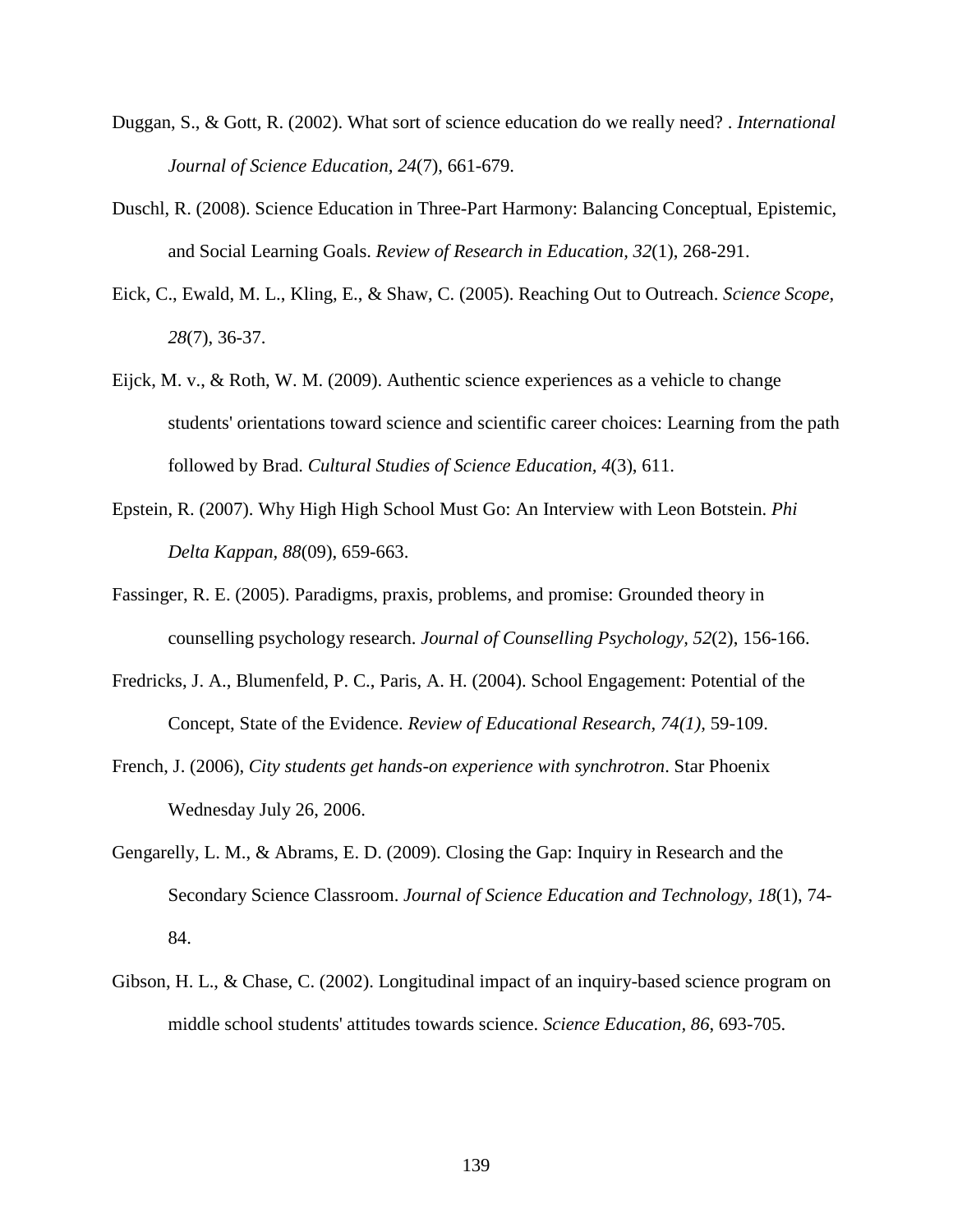Duggan, S., & Gott, R. (2002). What sort of science education do we really need? . *International Journal of Science Education, 24*(7), 661-679.

Duschl, R. (2008). Science Education in Three-Part Harmony: Balancing Conceptual, Epistemic, and Social Learning Goals. *Review of Research in Education, 32*(1), 268-291.

Eick, C., Ewald, M. L., Kling, E., & Shaw, C. (2005). Reaching Out to Outreach. *Science Scope, 28*(7), 36-37.

Eijck, M. v., & Roth, W. M. (2009). Authentic science experiences as a vehicle to change students' orientations toward science and scientific career choices: Learning from the path followed by Brad. *Cultural Studies of Science Education, 4*(3), 611.

Epstein, R. (2007). Why High High School Must Go: An Interview with Leon Botstein. *Phi Delta Kappan, 88*(09), 659-663.

Fassinger, R. E. (2005). Paradigms, praxis, problems, and promise: Grounded theory in counselling psychology research. *Journal of Counselling Psychology, 52*(2), 156-166.

Fredricks, J. A., Blumenfeld, P. C., Paris, A. H. (2004). School Engagement: Potential of the Concept, State of the Evidence. *Review of Educational Research, 74(1),* 59-109.

French, J. (2006), *City students get hands-on experience with synchrotron*. Star Phoenix Wednesday July 26, 2006.

Gengarelly, L. M., & Abrams, E. D. (2009). Closing the Gap: Inquiry in Research and the Secondary Science Classroom. *Journal of Science Education and Technology, 18*(1), 74-84.

Gibson, H. L., & Chase, C. (2002). Longitudinal impact of an inquiry-based science program on middle school students' attitudes towards science. *Science Education, 86*, 693-705.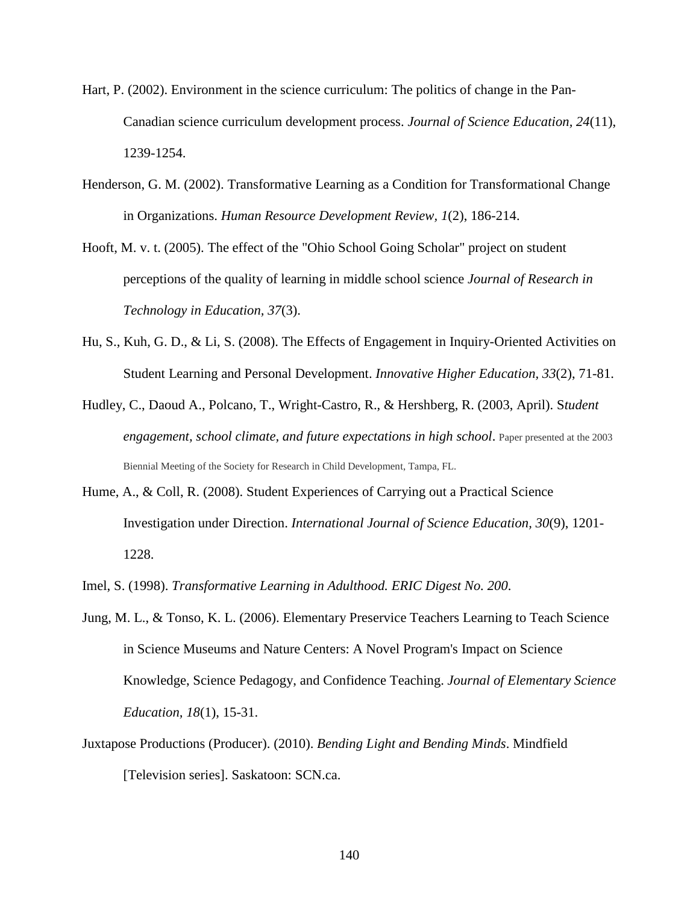Hart, P. (2002). Environment in the science curriculum: The politics of change in the Pan-Canadian science curriculum development process. *Journal of Science Education, 24*(11), 1239-1254.

Henderson, G. M. (2002). Transformative Learning as a Condition for Transformational Change in Organizations. *Human Resource Development Review, 1*(2), 186-214.

Hooft, M. v. t. (2005). The effect of the "Ohio School Going Scholar" project on student perceptions of the quality of learning in middle school science *Journal of Research in Technology in Education, 37*(3).

Hu, S., Kuh, G. D., & Li, S. (2008). The Effects of Engagement in Inquiry-Oriented Activities on Student Learning and Personal Development. *Innovative Higher Education, 33*(2), 71-81.

Hudley, C., Daoud A., Polcano, T., Wright-Castro, R., & Hershberg, R. (2003, April). S*tudent engagement, school climate, and future expectations in high school*. Paper presented at the 2003 Biennial Meeting of the Society for Research in Child Development, Tampa, FL.

Hume, A., & Coll, R. (2008). Student Experiences of Carrying out a Practical Science Investigation under Direction. *International Journal of Science Education, 30*(9), 1201-1228.

Imel, S. (1998). *Transformative Learning in Adulthood. ERIC Digest No. 200*.

Jung, M. L., & Tonso, K. L. (2006). Elementary Preservice Teachers Learning to Teach Science in Science Museums and Nature Centers: A Novel Program's Impact on Science Knowledge, Science Pedagogy, and Confidence Teaching. *Journal of Elementary Science Education, 18*(1), 15-31.

Juxtapose Productions (Producer). (2010). *Bending Light and Bending Minds*. Mindfield [Television series]. Saskatoon: SCN.ca.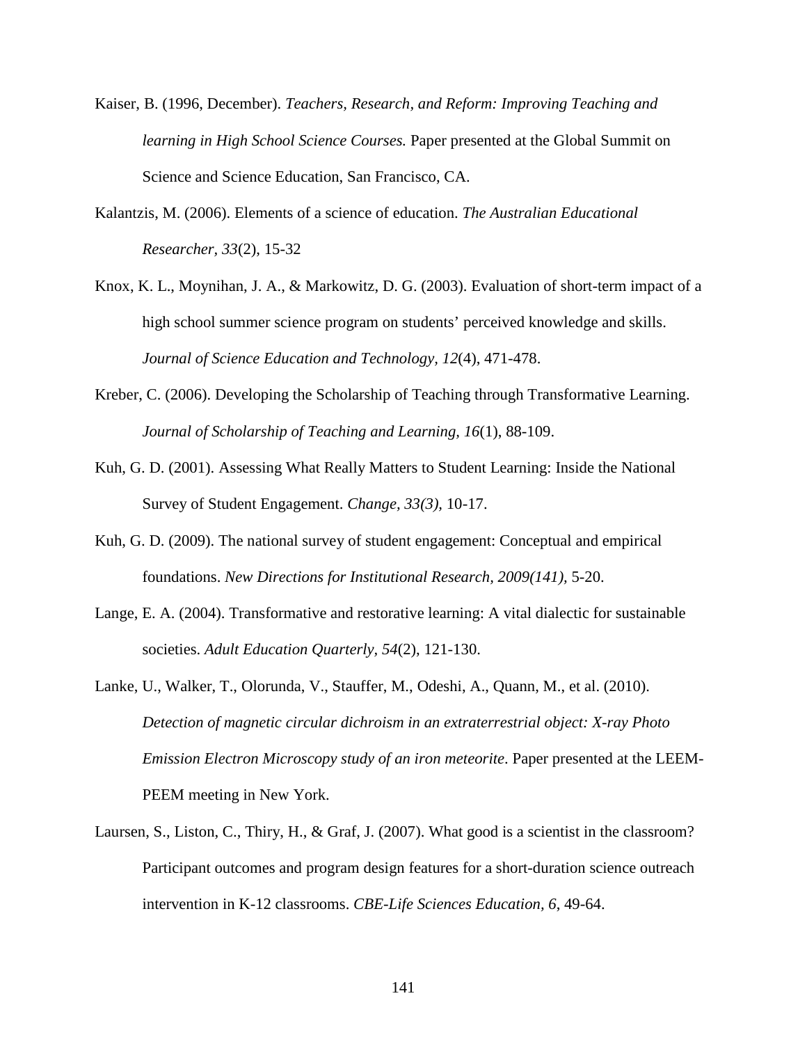Kaiser, B. (1996, December). *Teachers, Research, and Reform: Improving Teaching and learning in High School Science Courses.* Paper presented at the Global Summit on Science and Science Education, San Francisco, CA.

Kalantzis, M. (2006). Elements of a science of education. *The Australian Educational Researcher, 33*(2), 15-32

Knox, K. L., Moynihan, J. A., & Markowitz, D. G. (2003). Evaluation of short-term impact of a high school summer science program on students' perceived knowledge and skills. *Journal of Science Education and Technology, 12*(4), 471-478.

Kreber, C. (2006). Developing the Scholarship of Teaching through Transformative Learning. *Journal of Scholarship of Teaching and Learning, 16*(1), 88-109.

Kuh, G. D. (2001). Assessing What Really Matters to Student Learning: Inside the National Survey of Student Engagement. *Change, 33(3),* 10-17.

Kuh, G. D. (2009). The national survey of student engagement: Conceptual and empirical foundations. *New Directions for Institutional Research, 2009(141),* 5-20.

Lange, E. A. (2004). Transformative and restorative learning: A vital dialectic for sustainable societies. *Adult Education Quarterly, 54*(2), 121-130.

Lanke, U., Walker, T., Olorunda, V., Stauffer, M., Odeshi, A., Quann, M., et al. (2010). *Detection of magnetic circular dichroism in an extraterrestrial object: X-ray Photo Emission Electron Microscopy study of an iron meteorite*. Paper presented at the LEEM-PEEM meeting in New York.

Laursen, S., Liston, C., Thiry, H., & Graf, J. (2007). What good is a scientist in the classroom? Participant outcomes and program design features for a short-duration science outreach intervention in K-12 classrooms. *CBE-Life Sciences Education, 6*, 49-64.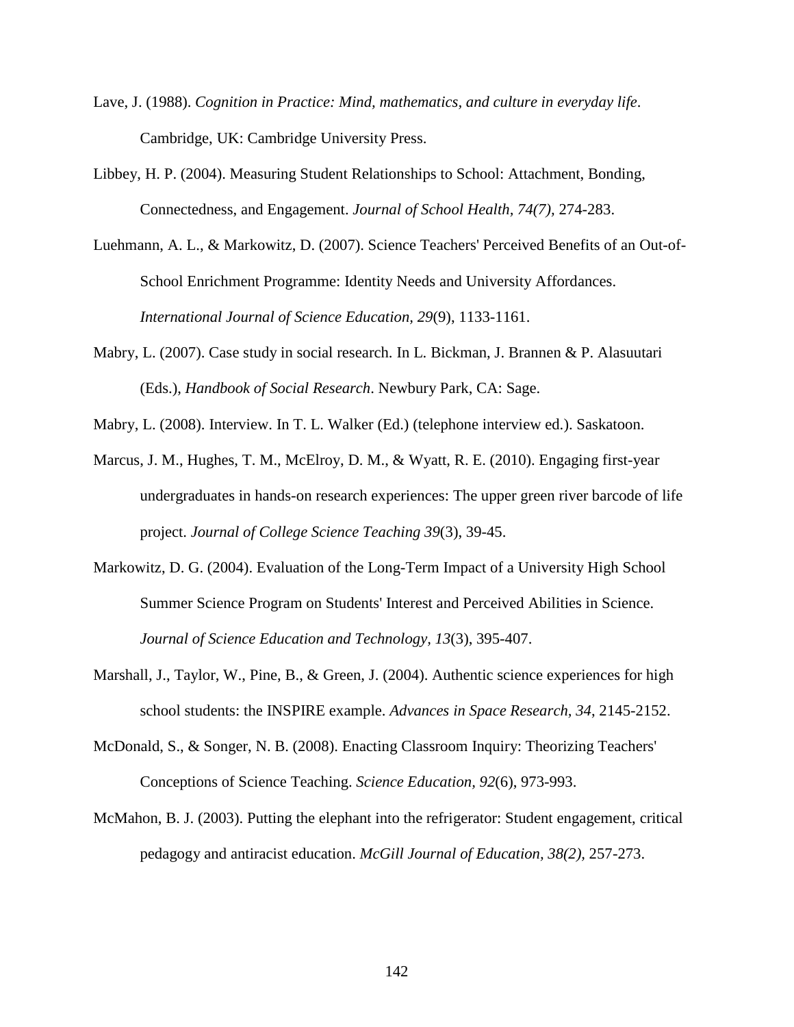Lave, J. (1988). *Cognition in Practice: Mind, mathematics, and culture in everyday life*. Cambridge, UK: Cambridge University Press.

Libbey, H. P. (2004). Measuring Student Relationships to School: Attachment, Bonding, Connectedness, and Engagement. *Journal of School Health, 74(7),* 274-283.

Luehmann, A. L., & Markowitz, D. (2007). Science Teachers' Perceived Benefits of an Out-of-School Enrichment Programme: Identity Needs and University Affordances. *International Journal of Science Education, 29*(9), 1133-1161.

Mabry, L. (2007). Case study in social research. In L. Bickman, J. Brannen & P. Alasuutari (Eds.), *Handbook of Social Research*. Newbury Park, CA: Sage.

Mabry, L. (2008). Interview. In T. L. Walker (Ed.) (telephone interview ed.). Saskatoon.

Marcus, J. M., Hughes, T. M., McElroy, D. M., & Wyatt, R. E. (2010). Engaging first-year undergraduates in hands-on research experiences: The upper green river barcode of life project. *Journal of College Science Teaching 39*(3), 39-45.

Markowitz, D. G. (2004). Evaluation of the Long-Term Impact of a University High School Summer Science Program on Students' Interest and Perceived Abilities in Science. *Journal of Science Education and Technology, 13*(3), 395-407.

Marshall, J., Taylor, W., Pine, B., & Green, J. (2004). Authentic science experiences for high school students: the INSPIRE example. *Advances in Space Research, 34*, 2145-2152.

McDonald, S., & Songer, N. B. (2008). Enacting Classroom Inquiry: Theorizing Teachers' Conceptions of Science Teaching. *Science Education, 92*(6), 973-993.

McMahon, B. J. (2003). Putting the elephant into the refrigerator: Student engagement, critical pedagogy and antiracist education. *McGill Journal of Education, 38(2),* 257-273.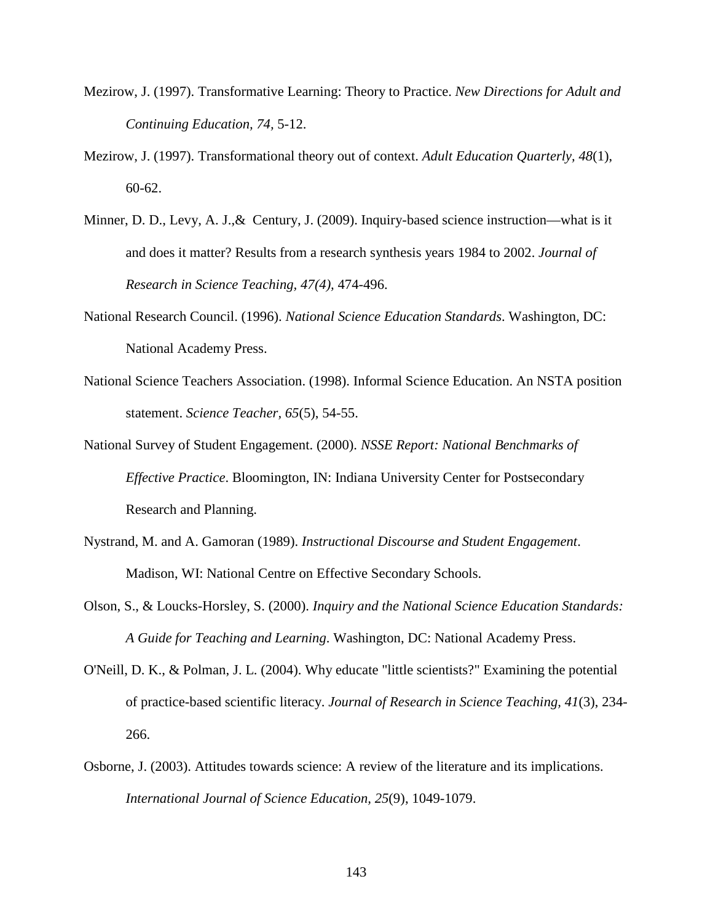Mezirow, J. (1997). Transformative Learning: Theory to Practice. *New Directions for Adult and Continuing Education, 74*, 5-12.

Mezirow, J. (1997). Transformational theory out of context. *Adult Education Quarterly, 48*(1), 60-62.

Minner, D. D., Levy, A. J.,& Century, J. (2009). Inquiry-based science instruction—what is it and does it matter? Results from a research synthesis years 1984 to 2002. *Journal of Research in Science Teaching, 47(4)*, 474-496.

National Research Council. (1996). *National Science Education Standards*. Washington, DC: National Academy Press.

National Science Teachers Association. (1998). Informal Science Education. An NSTA position statement. *Science Teacher, 65*(5), 54-55.

National Survey of Student Engagement. (2000). *NSSE Report: National Benchmarks of Effective Practice*. Bloomington, IN: Indiana University Center for Postsecondary Research and Planning.

Nystrand, M. and A. Gamoran (1989). *Instructional Discourse and Student Engagement*. Madison, WI: National Centre on Effective Secondary Schools.

Olson, S., & Loucks-Horsley, S. (2000). *Inquiry and the National Science Education Standards: A Guide for Teaching and Learning*. Washington, DC: National Academy Press.

O'Neill, D. K., & Polman, J. L. (2004). Why educate "little scientists?" Examining the potential of practice-based scientific literacy. *Journal of Research in Science Teaching, 41*(3), 234-266.

Osborne, J. (2003). Attitudes towards science: A review of the literature and its implications. *International Journal of Science Education, 25*(9), 1049-1079.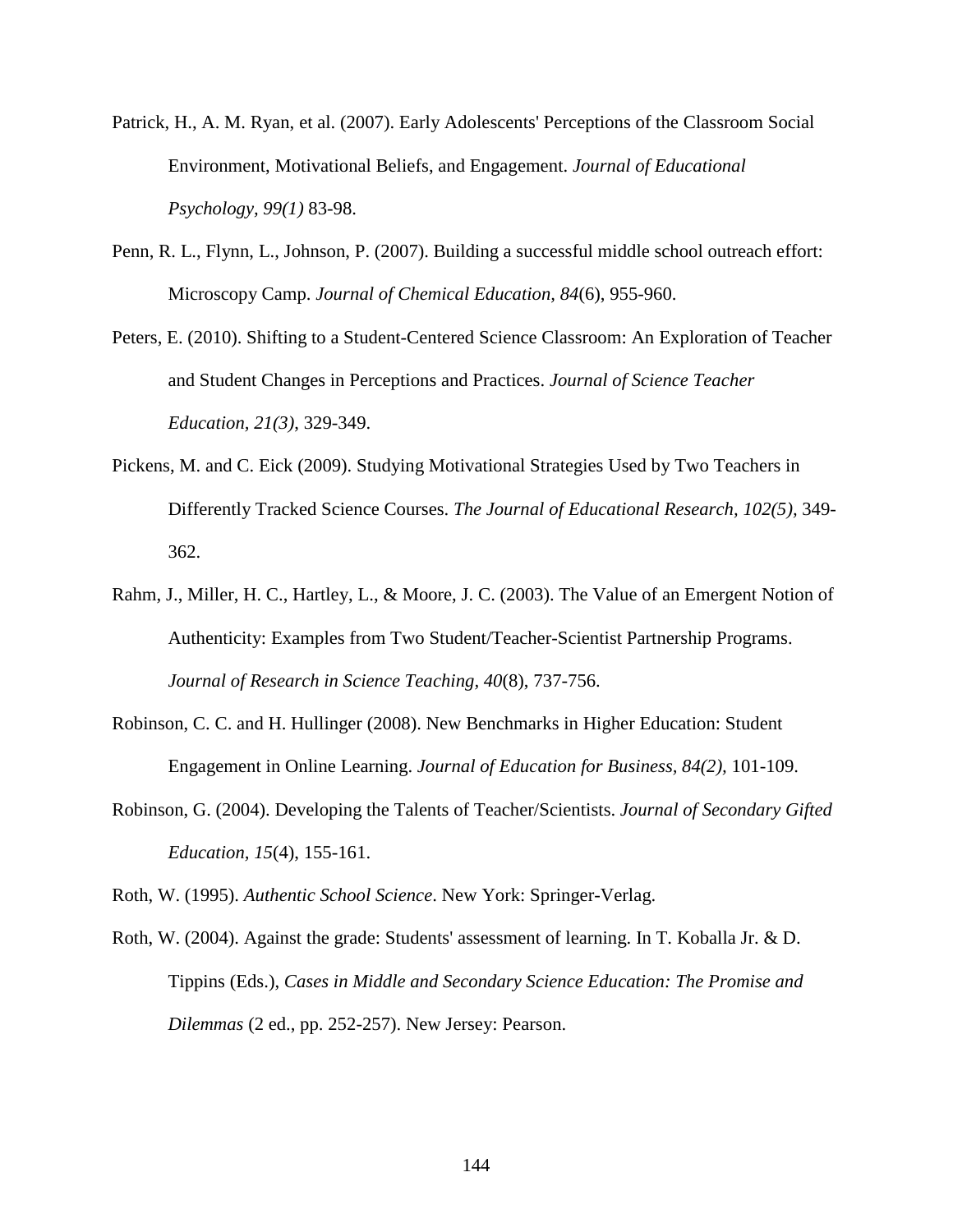Patrick, H., A. M. Ryan, et al. (2007). Early Adolescents' Perceptions of the Classroom Social Environment, Motivational Beliefs, and Engagement. *Journal of Educational Psychology, 99(1)* 83-98.

Penn, R. L., Flynn, L., Johnson, P. (2007). Building a successful middle school outreach effort: Microscopy Camp. *Journal of Chemical Education, 84*(6), 955-960.

Peters, E. (2010). Shifting to a Student-Centered Science Classroom: An Exploration of Teacher and Student Changes in Perceptions and Practices. *Journal of Science Teacher Education, 21(3)*, 329-349.

Pickens, M. and C. Eick (2009). Studying Motivational Strategies Used by Two Teachers in Differently Tracked Science Courses. *The Journal of Educational Research, 102(5)*, 349-362.

Rahm, J., Miller, H. C., Hartley, L., & Moore, J. C. (2003). The Value of an Emergent Notion of Authenticity: Examples from Two Student/Teacher-Scientist Partnership Programs. *Journal of Research in Science Teaching, 40*(8), 737-756.

Robinson, C. C. and H. Hullinger (2008). New Benchmarks in Higher Education: Student Engagement in Online Learning. *Journal of Education for Business, 84(2)*, 101-109.

Robinson, G. (2004). Developing the Talents of Teacher/Scientists. *Journal of Secondary Gifted Education, 15*(4), 155-161.

Roth, W. (1995). *Authentic School Science*. New York: Springer-Verlag.

Roth, W. (2004). Against the grade: Students' assessment of learning. In T. Koballa Jr. & D. Tippins (Eds.), *Cases in Middle and Secondary Science Education: The Promise and Dilemmas* (2 ed., pp. 252-257). New Jersey: Pearson.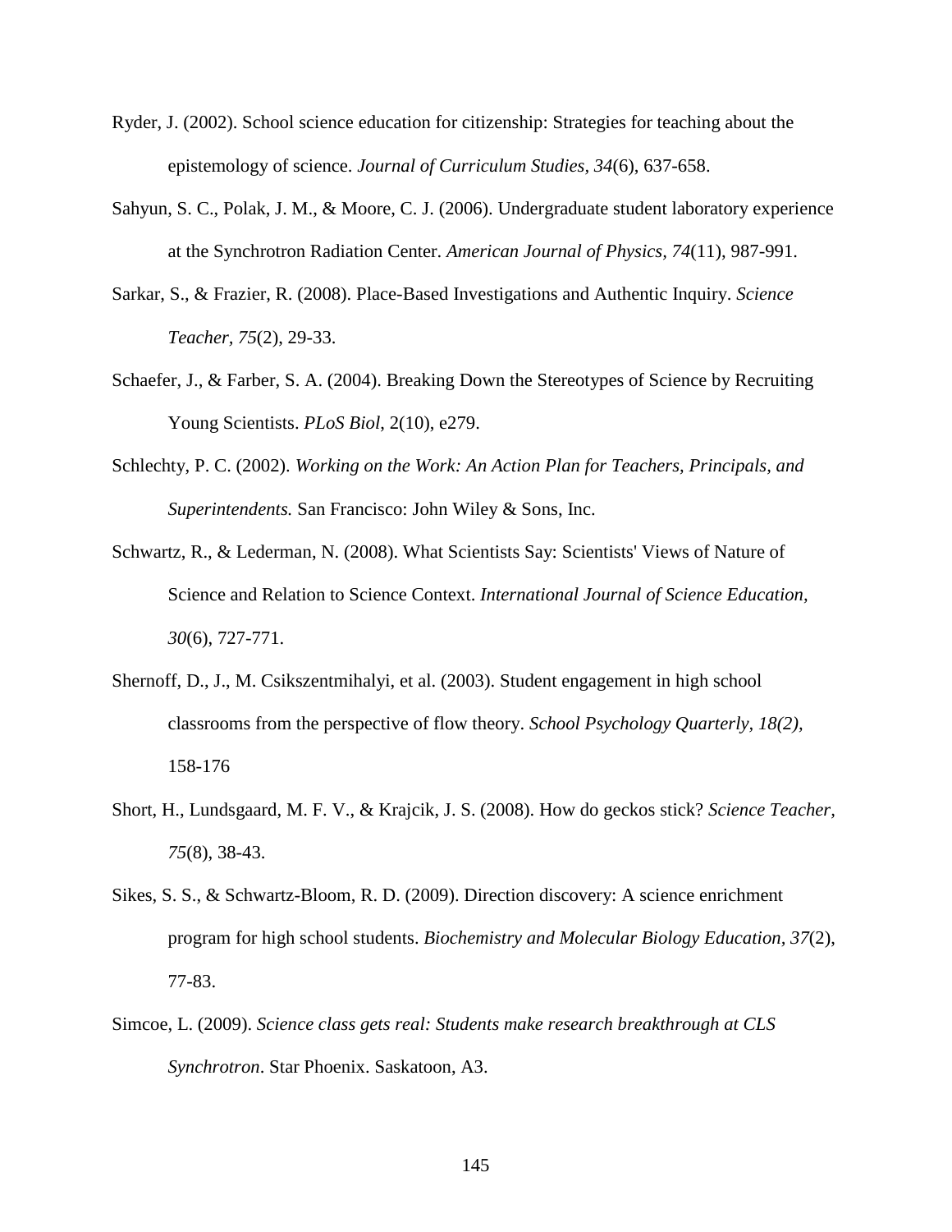Ryder, J. (2002). School science education for citizenship: Strategies for teaching about the epistemology of science. *Journal of Curriculum Studies, 34*(6), 637-658.

Sahyun, S. C., Polak, J. M., & Moore, C. J. (2006). Undergraduate student laboratory experience at the Synchrotron Radiation Center. *American Journal of Physics, 74*(11), 987-991.

Sarkar, S., & Frazier, R. (2008). Place-Based Investigations and Authentic Inquiry. *Science Teacher, 75*(2), 29-33.

Schaefer, J., & Farber, S. A. (2004). Breaking Down the Stereotypes of Science by Recruiting Young Scientists. *PLoS Biol*, 2(10), e279.

Schlechty, P. C. (2002). *Working on the Work: An Action Plan for Teachers, Principals, and Superintendents.* San Francisco: John Wiley & Sons, Inc.

Schwartz, R., & Lederman, N. (2008). What Scientists Say: Scientists' Views of Nature of Science and Relation to Science Context. *International Journal of Science Education, 30*(6), 727-771.

Shernoff, D., J., M. Csikszentmihalyi, et al. (2003). Student engagement in high school classrooms from the perspective of flow theory. *School Psychology Quarterly, 18(2),* 158-176

Short, H., Lundsgaard, M. F. V., & Krajcik, J. S. (2008). How do geckos stick? *Science Teacher, 75*(8), 38-43.

Sikes, S. S., & Schwartz-Bloom, R. D. (2009). Direction discovery: A science enrichment program for high school students. *Biochemistry and Molecular Biology Education, 37*(2), 77-83.

Simcoe, L. (2009). *Science class gets real: Students make research breakthrough at CLS Synchrotron*. Star Phoenix. Saskatoon, A3.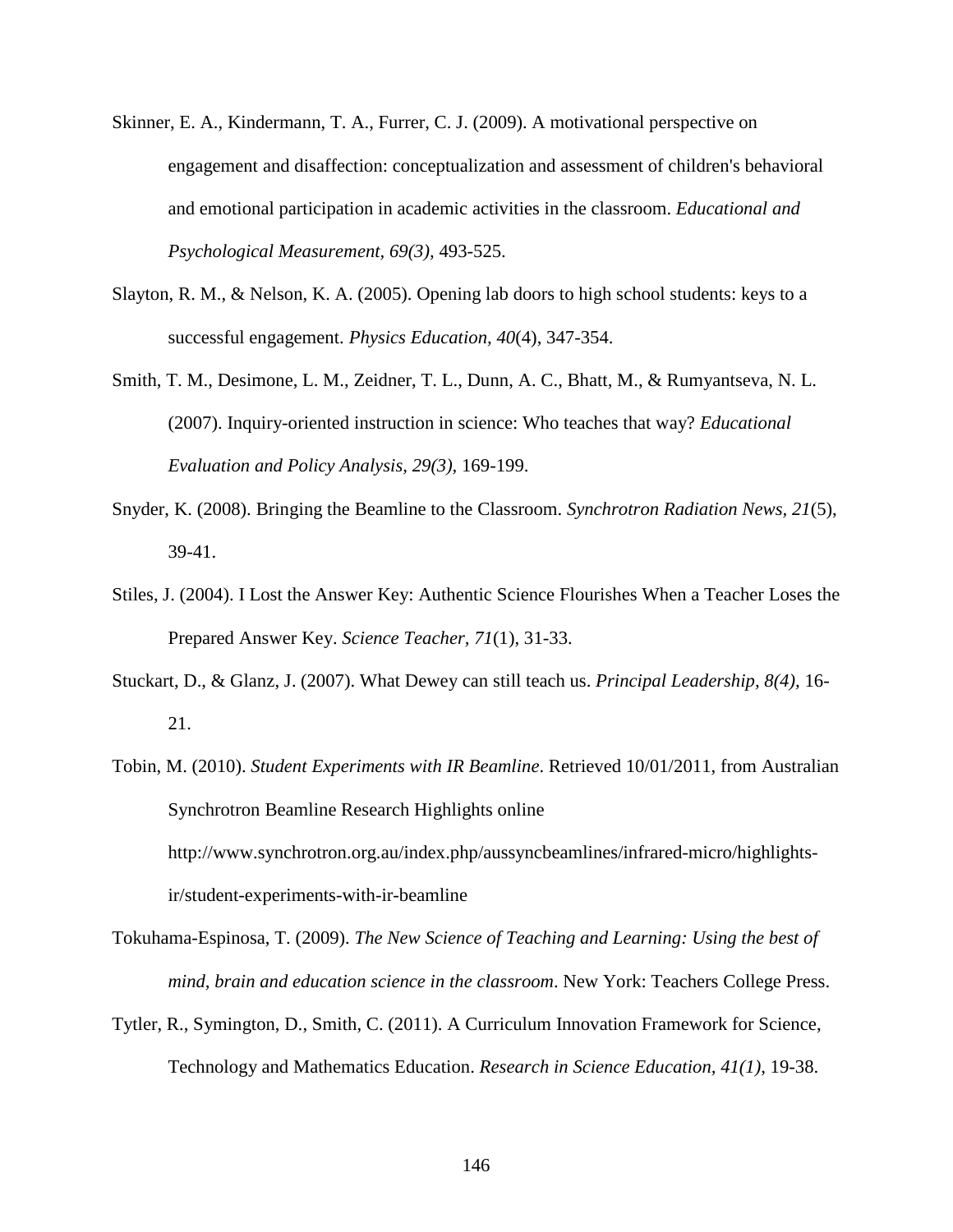Skinner, E. A., Kindermann, T. A., Furrer, C. J. (2009). A motivational perspective on engagement and disaffection: conceptualization and assessment of children's behavioral and emotional participation in academic activities in the classroom. *Educational and Psychological Measurement, 69(3),* 493-525.

Slayton, R. M., & Nelson, K. A. (2005). Opening lab doors to high school students: keys to a successful engagement. *Physics Education, 40*(4), 347-354.

Smith, T. M., Desimone, L. M., Zeidner, T. L., Dunn, A. C., Bhatt, M., & Rumyantseva, N. L. (2007). Inquiry-oriented instruction in science: Who teaches that way? *Educational Evaluation and Policy Analysis, 29(3),* 169-199.

Snyder, K. (2008). Bringing the Beamline to the Classroom. *Synchrotron Radiation News, 21*(5), 39-41.

Stiles, J. (2004). I Lost the Answer Key: Authentic Science Flourishes When a Teacher Loses the Prepared Answer Key. *Science Teacher, 71*(1), 31-33.

Stuckart, D., & Glanz, J. (2007). What Dewey can still teach us. *Principal Leadership, 8(4),* 16-21.

Tobin, M. (2010). *Student Experiments with IR Beamline*. Retrieved 10/01/2011, from Australian Synchrotron Beamline Research Highlights online http://www.synchrotron.org.au/index.php/aussyncbeamlines/infrared-micro/highlights-ir/student-experiments-with-ir-beamline

Tokuhama-Espinosa, T. (2009). *The New Science of Teaching and Learning: Using the best of mind, brain and education science in the classroom*. New York: Teachers College Press.

Tytler, R., Symington, D., Smith, C. (2011). A Curriculum Innovation Framework for Science, Technology and Mathematics Education. *Research in Science Education, 41(1),* 19-38.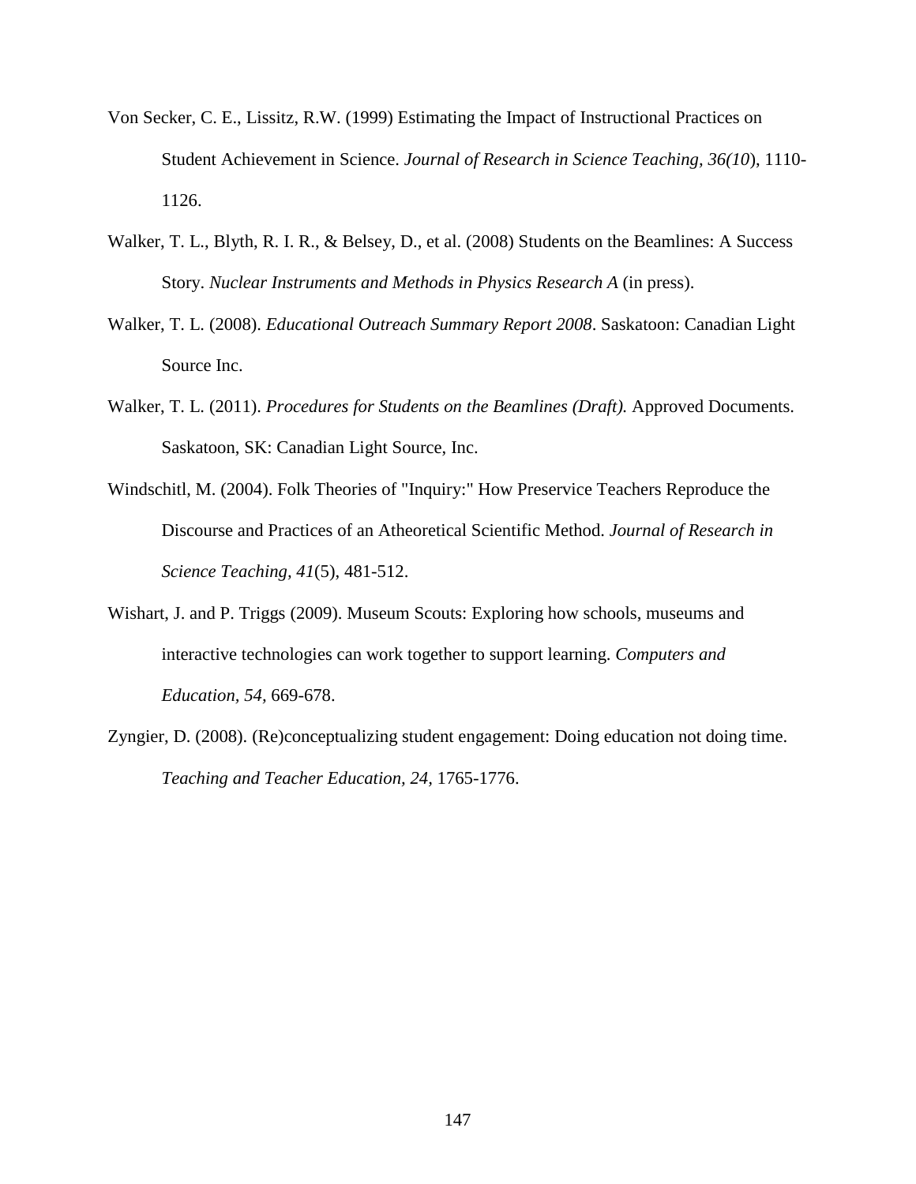Von Secker, C. E., Lissitz, R.W. (1999) Estimating the Impact of Instructional Practices on Student Achievement in Science. *Journal of Research in Science Teaching, 36(10*), 1110-1126.

Walker, T. L., Blyth, R. I. R., & Belsey, D., et al. (2008) Students on the Beamlines: A Success Story. *Nuclear Instruments and Methods in Physics Research A* (in press).

Walker, T. L. (2008). *Educational Outreach Summary Report 2008*. Saskatoon: Canadian Light Source Inc.

Walker, T. L. (2011). *Procedures for Students on the Beamlines (Draft).* Approved Documents. Saskatoon, SK: Canadian Light Source, Inc.

Windschitl, M. (2004). Folk Theories of "Inquiry:" How Preservice Teachers Reproduce the Discourse and Practices of an Atheoretical Scientific Method. *Journal of Research in Science Teaching, 41*(5), 481-512.

Wishart, J. and P. Triggs (2009). Museum Scouts: Exploring how schools, museums and interactive technologies can work together to support learning. *Computers and Education, 54,* 669-678.

Zyngier, D. (2008). (Re)conceptualizing student engagement: Doing education not doing time. *Teaching and Teacher Education, 24*, 1765-1776.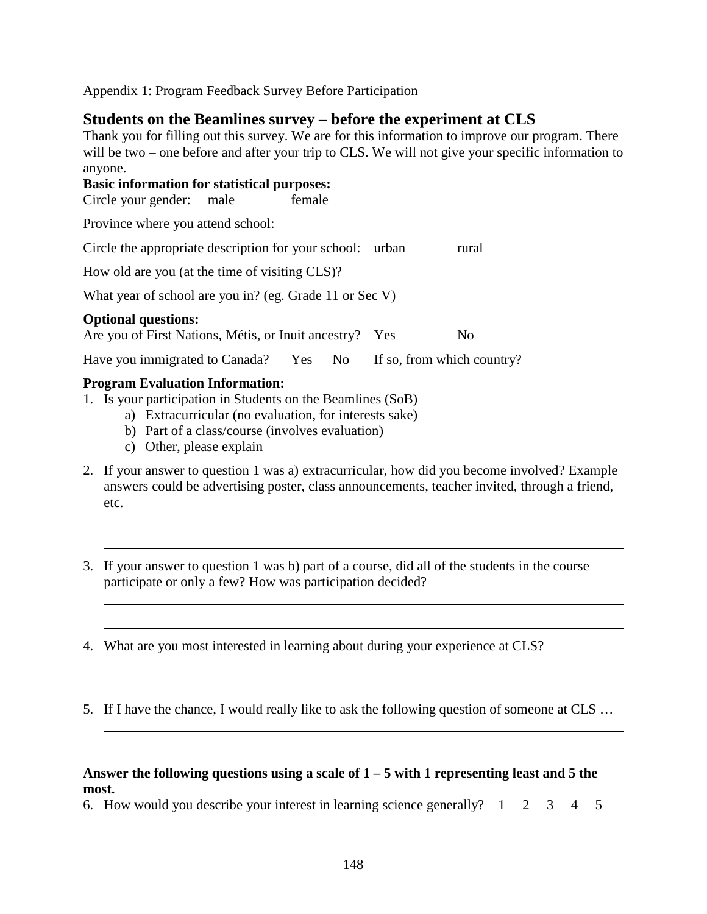Appendix 1: Program Feedback Survey Before Participation

## Students on the Beamlines survey – before the experiment at CLS

Thank you for filling out this survey. We are for this information to improve our program. There will be two – one before and after your trip to CLS. We will not give your specific information to anyone.

**Basic information for statistical purposes:**

Circle your gender: male female

Province where you attend school: ______________________________

Circle the appropriate description for your school: urban rural

How old are you (at the time of visiting CLS)? __________

What year of school are you in? (eg. Grade 11 or Sec V) ______________

**Optional questions:**

Are you of First Nations, Métis, or Inuit ancestry? Yes No

Have you immigrated to Canada? Yes No If so, from which country? ______________

**Program Evaluation Information:**

1. Is your participation in Students on the Beamlines (SoB)
   a) Extracurricular (no evaluation, for interests sake)
   b) Part of a class/course (involves evaluation)
   c) Other, please explain ______________________________
2. If your answer to question 1 was a) extracurricular, how did you become involved? Example answers could be advertising poster, class announcements, teacher invited, through a friend, etc.

   ______________________________

   ______________________________
3. If your answer to question 1 was b) part of a course, did all of the students in the course participate or only a few? How was participation decided?

   ______________________________

   ______________________________
4. What are you most interested in learning about during your experience at CLS?

   ______________________________

   ______________________________
5. If I have the chance, I would really like to ask the following question of someone at CLS …

   ______________________________

   ______________________________

**Answer the following questions using a scale of 1 – 5 with 1 representing least and 5 the most.**

6. How would you describe your interest in learning science generally? 1 2 3 4 5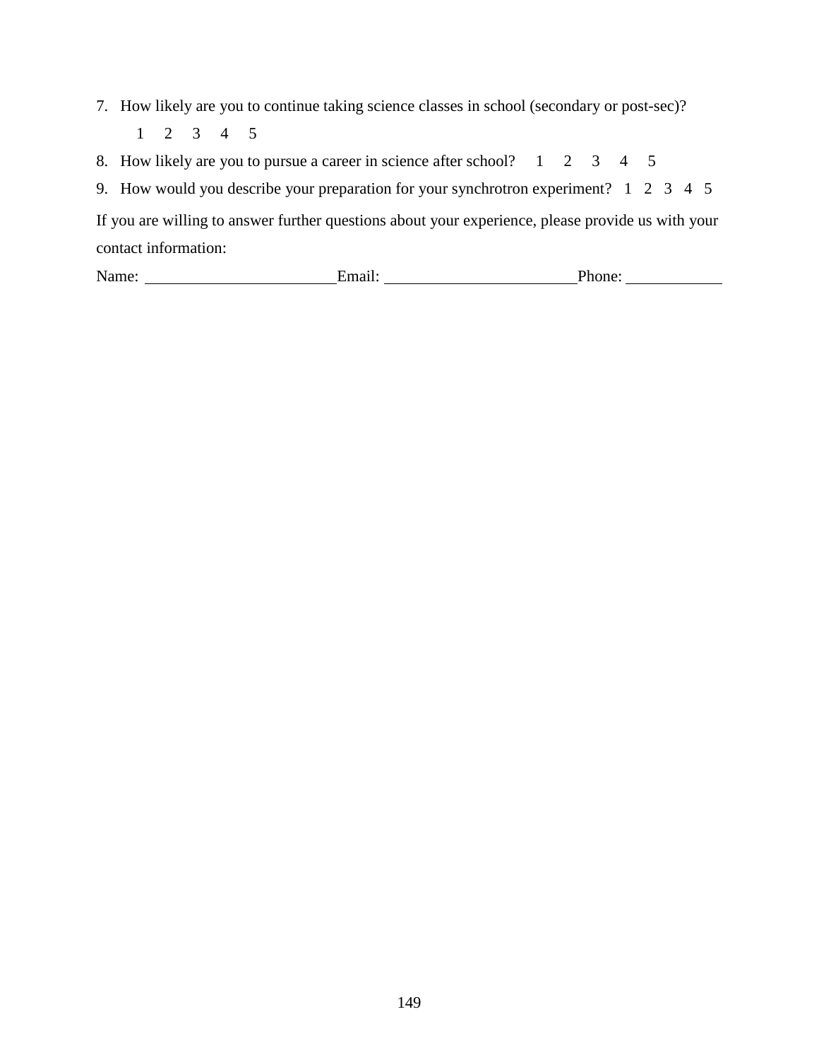7. How likely are you to continue taking science classes in school (secondary or post-sec)?

   1 2 3 4 5

8. How likely are you to pursue a career in science after school? 1 2 3 4 5

9. How would you describe your preparation for your synchrotron experiment? 1 2 3 4 5

If you are willing to answer further questions about your experience, please provide us with your contact information:

Name: ________________________ Email: ________________________ Phone: ____________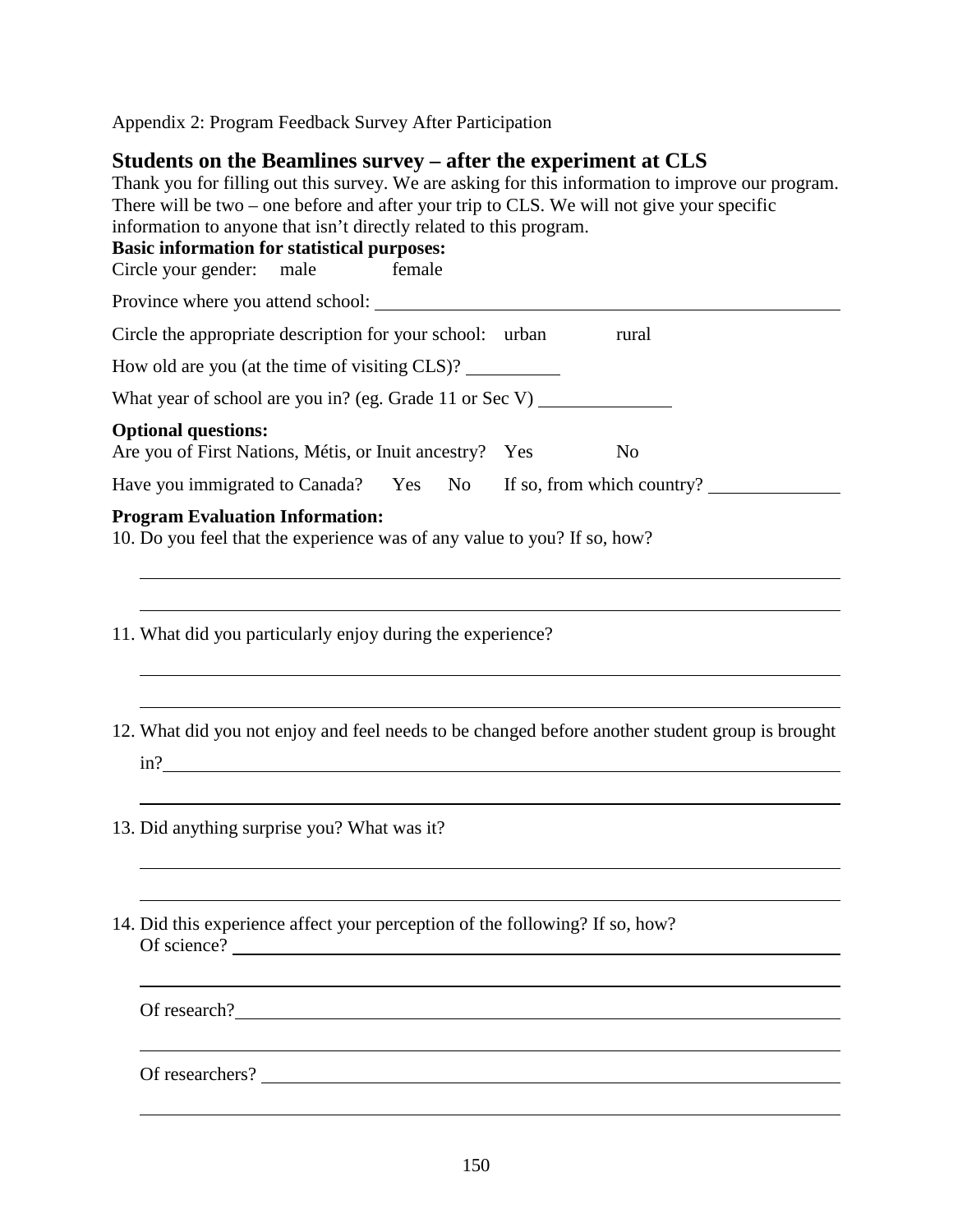Appendix 2: Program Feedback Survey After Participation

## Students on the Beamlines survey – after the experiment at CLS

Thank you for filling out this survey. We are asking for this information to improve our program. There will be two – one before and after your trip to CLS. We will not give your specific information to anyone that isn't directly related to this program.

**Basic information for statistical purposes:**

Circle your gender: male female

Province where you attend school: ______________________________

Circle the appropriate description for your school: urban rural

How old are you (at the time of visiting CLS)? __________

What year of school are you in? (eg. Grade 11 or Sec V) ______________

**Optional questions:**

Are you of First Nations, Métis, or Inuit ancestry? Yes No

Have you immigrated to Canada? Yes No If so, from which country? ______________

**Program Evaluation Information:**

10. Do you feel that the experience was of any value to you? If so, how?

______________________________________________________________

______________________________________________________________

11. What did you particularly enjoy during the experience?

______________________________________________________________

______________________________________________________________

12. What did you not enjoy and feel needs to be changed before another student group is brought in?______________________________________________________________

______________________________________________________________

13. Did anything surprise you? What was it?

______________________________________________________________

______________________________________________________________

14. Did this experience affect your perception of the following? If so, how?

Of science? ______________________________________________________________

______________________________________________________________

Of research?______________________________________________________________

______________________________________________________________

Of researchers? ______________________________________________________________

______________________________________________________________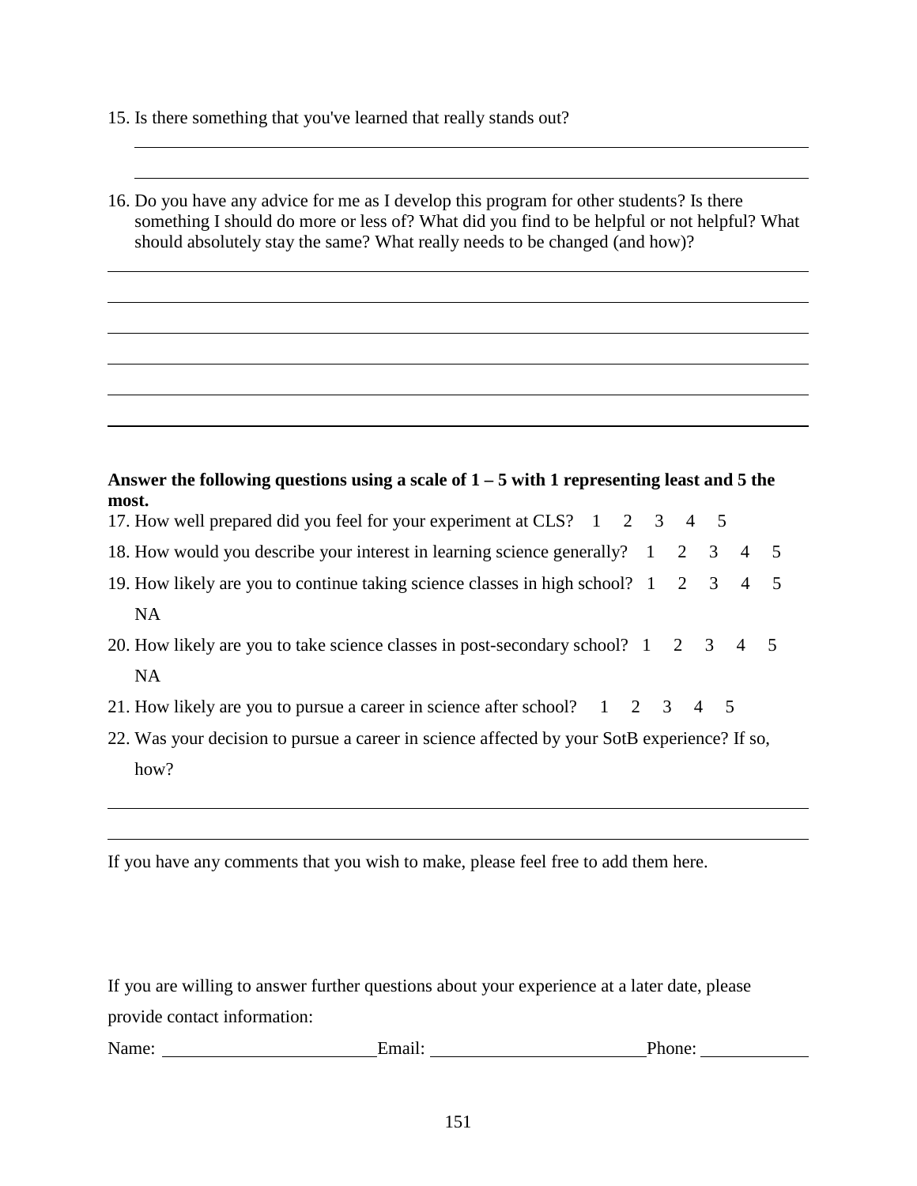15. Is there something that you've learned that really stands out?

\_\_\_\_\_\_\_\_\_\_\_\_\_\_\_\_\_\_\_\_\_\_\_\_\_\_\_\_\_\_\_\_\_\_\_\_\_\_\_\_\_\_\_\_\_\_\_\_\_\_\_\_\_\_\_\_\_\_\_\_

\_\_\_\_\_\_\_\_\_\_\_\_\_\_\_\_\_\_\_\_\_\_\_\_\_\_\_\_\_\_\_\_\_\_\_\_\_\_\_\_\_\_\_\_\_\_\_\_\_\_\_\_\_\_\_\_\_\_\_\_

16. Do you have any advice for me as I develop this program for other students? Is there something I should do more or less of? What did you find to be helpful or not helpful? What should absolutely stay the same? What really needs to be changed (and how)?

\_\_\_\_\_\_\_\_\_\_\_\_\_\_\_\_\_\_\_\_\_\_\_\_\_\_\_\_\_\_\_\_\_\_\_\_\_\_\_\_\_\_\_\_\_\_\_\_\_\_\_\_\_\_\_\_\_\_\_\_

\_\_\_\_\_\_\_\_\_\_\_\_\_\_\_\_\_\_\_\_\_\_\_\_\_\_\_\_\_\_\_\_\_\_\_\_\_\_\_\_\_\_\_\_\_\_\_\_\_\_\_\_\_\_\_\_\_\_\_\_

\_\_\_\_\_\_\_\_\_\_\_\_\_\_\_\_\_\_\_\_\_\_\_\_\_\_\_\_\_\_\_\_\_\_\_\_\_\_\_\_\_\_\_\_\_\_\_\_\_\_\_\_\_\_\_\_\_\_\_\_

\_\_\_\_\_\_\_\_\_\_\_\_\_\_\_\_\_\_\_\_\_\_\_\_\_\_\_\_\_\_\_\_\_\_\_\_\_\_\_\_\_\_\_\_\_\_\_\_\_\_\_\_\_\_\_\_\_\_\_\_

\_\_\_\_\_\_\_\_\_\_\_\_\_\_\_\_\_\_\_\_\_\_\_\_\_\_\_\_\_\_\_\_\_\_\_\_\_\_\_\_\_\_\_\_\_\_\_\_\_\_\_\_\_\_\_\_\_\_\_\_

\_\_\_\_\_\_\_\_\_\_\_\_\_\_\_\_\_\_\_\_\_\_\_\_\_\_\_\_\_\_\_\_\_\_\_\_\_\_\_\_\_\_\_\_\_\_\_\_\_\_\_\_\_\_\_\_\_\_\_\_

**Answer the following questions using a scale of 1 – 5 with 1 representing least and 5 the most.**

17. How well prepared did you feel for your experiment at CLS? 1 2 3 4 5
18. How would you describe your interest in learning science generally? 1 2 3 4 5
19. How likely are you to continue taking science classes in high school? 1 2 3 4 5 NA
20. How likely are you to take science classes in post-secondary school? 1 2 3 4 5 NA
21. How likely are you to pursue a career in science after school? 1 2 3 4 5
22. Was your decision to pursue a career in science affected by your SotB experience? If so, how?

\_\_\_\_\_\_\_\_\_\_\_\_\_\_\_\_\_\_\_\_\_\_\_\_\_\_\_\_\_\_\_\_\_\_\_\_\_\_\_\_\_\_\_\_\_\_\_\_\_\_\_\_\_\_\_\_\_\_\_\_

\_\_\_\_\_\_\_\_\_\_\_\_\_\_\_\_\_\_\_\_\_\_\_\_\_\_\_\_\_\_\_\_\_\_\_\_\_\_\_\_\_\_\_\_\_\_\_\_\_\_\_\_\_\_\_\_\_\_\_\_

If you have any comments that you wish to make, please feel free to add them here.

If you are willing to answer further questions about your experience at a later date, please provide contact information:

Name: \_\_\_\_\_\_\_\_\_\_\_\_\_\_\_\_\_\_\_\_ Email: \_\_\_\_\_\_\_\_\_\_\_\_\_\_\_\_\_\_\_\_ Phone: \_\_\_\_\_\_\_\_\_\_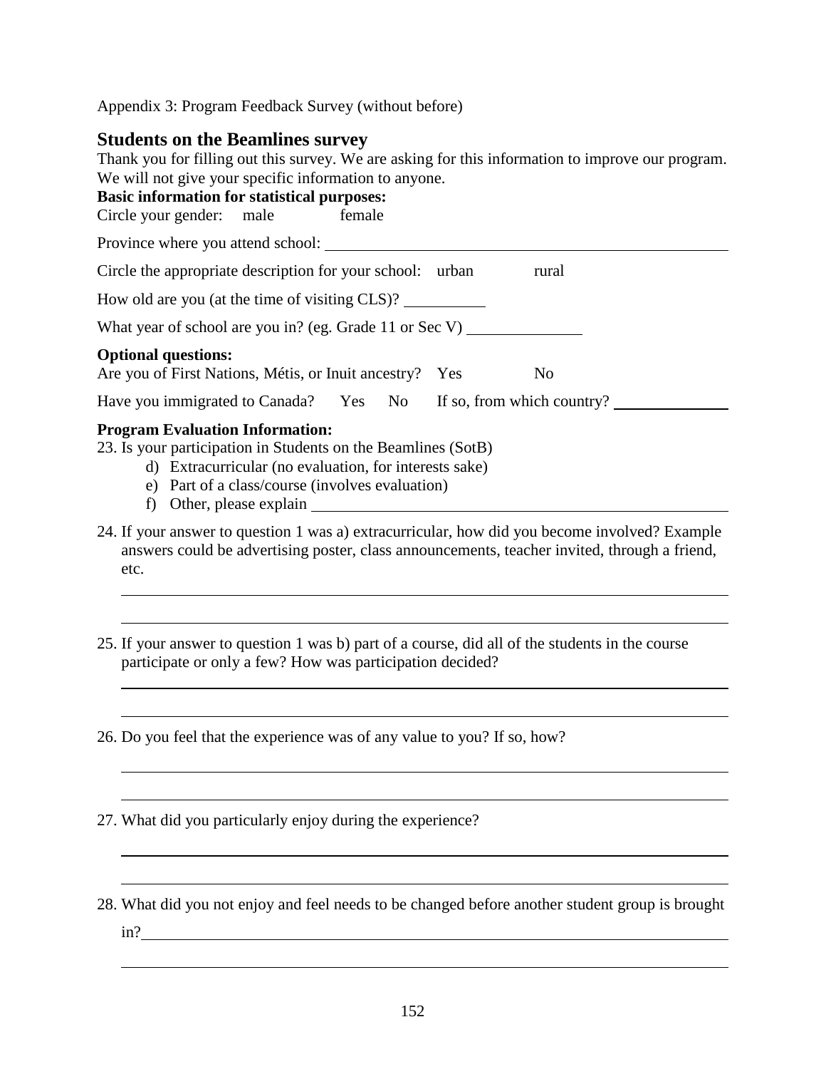Appendix 3: Program Feedback Survey (without before)

## Students on the Beamlines survey

Thank you for filling out this survey. We are asking for this information to improve our program. We will not give your specific information to anyone.

**Basic information for statistical purposes:**

Circle your gender: male female

Province where you attend school: ____________________

Circle the appropriate description for your school: urban rural

How old are you (at the time of visiting CLS)? __________

What year of school are you in? (eg. Grade 11 or Sec V) ______________

**Optional questions:**

Are you of First Nations, Métis, or Inuit ancestry? Yes No

Have you immigrated to Canada? Yes No If so, from which country? ______________

**Program Evaluation Information:**

23. Is your participation in Students on the Beamlines (SotB)
    d) Extracurricular (no evaluation, for interests sake)
    e) Part of a class/course (involves evaluation)
    f) Other, please explain ____________________

24. If your answer to question 1 was a) extracurricular, how did you become involved? Example answers could be advertising poster, class announcements, teacher invited, through a friend, etc.

    ____________________

    ____________________

25. If your answer to question 1 was b) part of a course, did all of the students in the course participate or only a few? How was participation decided?

    ____________________

    ____________________

26. Do you feel that the experience was of any value to you? If so, how?

    ____________________

    ____________________

27. What did you particularly enjoy during the experience?

    ____________________

    ____________________

28. What did you not enjoy and feel needs to be changed before another student group is brought in?____________________

    ____________________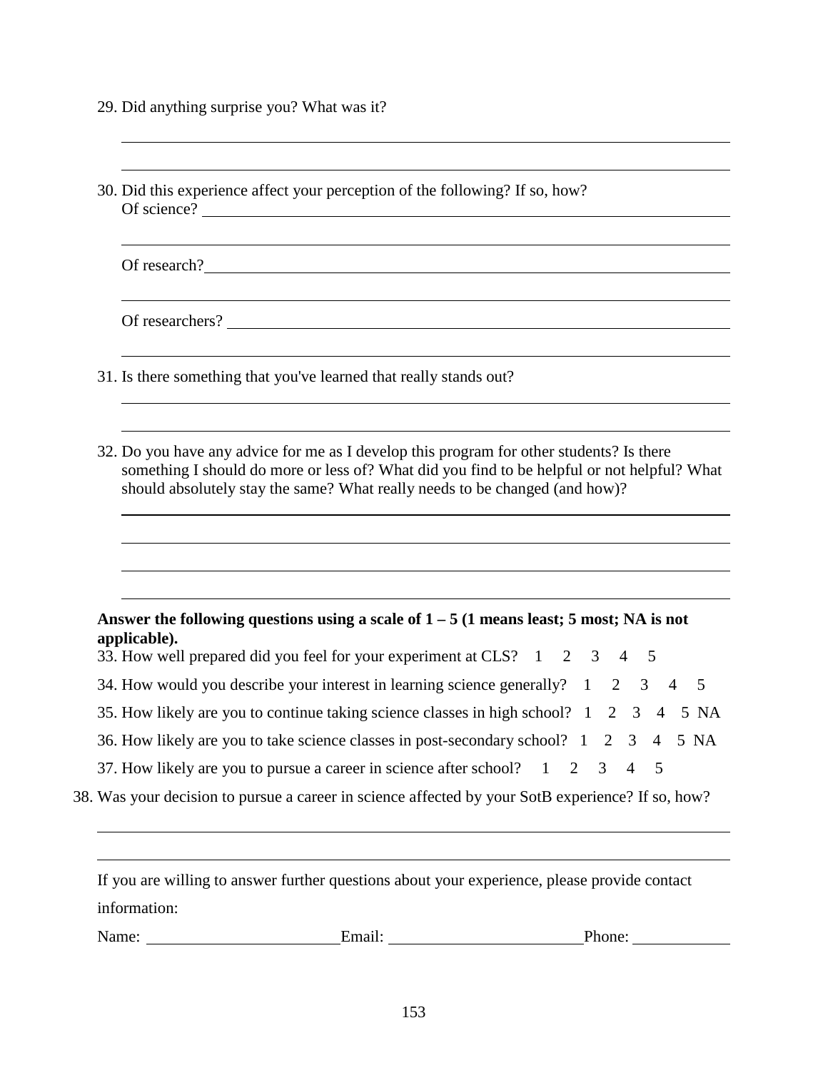29. Did anything surprise you? What was it?

____________________________________________________________________________

____________________________________________________________________________

30. Did this experience affect your perception of the following? If so, how?
    Of science? ______________________________________________________________

    ____________________________________________________________________________

    Of research? _____________________________________________________________

    ____________________________________________________________________________

    Of researchers? ___________________________________________________________

    ____________________________________________________________________________

31. Is there something that you've learned that really stands out?

____________________________________________________________________________

____________________________________________________________________________

32. Do you have any advice for me as I develop this program for other students? Is there something I should do more or less of? What did you find to be helpful or not helpful? What should absolutely stay the same? What really needs to be changed (and how)?

____________________________________________________________________________

____________________________________________________________________________

____________________________________________________________________________

____________________________________________________________________________

**Answer the following questions using a scale of 1 – 5 (1 means least; 5 most; NA is not applicable).**

33. How well prepared did you feel for your experiment at CLS? 1 2 3 4 5
34. How would you describe your interest in learning science generally? 1 2 3 4 5
35. How likely are you to continue taking science classes in high school? 1 2 3 4 5 NA
36. How likely are you to take science classes in post-secondary school? 1 2 3 4 5 NA
37. How likely are you to pursue a career in science after school? 1 2 3 4 5
38. Was your decision to pursue a career in science affected by your SotB experience? If so, how?

____________________________________________________________________________

____________________________________________________________________________

If you are willing to answer further questions about your experience, please provide contact information:

Name: ________________________ Email: ________________________ Phone: ____________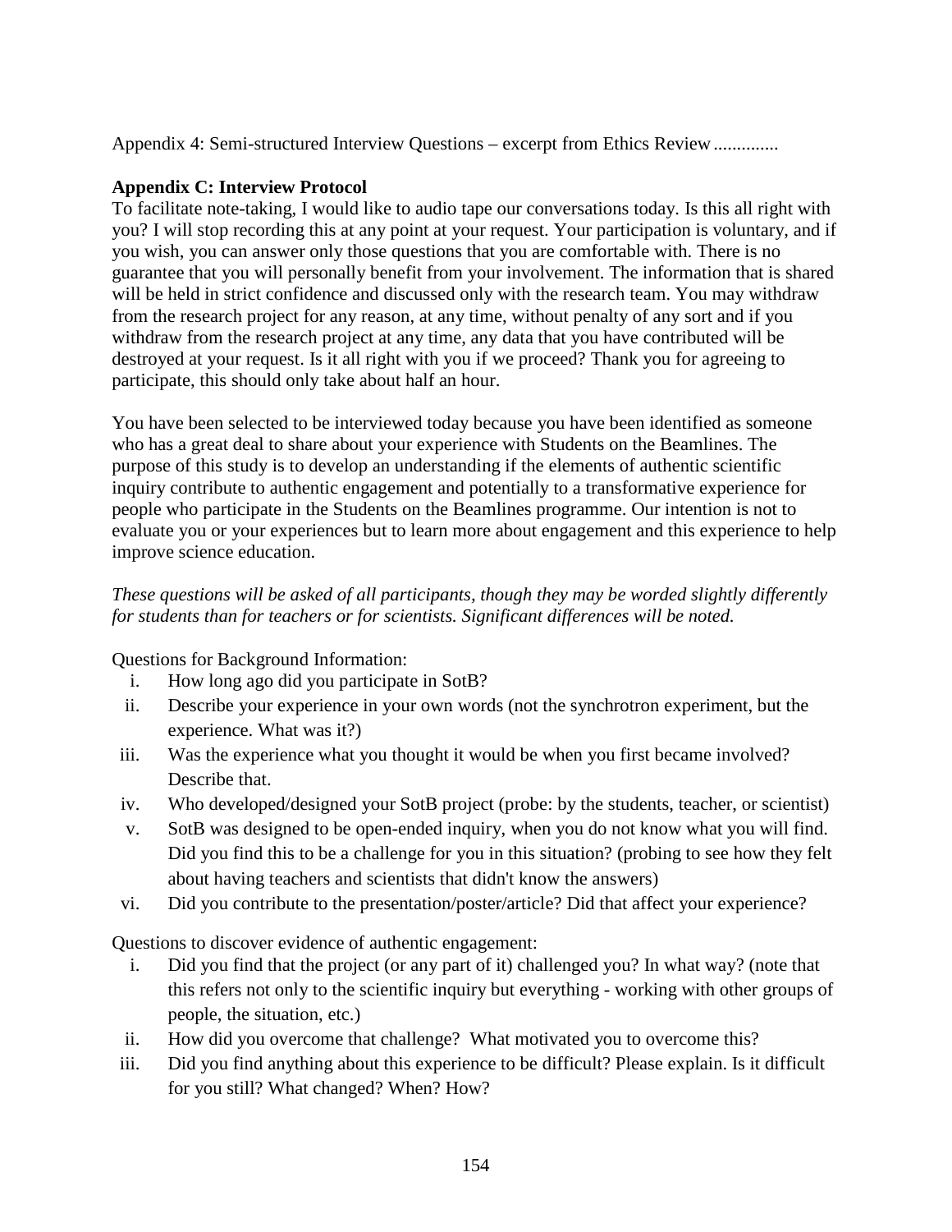Appendix 4: Semi-structured Interview Questions – excerpt from Ethics Review..............

**Appendix C: Interview Protocol**

To facilitate note-taking, I would like to audio tape our conversations today. Is this all right with you? I will stop recording this at any point at your request. Your participation is voluntary, and if you wish, you can answer only those questions that you are comfortable with. There is no guarantee that you will personally benefit from your involvement. The information that is shared will be held in strict confidence and discussed only with the research team. You may withdraw from the research project for any reason, at any time, without penalty of any sort and if you withdraw from the research project at any time, any data that you have contributed will be destroyed at your request. Is it all right with you if we proceed? Thank you for agreeing to participate, this should only take about half an hour.

You have been selected to be interviewed today because you have been identified as someone who has a great deal to share about your experience with Students on the Beamlines. The purpose of this study is to develop an understanding if the elements of authentic scientific inquiry contribute to authentic engagement and potentially to a transformative experience for people who participate in the Students on the Beamlines programme. Our intention is not to evaluate you or your experiences but to learn more about engagement and this experience to help improve science education.

*These questions will be asked of all participants, though they may be worded slightly differently for students than for teachers or for scientists. Significant differences will be noted.*

Questions for Background Information:

i. How long ago did you participate in SotB?
ii. Describe your experience in your own words (not the synchrotron experiment, but the experience. What was it?)
iii. Was the experience what you thought it would be when you first became involved? Describe that.
iv. Who developed/designed your SotB project (probe: by the students, teacher, or scientist)
v. SotB was designed to be open-ended inquiry, when you do not know what you will find. Did you find this to be a challenge for you in this situation? (probing to see how they felt about having teachers and scientists that didn't know the answers)
vi. Did you contribute to the presentation/poster/article? Did that affect your experience?

Questions to discover evidence of authentic engagement:

i. Did you find that the project (or any part of it) challenged you? In what way? (note that this refers not only to the scientific inquiry but everything - working with other groups of people, the situation, etc.)
ii. How did you overcome that challenge? What motivated you to overcome this?
iii. Did you find anything about this experience to be difficult? Please explain. Is it difficult for you still? What changed? When? How?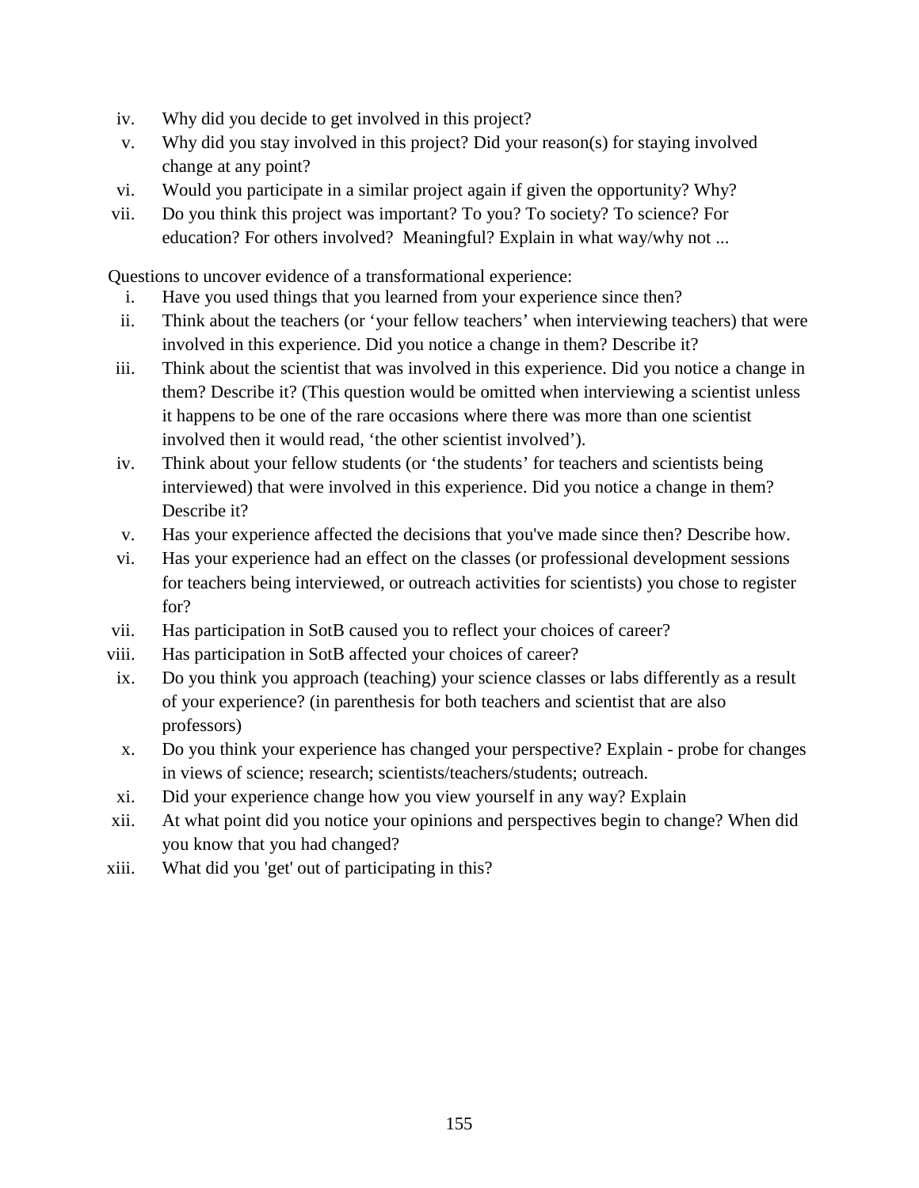iv. Why did you decide to get involved in this project?

v. Why did you stay involved in this project? Did your reason(s) for staying involved change at any point?

vi. Would you participate in a similar project again if given the opportunity? Why?

vii. Do you think this project was important? To you? To society? To science? For education? For others involved? Meaningful? Explain in what way/why not ...

Questions to uncover evidence of a transformational experience:

i. Have you used things that you learned from your experience since then?

ii. Think about the teachers (or 'your fellow teachers' when interviewing teachers) that were involved in this experience. Did you notice a change in them? Describe it?

iii. Think about the scientist that was involved in this experience. Did you notice a change in them? Describe it? (This question would be omitted when interviewing a scientist unless it happens to be one of the rare occasions where there was more than one scientist involved then it would read, 'the other scientist involved').

iv. Think about your fellow students (or 'the students' for teachers and scientists being interviewed) that were involved in this experience. Did you notice a change in them? Describe it?

v. Has your experience affected the decisions that you've made since then? Describe how.

vi. Has your experience had an effect on the classes (or professional development sessions for teachers being interviewed, or outreach activities for scientists) you chose to register for?

vii. Has participation in SotB caused you to reflect your choices of career?

viii. Has participation in SotB affected your choices of career?

ix. Do you think you approach (teaching) your science classes or labs differently as a result of your experience? (in parenthesis for both teachers and scientist that are also professors)

x. Do you think your experience has changed your perspective? Explain - probe for changes in views of science; research; scientists/teachers/students; outreach.

xi. Did your experience change how you view yourself in any way? Explain

xii. At what point did you notice your opinions and perspectives begin to change? When did you know that you had changed?

xiii. What did you 'get' out of participating in this?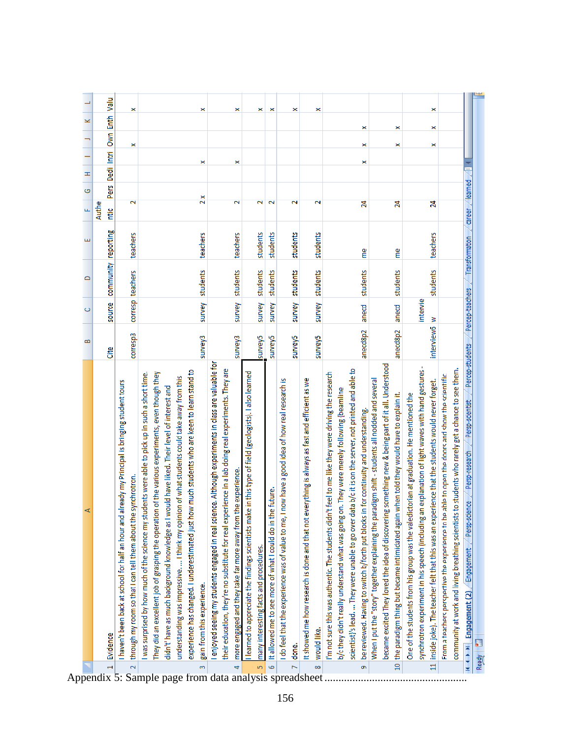| | A | B | C | D | E | F | G | H | I | J | K | L |
|---|---|---|---|---|---|---|---|---|---|---|---|---|
| 1 | Evidence | Cite | source | community | reporting | Authentic | Pers | Dedi | Intri | Own | Enth | Valu |
| 2 | I haven't been back at school for half an hour and already my Principal is bringing student tours through my room so that I can tell them about the synchrotron. | corresp3 | corresp | teachers | teachers | 2 | | | | x | | x |
| 3 | I was surprised by how much of the science my students were able to pick up in such a short time. They did an excellent job of grasping the operation of the various experiments, even though they didn't have as much background knowledge as I would have liked. Their level of interest and understanding was impressive.... I think my opinion of what students could take away from this experience has changed. I underestimated just how much students who are keen to learn stand to gain from this experience. | survey3 | survey | students | teachers | 2 x | | | x | | | x |
| 4 | I enjoyed seeing my students engaged in real science. Although experiments in class are valuable for their education, they're no substitute for real experience in a lab doing real experiments. They are more engaged and they take far more away from the experience. | survey3 | survey | students | teachers | 2 | | | x | | | x |
| 5 | I learned to appreciate the findings scientists make in this type of field (geologists). I also learned many interesting facts and procedures. | survey5 | survey | students | students | 2 | | | | | | x |
| 6 | It allowed me to see more of what I could do in the future. | survey5 | survey | students | students | 2 | | | | | | x |
| 7 | I do feel that the experience was of value to me, I now have a good idea of how real research is done. | survey5 | survey | students | students | 2 | | | | | | x |
| 8 | It showed me how research is done and that not everything is always as fast and efficient as we would like. | survey5 | survey | students | students | 2 | | | | | | x |
| 9 | I'm not sure this was authentic. The students didn't feel to me like they were driving the research b/c they didn't really understand what was going on. They were merely following {beamline scientist}'s lead. ... They were unable to go over data b/c it is on the server, not printed and able to be reviewed.. Having to switch b/forth put blocks in for continuity and understanding. | anecd8p2 | anecd | students | me | 24 | | | x | x | x | |
| 10 | When I put the "story" together explaining the paradigm shift - students all nodded and several became excited They loved the idea of discovering something new & being part of it all. Understood the paradigm thing but became intimidated again when told they would have to explain it. | anecd8p2 | anecd | students | me | 24 | | | | x | x | |
| 11 | One of the students from his group was the valedictorian at graduation. He mentioned the synchrotron experiment in his speech (including an explanation of light waves with hand gestures - inside joke). The teacher felt that this was an experience that the students would never forget. | interview5 | interview | students | teachers | 24 | | | | x | x | x |
| | From a teachers perspective the experience to be able to open the doors and show the scientific community at work and living breathing scientists to students who rarely get a chance to see them. | | | | | | | | | | | |

Engagement (2) / Engagement / Persp-science / Persp-research / Persp-scientist / Percep-students / Percep-teachers / Transformation / career / learned

Appendix 5: Sample page from data analysis spreadsheet